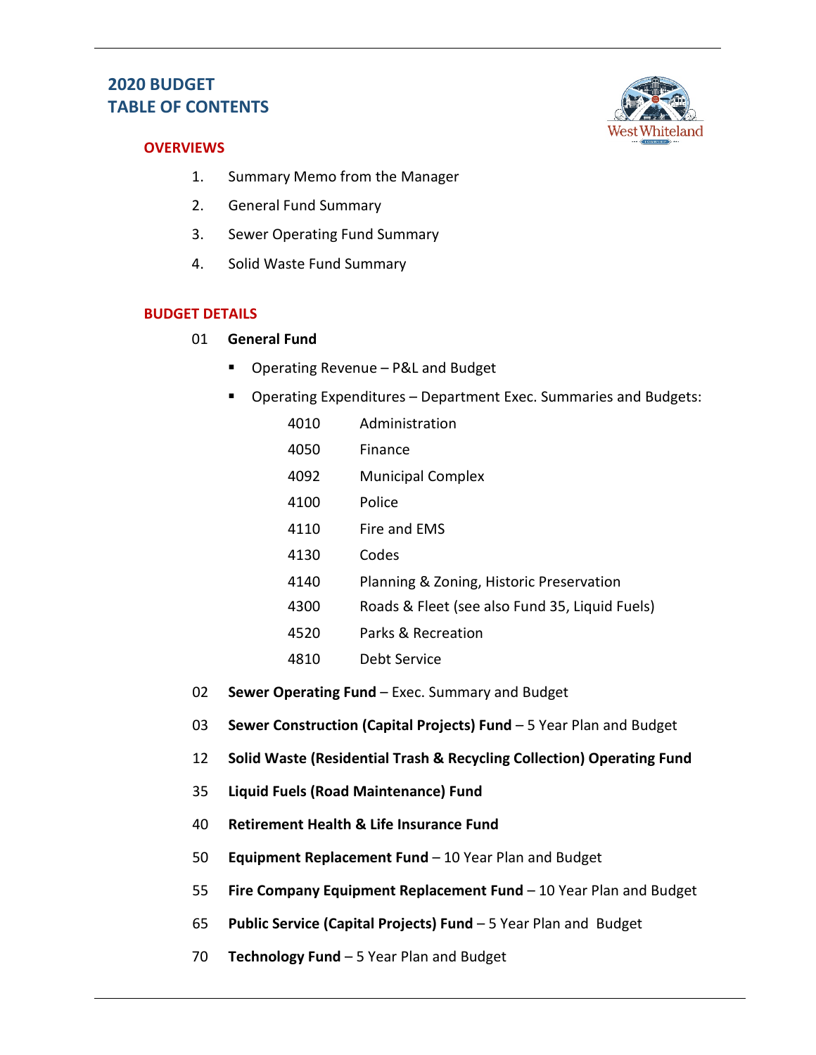# 2020 BUDGET
# TABLE OF CONTENTS

West Whiteland

## OVERVIEWS

1. Summary Memo from the Manager
2. General Fund Summary
3. Sewer Operating Fund Summary
4. Solid Waste Fund Summary

## BUDGET DETAILS

01 **General Fund**

- Operating Revenue – P&L and Budget
- Operating Expenditures – Department Exec. Summaries and Budgets:

| | |
|---|---|
| 4010 | Administration |
| 4050 | Finance |
| 4092 | Municipal Complex |
| 4100 | Police |
| 4110 | Fire and EMS |
| 4130 | Codes |
| 4140 | Planning & Zoning, Historic Preservation |
| 4300 | Roads & Fleet (see also Fund 35, Liquid Fuels) |
| 4520 | Parks & Recreation |
| 4810 | Debt Service |

02 **Sewer Operating Fund** – Exec. Summary and Budget

03 **Sewer Construction (Capital Projects) Fund** – 5 Year Plan and Budget

12 **Solid Waste (Residential Trash & Recycling Collection) Operating Fund**

35 **Liquid Fuels (Road Maintenance) Fund**

40 **Retirement Health & Life Insurance Fund**

50 **Equipment Replacement Fund** – 10 Year Plan and Budget

55 **Fire Company Equipment Replacement Fund** – 10 Year Plan and Budget

65 **Public Service (Capital Projects) Fund** – 5 Year Plan and Budget

70 **Technology Fund** – 5 Year Plan and Budget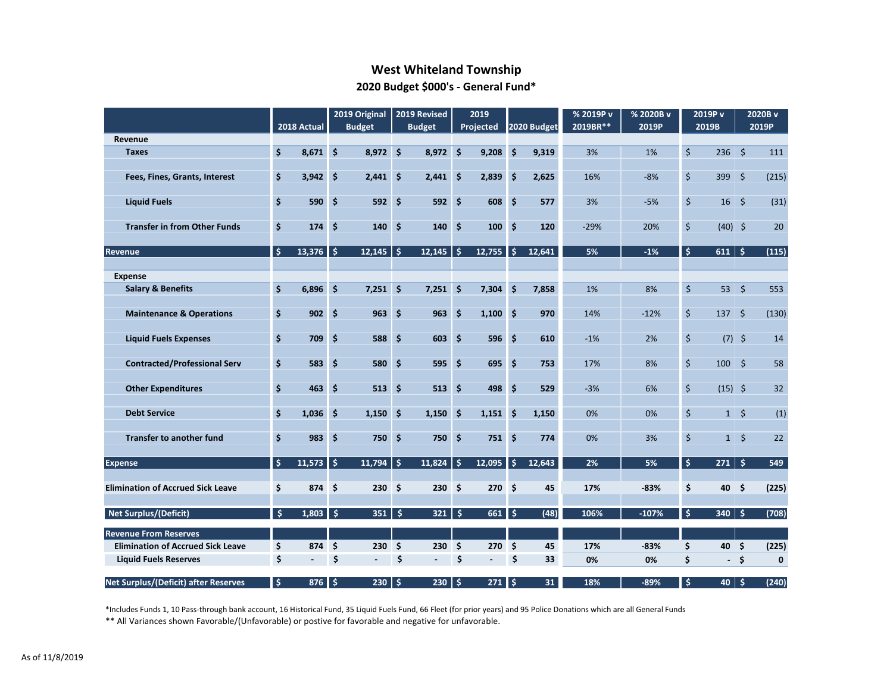# West Whiteland Township

## 2020 Budget $000's - General Fund*

| | 2018 Actual | 2019 Original Budget | 2019 Revised Budget | 2019 Projected | 2020 Budget | % 2019P v 2019BR** | % 2020B v 2019P | 2019P v 2019B | 2020B v 2019P |
|---|---|---|---|---|---|---|---|---|---|
| **Revenue** | | | | | | | | | |
| **Taxes** | $ 8,671 | $ 8,972 | $ 8,972 | $ 9,208 | $ 9,319 | 3% | 1% | $ 236 | $ 111 |
| **Fees, Fines, Grants, Interest** | $ 3,942 | $ 2,441 | $ 2,441 | $ 2,839 | $ 2,625 | 16% | -8% | $ 399 | $ (215) |
| **Liquid Fuels** | $ 590 | $ 592 | $ 592 | $ 608 | $ 577 | 3% | -5% | $ 16 | $ (31) |
| **Transfer in from Other Funds** | $ 174 | $ 140 | $ 140 | $ 100 | $ 120 | -29% | 20% | $ (40) | $ 20 |
| **Revenue** | $ 13,376 | $ 12,145 | $ 12,145 | $ 12,755 | $ 12,641 | 5% | -1% | $ 611 | $ (115) |
| **Expense** | | | | | | | | | |
| **Salary & Benefits** | $ 6,896 | $ 7,251 | $ 7,251 | $ 7,304 | $ 7,858 | 1% | 8% | $ 53 | $ 553 |
| **Maintenance & Operations** | $ 902 | $ 963 | $ 963 | $ 1,100 | $ 970 | 14% | -12% | $ 137 | $ (130) |
| **Liquid Fuels Expenses** | $ 709 | $ 588 | $ 603 | $ 596 | $ 610 | -1% | 2% | $ (7) | $ 14 |
| **Contracted/Professional Serv** | $ 583 | $ 580 | $ 595 | $ 695 | $ 753 | 17% | 8% | $ 100 | $ 58 |
| **Other Expenditures** | $ 463 | $ 513 | $ 513 | $ 498 | $ 529 | -3% | 6% | $ (15) | $ 32 |
| **Debt Service** | $ 1,036 | $ 1,150 | $ 1,150 | $ 1,151 | $ 1,150 | 0% | 0% | $ 1 | $ (1) |
| **Transfer to another fund** | $ 983 | $ 750 | $ 750 | $ 751 | $ 774 | 0% | 3% | $ 1 | $ 22 |
| **Expense** | $ 11,573 | $ 11,794 | $ 11,824 | $ 12,095 | $ 12,643 | 2% | 5% | $ 271 | $ 549 |
| **Elimination of Accrued Sick Leave** | $ 874 | $ 230 | $ 230 | $ 270 | $ 45 | 17% | -83% | $ 40 | $ (225) |
| **Net Surplus/(Deficit)** | $ 1,803 | $ 351 | $ 321 | $ 661 | $ (48) | 106% | -107% | $ 340 | $ (708) |
| **Revenue From Reserves** | | | | | | | | | |
| **Elimination of Accrued Sick Leave** | $ 874 | $ 230 | $ 230 | $ 270 | $ 45 | 17% | -83% | $ 40 | $ (225) |
| **Liquid Fuels Reserves** | $ - | $ - | $ - | $ - | $ 33 | 0% | 0% | $ - | $ 0 |
| **Net Surplus/(Deficit) after Reserves** | $ 876 | $ 230 | $ 230 | $ 271 | $ 31 | 18% | -89% | $ 40 | $ (240) |

*Includes Funds 1, 10 Pass-through bank account, 16 Historical Fund, 35 Liquid Fuels Fund, 66 Fleet (for prior years) and 95 Police Donations which are all General Funds

** All Variances shown Favorable/(Unfavorable) or postive for favorable and negative for unfavorable.

As of 11/8/2019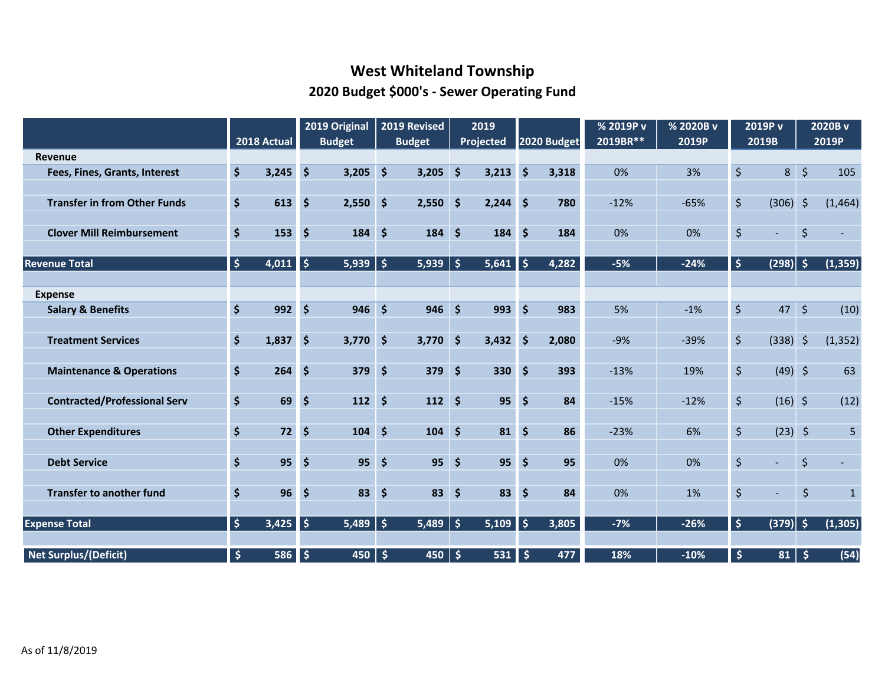# West Whiteland Township

## 2020 Budget $000's - Sewer Operating Fund

| | 2018 Actual | 2019 Original Budget | 2019 Revised Budget | 2019 Projected | 2020 Budget | % 2019P v 2019BR** | % 2020B v 2019P | 2019P v 2019B | 2020B v 2019P |
|---|---|---|---|---|---|---|---|---|---|
| **Revenue** | | | | | | | | | |
| **Fees, Fines, Grants, Interest** | $ 3,245 | $ 3,205 | $ 3,205 | $ 3,213 | $ 3,318 | 0% | 3% | $ 8 | $ 105 |
| **Transfer in from Other Funds** | $ 613 | $ 2,550 | $ 2,550 | $ 2,244 | $ 780 | -12% | -65% | $ (306) | $ (1,464) |
| **Clover Mill Reimbursement** | $ 153 | $ 184 | $ 184 | $ 184 | $ 184 | 0% | 0% | $ - | $ - |
| **Revenue Total** | $ 4,011 | $ 5,939 | $ 5,939 | $ 5,641 | $ 4,282 | -5% | -24% | $ (298) | $ (1,359) |
| **Expense** | | | | | | | | | |
| **Salary & Benefits** | $ 992 | $ 946 | $ 946 | $ 993 | $ 983 | 5% | -1% | $ 47 | $ (10) |
| **Treatment Services** | $ 1,837 | $ 3,770 | $ 3,770 | $ 3,432 | $ 2,080 | -9% | -39% | $ (338) | $ (1,352) |
| **Maintenance & Operations** | $ 264 | $ 379 | $ 379 | $ 330 | $ 393 | -13% | 19% | $ (49) | $ 63 |
| **Contracted/Professional Serv** | $ 69 | $ 112 | $ 112 | $ 95 | $ 84 | -15% | -12% | $ (16) | $ (12) |
| **Other Expenditures** | $ 72 | $ 104 | $ 104 | $ 81 | $ 86 | -23% | 6% | $ (23) | $ 5 |
| **Debt Service** | $ 95 | $ 95 | $ 95 | $ 95 | $ 95 | 0% | 0% | $ - | $ - |
| **Transfer to another fund** | $ 96 | $ 83 | $ 83 | $ 83 | $ 84 | 0% | 1% | $ - | $ 1 |
| **Expense Total** | $ 3,425 | $ 5,489 | $ 5,489 | $ 5,109 | $ 3,805 | -7% | -26% | $ (379) | $ (1,305) |
| **Net Surplus/(Deficit)** | $ 586 | $ 450 | $ 450 | $ 531 | $ 477 | 18% | -10% | $ 81 | $ (54) |

As of 11/8/2019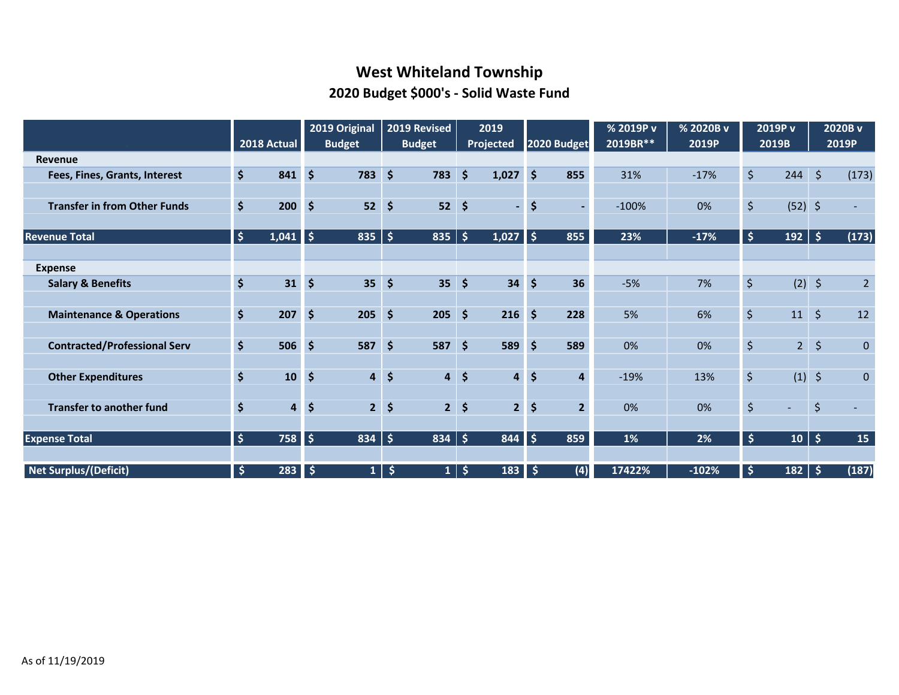# West Whiteland Township

## 2020 Budget $000's - Solid Waste Fund

| | 2018 Actual | 2019 Original Budget | 2019 Revised Budget | 2019 Projected | 2020 Budget | % 2019P v 2019BR** | % 2020B v 2019P | 2019P v 2019B | 2020B v 2019P |
|---|---|---|---|---|---|---|---|---|---|
| **Revenue** | | | | | | | | | |
| **Fees, Fines, Grants, Interest** | $ 841 | $ 783 | $ 783 | $ 1,027 | $ 855 | 31% | -17% | $ 244 | $ (173) |
| **Transfer in from Other Funds** | $ 200 | $ 52 | $ 52 | $ - | $ - | -100% | 0% | $ (52) | $ - |
| **Revenue Total** | **$ 1,041** | **$ 835** | **$ 835** | **$ 1,027** | **$ 855** | **23%** | **-17%** | **$ 192** | **$ (173)** |
| **Expense** | | | | | | | | | |
| **Salary & Benefits** | $ 31 | $ 35 | $ 35 | $ 34 | $ 36 | -5% | 7% | $ (2) | $ 2 |
| **Maintenance & Operations** | $ 207 | $ 205 | $ 205 | $ 216 | $ 228 | 5% | 6% | $ 11 | $ 12 |
| **Contracted/Professional Serv** | $ 506 | $ 587 | $ 587 | $ 589 | $ 589 | 0% | 0% | $ 2 | $ 0 |
| **Other Expenditures** | $ 10 | $ 4 | $ 4 | $ 4 | $ 4 | -19% | 13% | $ (1) | $ 0 |
| **Transfer to another fund** | $ 4 | $ 2 | $ 2 | $ 2 | $ 2 | 0% | 0% | $ - | $ - |
| **Expense Total** | **$ 758** | **$ 834** | **$ 834** | **$ 844** | **$ 859** | **1%** | **2%** | **$ 10** | **$ 15** |
| **Net Surplus/(Deficit)** | **$ 283** | **$ 1** | **$ 1** | **$ 183** | **$ (4)** | **17422%** | **-102%** | **$ 182** | **$ (187)** |

As of 11/19/2019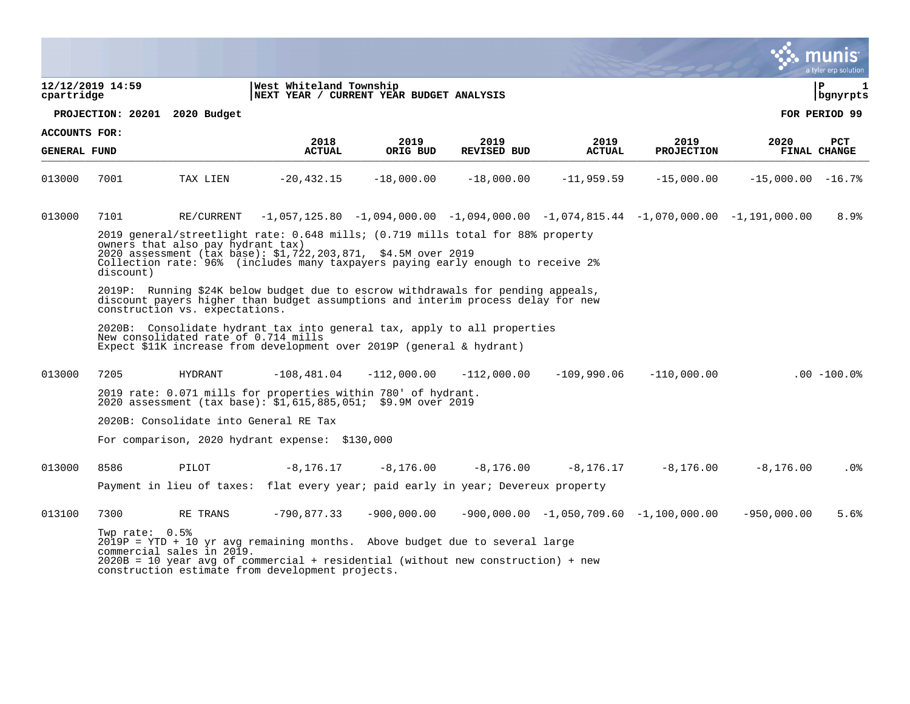West Whiteland Township
NEXT YEAR / CURRENT YEAR BUDGET ANALYSIS

12/12/2019 14:59
cpartridge

PROJECTION: 20201 2020 Budget

FOR PERIOD 99

ACCOUNTS FOR:
GENERAL FUND

| | | | 2018 ACTUAL | 2019 ORIG BUD | 2019 REVISED BUD | 2019 ACTUAL | 2019 PROJECTION | 2020 FINAL | PCT CHANGE |
|---|---|---|---|---|---|---|---|---|---|
| 013000 | 7001 | TAX LIEN | -20,432.15 | -18,000.00 | -18,000.00 | -11,959.59 | -15,000.00 | -15,000.00 | -16.7% |
| 013000 | 7101 | RE/CURRENT | -1,057,125.80 | -1,094,000.00 | -1,094,000.00 | -1,074,815.44 | -1,070,000.00 | -1,191,000.00 | 8.9% |

2019 general/streetlight rate: 0.648 mills; (0.719 mills total for 88% property owners that also pay hydrant tax)
2020 assessment (tax base): $1,722,203,871, $4.5M over 2019
Collection rate: 96% (includes many taxpayers paying early enough to receive 2% discount)

2019P: Running $24K below budget due to escrow withdrawals for pending appeals, discount payers higher than budget assumptions and interim process delay for new construction vs. expectations.

2020B: Consolidate hydrant tax into general tax, apply to all properties
New consolidated rate of 0.714 mills
Expect $11K increase from development over 2019P (general & hydrant)

| | | | 2018 ACTUAL | 2019 ORIG BUD | 2019 REVISED BUD | 2019 ACTUAL | 2019 PROJECTION | 2020 FINAL | PCT CHANGE |
|---|---|---|---|---|---|---|---|---|---|
| 013000 | 7205 | HYDRANT | -108,481.04 | -112,000.00 | -112,000.00 | -109,990.06 | -110,000.00 | .00 | -100.0% |

2019 rate: 0.071 mills for properties within 780' of hydrant.
2020 assessment (tax base): $1,615,885,051; $9.9M over 2019

2020B: Consolidate into General RE Tax

For comparison, 2020 hydrant expense: $130,000

| | | | 2018 ACTUAL | 2019 ORIG BUD | 2019 REVISED BUD | 2019 ACTUAL | 2019 PROJECTION | 2020 FINAL | PCT CHANGE |
|---|---|---|---|---|---|---|---|---|---|
| 013000 | 8586 | PILOT | -8,176.17 | -8,176.00 | -8,176.00 | -8,176.17 | -8,176.00 | -8,176.00 | .0% |

Payment in lieu of taxes: flat every year; paid early in year; Devereux property

| | | | 2018 ACTUAL | 2019 ORIG BUD | 2019 REVISED BUD | 2019 ACTUAL | 2019 PROJECTION | 2020 FINAL | PCT CHANGE |
|---|---|---|---|---|---|---|---|---|---|
| 013100 | 7300 | RE TRANS | -790,877.33 | -900,000.00 | -900,000.00 | -1,050,709.60 | -1,100,000.00 | -950,000.00 | 5.6% |

Twp rate: 0.5%
2019P = YTD + 10 yr avg remaining months. Above budget due to several large commercial sales in 2019.
2020B = 10 year avg of commercial + residential (without new construction) + new construction estimate from development projects.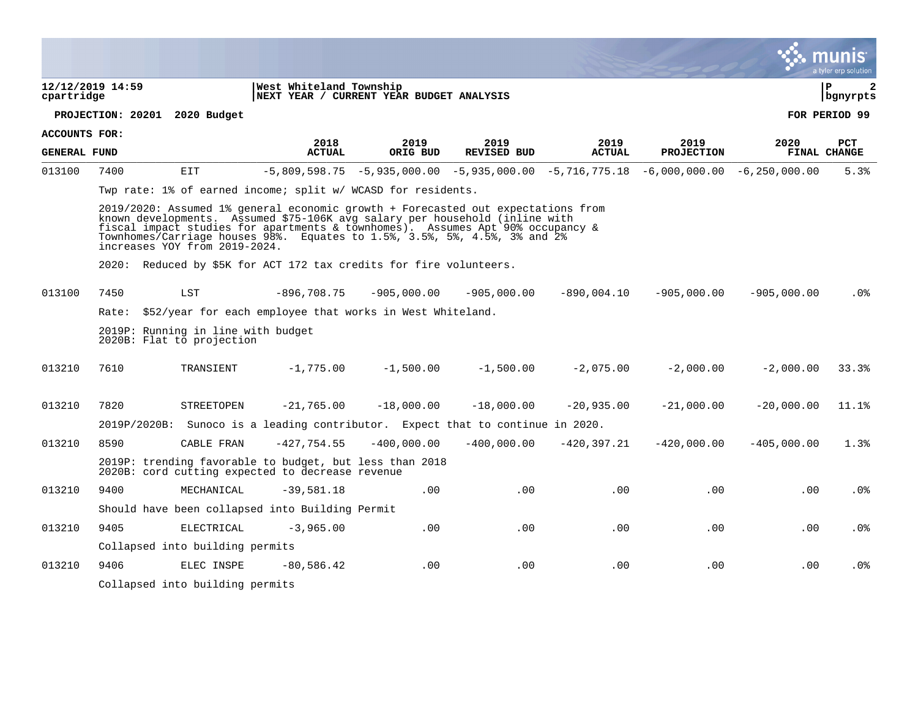West Whiteland Township
NEXT YEAR / CURRENT YEAR BUDGET ANALYSIS

12/12/2019 14:59
cpartridge

**PROJECTION: 20201 2020 Budget** — FOR PERIOD 99

**ACCOUNTS FOR: GENERAL FUND**

| | | | 2018 ACTUAL | 2019 ORIG BUD | 2019 REVISED BUD | 2019 ACTUAL | 2019 PROJECTION | 2020 FINAL | PCT CHANGE |
|---|---|---|---|---|---|---|---|---|---|
| 013100 | 7400 | EIT | -5,809,598.75 | -5,935,000.00 | -5,935,000.00 | -5,716,775.18 | -6,000,000.00 | -6,250,000.00 | 5.3% |
| | | Twp rate: 1% of earned income; split w/ WCASD for residents. | | | | | | | |
| | | 2019/2020: Assumed 1% general economic growth + Forecasted out expectations from known developments. Assumed $75-106K avg salary per household (inline with fiscal impact studies for apartments & townhomes). Assumes Apt 90% occupancy & Townhomes/Carriage houses 98%. Equates to 1.5%, 3.5%, 5%, 4.5%, 3% and 2% increases YOY from 2019-2024. | | | | | | | |
| | | 2020: Reduced by $5K for ACT 172 tax credits for fire volunteers. | | | | | | | |
| 013100 | 7450 | LST | -896,708.75 | -905,000.00 | -905,000.00 | -890,004.10 | -905,000.00 | -905,000.00 | .0% |
| | | Rate: $52/year for each employee that works in West Whiteland. | | | | | | | |
| | | 2019P: Running in line with budget<br>2020B: Flat to projection | | | | | | | |
| 013210 | 7610 | TRANSIENT | -1,775.00 | -1,500.00 | -1,500.00 | -2,075.00 | -2,000.00 | -2,000.00 | 33.3% |
| 013210 | 7820 | STREETOPEN | -21,765.00 | -18,000.00 | -18,000.00 | -20,935.00 | -21,000.00 | -20,000.00 | 11.1% |
| | | 2019P/2020B: Sunoco is a leading contributor. Expect that to continue in 2020. | | | | | | | |
| 013210 | 8590 | CABLE FRAN | -427,754.55 | -400,000.00 | -400,000.00 | -420,397.21 | -420,000.00 | -405,000.00 | 1.3% |
| | | 2019P: trending favorable to budget, but less than 2018<br>2020B: cord cutting expected to decrease revenue | | | | | | | |
| 013210 | 9400 | MECHANICAL | -39,581.18 | .00 | .00 | .00 | .00 | .00 | .0% |
| | | Should have been collapsed into Building Permit | | | | | | | |
| 013210 | 9405 | ELECTRICAL | -3,965.00 | .00 | .00 | .00 | .00 | .00 | .0% |
| | | Collapsed into building permits | | | | | | | |
| 013210 | 9406 | ELEC INSPE | -80,586.42 | .00 | .00 | .00 | .00 | .00 | .0% |
| | | Collapsed into building permits | | | | | | | |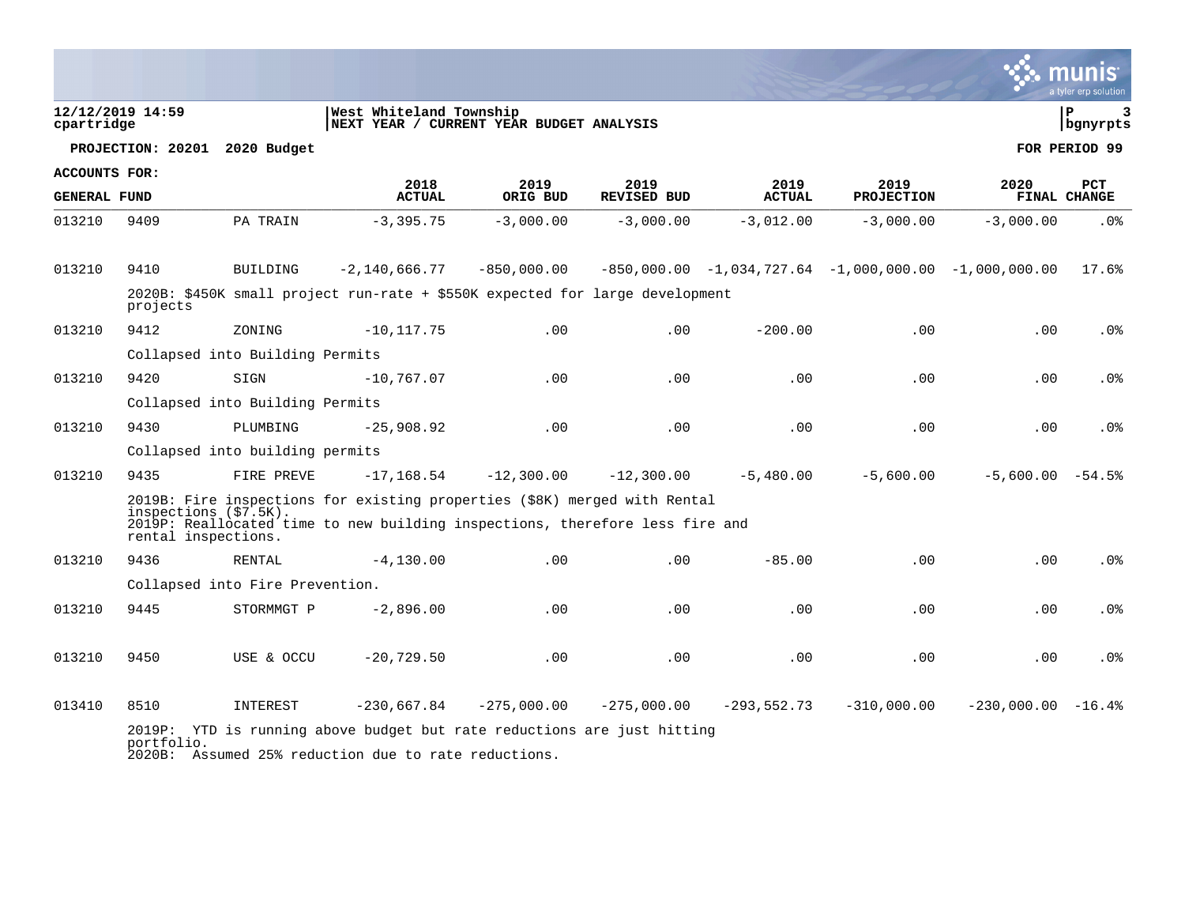West Whiteland Township
NEXT YEAR / CURRENT YEAR BUDGET ANALYSIS

PROJECTION: 20201 2020 Budget | FOR PERIOD 99

ACCOUNTS FOR:
GENERAL FUND

| | | | 2018 ACTUAL | 2019 ORIG BUD | 2019 REVISED BUD | 2019 ACTUAL | 2019 PROJECTION | 2020 FINAL | PCT CHANGE |
|---|---|---|---|---|---|---|---|---|---|
| 013210 | 9409 | PA TRAIN | -3,395.75 | -3,000.00 | -3,000.00 | -3,012.00 | -3,000.00 | -3,000.00 | .0% |
| 013210 | 9410 | BUILDING | -2,140,666.77 | -850,000.00 | -850,000.00 | -1,034,727.64 | -1,000,000.00 | -1,000,000.00 | 17.6% |
| | 2020B: $450K small project run-rate + $550K expected for large development projects | | | | | | | | |
| 013210 | 9412 | ZONING | -10,117.75 | .00 | .00 | -200.00 | .00 | .00 | .0% |
| | Collapsed into Building Permits | | | | | | | | |
| 013210 | 9420 | SIGN | -10,767.07 | .00 | .00 | .00 | .00 | .00 | .0% |
| | Collapsed into Building Permits | | | | | | | | |
| 013210 | 9430 | PLUMBING | -25,908.92 | .00 | .00 | .00 | .00 | .00 | .0% |
| | Collapsed into building permits | | | | | | | | |
| 013210 | 9435 | FIRE PREVE | -17,168.54 | -12,300.00 | -12,300.00 | -5,480.00 | -5,600.00 | -5,600.00 | -54.5% |
| | 2019B: Fire inspections for existing properties ($8K) merged with Rental inspections ($7.5K). 2019P: Reallocated time to new building inspections, therefore less fire and rental inspections. | | | | | | | | |
| 013210 | 9436 | RENTAL | -4,130.00 | .00 | .00 | -85.00 | .00 | .00 | .0% |
| | Collapsed into Fire Prevention. | | | | | | | | |
| 013210 | 9445 | STORMMGT P | -2,896.00 | .00 | .00 | .00 | .00 | .00 | .0% |
| 013210 | 9450 | USE & OCCU | -20,729.50 | .00 | .00 | .00 | .00 | .00 | .0% |
| 013410 | 8510 | INTEREST | -230,667.84 | -275,000.00 | -275,000.00 | -293,552.73 | -310,000.00 | -230,000.00 | -16.4% |
| | 2019P: YTD is running above budget but rate reductions are just hitting portfolio. 2020B: Assumed 25% reduction due to rate reductions. | | | | | | | | |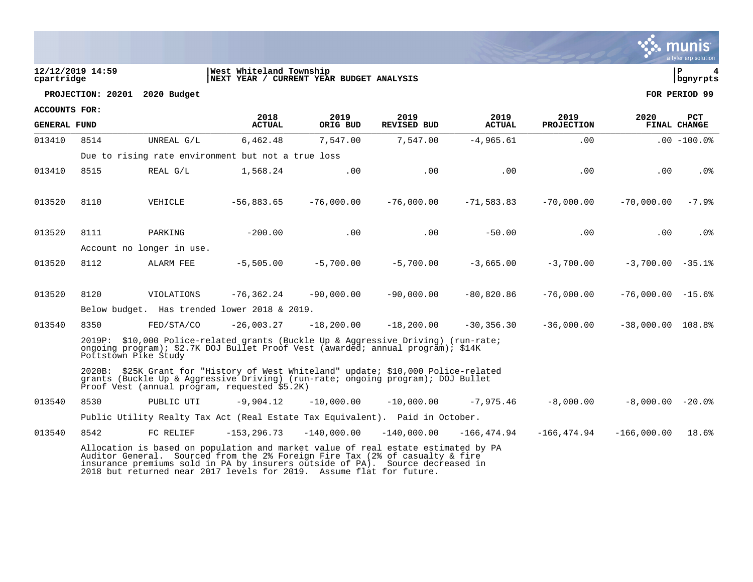**West Whiteland Township**
**NEXT YEAR / CURRENT YEAR BUDGET ANALYSIS**

**PROJECTION: 20201 2020 Budget** — **FOR PERIOD 99**

**ACCOUNTS FOR: GENERAL FUND**

| | | | 2018 ACTUAL | 2019 ORIG BUD | 2019 REVISED BUD | 2019 ACTUAL | 2019 PROJECTION | 2020 FINAL | PCT CHANGE |
|---|---|---|---|---|---|---|---|---|---|
| 013410 | 8514 | UNREAL G/L | 6,462.48 | 7,547.00 | 7,547.00 | -4,965.61 | .00 | .00 | -100.0% |
| | Due to rising rate environment but not a true loss | | | | | | | | |
| 013410 | 8515 | REAL G/L | 1,568.24 | .00 | .00 | .00 | .00 | .00 | .0% |
| 013520 | 8110 | VEHICLE | -56,883.65 | -76,000.00 | -76,000.00 | -71,583.83 | -70,000.00 | -70,000.00 | -7.9% |
| 013520 | 8111 | PARKING | -200.00 | .00 | .00 | -50.00 | .00 | .00 | .0% |
| | Account no longer in use. | | | | | | | | |
| 013520 | 8112 | ALARM FEE | -5,505.00 | -5,700.00 | -5,700.00 | -3,665.00 | -3,700.00 | -3,700.00 | -35.1% |
| 013520 | 8120 | VIOLATIONS | -76,362.24 | -90,000.00 | -90,000.00 | -80,820.86 | -76,000.00 | -76,000.00 | -15.6% |
| | Below budget. Has trended lower 2018 & 2019. | | | | | | | | |
| 013540 | 8350 | FED/STA/CO | -26,003.27 | -18,200.00 | -18,200.00 | -30,356.30 | -36,000.00 | -38,000.00 | 108.8% |
| | 2019P: $10,000 Police-related grants (Buckle Up & Aggressive Driving) (run-rate; ongoing program); $2.7K DOJ Bullet Proof Vest (awarded; annual program); $14K Pottstown Pike Study | | | | | | | | |
| | 2020B: $25K Grant for "History of West Whiteland" update; $10,000 Police-related grants (Buckle Up & Aggressive Driving) (run-rate; ongoing program); DOJ Bullet Proof Vest (annual program, requested $5.2K) | | | | | | | | |
| 013540 | 8530 | PUBLIC UTI | -9,904.12 | -10,000.00 | -10,000.00 | -7,975.46 | -8,000.00 | -8,000.00 | -20.0% |
| | Public Utility Realty Tax Act (Real Estate Tax Equivalent). Paid in October. | | | | | | | | |
| 013540 | 8542 | FC RELIEF | -153,296.73 | -140,000.00 | -140,000.00 | -166,474.94 | -166,474.94 | -166,000.00 | 18.6% |
| | Allocation is based on population and market value of real estate estimated by PA Auditor General. Sourced from the 2% Foreign Fire Tax (2% of casualty & fire insurance premiums sold in PA by insurers outside of PA). Source decreased in 2018 but returned near 2017 levels for 2019. Assume flat for future. | | | | | | | | |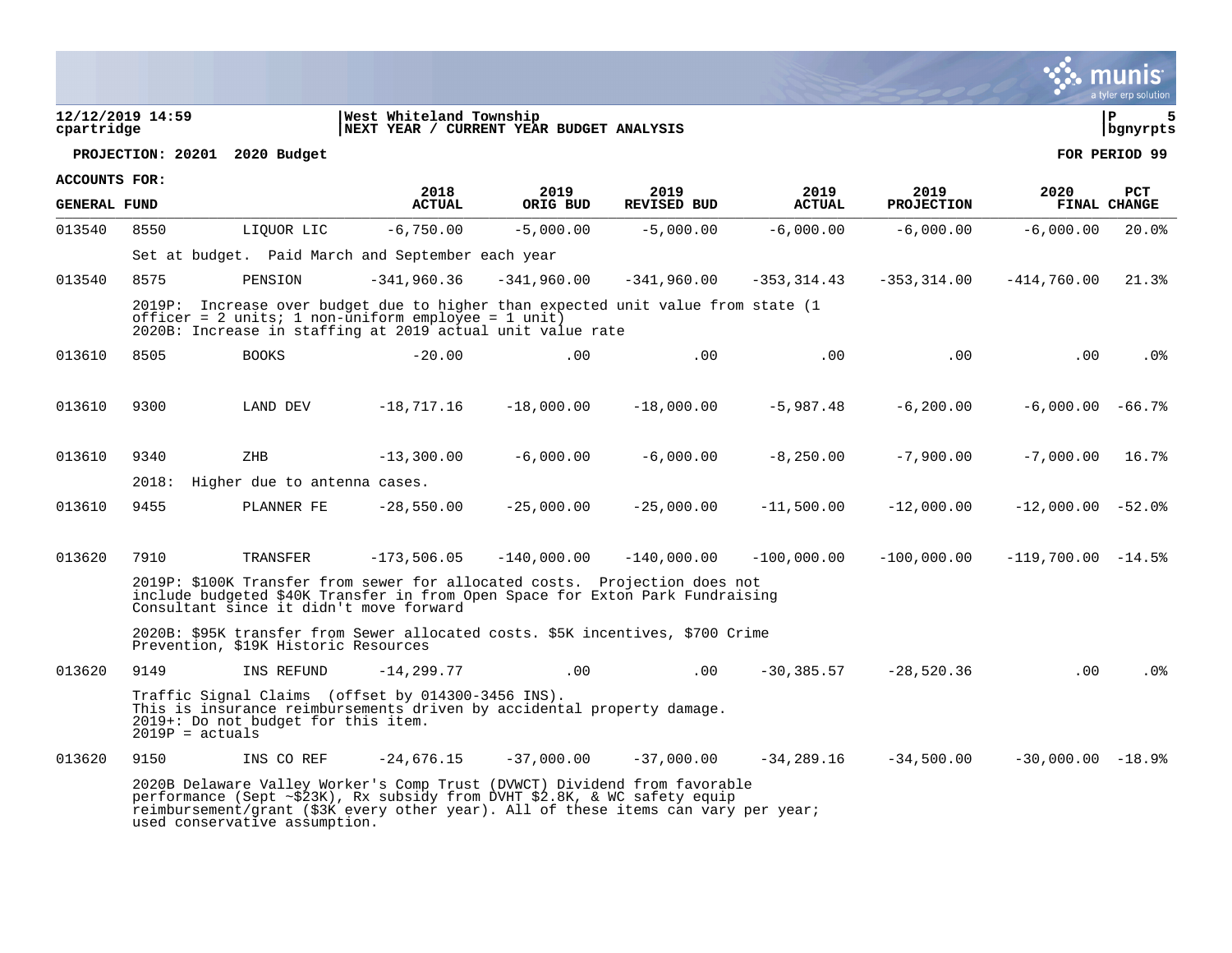12/12/2019 14:59 | West Whiteland Township
cpartridge | NEXT YEAR / CURRENT YEAR BUDGET ANALYSIS

**PROJECTION: 20201 2020 Budget** — **FOR PERIOD 99**

**ACCOUNTS FOR: GENERAL FUND**

| | | | 2018 ACTUAL | 2019 ORIG BUD | 2019 REVISED BUD | 2019 ACTUAL | 2019 PROJECTION | 2020 FINAL | PCT CHANGE |
|---|---|---|---|---|---|---|---|---|---|
| 013540 | 8550 | LIQUOR LIC | -6,750.00 | -5,000.00 | -5,000.00 | -6,000.00 | -6,000.00 | -6,000.00 | 20.0% |
| | Set at budget. Paid March and September each year | | | | | | | | |
| 013540 | 8575 | PENSION | -341,960.36 | -341,960.00 | -341,960.00 | -353,314.43 | -353,314.00 | -414,760.00 | 21.3% |
| | 2019P: Increase over budget due to higher than expected unit value from state (1 officer = 2 units; 1 non-uniform employee = 1 unit) 2020B: Increase in staffing at 2019 actual unit value rate | | | | | | | | |
| 013610 | 8505 | BOOKS | -20.00 | .00 | .00 | .00 | .00 | .00 | .0% |
| 013610 | 9300 | LAND DEV | -18,717.16 | -18,000.00 | -18,000.00 | -5,987.48 | -6,200.00 | -6,000.00 | -66.7% |
| 013610 | 9340 | ZHB | -13,300.00 | -6,000.00 | -6,000.00 | -8,250.00 | -7,900.00 | -7,000.00 | 16.7% |
| | 2018: Higher due to antenna cases. | | | | | | | | |
| 013610 | 9455 | PLANNER FE | -28,550.00 | -25,000.00 | -25,000.00 | -11,500.00 | -12,000.00 | -12,000.00 | -52.0% |
| 013620 | 7910 | TRANSFER | -173,506.05 | -140,000.00 | -140,000.00 | -100,000.00 | -100,000.00 | -119,700.00 | -14.5% |
| | 2019P: $100K Transfer from sewer for allocated costs. Projection does not include budgeted $40K Transfer in from Open Space for Exton Park Fundraising Consultant since it didn't move forward<br><br>2020B: $95K transfer from Sewer allocated costs. $5K incentives, $700 Crime Prevention, $19K Historic Resources | | | | | | | | |
| 013620 | 9149 | INS REFUND | -14,299.77 | .00 | .00 | -30,385.57 | -28,520.36 | .00 | .0% |
| | Traffic Signal Claims (offset by 014300-3456 INS). This is insurance reimbursements driven by accidental property damage. 2019+: Do not budget for this item. 2019P = actuals | | | | | | | | |
| 013620 | 9150 | INS CO REF | -24,676.15 | -37,000.00 | -37,000.00 | -34,289.16 | -34,500.00 | -30,000.00 | -18.9% |
| | 2020B Delaware Valley Worker's Comp Trust (DVWCT) Dividend from favorable performance (Sept ~$23K), Rx subsidy from DVHT $2.8K, & WC safety equip reimbursement/grant ($3K every other year). All of these items can vary per year; used conservative assumption. | | | | | | | | |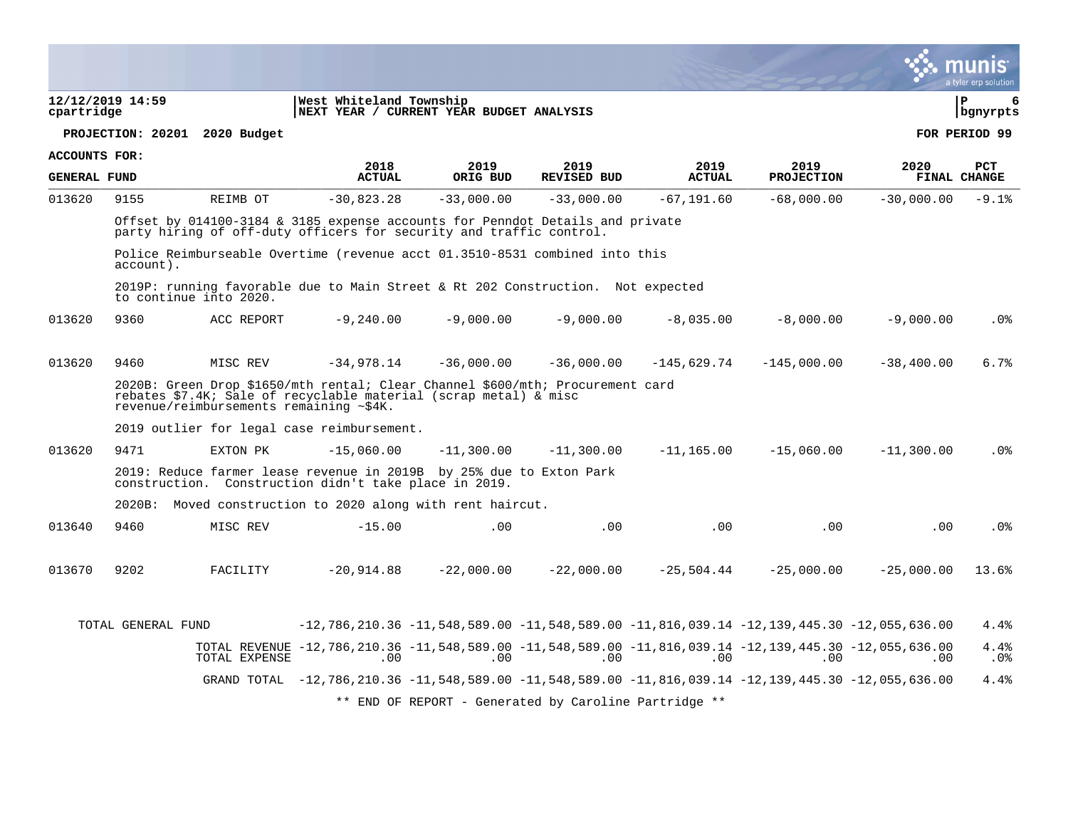12/12/2019 14:59 | West Whiteland Township
cpartridge | NEXT YEAR / CURRENT YEAR BUDGET ANALYSIS

PROJECTION: 20201 2020 Budget — FOR PERIOD 99

ACCOUNTS FOR: GENERAL FUND

| | | | 2018 ACTUAL | 2019 ORIG BUD | 2019 REVISED BUD | 2019 ACTUAL | 2019 PROJECTION | 2020 FINAL | PCT CHANGE |
|---|---|---|---|---|---|---|---|---|---|
| 013620 | 9155 | REIMB OT | -30,823.28 | -33,000.00 | -33,000.00 | -67,191.60 | -68,000.00 | -30,000.00 | -9.1% |

Offset by 014100-3184 & 3185 expense accounts for Penndot Details and private party hiring of off-duty officers for security and traffic control.

Police Reimburseable Overtime (revenue acct 01.3510-8531 combined into this account).

2019P: running favorable due to Main Street & Rt 202 Construction. Not expected to continue into 2020.

| | | | 2018 ACTUAL | 2019 ORIG BUD | 2019 REVISED BUD | 2019 ACTUAL | 2019 PROJECTION | 2020 FINAL | PCT CHANGE |
|---|---|---|---|---|---|---|---|---|---|
| 013620 | 9360 | ACC REPORT | -9,240.00 | -9,000.00 | -9,000.00 | -8,035.00 | -8,000.00 | -9,000.00 | .0% |
| 013620 | 9460 | MISC REV | -34,978.14 | -36,000.00 | -36,000.00 | -145,629.74 | -145,000.00 | -38,400.00 | 6.7% |

2020B: Green Drop $1650/mth rental; Clear Channel $600/mth; Procurement card rebates $7.4K; Sale of recyclable material (scrap metal) & misc revenue/reimbursements remaining ~$4K.

2019 outlier for legal case reimbursement.

| | | | 2018 ACTUAL | 2019 ORIG BUD | 2019 REVISED BUD | 2019 ACTUAL | 2019 PROJECTION | 2020 FINAL | PCT CHANGE |
|---|---|---|---|---|---|---|---|---|---|
| 013620 | 9471 | EXTON PK | -15,060.00 | -11,300.00 | -11,300.00 | -11,165.00 | -15,060.00 | -11,300.00 | .0% |

2019: Reduce farmer lease revenue in 2019B by 25% due to Exton Park construction. Construction didn't take place in 2019.

2020B: Moved construction to 2020 along with rent haircut.

| | | | 2018 ACTUAL | 2019 ORIG BUD | 2019 REVISED BUD | 2019 ACTUAL | 2019 PROJECTION | 2020 FINAL | PCT CHANGE |
|---|---|---|---|---|---|---|---|---|---|
| 013640 | 9460 | MISC REV | -15.00 | .00 | .00 | .00 | .00 | .00 | .0% |
| 013670 | 9202 | FACILITY | -20,914.88 | -22,000.00 | -22,000.00 | -25,504.44 | -25,000.00 | -25,000.00 | 13.6% |
| TOTAL GENERAL FUND | | | -12,786,210.36 | -11,548,589.00 | -11,548,589.00 | -11,816,039.14 | -12,139,445.30 | -12,055,636.00 | 4.4% |
| | | TOTAL REVENUE | -12,786,210.36 | -11,548,589.00 | -11,548,589.00 | -11,816,039.14 | -12,139,445.30 | -12,055,636.00 | 4.4% |
| | | TOTAL EXPENSE | .00 | .00 | .00 | .00 | .00 | .00 | .0% |
| | | GRAND TOTAL | -12,786,210.36 | -11,548,589.00 | -11,548,589.00 | -11,816,039.14 | -12,139,445.30 | -12,055,636.00 | 4.4% |

** END OF REPORT - Generated by Caroline Partridge **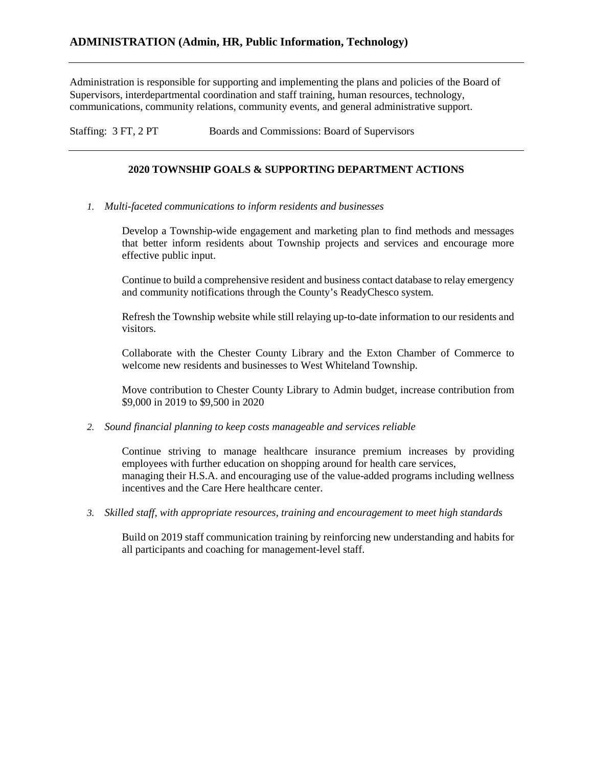## ADMINISTRATION (Admin, HR, Public Information, Technology)

---

Administration is responsible for supporting and implementing the plans and policies of the Board of Supervisors, interdepartmental coordination and staff training, human resources, technology, communications, community relations, community events, and general administrative support.

Staffing: 3 FT, 2 PT Boards and Commissions: Board of Supervisors

---

### 2020 TOWNSHIP GOALS & SUPPORTING DEPARTMENT ACTIONS

1. *Multi-faceted communications to inform residents and businesses*

   Develop a Township-wide engagement and marketing plan to find methods and messages that better inform residents about Township projects and services and encourage more effective public input.

   Continue to build a comprehensive resident and business contact database to relay emergency and community notifications through the County's ReadyChesco system.

   Refresh the Township website while still relaying up-to-date information to our residents and visitors.

   Collaborate with the Chester County Library and the Exton Chamber of Commerce to welcome new residents and businesses to West Whiteland Township.

   Move contribution to Chester County Library to Admin budget, increase contribution from $9,000 in 2019 to $9,500 in 2020

2. *Sound financial planning to keep costs manageable and services reliable*

   Continue striving to manage healthcare insurance premium increases by providing employees with further education on shopping around for health care services, managing their H.S.A. and encouraging use of the value-added programs including wellness incentives and the Care Here healthcare center.

3. *Skilled staff, with appropriate resources, training and encouragement to meet high standards*

   Build on 2019 staff communication training by reinforcing new understanding and habits for all participants and coaching for management-level staff.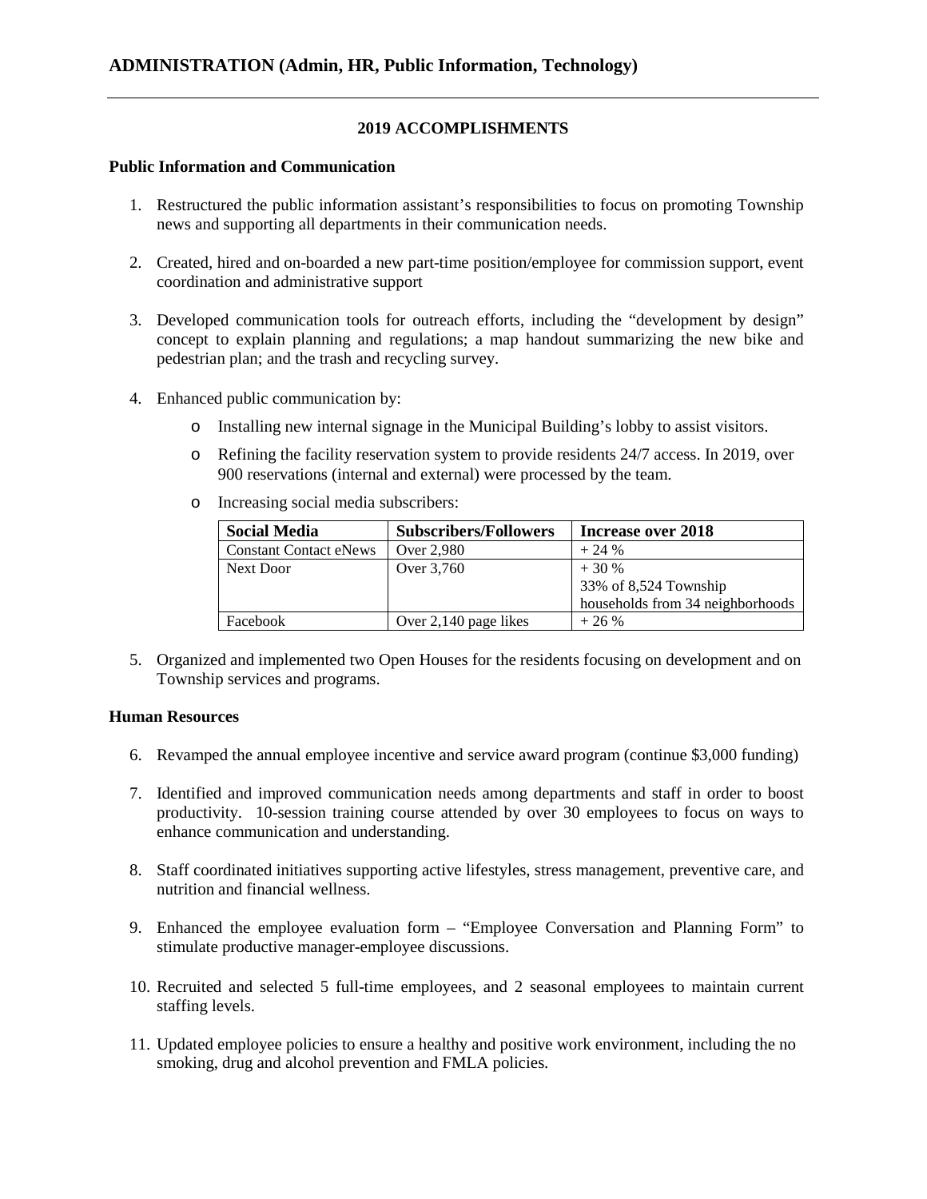## ADMINISTRATION (Admin, HR, Public Information, Technology)

### 2019 ACCOMPLISHMENTS

**Public Information and Communication**

1. Restructured the public information assistant's responsibilities to focus on promoting Township news and supporting all departments in their communication needs.

2. Created, hired and on-boarded a new part-time position/employee for commission support, event coordination and administrative support

3. Developed communication tools for outreach efforts, including the "development by design" concept to explain planning and regulations; a map handout summarizing the new bike and pedestrian plan; and the trash and recycling survey.

4. Enhanced public communication by:
   - Installing new internal signage in the Municipal Building's lobby to assist visitors.
   - Refining the facility reservation system to provide residents 24/7 access. In 2019, over 900 reservations (internal and external) were processed by the team.
   - Increasing social media subscribers:

| Social Media | Subscribers/Followers | Increase over 2018 |
|---|---|---|
| Constant Contact eNews | Over 2,980 | + 24 % |
| Next Door | Over 3,760 | + 30 %<br>33% of 8,524 Township households from 34 neighborhoods |
| Facebook | Over 2,140 page likes | + 26 % |

5. Organized and implemented two Open Houses for the residents focusing on development and on Township services and programs.

**Human Resources**

6. Revamped the annual employee incentive and service award program (continue $3,000 funding)

7. Identified and improved communication needs among departments and staff in order to boost productivity. 10-session training course attended by over 30 employees to focus on ways to enhance communication and understanding.

8. Staff coordinated initiatives supporting active lifestyles, stress management, preventive care, and nutrition and financial wellness.

9. Enhanced the employee evaluation form – "Employee Conversation and Planning Form" to stimulate productive manager-employee discussions.

10. Recruited and selected 5 full-time employees, and 2 seasonal employees to maintain current staffing levels.

11. Updated employee policies to ensure a healthy and positive work environment, including the no smoking, drug and alcohol prevention and FMLA policies.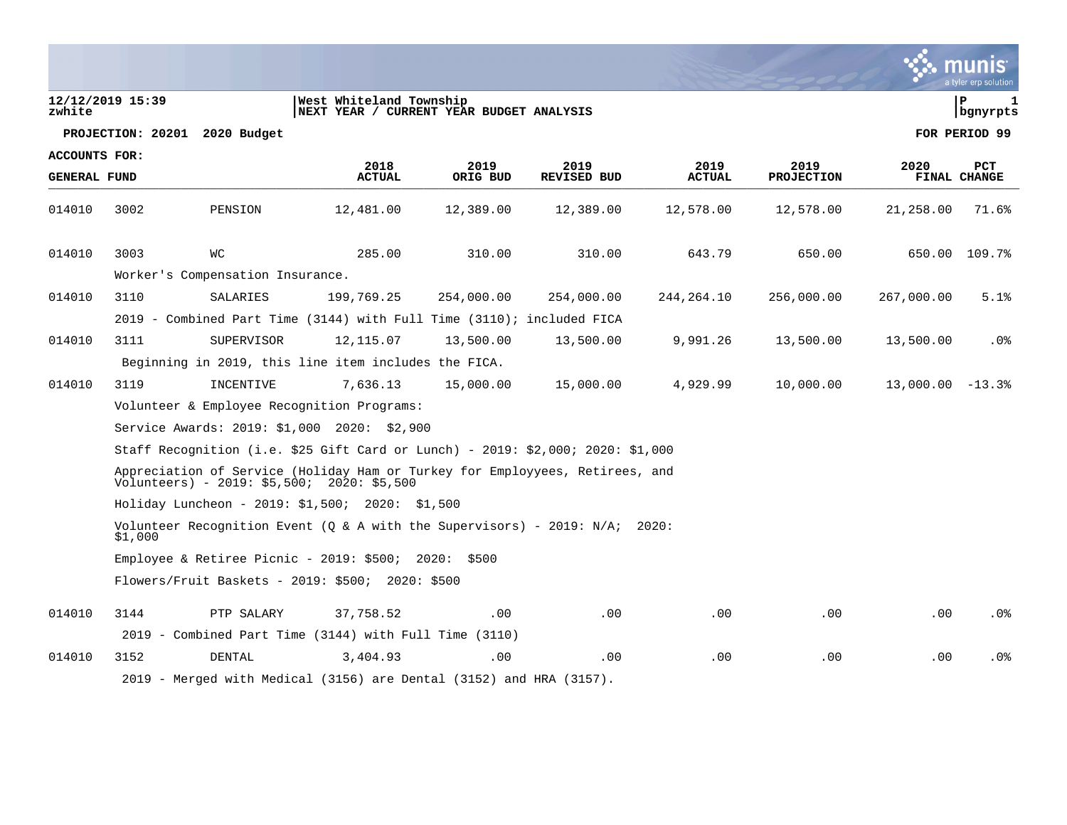12/12/2019 15:39
zwhite

West Whiteland Township
NEXT YEAR / CURRENT YEAR BUDGET ANALYSIS

P 1
bgnyrpts

**PROJECTION: 20201 2020 Budget** **FOR PERIOD 99**

**ACCOUNTS FOR:**
**GENERAL FUND**

| | | | 2018 ACTUAL | 2019 ORIG BUD | 2019 REVISED BUD | 2019 ACTUAL | 2019 PROJECTION | 2020 FINAL | PCT CHANGE |
|---|---|---|---|---|---|---|---|---|---|
| 014010 | 3002 | PENSION | 12,481.00 | 12,389.00 | 12,389.00 | 12,578.00 | 12,578.00 | 21,258.00 | 71.6% |
| 014010 | 3003 | WC | 285.00 | 310.00 | 310.00 | 643.79 | 650.00 | 650.00 | 109.7% |
| | Worker's Compensation Insurance. | | | | | | | | |
| 014010 | 3110 | SALARIES | 199,769.25 | 254,000.00 | 254,000.00 | 244,264.10 | 256,000.00 | 267,000.00 | 5.1% |
| | 2019 - Combined Part Time (3144) with Full Time (3110); included FICA | | | | | | | | |
| 014010 | 3111 | SUPERVISOR | 12,115.07 | 13,500.00 | 13,500.00 | 9,991.26 | 13,500.00 | 13,500.00 | .0% |
| | Beginning in 2019, this line item includes the FICA. | | | | | | | | |
| 014010 | 3119 | INCENTIVE | 7,636.13 | 15,000.00 | 15,000.00 | 4,929.99 | 10,000.00 | 13,000.00 | -13.3% |
| | Volunteer & Employee Recognition Programs:<br>Service Awards: 2019: $1,000 2020: $2,900<br>Staff Recognition (i.e. $25 Gift Card or Lunch) - 2019: $2,000; 2020: $1,000<br>Appreciation of Service (Holiday Ham or Turkey for Employyees, Retirees, and Volunteers) - 2019: $5,500; 2020: $5,500<br>Holiday Luncheon - 2019: $1,500; 2020: $1,500<br>Volunteer Recognition Event (Q & A with the Supervisors) - 2019: N/A; 2020: $1,000<br>Employee & Retiree Picnic - 2019: $500; 2020: $500<br>Flowers/Fruit Baskets - 2019: $500; 2020: $500 | | | | | | | | |
| 014010 | 3144 | PTP SALARY | 37,758.52 | .00 | .00 | .00 | .00 | .00 | .0% |
| | 2019 - Combined Part Time (3144) with Full Time (3110) | | | | | | | | |
| 014010 | 3152 | DENTAL | 3,404.93 | .00 | .00 | .00 | .00 | .00 | .0% |
| | 2019 - Merged with Medical (3156) are Dental (3152) and HRA (3157). | | | | | | | | |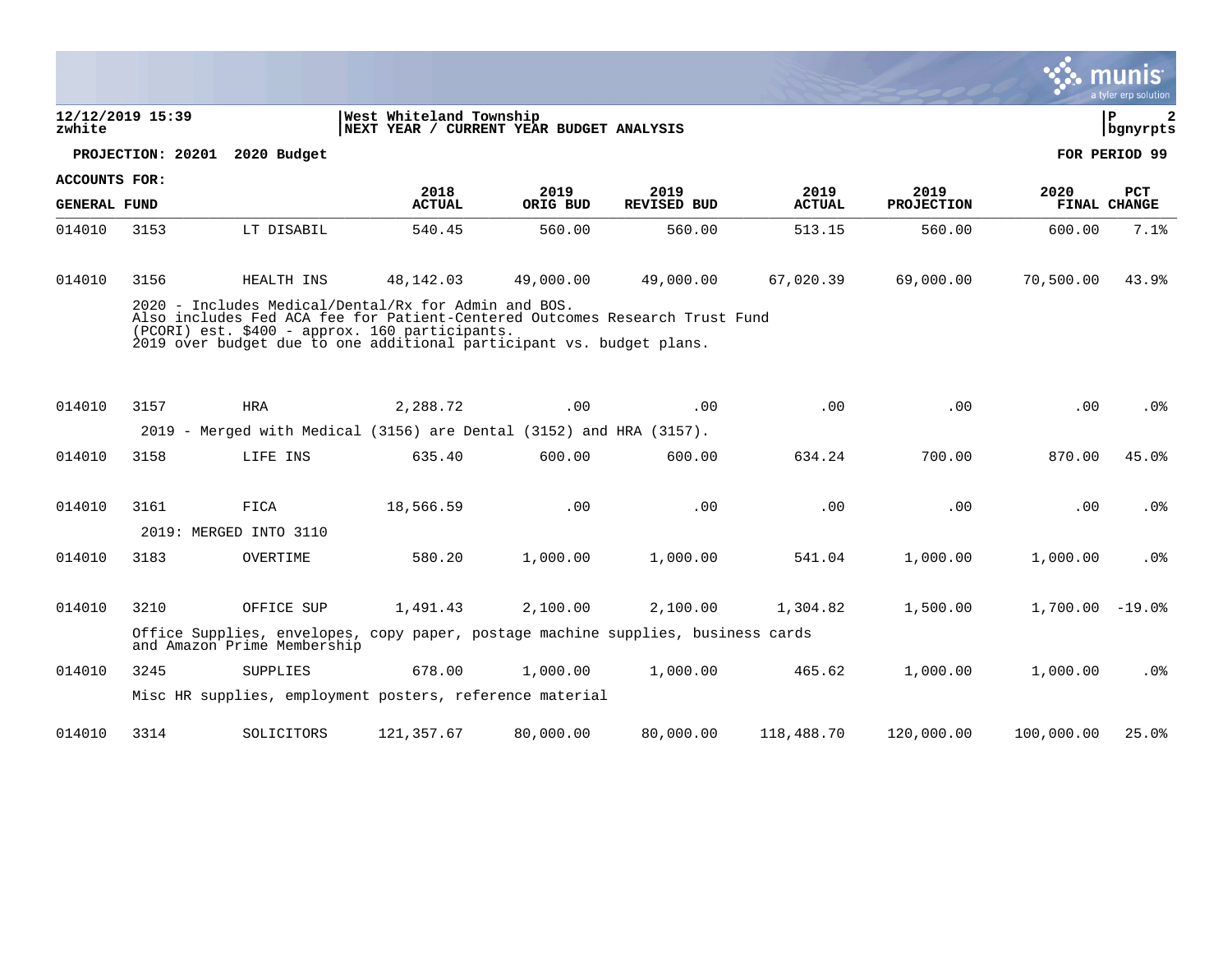**12/12/2019 15:39**
**zwhite**

**West Whiteland Township**
**NEXT YEAR / CURRENT YEAR BUDGET ANALYSIS**

**PROJECTION: 20201 2020 Budget** — **FOR PERIOD 99**

**ACCOUNTS FOR:**
**GENERAL FUND**

| | | | 2018 ACTUAL | 2019 ORIG BUD | 2019 REVISED BUD | 2019 ACTUAL | 2019 PROJECTION | 2020 FINAL | PCT CHANGE |
|---|---|---|---|---|---|---|---|---|---|
| 014010 | 3153 | LT DISABIL | 540.45 | 560.00 | 560.00 | 513.15 | 560.00 | 600.00 | 7.1% |
| 014010 | 3156 | HEALTH INS | 48,142.03 | 49,000.00 | 49,000.00 | 67,020.39 | 69,000.00 | 70,500.00 | 43.9% |
| | | 2020 - Includes Medical/Dental/Rx for Admin and BOS. Also includes Fed ACA fee for Patient-Centered Outcomes Research Trust Fund (PCORI) est. $400 - approx. 160 participants. 2019 over budget due to one additional participant vs. budget plans. | | | | | | | |
| 014010 | 3157 | HRA | 2,288.72 | .00 | .00 | .00 | .00 | .00 | .0% |
| | | 2019 - Merged with Medical (3156) are Dental (3152) and HRA (3157). | | | | | | | |
| 014010 | 3158 | LIFE INS | 635.40 | 600.00 | 600.00 | 634.24 | 700.00 | 870.00 | 45.0% |
| 014010 | 3161 | FICA | 18,566.59 | .00 | .00 | .00 | .00 | .00 | .0% |
| | | 2019: MERGED INTO 3110 | | | | | | | |
| 014010 | 3183 | OVERTIME | 580.20 | 1,000.00 | 1,000.00 | 541.04 | 1,000.00 | 1,000.00 | .0% |
| 014010 | 3210 | OFFICE SUP | 1,491.43 | 2,100.00 | 2,100.00 | 1,304.82 | 1,500.00 | 1,700.00 | -19.0% |
| | | Office Supplies, envelopes, copy paper, postage machine supplies, business cards and Amazon Prime Membership | | | | | | | |
| 014010 | 3245 | SUPPLIES | 678.00 | 1,000.00 | 1,000.00 | 465.62 | 1,000.00 | 1,000.00 | .0% |
| | | Misc HR supplies, employment posters, reference material | | | | | | | |
| 014010 | 3314 | SOLICITORS | 121,357.67 | 80,000.00 | 80,000.00 | 118,488.70 | 120,000.00 | 100,000.00 | 25.0% |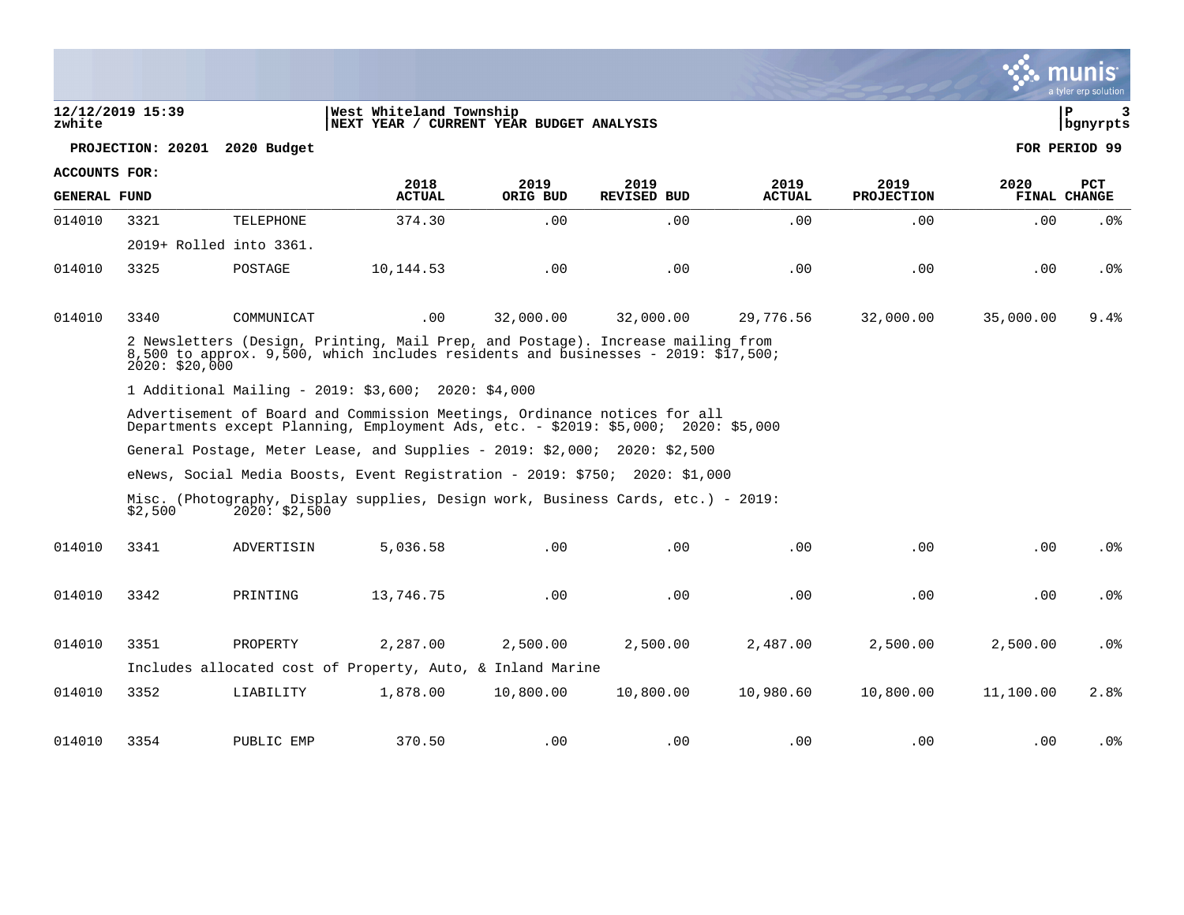**PROJECTION: 20201 2020 Budget** — **FOR PERIOD 99**

**ACCOUNTS FOR: GENERAL FUND**

| | | | 2018 ACTUAL | 2019 ORIG BUD | 2019 REVISED BUD | 2019 ACTUAL | 2019 PROJECTION | 2020 FINAL | PCT CHANGE |
|---|---|---|---|---|---|---|---|---|---|
| 014010 | 3321 | TELEPHONE | 374.30 | .00 | .00 | .00 | .00 | .00 | .0% |
| | 2019+ Rolled into 3361. | | | | | | | | |
| 014010 | 3325 | POSTAGE | 10,144.53 | .00 | .00 | .00 | .00 | .00 | .0% |
| 014010 | 3340 | COMMUNICAT | .00 | 32,000.00 | 32,000.00 | 29,776.56 | 32,000.00 | 35,000.00 | 9.4% |
| | 2 Newsletters (Design, Printing, Mail Prep, and Postage). Increase mailing from 8,500 to approx. 9,500, which includes residents and businesses - 2019: $17,500; 2020: $20,000 | | | | | | | | |
| | 1 Additional Mailing - 2019: $3,600; 2020: $4,000 | | | | | | | | |
| | Advertisement of Board and Commission Meetings, Ordinance notices for all Departments except Planning, Employment Ads, etc. - $2019: $5,000; 2020: $5,000 | | | | | | | | |
| | General Postage, Meter Lease, and Supplies - 2019: $2,000; 2020: $2,500 | | | | | | | | |
| | eNews, Social Media Boosts, Event Registration - 2019: $750; 2020: $1,000 | | | | | | | | |
| | Misc. (Photography, Display supplies, Design work, Business Cards, etc.) - 2019: $2,500 2020: $2,500 | | | | | | | | |
| 014010 | 3341 | ADVERTISIN | 5,036.58 | .00 | .00 | .00 | .00 | .00 | .0% |
| 014010 | 3342 | PRINTING | 13,746.75 | .00 | .00 | .00 | .00 | .00 | .0% |
| 014010 | 3351 | PROPERTY | 2,287.00 | 2,500.00 | 2,500.00 | 2,487.00 | 2,500.00 | 2,500.00 | .0% |
| | Includes allocated cost of Property, Auto, & Inland Marine | | | | | | | | |
| 014010 | 3352 | LIABILITY | 1,878.00 | 10,800.00 | 10,800.00 | 10,980.60 | 10,800.00 | 11,100.00 | 2.8% |
| 014010 | 3354 | PUBLIC EMP | 370.50 | .00 | .00 | .00 | .00 | .00 | .0% |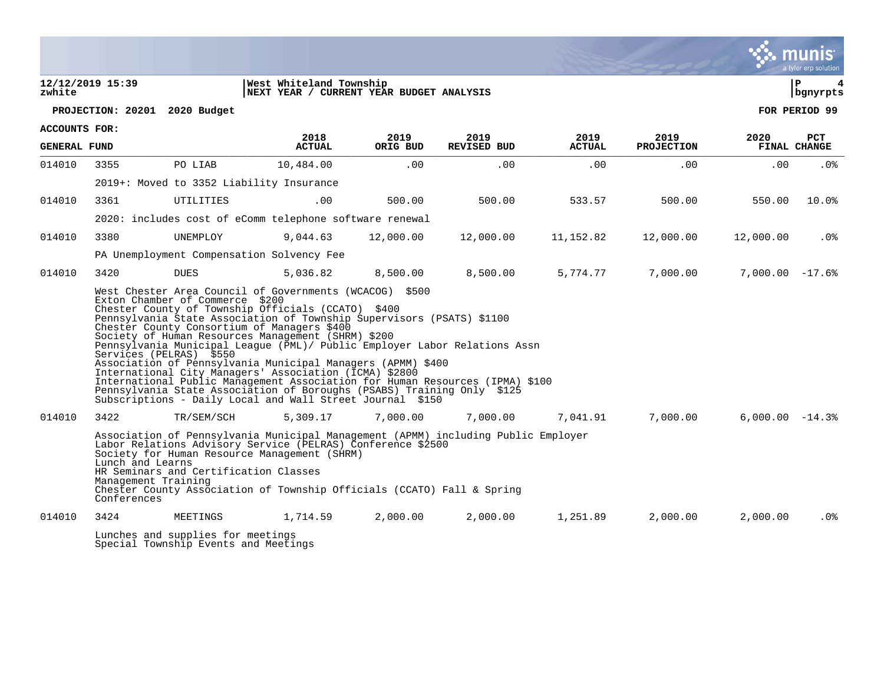**PROJECTION: 20201 2020 Budget** — **FOR PERIOD 99**

**ACCOUNTS FOR: GENERAL FUND**

| | | | 2018 ACTUAL | 2019 ORIG BUD | 2019 REVISED BUD | 2019 ACTUAL | 2019 PROJECTION | 2020 FINAL | PCT CHANGE |
|---|---|---|---|---|---|---|---|---|---|
| 014010 | 3355 | PO LIAB | 10,484.00 | .00 | .00 | .00 | .00 | .00 | .0% |
| | 2019+: Moved to 3352 Liability Insurance | | | | | | | | |
| 014010 | 3361 | UTILITIES | .00 | 500.00 | 500.00 | 533.57 | 500.00 | 550.00 | 10.0% |
| | 2020: includes cost of eComm telephone software renewal | | | | | | | | |
| 014010 | 3380 | UNEMPLOY | 9,044.63 | 12,000.00 | 12,000.00 | 11,152.82 | 12,000.00 | 12,000.00 | .0% |
| | PA Unemployment Compensation Solvency Fee | | | | | | | | |
| 014010 | 3420 | DUES | 5,036.82 | 8,500.00 | 8,500.00 | 5,774.77 | 7,000.00 | 7,000.00 | -17.6% |
| | West Chester Area Council of Governments (WCACOG) $500<br>Exton Chamber of Commerce $200<br>Chester County of Township Officials (CCATO) $400<br>Pennsylvania State Association of Township Supervisors (PSATS) $1100<br>Chester County Consortium of Managers $400<br>Society of Human Resources Management (SHRM) $200<br>Pennsylvania Municipal League (PML)/ Public Employer Labor Relations Assn Services (PELRAS) $550<br>Association of Pennsylvania Municipal Managers (APMM) $400<br>International City Managers' Association (ICMA) $2800<br>International Public Management Association for Human Resources (IPMA) $100<br>Pennsylvania State Association of Boroughs (PSABS) Training Only $125<br>Subscriptions - Daily Local and Wall Street Journal $150 | | | | | | | | |
| 014010 | 3422 | TR/SEM/SCH | 5,309.17 | 7,000.00 | 7,000.00 | 7,041.91 | 7,000.00 | 6,000.00 | -14.3% |
| | Association of Pennsylvania Municipal Management (APMM) including Public Employer Labor Relations Advisory Service (PELRAS) Conference $2500<br>Society for Human Resource Management (SHRM)<br>Lunch and Learns<br>HR Seminars and Certification Classes<br>Management Training<br>Chester County Association of Township Officials (CCATO) Fall & Spring Conferences | | | | | | | | |
| 014010 | 3424 | MEETINGS | 1,714.59 | 2,000.00 | 2,000.00 | 1,251.89 | 2,000.00 | 2,000.00 | .0% |
| | Lunches and supplies for meetings<br>Special Township Events and Meetings | | | | | | | | |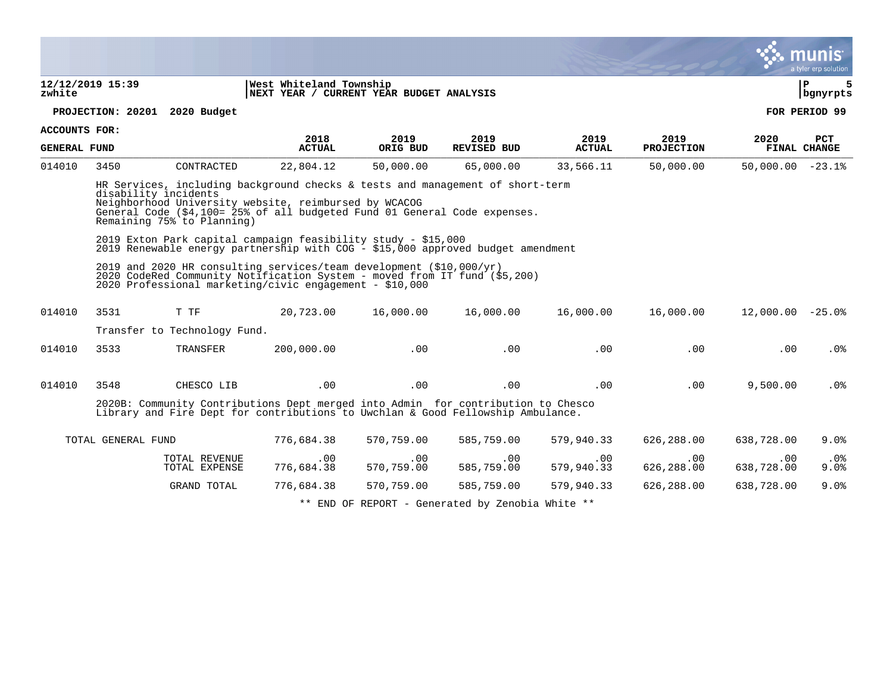12/12/2019 15:39
zwhite

West Whiteland Township
NEXT YEAR / CURRENT YEAR BUDGET ANALYSIS

**PROJECTION: 20201 2020 Budget** | **FOR PERIOD 99**

**ACCOUNTS FOR: GENERAL FUND**

| | | | 2018 ACTUAL | 2019 ORIG BUD | 2019 REVISED BUD | 2019 ACTUAL | 2019 PROJECTION | 2020 FINAL | PCT CHANGE |
|---|---|---|---|---|---|---|---|---|---|
| 014010 | 3450 | CONTRACTED | 22,804.12 | 50,000.00 | 65,000.00 | 33,566.11 | 50,000.00 | 50,000.00 | -23.1% |

HR Services, including background checks & tests and management of short-term disability incidents
Neighborhood University website, reimbursed by WCACOG
General Code ($4,100= 25% of all budgeted Fund 01 General Code expenses. Remaining 75% to Planning)

2019 Exton Park capital campaign feasibility study - $15,000
2019 Renewable energy partnership with COG - $15,000 approved budget amendment

2019 and 2020 HR consulting services/team development ($10,000/yr)
2020 CodeRed Community Notification System - moved from IT fund ($5,200)
2020 Professional marketing/civic engagement - $10,000

| | | | 2018 ACTUAL | 2019 ORIG BUD | 2019 REVISED BUD | 2019 ACTUAL | 2019 PROJECTION | 2020 FINAL | PCT CHANGE |
|---|---|---|---|---|---|---|---|---|---|
| 014010 | 3531 | T TF | 20,723.00 | 16,000.00 | 16,000.00 | 16,000.00 | 16,000.00 | 12,000.00 | -25.0% |

Transfer to Technology Fund.

| | | | 2018 ACTUAL | 2019 ORIG BUD | 2019 REVISED BUD | 2019 ACTUAL | 2019 PROJECTION | 2020 FINAL | PCT CHANGE |
|---|---|---|---|---|---|---|---|---|---|
| 014010 | 3533 | TRANSFER | 200,000.00 | .00 | .00 | .00 | .00 | .00 | .0% |
| 014010 | 3548 | CHESCO LIB | .00 | .00 | .00 | .00 | .00 | 9,500.00 | .0% |

2020B: Community Contributions Dept merged into Admin for contribution to Chesco Library and Fire Dept for contributions to Uwchlan & Good Fellowship Ambulance.

| | 2018 ACTUAL | 2019 ORIG BUD | 2019 REVISED BUD | 2019 ACTUAL | 2019 PROJECTION | 2020 FINAL | PCT CHANGE |
|---|---|---|---|---|---|---|---|
| TOTAL GENERAL FUND | 776,684.38 | 570,759.00 | 585,759.00 | 579,940.33 | 626,288.00 | 638,728.00 | 9.0% |
| TOTAL REVENUE | .00 | .00 | .00 | .00 | .00 | .00 | .0% |
| TOTAL EXPENSE | 776,684.38 | 570,759.00 | 585,759.00 | 579,940.33 | 626,288.00 | 638,728.00 | 9.0% |
| GRAND TOTAL | 776,684.38 | 570,759.00 | 585,759.00 | 579,940.33 | 626,288.00 | 638,728.00 | 9.0% |

** END OF REPORT - Generated by Zenobia White **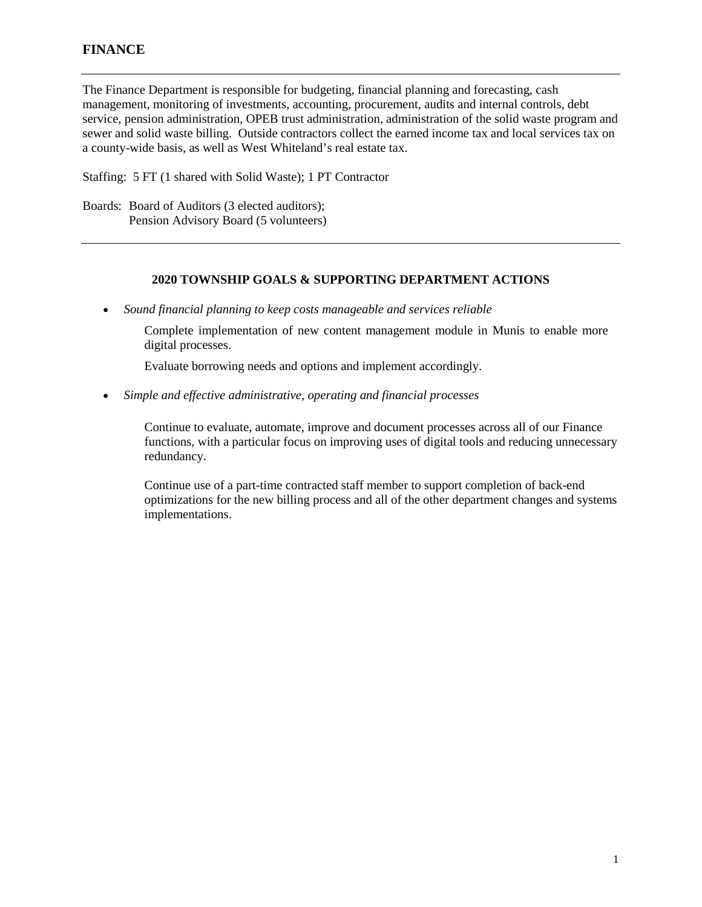# FINANCE

The Finance Department is responsible for budgeting, financial planning and forecasting, cash management, monitoring of investments, accounting, procurement, audits and internal controls, debt service, pension administration, OPEB trust administration, administration of the solid waste program and sewer and solid waste billing. Outside contractors collect the earned income tax and local services tax on a county-wide basis, as well as West Whiteland's real estate tax.

Staffing: 5 FT (1 shared with Solid Waste); 1 PT Contractor

Boards: Board of Auditors (3 elected auditors);
Pension Advisory Board (5 volunteers)

---

### 2020 TOWNSHIP GOALS & SUPPORTING DEPARTMENT ACTIONS

- *Sound financial planning to keep costs manageable and services reliable*

  Complete implementation of new content management module in Munis to enable more digital processes.

  Evaluate borrowing needs and options and implement accordingly.

- *Simple and effective administrative, operating and financial processes*

  Continue to evaluate, automate, improve and document processes across all of our Finance functions, with a particular focus on improving uses of digital tools and reducing unnecessary redundancy.

  Continue use of a part-time contracted staff member to support completion of back-end optimizations for the new billing process and all of the other department changes and systems implementations.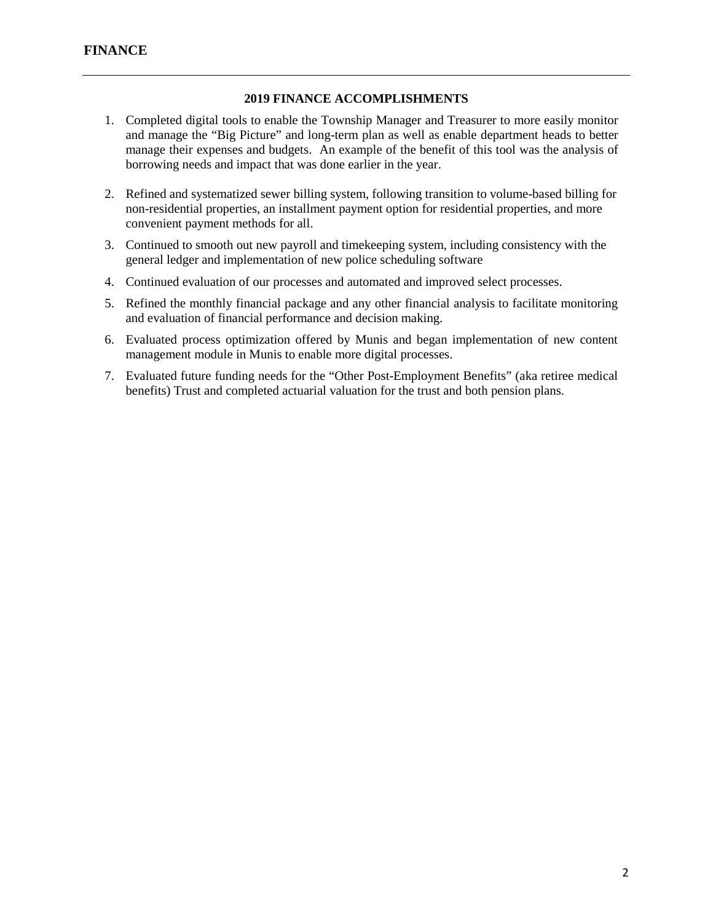# FINANCE

## 2019 FINANCE ACCOMPLISHMENTS

1. Completed digital tools to enable the Township Manager and Treasurer to more easily monitor and manage the "Big Picture" and long-term plan as well as enable department heads to better manage their expenses and budgets. An example of the benefit of this tool was the analysis of borrowing needs and impact that was done earlier in the year.
2. Refined and systematized sewer billing system, following transition to volume-based billing for non-residential properties, an installment payment option for residential properties, and more convenient payment methods for all.
3. Continued to smooth out new payroll and timekeeping system, including consistency with the general ledger and implementation of new police scheduling software
4. Continued evaluation of our processes and automated and improved select processes.
5. Refined the monthly financial package and any other financial analysis to facilitate monitoring and evaluation of financial performance and decision making.
6. Evaluated process optimization offered by Munis and began implementation of new content management module in Munis to enable more digital processes.
7. Evaluated future funding needs for the "Other Post-Employment Benefits" (aka retiree medical benefits) Trust and completed actuarial valuation for the trust and both pension plans.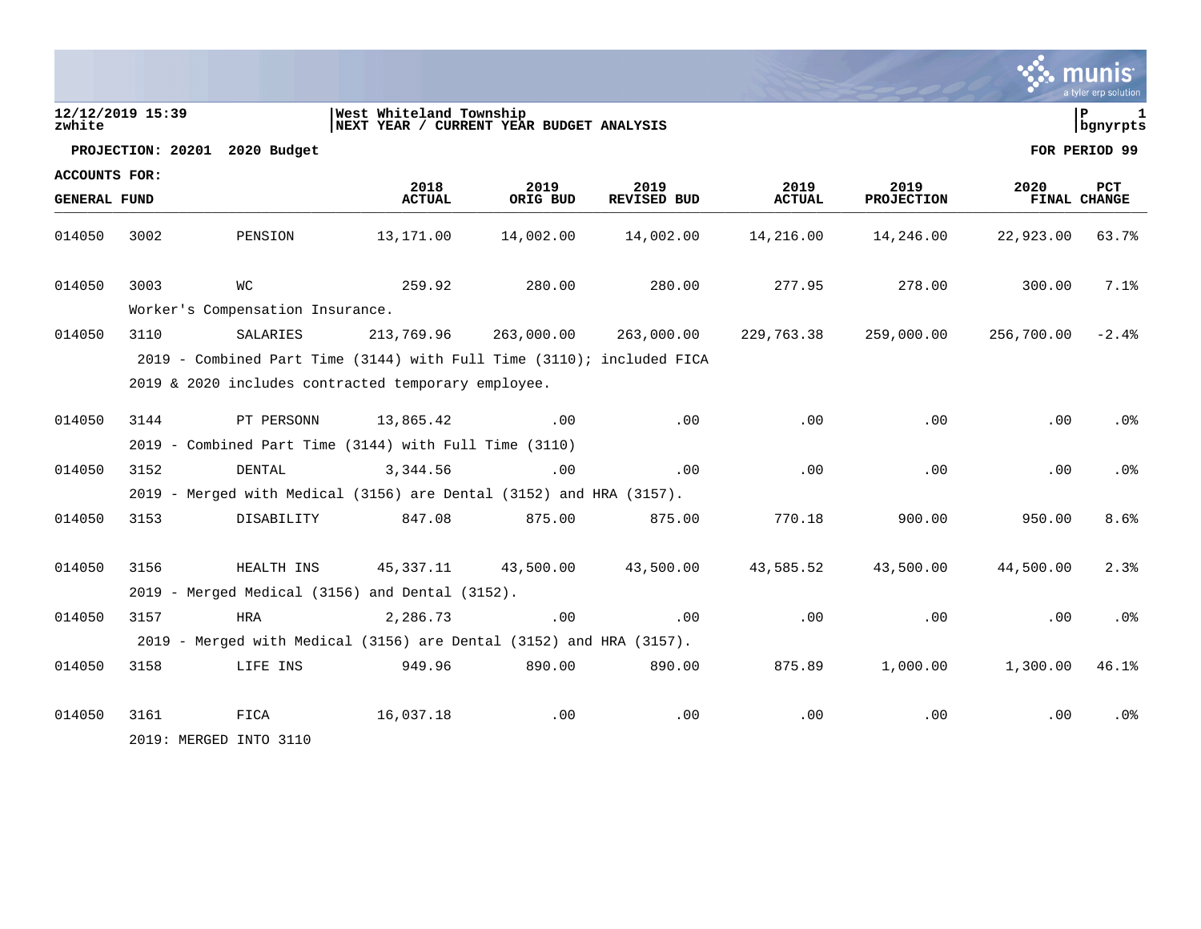12/12/2019 15:39
zwhite

West Whiteland Township
NEXT YEAR / CURRENT YEAR BUDGET ANALYSIS

P 1
bgnyrpts

**PROJECTION: 20201 2020 Budget** **FOR PERIOD 99**

ACCOUNTS FOR:
GENERAL FUND

| | | | 2018 ACTUAL | 2019 ORIG BUD | 2019 REVISED BUD | 2019 ACTUAL | 2019 PROJECTION | 2020 FINAL | PCT CHANGE |
|---|---|---|---|---|---|---|---|---|---|
| 014050 | 3002 | PENSION | 13,171.00 | 14,002.00 | 14,002.00 | 14,216.00 | 14,246.00 | 22,923.00 | 63.7% |
| 014050 | 3003 | WC | 259.92 | 280.00 | 280.00 | 277.95 | 278.00 | 300.00 | 7.1% |
| | Worker's Compensation Insurance. | | | | | | | | |
| 014050 | 3110 | SALARIES | 213,769.96 | 263,000.00 | 263,000.00 | 229,763.38 | 259,000.00 | 256,700.00 | -2.4% |
| | 2019 - Combined Part Time (3144) with Full Time (3110); included FICA | | | | | | | | |
| | 2019 & 2020 includes contracted temporary employee. | | | | | | | | |
| 014050 | 3144 | PT PERSONN | 13,865.42 | .00 | .00 | .00 | .00 | .00 | .0% |
| | 2019 - Combined Part Time (3144) with Full Time (3110) | | | | | | | | |
| 014050 | 3152 | DENTAL | 3,344.56 | .00 | .00 | .00 | .00 | .00 | .0% |
| | 2019 - Merged with Medical (3156) are Dental (3152) and HRA (3157). | | | | | | | | |
| 014050 | 3153 | DISABILITY | 847.08 | 875.00 | 875.00 | 770.18 | 900.00 | 950.00 | 8.6% |
| 014050 | 3156 | HEALTH INS | 45,337.11 | 43,500.00 | 43,500.00 | 43,585.52 | 43,500.00 | 44,500.00 | 2.3% |
| | 2019 - Merged Medical (3156) and Dental (3152). | | | | | | | | |
| 014050 | 3157 | HRA | 2,286.73 | .00 | .00 | .00 | .00 | .00 | .0% |
| | 2019 - Merged with Medical (3156) are Dental (3152) and HRA (3157). | | | | | | | | |
| 014050 | 3158 | LIFE INS | 949.96 | 890.00 | 890.00 | 875.89 | 1,000.00 | 1,300.00 | 46.1% |
| 014050 | 3161 | FICA | 16,037.18 | .00 | .00 | .00 | .00 | .00 | .0% |
| | 2019: MERGED INTO 3110 | | | | | | | | |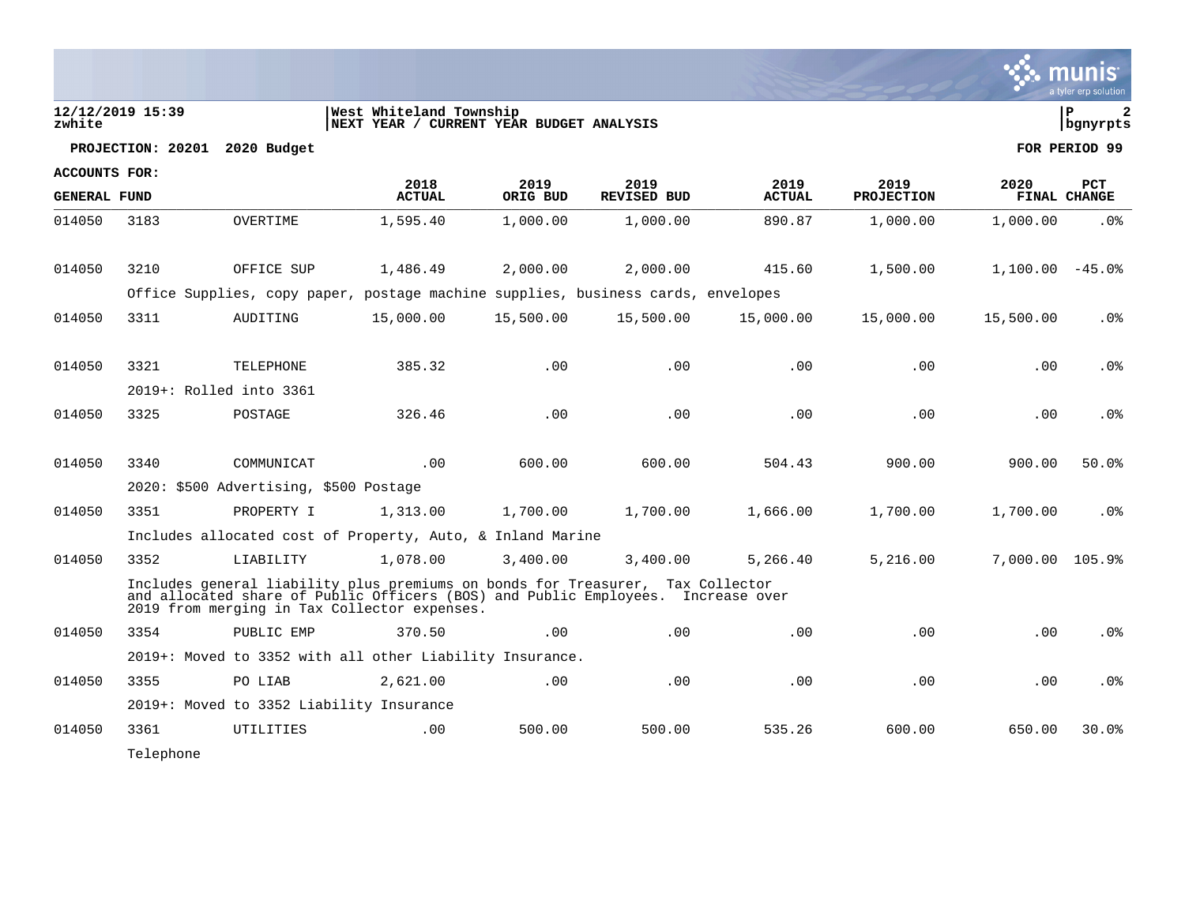**West Whiteland Township**
**NEXT YEAR / CURRENT YEAR BUDGET ANALYSIS**

12/12/2019 15:39
zwhite

**PROJECTION: 20201 2020 Budget** — **FOR PERIOD 99**

**ACCOUNTS FOR: GENERAL FUND**

| | | | 2018 ACTUAL | 2019 ORIG BUD | 2019 REVISED BUD | 2019 ACTUAL | 2019 PROJECTION | 2020 FINAL | PCT CHANGE |
|---|---|---|---|---|---|---|---|---|---|
| 014050 | 3183 | OVERTIME | 1,595.40 | 1,000.00 | 1,000.00 | 890.87 | 1,000.00 | 1,000.00 | .0% |
| 014050 | 3210 | OFFICE SUP | 1,486.49 | 2,000.00 | 2,000.00 | 415.60 | 1,500.00 | 1,100.00 | -45.0% |
| | Office Supplies, copy paper, postage machine supplies, business cards, envelopes | | | | | | | | |
| 014050 | 3311 | AUDITING | 15,000.00 | 15,500.00 | 15,500.00 | 15,000.00 | 15,000.00 | 15,500.00 | .0% |
| 014050 | 3321 | TELEPHONE | 385.32 | .00 | .00 | .00 | .00 | .00 | .0% |
| | 2019+: Rolled into 3361 | | | | | | | | |
| 014050 | 3325 | POSTAGE | 326.46 | .00 | .00 | .00 | .00 | .00 | .0% |
| 014050 | 3340 | COMMUNICAT | .00 | 600.00 | 600.00 | 504.43 | 900.00 | 900.00 | 50.0% |
| | 2020: $500 Advertising, $500 Postage | | | | | | | | |
| 014050 | 3351 | PROPERTY I | 1,313.00 | 1,700.00 | 1,700.00 | 1,666.00 | 1,700.00 | 1,700.00 | .0% |
| | Includes allocated cost of Property, Auto, & Inland Marine | | | | | | | | |
| 014050 | 3352 | LIABILITY | 1,078.00 | 3,400.00 | 3,400.00 | 5,266.40 | 5,216.00 | 7,000.00 | 105.9% |
| | Includes general liability plus premiums on bonds for Treasurer, Tax Collector and allocated share of Public Officers (BOS) and Public Employees. Increase over 2019 from merging in Tax Collector expenses. | | | | | | | | |
| 014050 | 3354 | PUBLIC EMP | 370.50 | .00 | .00 | .00 | .00 | .00 | .0% |
| | 2019+: Moved to 3352 with all other Liability Insurance. | | | | | | | | |
| 014050 | 3355 | PO LIAB | 2,621.00 | .00 | .00 | .00 | .00 | .00 | .0% |
| | 2019+: Moved to 3352 Liability Insurance | | | | | | | | |
| 014050 | 3361 | UTILITIES | .00 | 500.00 | 500.00 | 535.26 | 600.00 | 650.00 | 30.0% |
| | Telephone | | | | | | | | |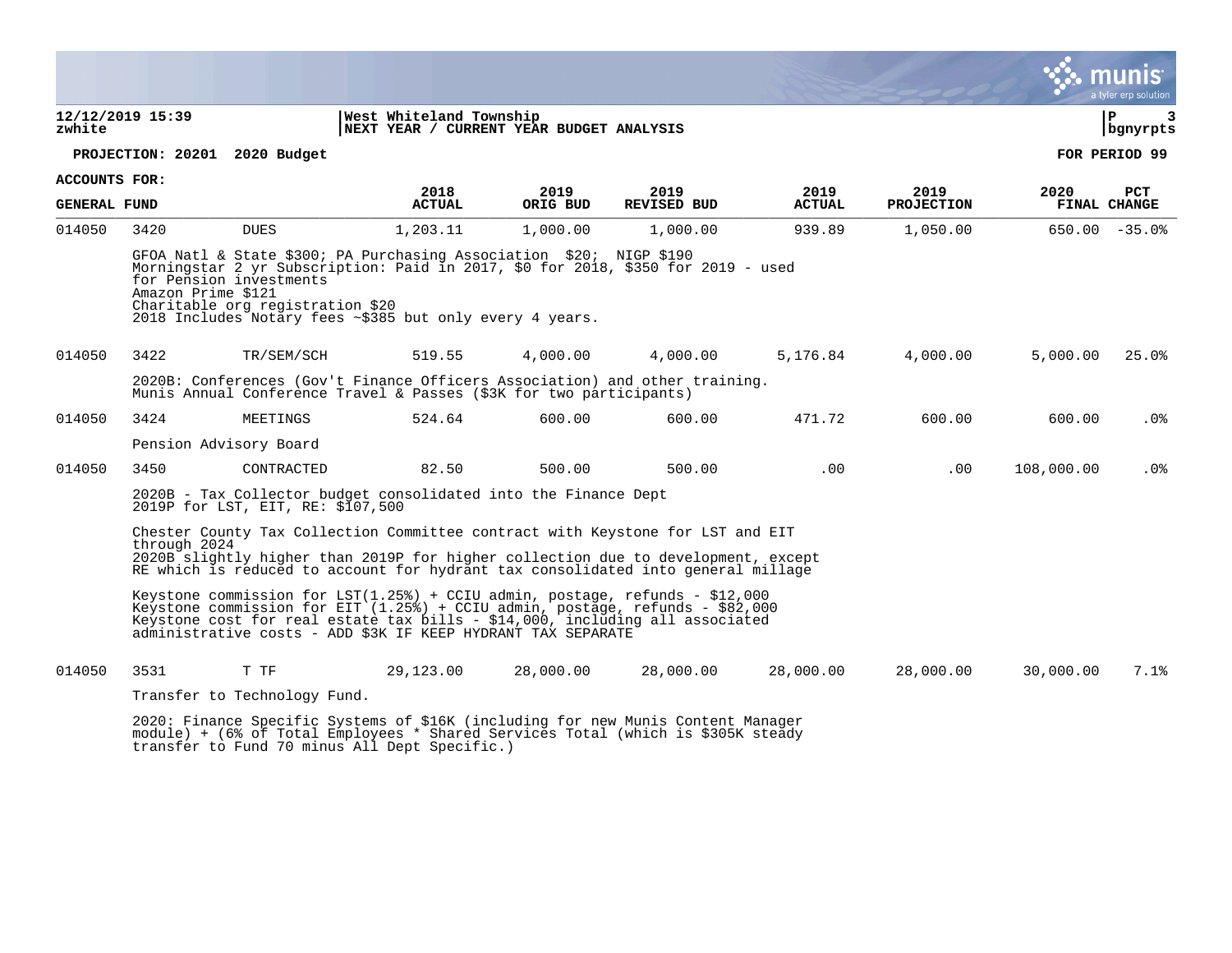**12/12/2019 15:39** | **West Whiteland Township**
**zwhite** | **NEXT YEAR / CURRENT YEAR BUDGET ANALYSIS**

**PROJECTION: 20201 2020 Budget** **FOR PERIOD 99**

**ACCOUNTS FOR:**

| GENERAL FUND | | | 2018 ACTUAL | 2019 ORIG BUD | 2019 REVISED BUD | 2019 ACTUAL | 2019 PROJECTION | 2020 FINAL | PCT CHANGE |
|---|---|---|---|---|---|---|---|---|---|
| 014050 | 3420 | DUES | 1,203.11 | 1,000.00 | 1,000.00 | 939.89 | 1,050.00 | 650.00 | -35.0% |

GFOA Natl & State $300; PA Purchasing Association $20; NIGP $190
Morningstar 2 yr Subscription: Paid in 2017, $0 for 2018, $350 for 2019 - used for Pension investments
Amazon Prime $121
Charitable org registration $20
2018 Includes Notary fees ~$385 but only every 4 years.

| GENERAL FUND | | | 2018 ACTUAL | 2019 ORIG BUD | 2019 REVISED BUD | 2019 ACTUAL | 2019 PROJECTION | 2020 FINAL | PCT CHANGE |
|---|---|---|---|---|---|---|---|---|---|
| 014050 | 3422 | TR/SEM/SCH | 519.55 | 4,000.00 | 4,000.00 | 5,176.84 | 4,000.00 | 5,000.00 | 25.0% |

2020B: Conferences (Gov't Finance Officers Association) and other training.
Munis Annual Conference Travel & Passes ($3K for two participants)

| GENERAL FUND | | | 2018 ACTUAL | 2019 ORIG BUD | 2019 REVISED BUD | 2019 ACTUAL | 2019 PROJECTION | 2020 FINAL | PCT CHANGE |
|---|---|---|---|---|---|---|---|---|---|
| 014050 | 3424 | MEETINGS | 524.64 | 600.00 | 600.00 | 471.72 | 600.00 | 600.00 | .0% |

Pension Advisory Board

| GENERAL FUND | | | 2018 ACTUAL | 2019 ORIG BUD | 2019 REVISED BUD | 2019 ACTUAL | 2019 PROJECTION | 2020 FINAL | PCT CHANGE |
|---|---|---|---|---|---|---|---|---|---|
| 014050 | 3450 | CONTRACTED | 82.50 | 500.00 | 500.00 | .00 | .00 | 108,000.00 | .0% |

2020B - Tax Collector budget consolidated into the Finance Dept
2019P for LST, EIT, RE: $107,500

Chester County Tax Collection Committee contract with Keystone for LST and EIT through 2024
2020B slightly higher than 2019P for higher collection due to development, except RE which is reduced to account for hydrant tax consolidated into general millage

Keystone commission for LST(1.25%) + CCIU admin, postage, refunds - $12,000
Keystone commission for EIT (1.25%) + CCIU admin, postage, refunds - $82,000
Keystone cost for real estate tax bills - $14,000, including all associated administrative costs - ADD $3K IF KEEP HYDRANT TAX SEPARATE

| GENERAL FUND | | | 2018 ACTUAL | 2019 ORIG BUD | 2019 REVISED BUD | 2019 ACTUAL | 2019 PROJECTION | 2020 FINAL | PCT CHANGE |
|---|---|---|---|---|---|---|---|---|---|
| 014050 | 3531 | T TF | 29,123.00 | 28,000.00 | 28,000.00 | 28,000.00 | 28,000.00 | 30,000.00 | 7.1% |

Transfer to Technology Fund.

2020: Finance Specific Systems of $16K (including for new Munis Content Manager module) + (6% of Total Employees * Shared Services Total (which is $305K steady transfer to Fund 70 minus All Dept Specific.)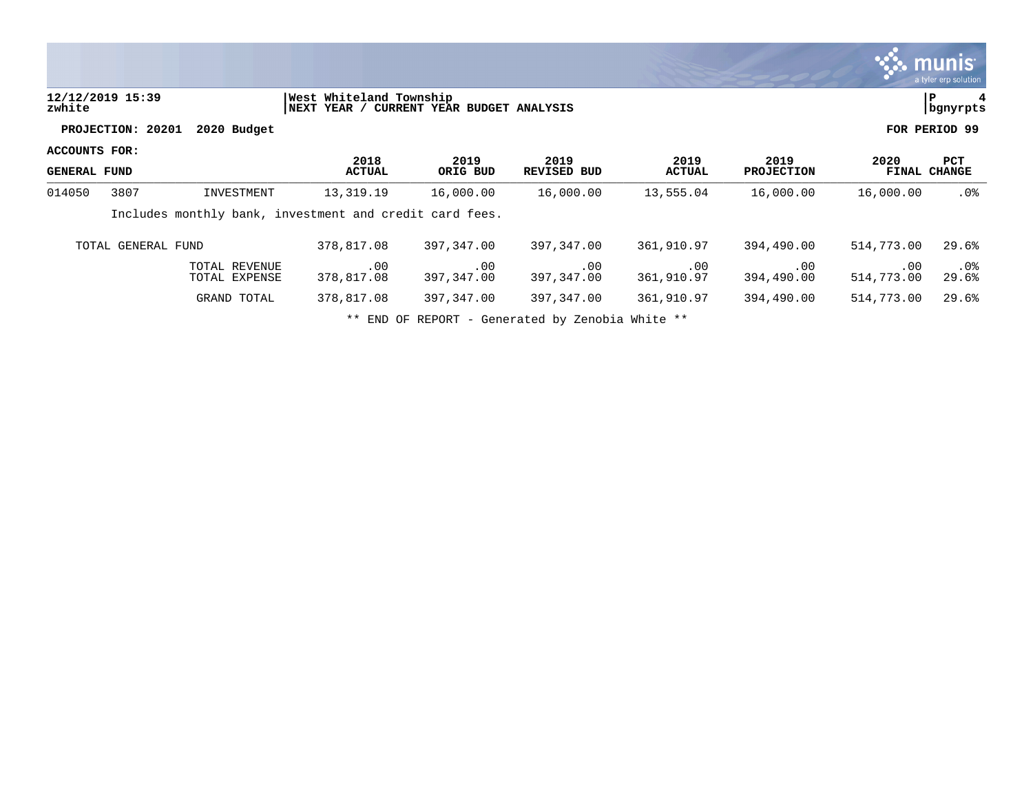**12/12/2019 15:39** | **West Whiteland Township**
**zwhite** | **NEXT YEAR / CURRENT YEAR BUDGET ANALYSIS**

**PROJECTION: 20201 2020 Budget** **FOR PERIOD 99**

**ACCOUNTS FOR:**

| GENERAL FUND | | | 2018 ACTUAL | 2019 ORIG BUD | 2019 REVISED BUD | 2019 ACTUAL | 2019 PROJECTION | 2020 FINAL | PCT CHANGE |
|---|---|---|---|---|---|---|---|---|---|
| 014050 | 3807 | INVESTMENT | 13,319.19 | 16,000.00 | 16,000.00 | 13,555.04 | 16,000.00 | 16,000.00 | .0% |
| | Includes monthly bank, investment and credit card fees. | | | | | | | | |
| TOTAL GENERAL FUND | | | 378,817.08 | 397,347.00 | 397,347.00 | 361,910.97 | 394,490.00 | 514,773.00 | 29.6% |
| | | TOTAL REVENUE | .00 | .00 | .00 | .00 | .00 | .00 | .0% |
| | | TOTAL EXPENSE | 378,817.08 | 397,347.00 | 397,347.00 | 361,910.97 | 394,490.00 | 514,773.00 | 29.6% |
| | | GRAND TOTAL | 378,817.08 | 397,347.00 | 397,347.00 | 361,910.97 | 394,490.00 | 514,773.00 | 29.6% |

** END OF REPORT - Generated by Zenobia White **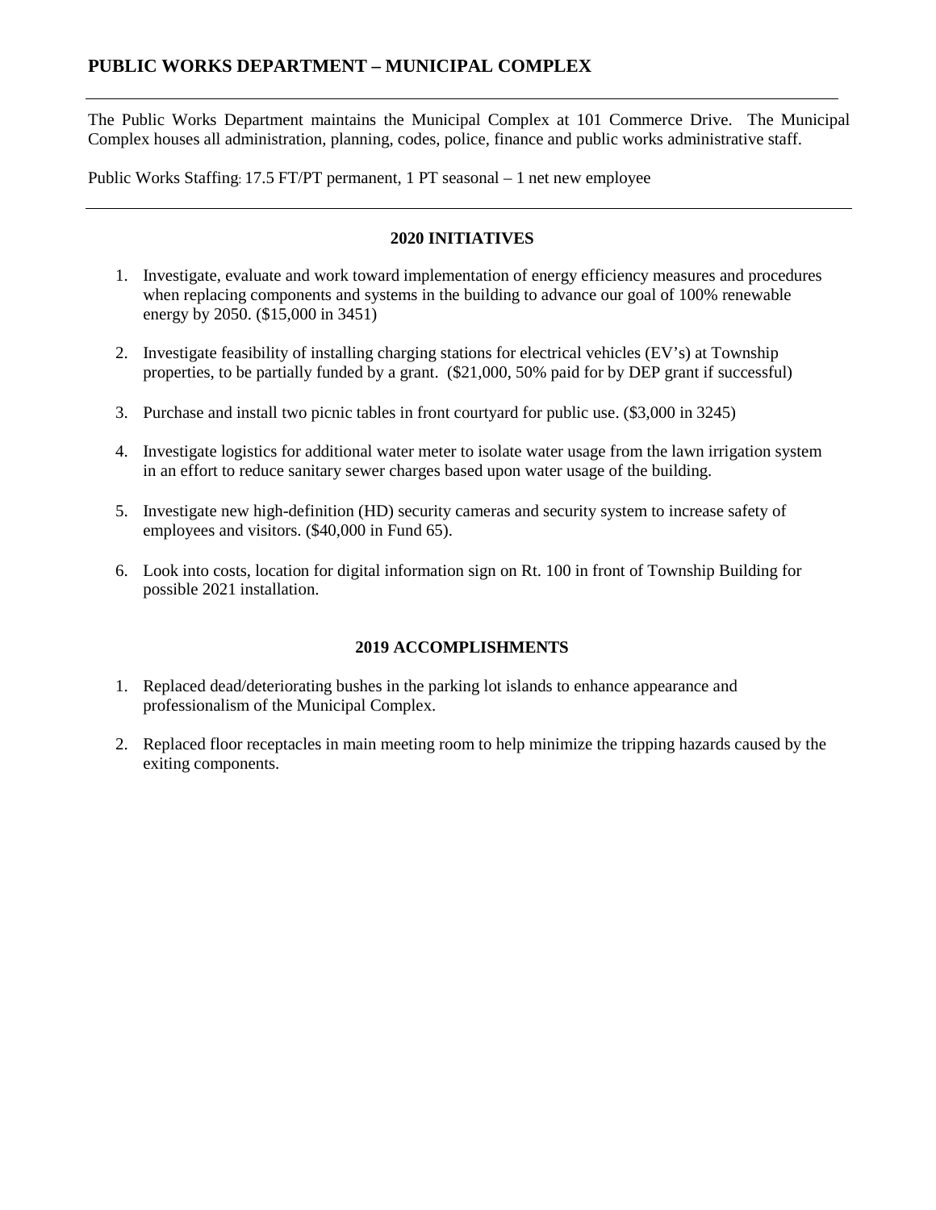# PUBLIC WORKS DEPARTMENT – MUNICIPAL COMPLEX

The Public Works Department maintains the Municipal Complex at 101 Commerce Drive. The Municipal Complex houses all administration, planning, codes, police, finance and public works administrative staff.

Public Works Staffing: 17.5 FT/PT permanent, 1 PT seasonal – 1 net new employee

---

### 2020 INITIATIVES

1. Investigate, evaluate and work toward implementation of energy efficiency measures and procedures when replacing components and systems in the building to advance our goal of 100% renewable energy by 2050. ($15,000 in 3451)

2. Investigate feasibility of installing charging stations for electrical vehicles (EV's) at Township properties, to be partially funded by a grant. ($21,000, 50% paid for by DEP grant if successful)

3. Purchase and install two picnic tables in front courtyard for public use. ($3,000 in 3245)

4. Investigate logistics for additional water meter to isolate water usage from the lawn irrigation system in an effort to reduce sanitary sewer charges based upon water usage of the building.

5. Investigate new high-definition (HD) security cameras and security system to increase safety of employees and visitors. ($40,000 in Fund 65).

6. Look into costs, location for digital information sign on Rt. 100 in front of Township Building for possible 2021 installation.

### 2019 ACCOMPLISHMENTS

1. Replaced dead/deteriorating bushes in the parking lot islands to enhance appearance and professionalism of the Municipal Complex.

2. Replaced floor receptacles in main meeting room to help minimize the tripping hazards caused by the exiting components.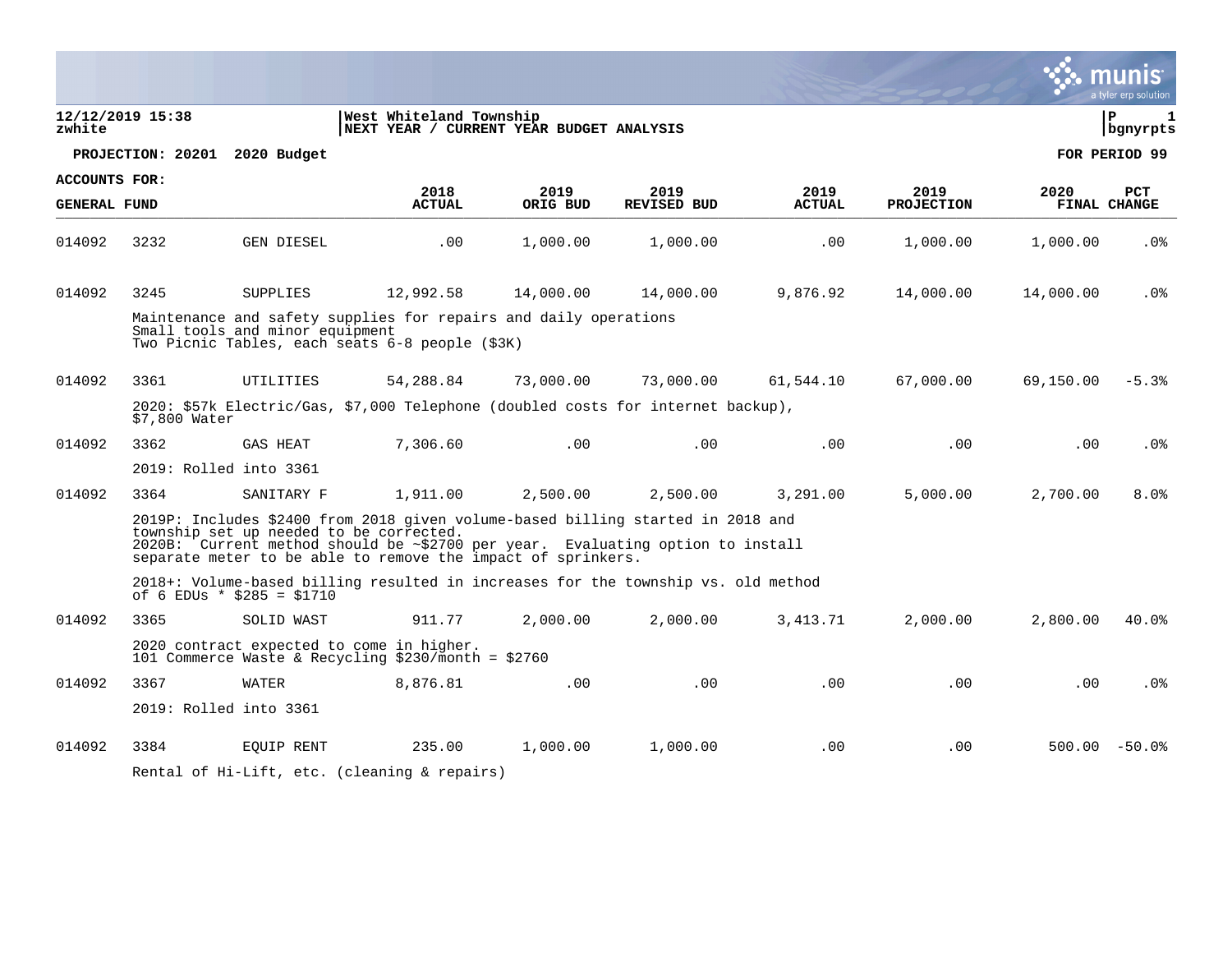**West Whiteland Township**
**NEXT YEAR / CURRENT YEAR BUDGET ANALYSIS**

12/12/2019 15:38
zwhite

P 1
bgnyrpts

**PROJECTION: 20201 2020 Budget** **FOR PERIOD 99**

**ACCOUNTS FOR:**
**GENERAL FUND**

| | | | 2018 ACTUAL | 2019 ORIG BUD | 2019 REVISED BUD | 2019 ACTUAL | 2019 PROJECTION | 2020 FINAL | PCT CHANGE |
|---|---|---|---|---|---|---|---|---|---|
| 014092 | 3232 | GEN DIESEL | .00 | 1,000.00 | 1,000.00 | .00 | 1,000.00 | 1,000.00 | .0% |
| 014092 | 3245 | SUPPLIES | 12,992.58 | 14,000.00 | 14,000.00 | 9,876.92 | 14,000.00 | 14,000.00 | .0% |
| | | Maintenance and safety supplies for repairs and daily operations<br>Small tools and minor equipment<br>Two Picnic Tables, each seats 6-8 people ($3K) | | | | | | | |
| 014092 | 3361 | UTILITIES | 54,288.84 | 73,000.00 | 73,000.00 | 61,544.10 | 67,000.00 | 69,150.00 | -5.3% |
| | | 2020: $57k Electric/Gas, $7,000 Telephone (doubled costs for internet backup), $7,800 Water | | | | | | | |
| 014092 | 3362 | GAS HEAT | 7,306.60 | .00 | .00 | .00 | .00 | .00 | .0% |
| | | 2019: Rolled into 3361 | | | | | | | |
| 014092 | 3364 | SANITARY F | 1,911.00 | 2,500.00 | 2,500.00 | 3,291.00 | 5,000.00 | 2,700.00 | 8.0% |
| | | 2019P: Includes $2400 from 2018 given volume-based billing started in 2018 and township set up needed to be corrected.<br>2020B: Current method should be ~$2700 per year. Evaluating option to install separate meter to be able to remove the impact of sprinkers.<br>2018+: Volume-based billing resulted in increases for the township vs. old method of 6 EDUs * $285 = $1710 | | | | | | | |
| 014092 | 3365 | SOLID WAST | 911.77 | 2,000.00 | 2,000.00 | 3,413.71 | 2,000.00 | 2,800.00 | 40.0% |
| | | 2020 contract expected to come in higher.<br>101 Commerce Waste & Recycling $230/month = $2760 | | | | | | | |
| 014092 | 3367 | WATER | 8,876.81 | .00 | .00 | .00 | .00 | .00 | .0% |
| | | 2019: Rolled into 3361 | | | | | | | |
| 014092 | 3384 | EQUIP RENT | 235.00 | 1,000.00 | 1,000.00 | .00 | .00 | 500.00 | -50.0% |
| | | Rental of Hi-Lift, etc. (cleaning & repairs) | | | | | | | |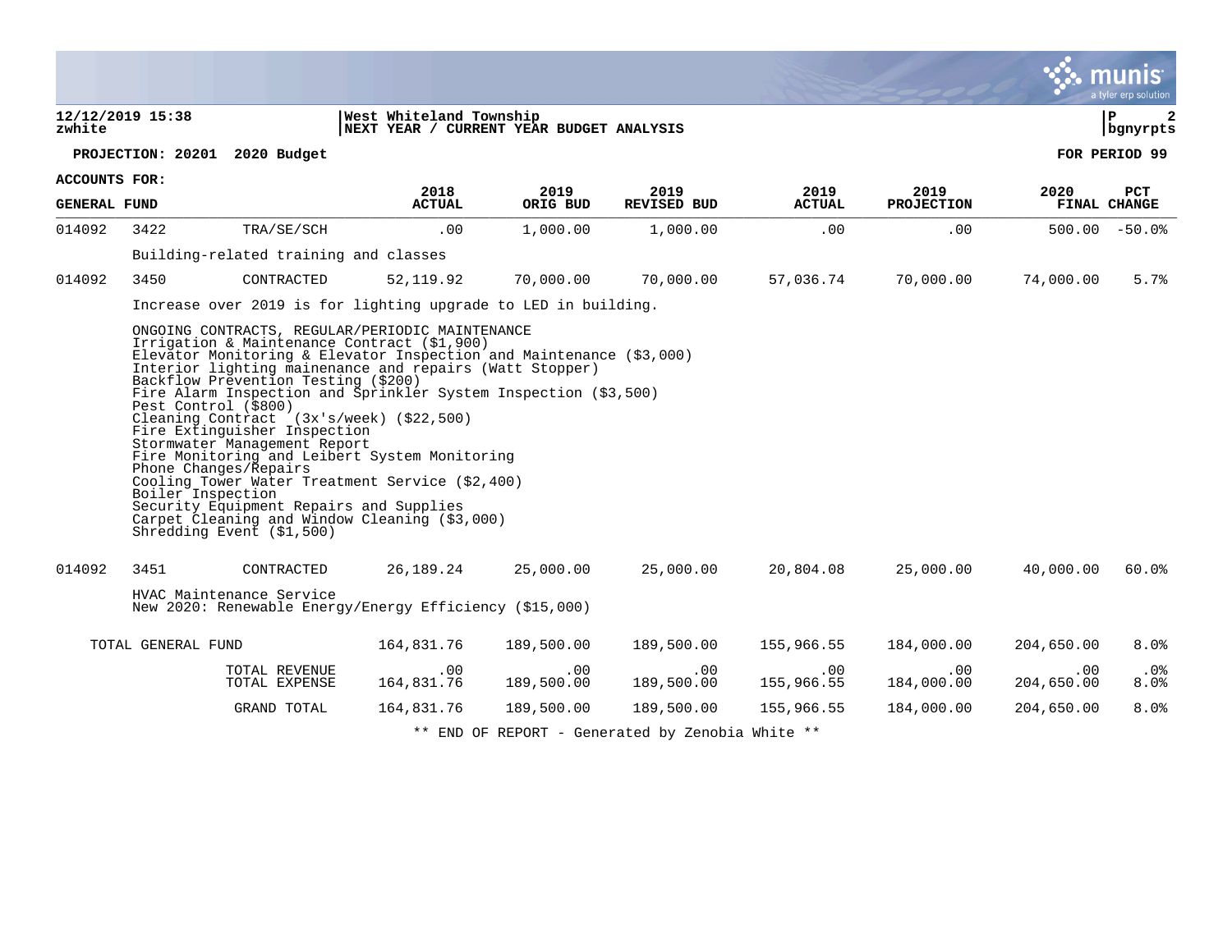12/12/2019 15:38 zwhite | West Whiteland Township | NEXT YEAR / CURRENT YEAR BUDGET ANALYSIS | P 2 bgnyrpts

**PROJECTION: 20201 2020 Budget** — **FOR PERIOD 99**

**ACCOUNTS FOR:**

| GENERAL FUND | | | 2018 ACTUAL | 2019 ORIG BUD | 2019 REVISED BUD | 2019 ACTUAL | 2019 PROJECTION | 2020 FINAL | PCT CHANGE |
|---|---|---|---|---|---|---|---|---|---|
| 014092 | 3422 | TRA/SE/SCH | .00 | 1,000.00 | 1,000.00 | .00 | .00 | 500.00 | -50.0% |

Building-related training and classes

| | | | | | | | | | |
|---|---|---|---|---|---|---|---|---|---|
| 014092 | 3450 | CONTRACTED | 52,119.92 | 70,000.00 | 70,000.00 | 57,036.74 | 70,000.00 | 74,000.00 | 5.7% |

Increase over 2019 is for lighting upgrade to LED in building.

ONGOING CONTRACTS, REGULAR/PERIODIC MAINTENANCE
Irrigation & Maintenance Contract ($1,900)
Elevator Monitoring & Elevator Inspection and Maintenance ($3,000)
Interior lighting mainenance and repairs (Watt Stopper)
Backflow Prevention Testing ($200)
Fire Alarm Inspection and Sprinkler System Inspection ($3,500)
Pest Control ($800)
Cleaning Contract (3x's/week) ($22,500)
Fire Extinguisher Inspection
Stormwater Management Report
Fire Monitoring and Leibert System Monitoring
Phone Changes/Repairs
Cooling Tower Water Treatment Service ($2,400)
Boiler Inspection
Security Equipment Repairs and Supplies
Carpet Cleaning and Window Cleaning ($3,000)
Shredding Event ($1,500)

| | | | | | | | | | |
|---|---|---|---|---|---|---|---|---|---|
| 014092 | 3451 | CONTRACTED | 26,189.24 | 25,000.00 | 25,000.00 | 20,804.08 | 25,000.00 | 40,000.00 | 60.0% |

HVAC Maintenance Service
New 2020: Renewable Energy/Energy Efficiency ($15,000)

| | | | | | | | | | |
|---|---|---|---|---|---|---|---|---|---|
| TOTAL GENERAL FUND | | | 164,831.76 | 189,500.00 | 189,500.00 | 155,966.55 | 184,000.00 | 204,650.00 | 8.0% |
| | | TOTAL REVENUE | .00 | .00 | .00 | .00 | .00 | .00 | .0% |
| | | TOTAL EXPENSE | 164,831.76 | 189,500.00 | 189,500.00 | 155,966.55 | 184,000.00 | 204,650.00 | 8.0% |
| | | GRAND TOTAL | 164,831.76 | 189,500.00 | 189,500.00 | 155,966.55 | 184,000.00 | 204,650.00 | 8.0% |

** END OF REPORT - Generated by Zenobia White **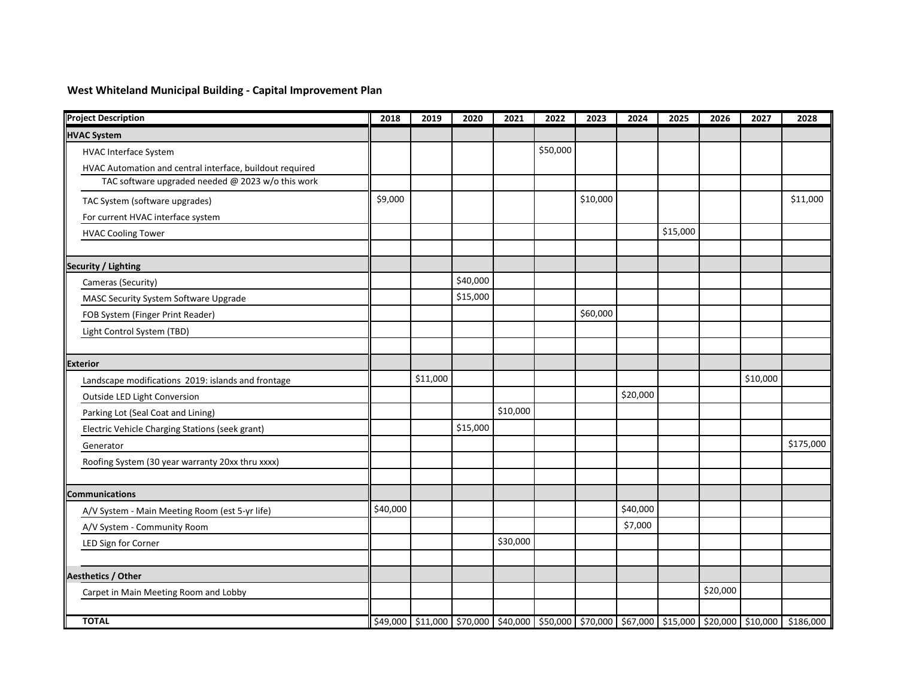## West Whiteland Municipal Building - Capital Improvement Plan

| Project Description | 2018 | 2019 | 2020 | 2021 | 2022 | 2023 | 2024 | 2025 | 2026 | 2027 | 2028 |
|---|---|---|---|---|---|---|---|---|---|---|---|
| **HVAC System** | | | | | | | | | | | |
| HVAC Interface System | | | | | $50,000 | | | | | | |
| HVAC Automation and central interface, buildout required | | | | | | | | | | | |
| TAC software upgraded needed @ 2023 w/o this work | | | | | | | | | | | |
| TAC System (software upgrades) | $9,000 | | | | | $10,000 | | | | | $11,000 |
| For current HVAC interface system | | | | | | | | | | | |
| HVAC Cooling Tower | | | | | | | | $15,000 | | | |
| | | | | | | | | | | | |
| **Security / Lighting** | | | | | | | | | | | |
| Cameras (Security) | | | $40,000 | | | | | | | | |
| MASC Security System Software Upgrade | | | $15,000 | | | | | | | | |
| FOB System (Finger Print Reader) | | | | | | $60,000 | | | | | |
| Light Control System (TBD) | | | | | | | | | | | |
| | | | | | | | | | | | |
| **Exterior** | | | | | | | | | | | |
| Landscape modifications 2019: islands and frontage | | $11,000 | | | | | | | | $10,000 | |
| Outside LED Light Conversion | | | | | | | $20,000 | | | | |
| Parking Lot (Seal Coat and Lining) | | | | $10,000 | | | | | | | |
| Electric Vehicle Charging Stations (seek grant) | | | $15,000 | | | | | | | | |
| Generator | | | | | | | | | | | $175,000 |
| Roofing System (30 year warranty 20xx thru xxxx) | | | | | | | | | | | |
| | | | | | | | | | | | |
| **Communications** | | | | | | | | | | | |
| A/V System - Main Meeting Room (est 5-yr life) | $40,000 | | | | | | $40,000 | | | | |
| A/V System - Community Room | | | | | | | $7,000 | | | | |
| LED Sign for Corner | | | | $30,000 | | | | | | | |
| | | | | | | | | | | | |
| **Aesthetics / Other** | | | | | | | | | | | |
| Carpet in Main Meeting Room and Lobby | | | | | | | | | $20,000 | | |
| | | | | | | | | | | | |
| **TOTAL** | $49,000 | $11,000 | $70,000 | $40,000 | $50,000 | $70,000 | $67,000 | $15,000 | $20,000 | $10,000 | $186,000 |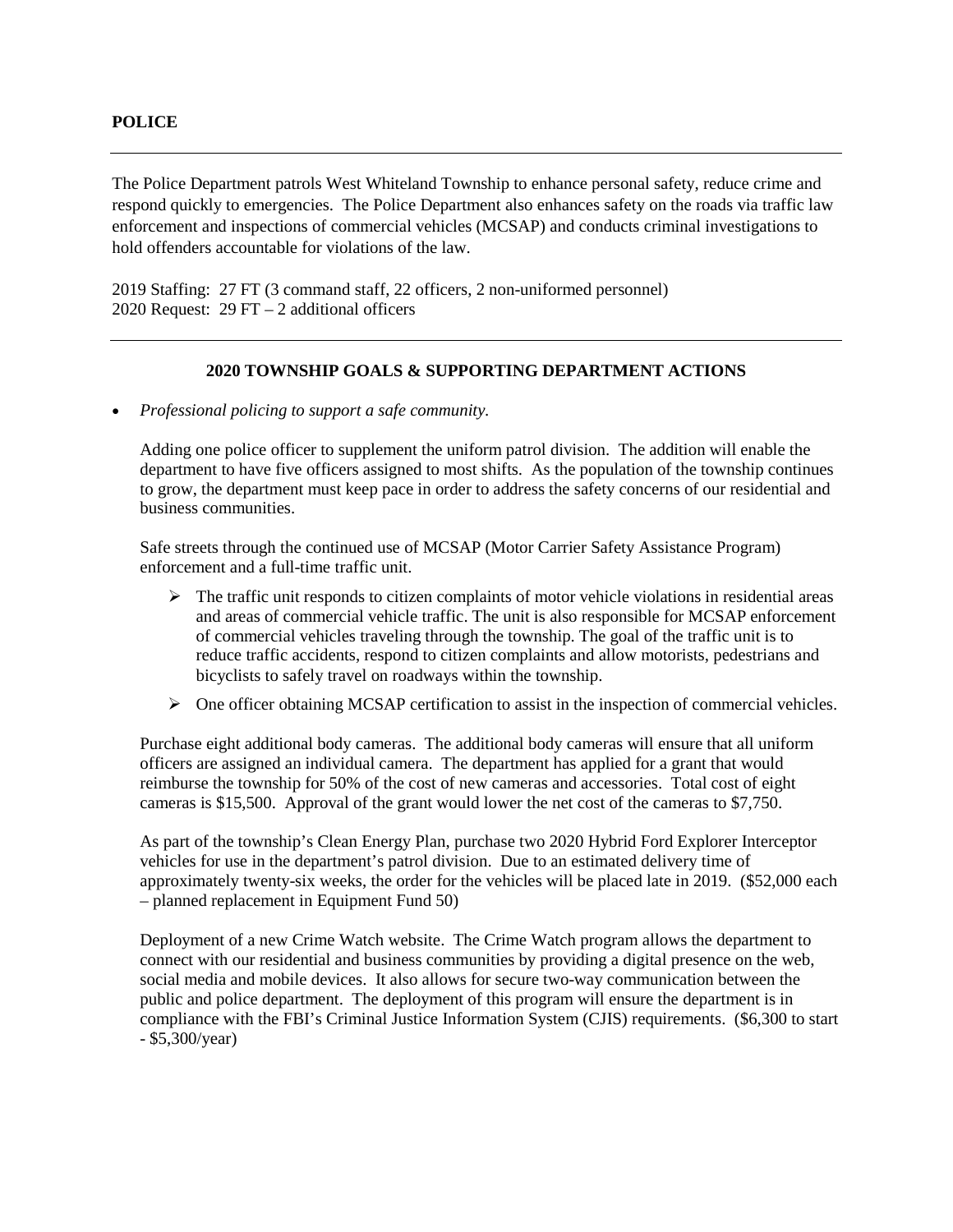## POLICE

---

The Police Department patrols West Whiteland Township to enhance personal safety, reduce crime and respond quickly to emergencies. The Police Department also enhances safety on the roads via traffic law enforcement and inspections of commercial vehicles (MCSAP) and conducts criminal investigations to hold offenders accountable for violations of the law.

2019 Staffing: 27 FT (3 command staff, 22 officers, 2 non-uniformed personnel)
2020 Request: 29 FT – 2 additional officers

---

### 2020 TOWNSHIP GOALS & SUPPORTING DEPARTMENT ACTIONS

- *Professional policing to support a safe community.*

  Adding one police officer to supplement the uniform patrol division. The addition will enable the department to have five officers assigned to most shifts. As the population of the township continues to grow, the department must keep pace in order to address the safety concerns of our residential and business communities.

  Safe streets through the continued use of MCSAP (Motor Carrier Safety Assistance Program) enforcement and a full-time traffic unit.

  - The traffic unit responds to citizen complaints of motor vehicle violations in residential areas and areas of commercial vehicle traffic. The unit is also responsible for MCSAP enforcement of commercial vehicles traveling through the township. The goal of the traffic unit is to reduce traffic accidents, respond to citizen complaints and allow motorists, pedestrians and bicyclists to safely travel on roadways within the township.
  - One officer obtaining MCSAP certification to assist in the inspection of commercial vehicles.

  Purchase eight additional body cameras. The additional body cameras will ensure that all uniform officers are assigned an individual camera. The department has applied for a grant that would reimburse the township for 50% of the cost of new cameras and accessories. Total cost of eight cameras is $15,500. Approval of the grant would lower the net cost of the cameras to $7,750.

  As part of the township's Clean Energy Plan, purchase two 2020 Hybrid Ford Explorer Interceptor vehicles for use in the department's patrol division. Due to an estimated delivery time of approximately twenty-six weeks, the order for the vehicles will be placed late in 2019. ($52,000 each – planned replacement in Equipment Fund 50)

  Deployment of a new Crime Watch website. The Crime Watch program allows the department to connect with our residential and business communities by providing a digital presence on the web, social media and mobile devices. It also allows for secure two-way communication between the public and police department. The deployment of this program will ensure the department is in compliance with the FBI's Criminal Justice Information System (CJIS) requirements. ($6,300 to start - $5,300/year)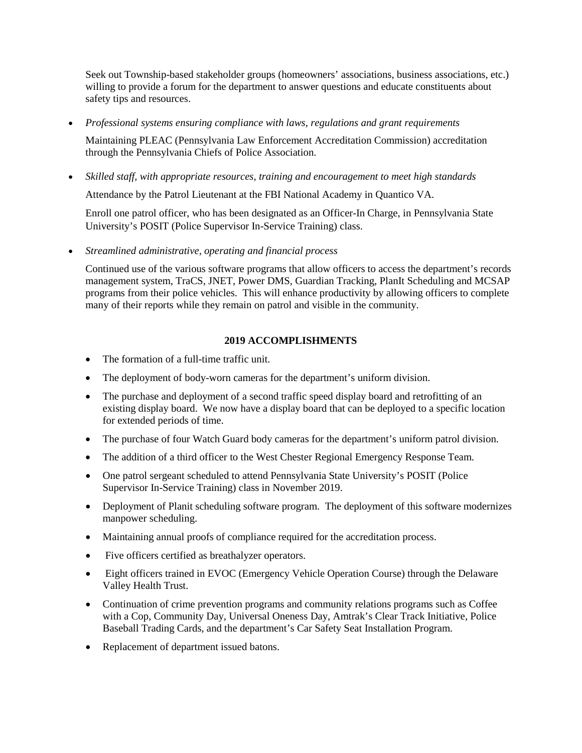Seek out Township-based stakeholder groups (homeowners' associations, business associations, etc.) willing to provide a forum for the department to answer questions and educate constituents about safety tips and resources.

- *Professional systems ensuring compliance with laws, regulations and grant requirements*

  Maintaining PLEAC (Pennsylvania Law Enforcement Accreditation Commission) accreditation through the Pennsylvania Chiefs of Police Association.

- *Skilled staff, with appropriate resources, training and encouragement to meet high standards*

  Attendance by the Patrol Lieutenant at the FBI National Academy in Quantico VA.

  Enroll one patrol officer, who has been designated as an Officer-In Charge, in Pennsylvania State University's POSIT (Police Supervisor In-Service Training) class.

- *Streamlined administrative, operating and financial process*

  Continued use of the various software programs that allow officers to access the department's records management system, TraCS, JNET, Power DMS, Guardian Tracking, PlanIt Scheduling and MCSAP programs from their police vehicles. This will enhance productivity by allowing officers to complete many of their reports while they remain on patrol and visible in the community.

## 2019 ACCOMPLISHMENTS

- The formation of a full-time traffic unit.
- The deployment of body-worn cameras for the department's uniform division.
- The purchase and deployment of a second traffic speed display board and retrofitting of an existing display board. We now have a display board that can be deployed to a specific location for extended periods of time.
- The purchase of four Watch Guard body cameras for the department's uniform patrol division.
- The addition of a third officer to the West Chester Regional Emergency Response Team.
- One patrol sergeant scheduled to attend Pennsylvania State University's POSIT (Police Supervisor In-Service Training) class in November 2019.
- Deployment of Planit scheduling software program. The deployment of this software modernizes manpower scheduling.
- Maintaining annual proofs of compliance required for the accreditation process.
- Five officers certified as breathalyzer operators.
- Eight officers trained in EVOC (Emergency Vehicle Operation Course) through the Delaware Valley Health Trust.
- Continuation of crime prevention programs and community relations programs such as Coffee with a Cop, Community Day, Universal Oneness Day, Amtrak's Clear Track Initiative, Police Baseball Trading Cards, and the department's Car Safety Seat Installation Program.
- Replacement of department issued batons.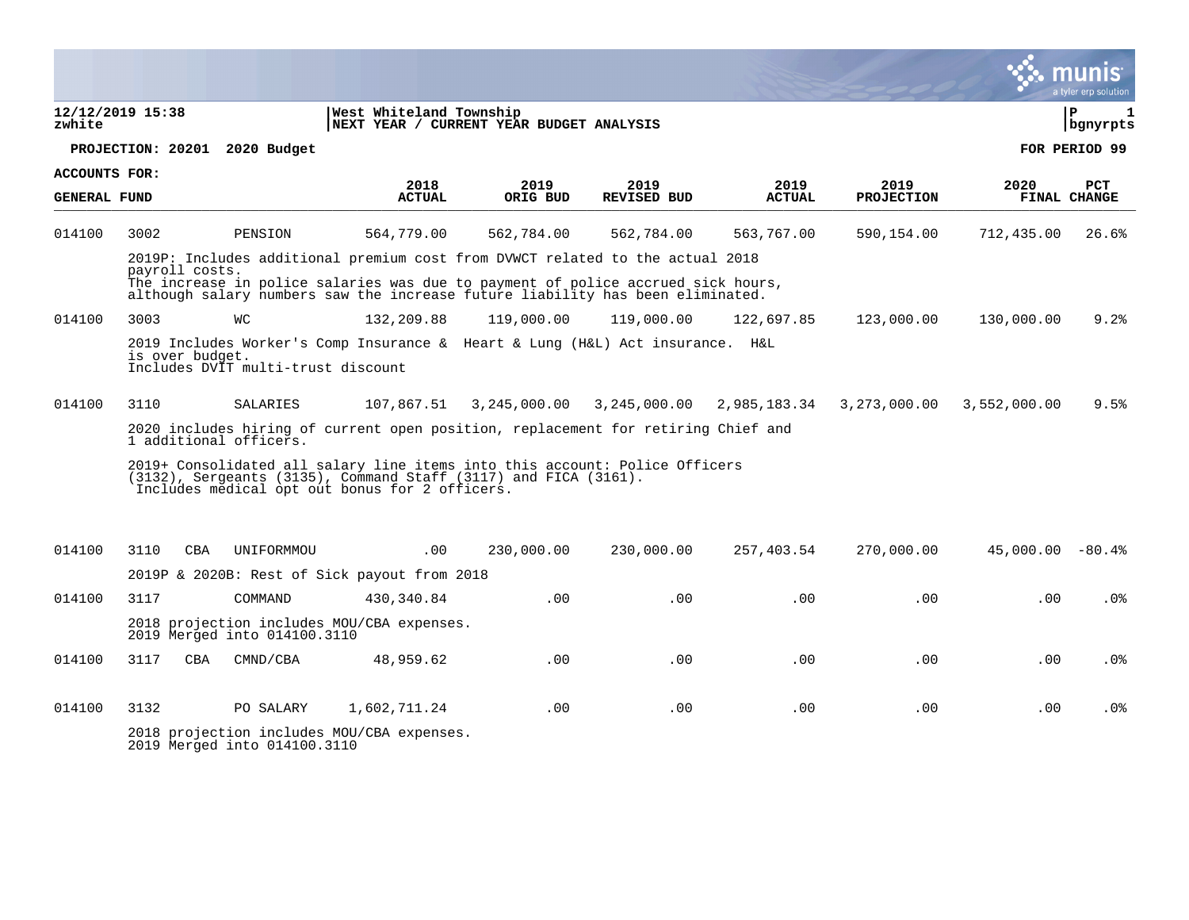12/12/2019 15:38
zwhite

West Whiteland Township
NEXT YEAR / CURRENT YEAR BUDGET ANALYSIS

P 1
bgnyrpts

PROJECTION: 20201 2020 Budget

FOR PERIOD 99

ACCOUNTS FOR:
GENERAL FUND

| | | | | 2018 ACTUAL | 2019 ORIG BUD | 2019 REVISED BUD | 2019 ACTUAL | 2019 PROJECTION | 2020 FINAL | PCT CHANGE |
|---|---|---|---|---|---|---|---|---|---|---|
| 014100 | 3002 | | PENSION | 564,779.00 | 562,784.00 | 562,784.00 | 563,767.00 | 590,154.00 | 712,435.00 | 26.6% |
| | 2019P: Includes additional premium cost from DVWCT related to the actual 2018 payroll costs. The increase in police salaries was due to payment of police accrued sick hours, although salary numbers saw the increase future liability has been eliminated. | | | | | | | | | |
| 014100 | 3003 | | WC | 132,209.88 | 119,000.00 | 119,000.00 | 122,697.85 | 123,000.00 | 130,000.00 | 9.2% |
| | 2019 Includes Worker's Comp Insurance & Heart & Lung (H&L) Act insurance. H&L is over budget. Includes DVIT multi-trust discount | | | | | | | | | |
| 014100 | 3110 | | SALARIES | 107,867.51 | 3,245,000.00 | 3,245,000.00 | 2,985,183.34 | 3,273,000.00 | 3,552,000.00 | 9.5% |
| | 2020 includes hiring of current open position, replacement for retiring Chief and 1 additional officers. 2019+ Consolidated all salary line items into this account: Police Officers (3132), Sergeants (3135), Command Staff (3117) and FICA (3161). Includes medical opt out bonus for 2 officers. | | | | | | | | | |
| 014100 | 3110 | CBA | UNIFORMMOU | .00 | 230,000.00 | 230,000.00 | 257,403.54 | 270,000.00 | 45,000.00 | -80.4% |
| | 2019P & 2020B: Rest of Sick payout from 2018 | | | | | | | | | |
| 014100 | 3117 | | COMMAND | 430,340.84 | .00 | .00 | .00 | .00 | .00 | .0% |
| | 2018 projection includes MOU/CBA expenses. 2019 Merged into 014100.3110 | | | | | | | | | |
| 014100 | 3117 | CBA | CMND/CBA | 48,959.62 | .00 | .00 | .00 | .00 | .00 | .0% |
| 014100 | 3132 | | PO SALARY | 1,602,711.24 | .00 | .00 | .00 | .00 | .00 | .0% |
| | 2018 projection includes MOU/CBA expenses. 2019 Merged into 014100.3110 | | | | | | | | | |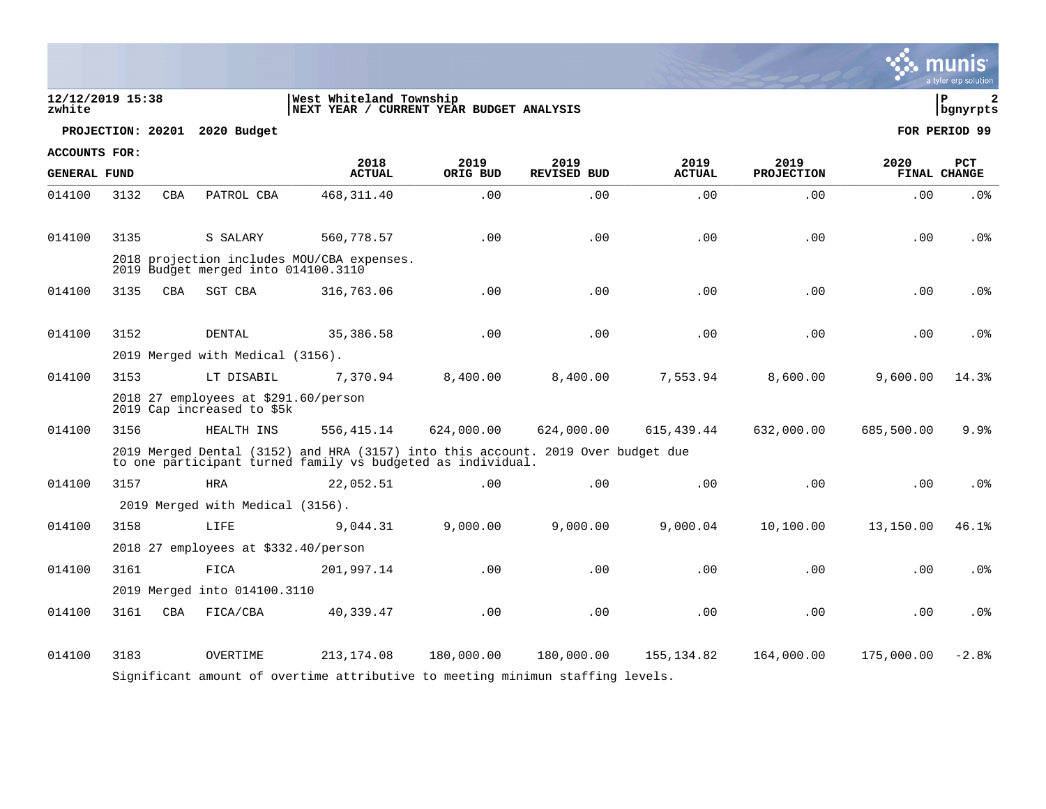**West Whiteland Township**
**NEXT YEAR / CURRENT YEAR BUDGET ANALYSIS**

12/12/2019 15:38
zwhite

**PROJECTION: 20201 2020 Budget** — **FOR PERIOD 99**

**ACCOUNTS FOR: GENERAL FUND**

| | | | | 2018 ACTUAL | 2019 ORIG BUD | 2019 REVISED BUD | 2019 ACTUAL | 2019 PROJECTION | 2020 FINAL | PCT CHANGE |
|---|---|---|---|---|---|---|---|---|---|---|
| 014100 | 3132 | CBA | PATROL CBA | 468,311.40 | .00 | .00 | .00 | .00 | .00 | .0% |
| 014100 | 3135 | | S SALARY | 560,778.57 | .00 | .00 | .00 | .00 | .00 | .0% |
| | 2018 projection includes MOU/CBA expenses. 2019 Budget merged into 014100.3110 | | | | | | | | | |
| 014100 | 3135 | CBA | SGT CBA | 316,763.06 | .00 | .00 | .00 | .00 | .00 | .0% |
| 014100 | 3152 | | DENTAL | 35,386.58 | .00 | .00 | .00 | .00 | .00 | .0% |
| | 2019 Merged with Medical (3156). | | | | | | | | | |
| 014100 | 3153 | | LT DISABIL | 7,370.94 | 8,400.00 | 8,400.00 | 7,553.94 | 8,600.00 | 9,600.00 | 14.3% |
| | 2018 27 employees at $291.60/person 2019 Cap increased to $5k | | | | | | | | | |
| 014100 | 3156 | | HEALTH INS | 556,415.14 | 624,000.00 | 624,000.00 | 615,439.44 | 632,000.00 | 685,500.00 | 9.9% |
| | 2019 Merged Dental (3152) and HRA (3157) into this account. 2019 Over budget due to one participant turned family vs budgeted as individual. | | | | | | | | | |
| 014100 | 3157 | | HRA | 22,052.51 | .00 | .00 | .00 | .00 | .00 | .0% |
| | 2019 Merged with Medical (3156). | | | | | | | | | |
| 014100 | 3158 | | LIFE | 9,044.31 | 9,000.00 | 9,000.00 | 9,000.04 | 10,100.00 | 13,150.00 | 46.1% |
| | 2018 27 employees at $332.40/person | | | | | | | | | |
| 014100 | 3161 | | FICA | 201,997.14 | .00 | .00 | .00 | .00 | .00 | .0% |
| | 2019 Merged into 014100.3110 | | | | | | | | | |
| 014100 | 3161 | CBA | FICA/CBA | 40,339.47 | .00 | .00 | .00 | .00 | .00 | .0% |
| 014100 | 3183 | | OVERTIME | 213,174.08 | 180,000.00 | 180,000.00 | 155,134.82 | 164,000.00 | 175,000.00 | -2.8% |
| | Significant amount of overtime attributive to meeting minimun staffing levels. | | | | | | | | | |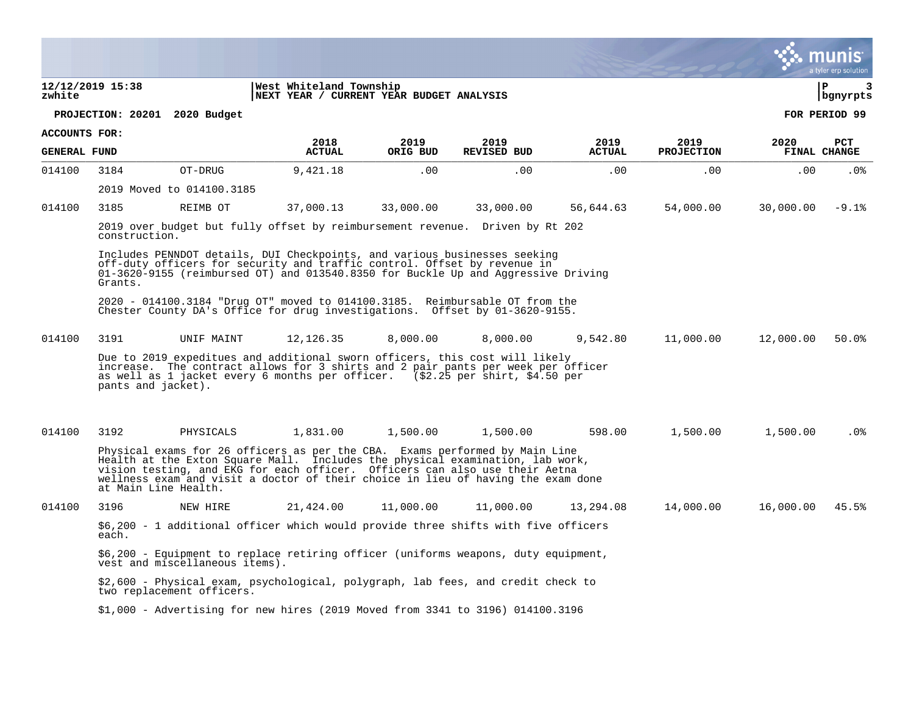**12/12/2019 15:38** | **West Whiteland Township**
**zwhite** | **NEXT YEAR / CURRENT YEAR BUDGET ANALYSIS**

**PROJECTION: 20201 2020 Budget** — **FOR PERIOD 99**

**ACCOUNTS FOR:**

| GENERAL FUND | | | 2018 ACTUAL | 2019 ORIG BUD | 2019 REVISED BUD | 2019 ACTUAL | 2019 PROJECTION | 2020 FINAL | PCT CHANGE |
|---|---|---|---|---|---|---|---|---|---|
| 014100 | 3184 | OT-DRUG | 9,421.18 | .00 | .00 | .00 | .00 | .00 | .0% |
| | | 2019 Moved to 014100.3185 | | | | | | | |
| 014100 | 3185 | REIMB OT | 37,000.13 | 33,000.00 | 33,000.00 | 56,644.63 | 54,000.00 | 30,000.00 | -9.1% |
| | | 2019 over budget but fully offset by reimbursement revenue. Driven by Rt 202 construction.<br><br>Includes PENNDOT details, DUI Checkpoints, and various businesses seeking off-duty officers for security and traffic control. Offset by revenue in 01-3620-9155 (reimbursed OT) and 013540.8350 for Buckle Up and Aggressive Driving Grants.<br><br>2020 - 014100.3184 "Drug OT" moved to 014100.3185. Reimbursable OT from the Chester County DA's Office for drug investigations. Offset by 01-3620-9155. | | | | | | | |
| 014100 | 3191 | UNIF MAINT | 12,126.35 | 8,000.00 | 8,000.00 | 9,542.80 | 11,000.00 | 12,000.00 | 50.0% |
| | | Due to 2019 expeditues and additional sworn officers, this cost will likely increase. The contract allows for 3 shirts and 2 pair pants per week per officer as well as 1 jacket every 6 months per officer. ($2.25 per shirt, $4.50 per pants and jacket). | | | | | | | |
| 014100 | 3192 | PHYSICALS | 1,831.00 | 1,500.00 | 1,500.00 | 598.00 | 1,500.00 | 1,500.00 | .0% |
| | | Physical exams for 26 officers as per the CBA. Exams performed by Main Line Health at the Exton Square Mall. Includes the physical examination, lab work, vision testing, and EKG for each officer. Officers can also use their Aetna wellness exam and visit a doctor of their choice in lieu of having the exam done at Main Line Health. | | | | | | | |
| 014100 | 3196 | NEW HIRE | 21,424.00 | 11,000.00 | 11,000.00 | 13,294.08 | 14,000.00 | 16,000.00 | 45.5% |
| | | $6,200 - 1 additional officer which would provide three shifts with five officers each.<br><br>$6,200 - Equipment to replace retiring officer (uniforms weapons, duty equipment, vest and miscellaneous items).<br><br>$2,600 - Physical exam, psychological, polygraph, lab fees, and credit check to two replacement officers.<br><br>$1,000 - Advertising for new hires (2019 Moved from 3341 to 3196) 014100.3196 | | | | | | | |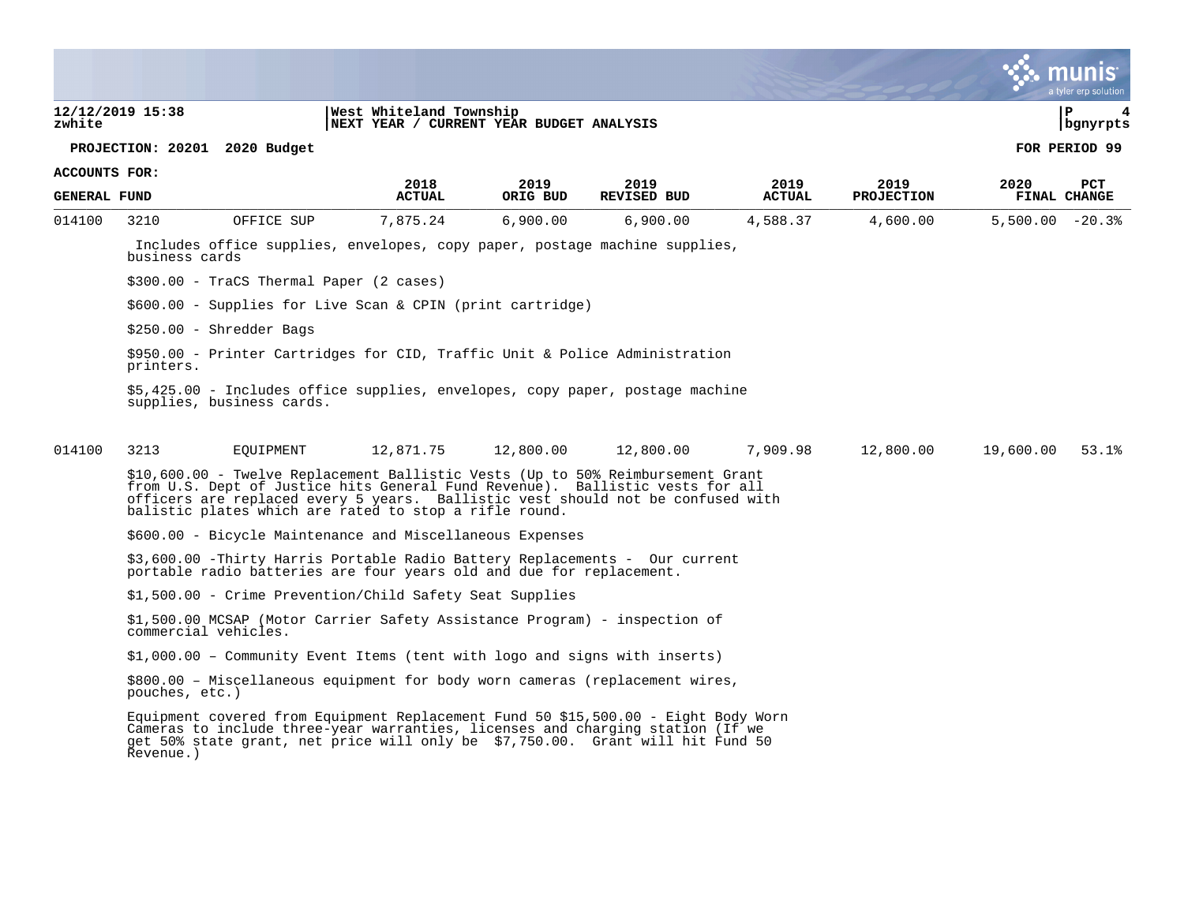**West Whiteland Township**
**NEXT YEAR / CURRENT YEAR BUDGET ANALYSIS**

12/12/2019 15:38
zwhite

**PROJECTION: 20201 2020 Budget** — **FOR PERIOD 99**

**ACCOUNTS FOR: GENERAL FUND**

| | | | 2018 ACTUAL | 2019 ORIG BUD | 2019 REVISED BUD | 2019 ACTUAL | 2019 PROJECTION | 2020 FINAL | PCT CHANGE |
|---|---|---|---|---|---|---|---|---|---|
| 014100 | 3210 | OFFICE SUP | 7,875.24 | 6,900.00 | 6,900.00 | 4,588.37 | 4,600.00 | 5,500.00 | -20.3% |

Includes office supplies, envelopes, copy paper, postage machine supplies, business cards

$300.00 - TraCS Thermal Paper (2 cases)

$600.00 - Supplies for Live Scan & CPIN (print cartridge)

$250.00 - Shredder Bags

$950.00 - Printer Cartridges for CID, Traffic Unit & Police Administration printers.

$5,425.00 - Includes office supplies, envelopes, copy paper, postage machine supplies, business cards.

| | | | 2018 ACTUAL | 2019 ORIG BUD | 2019 REVISED BUD | 2019 ACTUAL | 2019 PROJECTION | 2020 FINAL | PCT CHANGE |
|---|---|---|---|---|---|---|---|---|---|
| 014100 | 3213 | EQUIPMENT | 12,871.75 | 12,800.00 | 12,800.00 | 7,909.98 | 12,800.00 | 19,600.00 | 53.1% |

$10,600.00 - Twelve Replacement Ballistic Vests (Up to 50% Reimbursement Grant from U.S. Dept of Justice hits General Fund Revenue). Ballistic vests for all officers are replaced every 5 years. Ballistic vest should not be confused with balistic plates which are rated to stop a rifle round.

$600.00 - Bicycle Maintenance and Miscellaneous Expenses

$3,600.00 -Thirty Harris Portable Radio Battery Replacements - Our current portable radio batteries are four years old and due for replacement.

$1,500.00 - Crime Prevention/Child Safety Seat Supplies

$1,500.00 MCSAP (Motor Carrier Safety Assistance Program) - inspection of commercial vehicles.

$1,000.00 – Community Event Items (tent with logo and signs with inserts)

$800.00 – Miscellaneous equipment for body worn cameras (replacement wires, pouches, etc.)

Equipment covered from Equipment Replacement Fund 50 $15,500.00 - Eight Body Worn Cameras to include three-year warranties, licenses and charging station (If we get 50% state grant, net price will only be $7,750.00. Grant will hit Fund 50 Revenue.)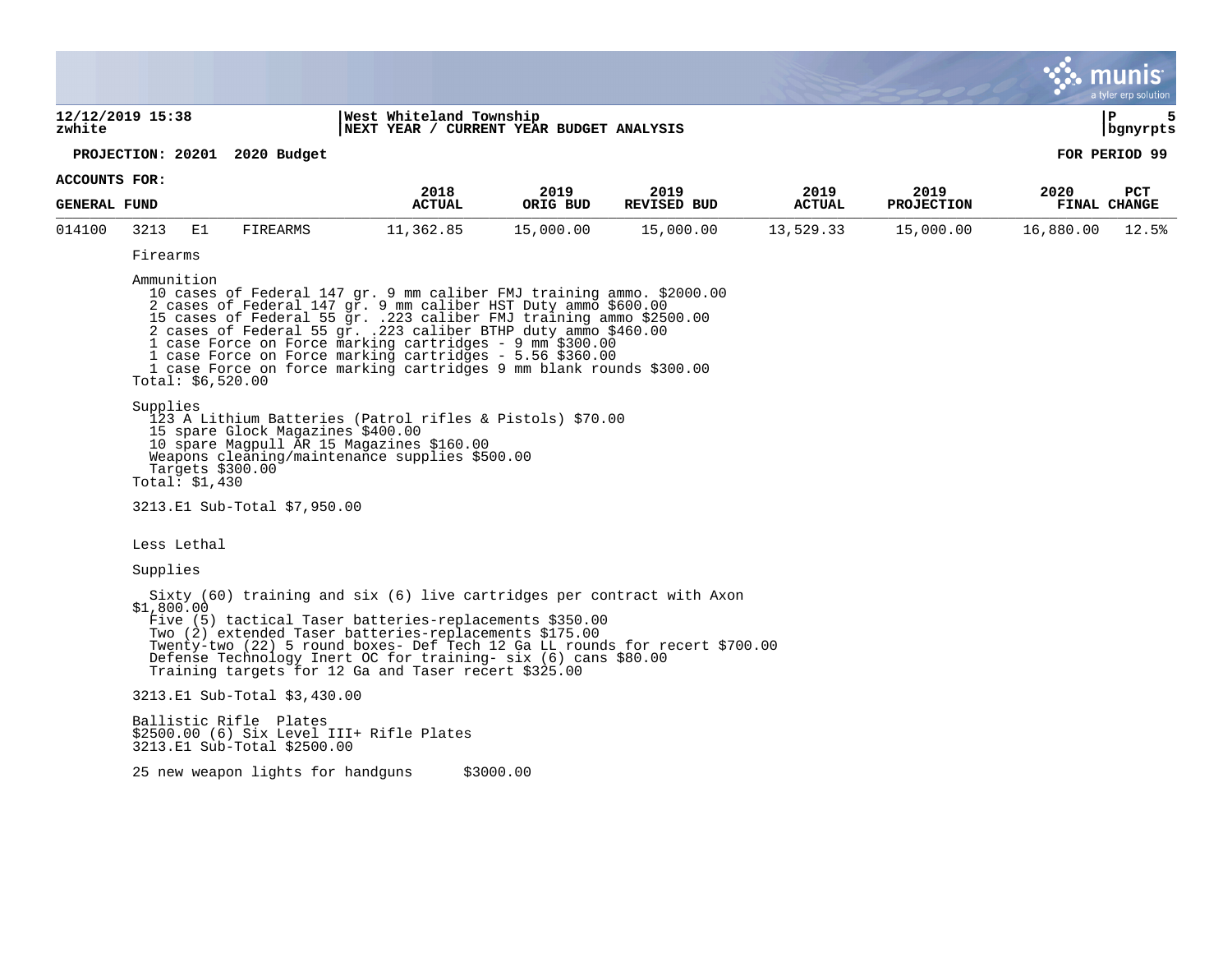12/12/2019 15:38
zwhite

West Whiteland Township
NEXT YEAR / CURRENT YEAR BUDGET ANALYSIS

P 5
bgnyrpts

**PROJECTION: 20201 2020 Budget** **FOR PERIOD 99**

| ACCOUNTS FOR: GENERAL FUND | | | | 2018 ACTUAL | 2019 ORIG BUD | 2019 REVISED BUD | 2019 ACTUAL | 2019 PROJECTION | 2020 FINAL | PCT CHANGE |
|---|---|---|---|---|---|---|---|---|---|---|
| 014100 | 3213 | E1 | FIREARMS | 11,362.85 | 15,000.00 | 15,000.00 | 13,529.33 | 15,000.00 | 16,880.00 | 12.5% |

Firearms

Ammunition
- 10 cases of Federal 147 gr. 9 mm caliber FMJ training ammo. $2000.00
- 2 cases of Federal 147 gr. 9 mm caliber HST Duty ammo $600.00
- 15 cases of Federal 55 gr. .223 caliber FMJ training ammo $2500.00
- 2 cases of Federal 55 gr. .223 caliber BTHP duty ammo $460.00
- 1 case Force on Force marking cartridges - 9 mm $300.00
- 1 case Force on Force marking cartridges - 5.56 $360.00
- 1 case Force on force marking cartridges 9 mm blank rounds $300.00

Total: $6,520.00

Supplies
- 123 A Lithium Batteries (Patrol rifles & Pistols) $70.00
- 15 spare Glock Magazines $400.00
- 10 spare Magpull AR 15 Magazines $160.00
- Weapons cleaning/maintenance supplies $500.00
- Targets $300.00

Total: $1,430

3213.E1 Sub-Total $7,950.00

Less Lethal

Supplies

- Sixty (60) training and six (6) live cartridges per contract with Axon $1,800.00
- Five (5) tactical Taser batteries-replacements $350.00
- Two (2) extended Taser batteries-replacements $175.00
- Twenty-two (22) 5 round boxes- Def Tech 12 Ga LL rounds for recert $700.00
- Defense Technology Inert OC for training- six (6) cans $80.00
- Training targets for 12 Ga and Taser recert $325.00

3213.E1 Sub-Total $3,430.00

Ballistic Rifle Plates
$2500.00 (6) Six Level III+ Rifle Plates
3213.E1 Sub-Total $2500.00

25 new weapon lights for handguns $3000.00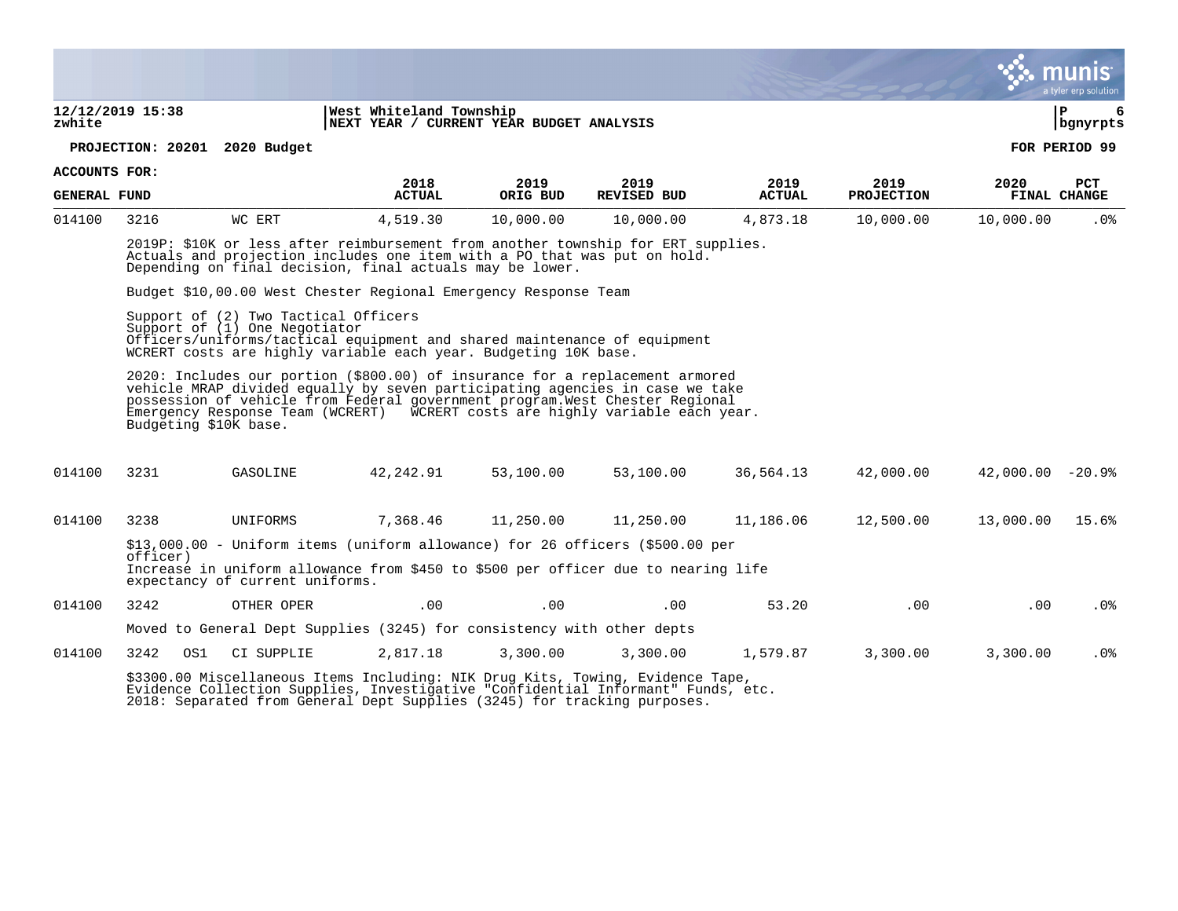**PROJECTION: 20201 2020 Budget** **FOR PERIOD 99**

**ACCOUNTS FOR:**

| GENERAL FUND | | | 2018 ACTUAL | 2019 ORIG BUD | 2019 REVISED BUD | 2019 ACTUAL | 2019 PROJECTION | 2020 FINAL | PCT CHANGE |
|---|---|---|---|---|---|---|---|---|---|
| 014100 | 3216 | WC ERT | 4,519.30 | 10,000.00 | 10,000.00 | 4,873.18 | 10,000.00 | 10,000.00 | .0% |

2019P: $10K or less after reimbursement from another township for ERT supplies. Actuals and projection includes one item with a PO that was put on hold. Depending on final decision, final actuals may be lower.

Budget $10,00.00 West Chester Regional Emergency Response Team

Support of (2) Two Tactical Officers
Support of (1) One Negotiator
Officers/uniforms/tactical equipment and shared maintenance of equipment
WCRERT costs are highly variable each year. Budgeting 10K base.

2020: Includes our portion ($800.00) of insurance for a replacement armored vehicle MRAP divided equally by seven participating agencies in case we take possession of vehicle from Federal government program.West Chester Regional Emergency Response Team (WCRERT) WCRERT costs are highly variable each year. Budgeting $10K base.

| | | | | | | | | | |
|---|---|---|---|---|---|---|---|---|---|
| 014100 | 3231 | GASOLINE | 42,242.91 | 53,100.00 | 53,100.00 | 36,564.13 | 42,000.00 | 42,000.00 | -20.9% |
| 014100 | 3238 | UNIFORMS | 7,368.46 | 11,250.00 | 11,250.00 | 11,186.06 | 12,500.00 | 13,000.00 | 15.6% |

$13,000.00 - Uniform items (uniform allowance) for 26 officers ($500.00 per officer)
Increase in uniform allowance from $450 to $500 per officer due to nearing life expectancy of current uniforms.

| | | | | | | | | | |
|---|---|---|---|---|---|---|---|---|---|
| 014100 | 3242 | OTHER OPER | .00 | .00 | .00 | 53.20 | .00 | .00 | .0% |

Moved to General Dept Supplies (3245) for consistency with other depts

| | | | | | | | | | |
|---|---|---|---|---|---|---|---|---|---|
| 014100 | 3242 OS1 | CI SUPPLIE | 2,817.18 | 3,300.00 | 3,300.00 | 1,579.87 | 3,300.00 | 3,300.00 | .0% |

$3300.00 Miscellaneous Items Including: NIK Drug Kits, Towing, Evidence Tape, Evidence Collection Supplies, Investigative "Confidential Informant" Funds, etc.
2018: Separated from General Dept Supplies (3245) for tracking purposes.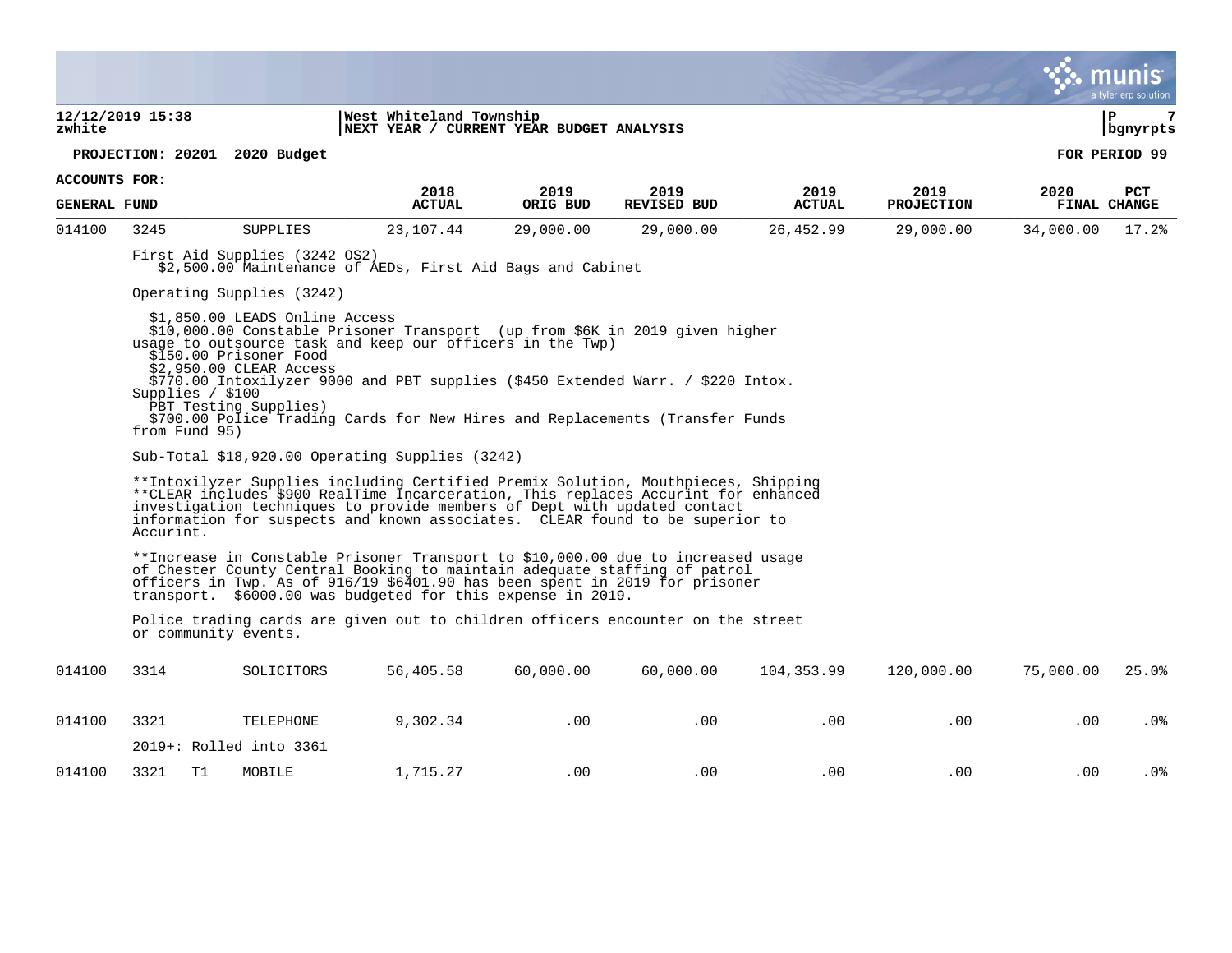**12/12/2019 15:38** | **West Whiteland Township**
**zwhite** | **NEXT YEAR / CURRENT YEAR BUDGET ANALYSIS** | **bgnyrpts**

**PROJECTION: 20201 2020 Budget** — **FOR PERIOD 99**

**ACCOUNTS FOR:**

| GENERAL FUND | | | | 2018 ACTUAL | 2019 ORIG BUD | 2019 REVISED BUD | 2019 ACTUAL | 2019 PROJECTION | 2020 FINAL | PCT CHANGE |
|---|---|---|---|---|---|---|---|---|---|---|
| 014100 | 3245 | | SUPPLIES | 23,107.44 | 29,000.00 | 29,000.00 | 26,452.99 | 29,000.00 | 34,000.00 | 17.2% |

First Aid Supplies (3242 OS2)
  $2,500.00 Maintenance of AEDs, First Aid Bags and Cabinet

Operating Supplies (3242)

  $1,850.00 LEADS Online Access
  $10,000.00 Constable Prisoner Transport (up from $6K in 2019 given higher usage to outsource task and keep our officers in the Twp)
  $150.00 Prisoner Food
  $2,950.00 CLEAR Access
  $770.00 Intoxilyzer 9000 and PBT supplies ($450 Extended Warr. / $220 Intox. Supplies / $100 PBT Testing Supplies)
  $700.00 Police Trading Cards for New Hires and Replacements (Transfer Funds from Fund 95)

Sub-Total $18,920.00 Operating Supplies (3242)

**Intoxilyzer Supplies including Certified Premix Solution, Mouthpieces, Shipping
**CLEAR includes $900 RealTime Incarceration, This replaces Accurint for enhanced investigation techniques to provide members of Dept with updated contact information for suspects and known associates. CLEAR found to be superior to Accurint.

**Increase in Constable Prisoner Transport to $10,000.00 due to increased usage of Chester County Central Booking to maintain adequate staffing of patrol officers in Twp. As of 916/19 $6401.90 has been spent in 2019 for prisoner transport. $6000.00 was budgeted for this expense in 2019.

Police trading cards are given out to children officers encounter on the street or community events.

| | | | | 2018 ACTUAL | 2019 ORIG BUD | 2019 REVISED BUD | 2019 ACTUAL | 2019 PROJECTION | 2020 FINAL | PCT CHANGE |
|---|---|---|---|---|---|---|---|---|---|---|
| 014100 | 3314 | | SOLICITORS | 56,405.58 | 60,000.00 | 60,000.00 | 104,353.99 | 120,000.00 | 75,000.00 | 25.0% |
| 014100 | 3321 | | TELEPHONE | 9,302.34 | .00 | .00 | .00 | .00 | .00 | .0% |

2019+: Rolled into 3361

| | | | | 2018 ACTUAL | 2019 ORIG BUD | 2019 REVISED BUD | 2019 ACTUAL | 2019 PROJECTION | 2020 FINAL | PCT CHANGE |
|---|---|---|---|---|---|---|---|---|---|---|
| 014100 | 3321 | T1 | MOBILE | 1,715.27 | .00 | .00 | .00 | .00 | .00 | .0% |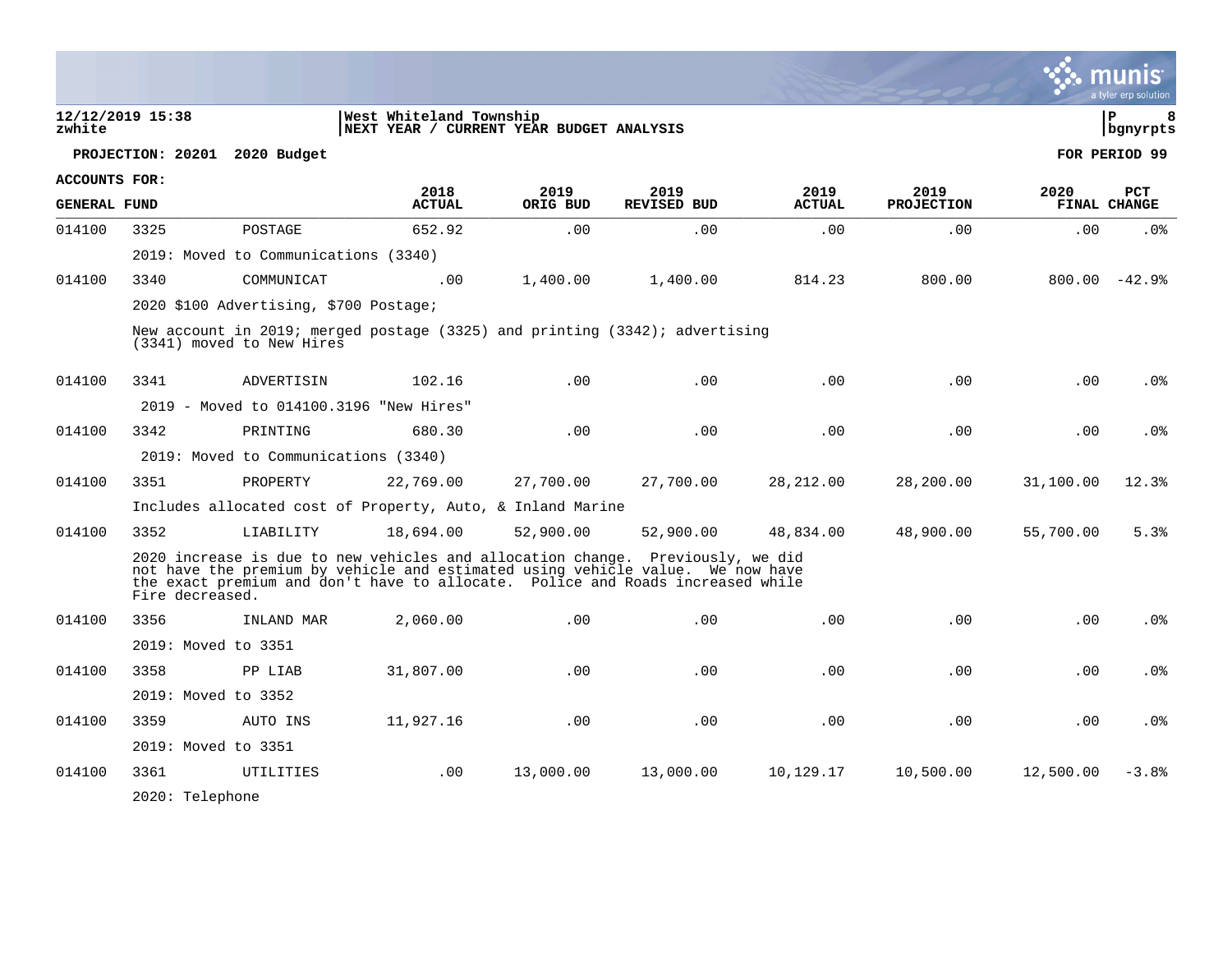**12/12/2019 15:38** | **West Whiteland Township**
**zwhite** | **NEXT YEAR / CURRENT YEAR BUDGET ANALYSIS**

**PROJECTION: 20201 2020 Budget** — **FOR PERIOD 99**

**ACCOUNTS FOR: GENERAL FUND**

| | | | 2018 ACTUAL | 2019 ORIG BUD | 2019 REVISED BUD | 2019 ACTUAL | 2019 PROJECTION | 2020 FINAL | PCT CHANGE |
|---|---|---|---|---|---|---|---|---|---|
| 014100 | 3325 | POSTAGE | 652.92 | .00 | .00 | .00 | .00 | .00 | .0% |
| | 2019: Moved to Communications (3340) | | | | | | | | |
| 014100 | 3340 | COMMUNICAT | .00 | 1,400.00 | 1,400.00 | 814.23 | 800.00 | 800.00 | -42.9% |
| | 2020 $100 Advertising, $700 Postage; New account in 2019; merged postage (3325) and printing (3342); advertising (3341) moved to New Hires | | | | | | | | |
| 014100 | 3341 | ADVERTISIN | 102.16 | .00 | .00 | .00 | .00 | .00 | .0% |
| | 2019 - Moved to 014100.3196 "New Hires" | | | | | | | | |
| 014100 | 3342 | PRINTING | 680.30 | .00 | .00 | .00 | .00 | .00 | .0% |
| | 2019: Moved to Communications (3340) | | | | | | | | |
| 014100 | 3351 | PROPERTY | 22,769.00 | 27,700.00 | 27,700.00 | 28,212.00 | 28,200.00 | 31,100.00 | 12.3% |
| | Includes allocated cost of Property, Auto, & Inland Marine | | | | | | | | |
| 014100 | 3352 | LIABILITY | 18,694.00 | 52,900.00 | 52,900.00 | 48,834.00 | 48,900.00 | 55,700.00 | 5.3% |
| | 2020 increase is due to new vehicles and allocation change. Previously, we did not have the premium by vehicle and estimated using vehicle value. We now have the exact premium and don't have to allocate. Police and Roads increased while Fire decreased. | | | | | | | | |
| 014100 | 3356 | INLAND MAR | 2,060.00 | .00 | .00 | .00 | .00 | .00 | .0% |
| | 2019: Moved to 3351 | | | | | | | | |
| 014100 | 3358 | PP LIAB | 31,807.00 | .00 | .00 | .00 | .00 | .00 | .0% |
| | 2019: Moved to 3352 | | | | | | | | |
| 014100 | 3359 | AUTO INS | 11,927.16 | .00 | .00 | .00 | .00 | .00 | .0% |
| | 2019: Moved to 3351 | | | | | | | | |
| 014100 | 3361 | UTILITIES | .00 | 13,000.00 | 13,000.00 | 10,129.17 | 10,500.00 | 12,500.00 | -3.8% |
| | 2020: Telephone | | | | | | | | |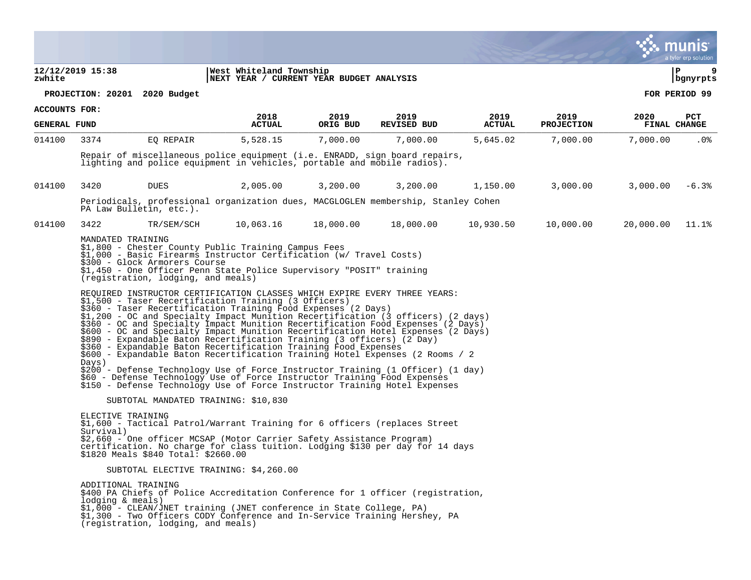**PROJECTION: 20201 2020 Budget** **FOR PERIOD 99**

**ACCOUNTS FOR: GENERAL FUND**

| | | | 2018 ACTUAL | 2019 ORIG BUD | 2019 REVISED BUD | 2019 ACTUAL | 2019 PROJECTION | 2020 FINAL | PCT CHANGE |
|---|---|---|---|---|---|---|---|---|---|
| 014100 | 3374 | EQ REPAIR | 5,528.15 | 7,000.00 | 7,000.00 | 5,645.02 | 7,000.00 | 7,000.00 | .0% |

Repair of miscellaneous police equipment (i.e. ENRADD, sign board repairs, lighting and police equipment in vehicles, portable and mobile radios).

| | | | 2018 ACTUAL | 2019 ORIG BUD | 2019 REVISED BUD | 2019 ACTUAL | 2019 PROJECTION | 2020 FINAL | PCT CHANGE |
|---|---|---|---|---|---|---|---|---|---|
| 014100 | 3420 | DUES | 2,005.00 | 3,200.00 | 3,200.00 | 1,150.00 | 3,000.00 | 3,000.00 | -6.3% |

Periodicals, professional organization dues, MACGLOGLEN membership, Stanley Cohen PA Law Bulletin, etc.).

| | | | 2018 ACTUAL | 2019 ORIG BUD | 2019 REVISED BUD | 2019 ACTUAL | 2019 PROJECTION | 2020 FINAL | PCT CHANGE |
|---|---|---|---|---|---|---|---|---|---|
| 014100 | 3422 | TR/SEM/SCH | 10,063.16 | 18,000.00 | 18,000.00 | 10,930.50 | 10,000.00 | 20,000.00 | 11.1% |

MANDATED TRAINING
$1,800 - Chester County Public Training Campus Fees
$1,000 - Basic Firearms Instructor Certification (w/ Travel Costs)
$300 - Glock Armorers Course
$1,450 - One Officer Penn State Police Supervisory "POSIT" training (registration, lodging, and meals)

REQUIRED INSTRUCTOR CERTIFICATION CLASSES WHICH EXPIRE EVERY THREE YEARS:
$1,500 - Taser Recertification Training (3 Officers)
$360 - Taser Recertification Training Food Expenses (2 Days)
$1,200 - OC and Specialty Impact Munition Recertification (3 officers) (2 days)
$360 - OC and Specialty Impact Munition Recertification Food Expenses (2 Days)
$600 - OC and Specialty Impact Munition Recertification Hotel Expenses (2 Days)
$890 - Expandable Baton Recertification Training (3 officers) (2 Day)
$360 - Expandable Baton Recertification Training Food Expenses
$600 - Expandable Baton Recertification Training Hotel Expenses (2 Rooms / 2 Days)
$200 - Defense Technology Use of Force Instructor Training (1 Officer) (1 day)
$60 - Defense Technology Use of Force Instructor Training Food Expenses
$150 - Defense Technology Use of Force Instructor Training Hotel Expenses

SUBTOTAL MANDATED TRAINING: $10,830

ELECTIVE TRAINING
$1,600 - Tactical Patrol/Warrant Training for 6 officers (replaces Street Survival)
$2,660 - One officer MCSAP (Motor Carrier Safety Assistance Program) certification. No charge for class tuition. Lodging $130 per day for 14 days $1820 Meals $840 Total: $2660.00

SUBTOTAL ELECTIVE TRAINING: $4,260.00

ADDITIONAL TRAINING
$400 PA Chiefs of Police Accreditation Conference for 1 officer (registration, lodging & meals)
$1,000 - CLEAN/JNET training (JNET conference in State College, PA)
$1,300 - Two Officers CODY Conference and In-Service Training Hershey, PA (registration, lodging, and meals)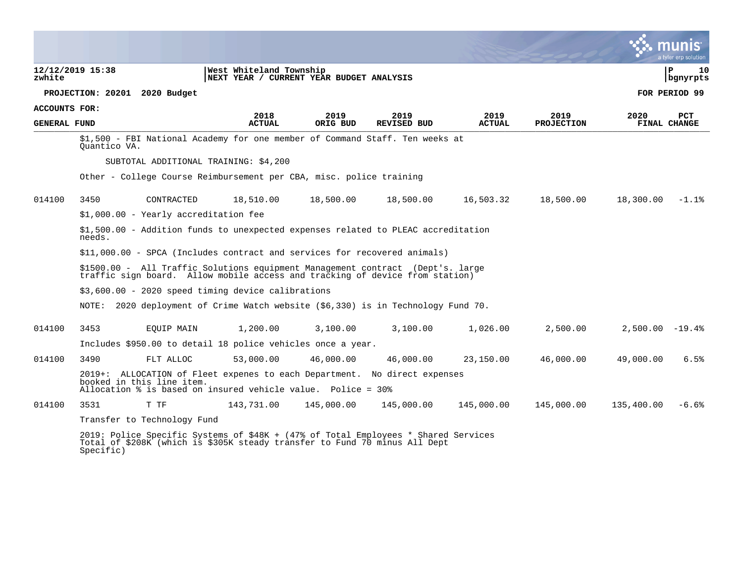**12/12/2019 15:38** | **West Whiteland Township**
**zwhite** | **NEXT YEAR / CURRENT YEAR BUDGET ANALYSIS** | **bgnyrpts**

**PROJECTION: 20201 2020 Budget** | **FOR PERIOD 99**

**ACCOUNTS FOR:**
**GENERAL FUND**

$1,500 - FBI National Academy for one member of Command Staff. Ten weeks at Quantico VA.

SUBTOTAL ADDITIONAL TRAINING: $4,200

Other - College Course Reimbursement per CBA, misc. police training

| | | | 2018 ACTUAL | 2019 ORIG BUD | 2019 REVISED BUD | 2019 ACTUAL | 2019 PROJECTION | 2020 FINAL | PCT CHANGE |
|---|---|---|---|---|---|---|---|---|---|
| 014100 | 3450 | CONTRACTED | 18,510.00 | 18,500.00 | 18,500.00 | 16,503.32 | 18,500.00 | 18,300.00 | -1.1% |

$1,000.00 - Yearly accreditation fee

$1,500.00 - Addition funds to unexpected expenses related to PLEAC accreditation needs.

$11,000.00 - SPCA (Includes contract and services for recovered animals)

$1500.00 - All Traffic Solutions equipment Management contract (Dept's. large traffic sign board. Allow mobile access and tracking of device from station)

$3,600.00 - 2020 speed timing device calibrations

NOTE: 2020 deployment of Crime Watch website ($6,330) is in Technology Fund 70.

| | | | 2018 ACTUAL | 2019 ORIG BUD | 2019 REVISED BUD | 2019 ACTUAL | 2019 PROJECTION | 2020 FINAL | PCT CHANGE |
|---|---|---|---|---|---|---|---|---|---|
| 014100 | 3453 | EQUIP MAIN | 1,200.00 | 3,100.00 | 3,100.00 | 1,026.00 | 2,500.00 | 2,500.00 | -19.4% |

Includes $950.00 to detail 18 police vehicles once a year.

| | | | 2018 ACTUAL | 2019 ORIG BUD | 2019 REVISED BUD | 2019 ACTUAL | 2019 PROJECTION | 2020 FINAL | PCT CHANGE |
|---|---|---|---|---|---|---|---|---|---|
| 014100 | 3490 | FLT ALLOC | 53,000.00 | 46,000.00 | 46,000.00 | 23,150.00 | 46,000.00 | 49,000.00 | 6.5% |

2019+: ALLOCATION of Fleet expenes to each Department. No direct expenses booked in this line item.
Allocation % is based on insured vehicle value. Police = 30%

| | | | 2018 ACTUAL | 2019 ORIG BUD | 2019 REVISED BUD | 2019 ACTUAL | 2019 PROJECTION | 2020 FINAL | PCT CHANGE |
|---|---|---|---|---|---|---|---|---|---|
| 014100 | 3531 | T TF | 143,731.00 | 145,000.00 | 145,000.00 | 145,000.00 | 145,000.00 | 135,400.00 | -6.6% |

Transfer to Technology Fund

2019: Police Specific Systems of $48K + (47% of Total Employees * Shared Services Total of $208K (which is $305K steady transfer to Fund 70 minus All Dept Specific)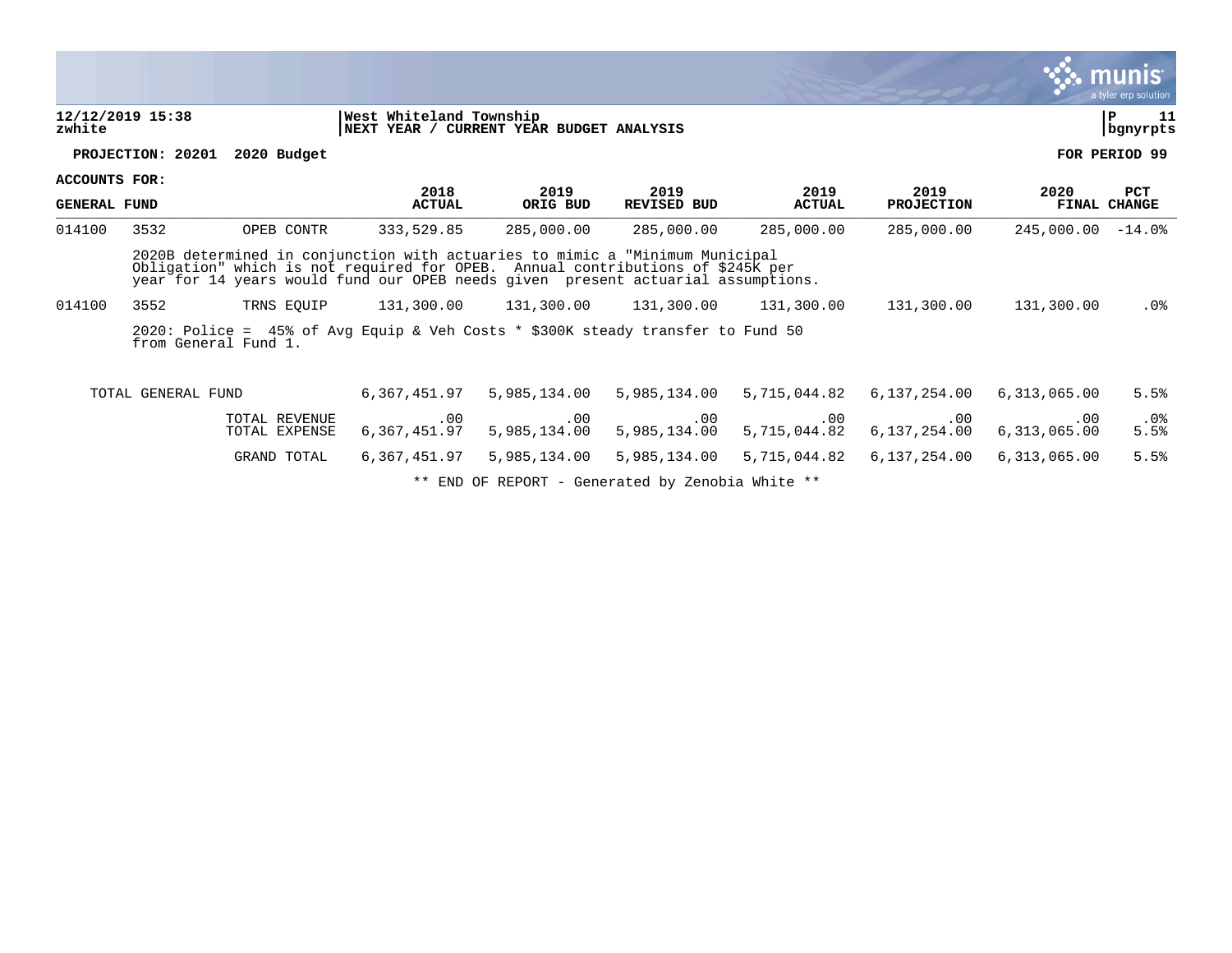**12/12/2019 15:38**
**zwhite**

**West Whiteland Township**
**NEXT YEAR / CURRENT YEAR BUDGET ANALYSIS**

**PROJECTION: 20201 2020 Budget** **FOR PERIOD 99**

**ACCOUNTS FOR:**

| GENERAL FUND | | | 2018 ACTUAL | 2019 ORIG BUD | 2019 REVISED BUD | 2019 ACTUAL | 2019 PROJECTION | 2020 FINAL | PCT CHANGE |
|---|---|---|---|---|---|---|---|---|---|
| 014100 | 3532 | OPEB CONTR | 333,529.85 | 285,000.00 | 285,000.00 | 285,000.00 | 285,000.00 | 245,000.00 | -14.0% |
| | 2020B determined in conjunction with actuaries to mimic a "Minimum Municipal Obligation" which is not required for OPEB. Annual contributions of $245K per year for 14 years would fund our OPEB needs given present actuarial assumptions. | | | | | | | | |
| 014100 | 3552 | TRNS EQUIP | 131,300.00 | 131,300.00 | 131,300.00 | 131,300.00 | 131,300.00 | 131,300.00 | .0% |
| | 2020: Police = 45% of Avg Equip & Veh Costs * $300K steady transfer to Fund 50 from General Fund 1. | | | | | | | | |
| TOTAL GENERAL FUND | | | 6,367,451.97 | 5,985,134.00 | 5,985,134.00 | 5,715,044.82 | 6,137,254.00 | 6,313,065.00 | 5.5% |
| | | TOTAL REVENUE | .00 | .00 | .00 | .00 | .00 | .00 | .0% |
| | | TOTAL EXPENSE | 6,367,451.97 | 5,985,134.00 | 5,985,134.00 | 5,715,044.82 | 6,137,254.00 | 6,313,065.00 | 5.5% |
| | | GRAND TOTAL | 6,367,451.97 | 5,985,134.00 | 5,985,134.00 | 5,715,044.82 | 6,137,254.00 | 6,313,065.00 | 5.5% |

** END OF REPORT - Generated by Zenobia White **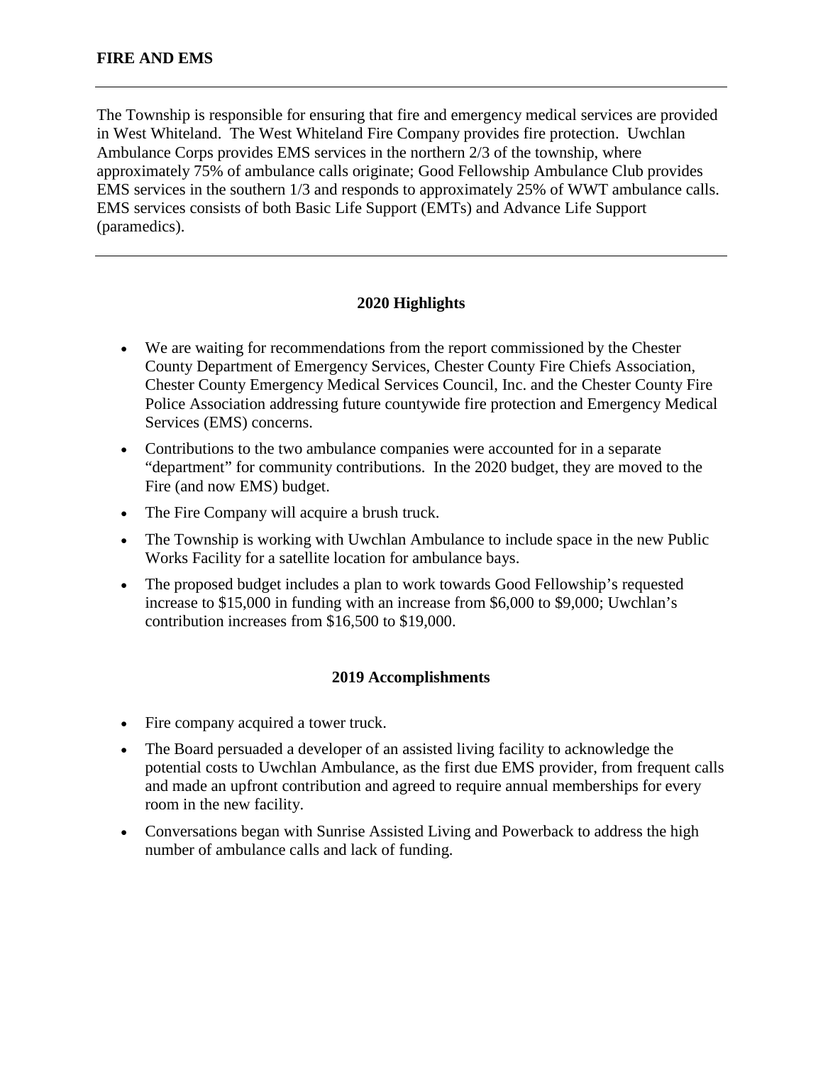# FIRE AND EMS

---

The Township is responsible for ensuring that fire and emergency medical services are provided in West Whiteland. The West Whiteland Fire Company provides fire protection. Uwchlan Ambulance Corps provides EMS services in the northern 2/3 of the township, where approximately 75% of ambulance calls originate; Good Fellowship Ambulance Club provides EMS services in the southern 1/3 and responds to approximately 25% of WWT ambulance calls. EMS services consists of both Basic Life Support (EMTs) and Advance Life Support (paramedics).

---

## 2020 Highlights

- We are waiting for recommendations from the report commissioned by the Chester County Department of Emergency Services, Chester County Fire Chiefs Association, Chester County Emergency Medical Services Council, Inc. and the Chester County Fire Police Association addressing future countywide fire protection and Emergency Medical Services (EMS) concerns.
- Contributions to the two ambulance companies were accounted for in a separate "department" for community contributions. In the 2020 budget, they are moved to the Fire (and now EMS) budget.
- The Fire Company will acquire a brush truck.
- The Township is working with Uwchlan Ambulance to include space in the new Public Works Facility for a satellite location for ambulance bays.
- The proposed budget includes a plan to work towards Good Fellowship's requested increase to $15,000 in funding with an increase from $6,000 to $9,000; Uwchlan's contribution increases from $16,500 to $19,000.

## 2019 Accomplishments

- Fire company acquired a tower truck.
- The Board persuaded a developer of an assisted living facility to acknowledge the potential costs to Uwchlan Ambulance, as the first due EMS provider, from frequent calls and made an upfront contribution and agreed to require annual memberships for every room in the new facility.
- Conversations began with Sunrise Assisted Living and Powerback to address the high number of ambulance calls and lack of funding.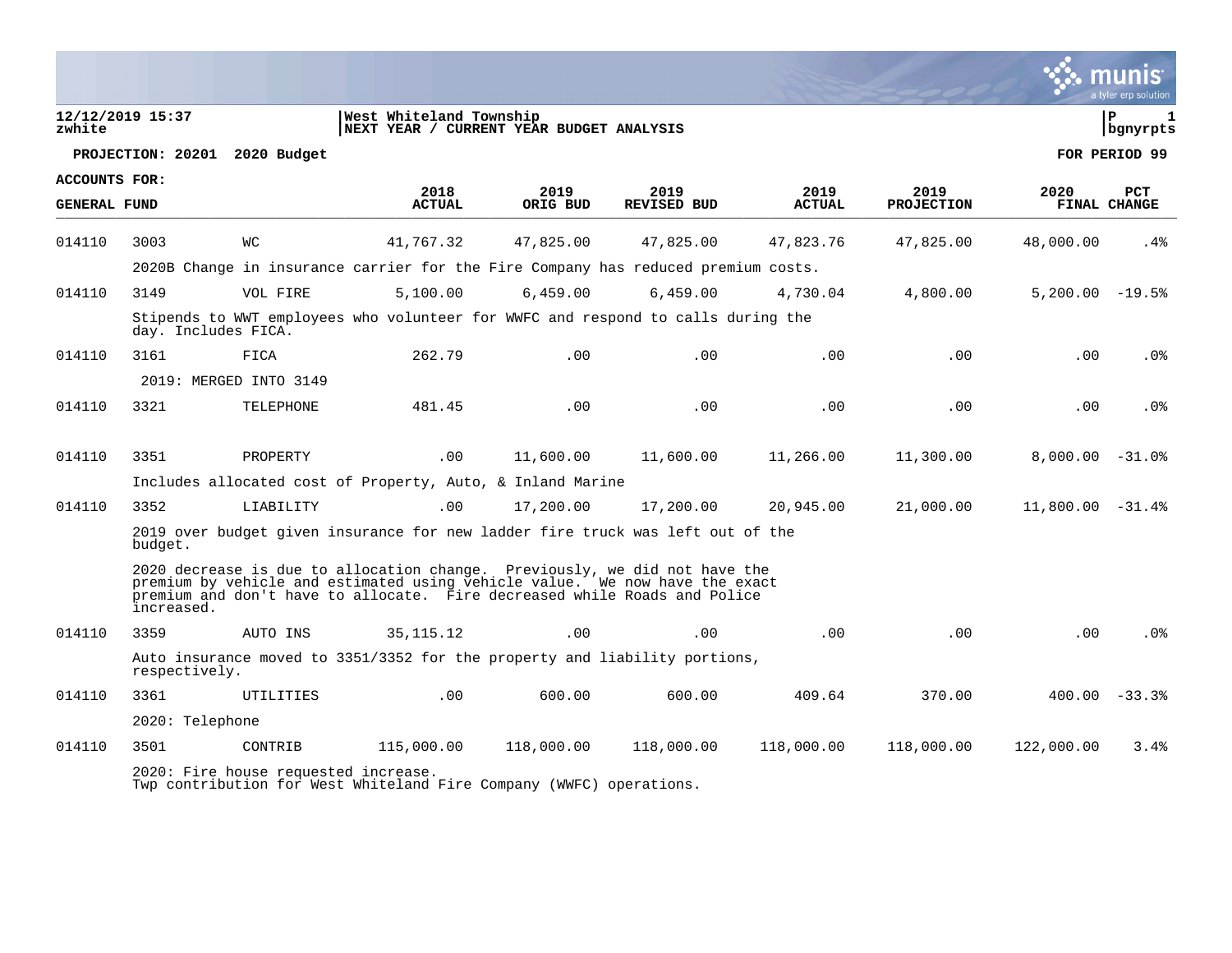12/12/2019 15:37
zwhite

West Whiteland Township
NEXT YEAR / CURRENT YEAR BUDGET ANALYSIS

P 1
bgnyrpts

**PROJECTION: 20201 2020 Budget** **FOR PERIOD 99**

**ACCOUNTS FOR:**
**GENERAL FUND**

| | | | 2018 ACTUAL | 2019 ORIG BUD | 2019 REVISED BUD | 2019 ACTUAL | 2019 PROJECTION | 2020 FINAL | PCT CHANGE |
|---|---|---|---|---|---|---|---|---|---|
| 014110 | 3003 | WC | 41,767.32 | 47,825.00 | 47,825.00 | 47,823.76 | 47,825.00 | 48,000.00 | .4% |
| | 2020B Change in insurance carrier for the Fire Company has reduced premium costs. | | | | | | | | |
| 014110 | 3149 | VOL FIRE | 5,100.00 | 6,459.00 | 6,459.00 | 4,730.04 | 4,800.00 | 5,200.00 | -19.5% |
| | Stipends to WWT employees who volunteer for WWFC and respond to calls during the day. Includes FICA. | | | | | | | | |
| 014110 | 3161 | FICA | 262.79 | .00 | .00 | .00 | .00 | .00 | .0% |
| | 2019: MERGED INTO 3149 | | | | | | | | |
| 014110 | 3321 | TELEPHONE | 481.45 | .00 | .00 | .00 | .00 | .00 | .0% |
| 014110 | 3351 | PROPERTY | .00 | 11,600.00 | 11,600.00 | 11,266.00 | 11,300.00 | 8,000.00 | -31.0% |
| | Includes allocated cost of Property, Auto, & Inland Marine | | | | | | | | |
| 014110 | 3352 | LIABILITY | .00 | 17,200.00 | 17,200.00 | 20,945.00 | 21,000.00 | 11,800.00 | -31.4% |
| | 2019 over budget given insurance for new ladder fire truck was left out of the budget. 2020 decrease is due to allocation change. Previously, we did not have the premium by vehicle and estimated using vehicle value. We now have the exact premium and don't have to allocate. Fire decreased while Roads and Police increased. | | | | | | | | |
| 014110 | 3359 | AUTO INS | 35,115.12 | .00 | .00 | .00 | .00 | .00 | .0% |
| | Auto insurance moved to 3351/3352 for the property and liability portions, respectively. | | | | | | | | |
| 014110 | 3361 | UTILITIES | .00 | 600.00 | 600.00 | 409.64 | 370.00 | 400.00 | -33.3% |
| | 2020: Telephone | | | | | | | | |
| 014110 | 3501 | CONTRIB | 115,000.00 | 118,000.00 | 118,000.00 | 118,000.00 | 118,000.00 | 122,000.00 | 3.4% |
| | 2020: Fire house requested increase. Twp contribution for West Whiteland Fire Company (WWFC) operations. | | | | | | | | |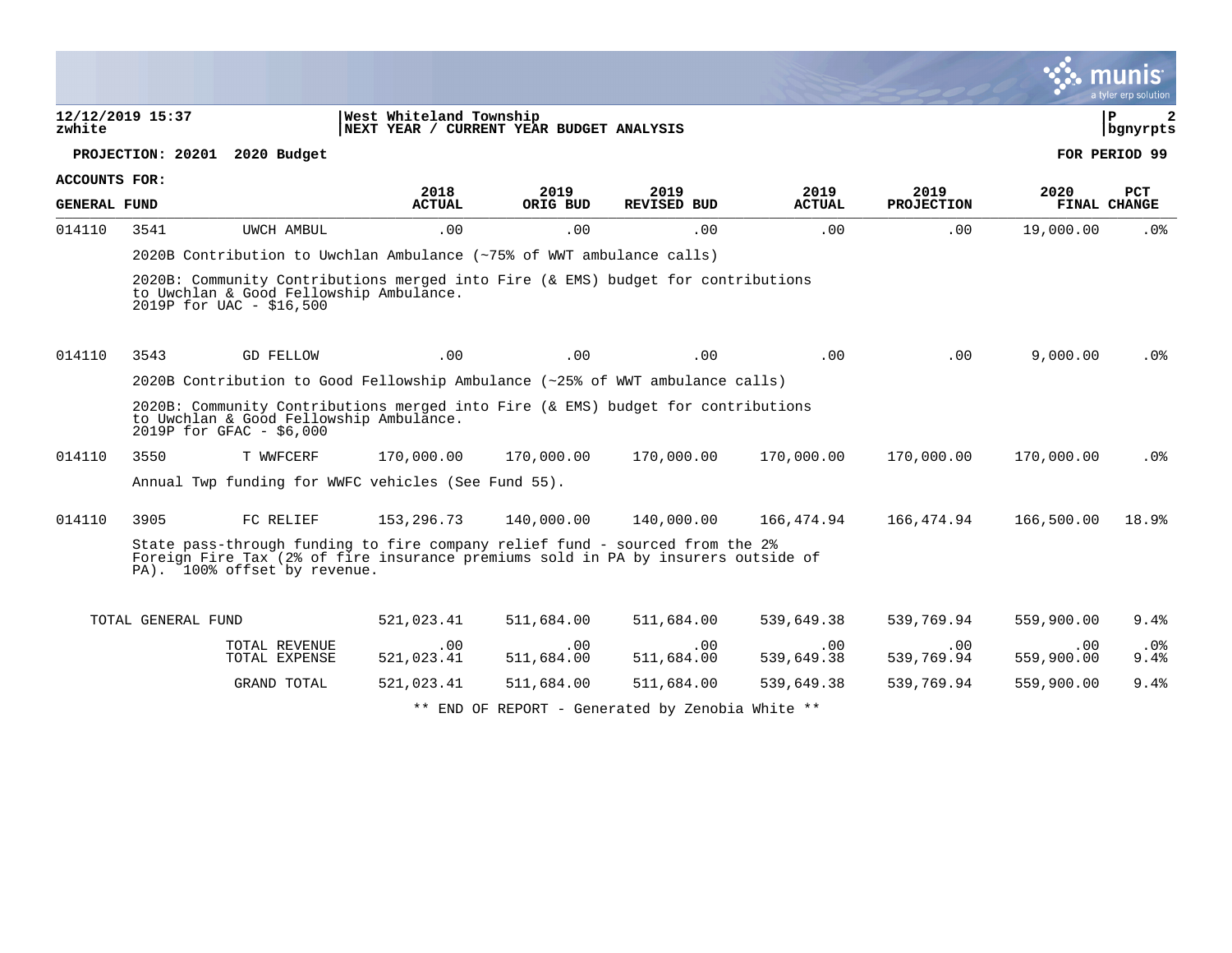**12/12/2019 15:37** | **West Whiteland Township** | **P 2**
**zwhite** | **NEXT YEAR / CURRENT YEAR BUDGET ANALYSIS** | **bgnyrpts**

**PROJECTION: 20201 2020 Budget** — **FOR PERIOD 99**

**ACCOUNTS FOR:**

| GENERAL FUND | | | 2018 ACTUAL | 2019 ORIG BUD | 2019 REVISED BUD | 2019 ACTUAL | 2019 PROJECTION | 2020 FINAL | PCT CHANGE |
|---|---|---|---|---|---|---|---|---|---|
| 014110 | 3541 | UWCH AMBUL | .00 | .00 | .00 | .00 | .00 | 19,000.00 | .0% |
| | 2020B Contribution to Uwchlan Ambulance (~75% of WWT ambulance calls) | | | | | | | | |
| | 2020B: Community Contributions merged into Fire (& EMS) budget for contributions to Uwchlan & Good Fellowship Ambulance. 2019P for UAC - $16,500 | | | | | | | | |
| 014110 | 3543 | GD FELLOW | .00 | .00 | .00 | .00 | .00 | 9,000.00 | .0% |
| | 2020B Contribution to Good Fellowship Ambulance (~25% of WWT ambulance calls) | | | | | | | | |
| | 2020B: Community Contributions merged into Fire (& EMS) budget for contributions to Uwchlan & Good Fellowship Ambulance. 2019P for GFAC - $6,000 | | | | | | | | |
| 014110 | 3550 | T WWFCERF | 170,000.00 | 170,000.00 | 170,000.00 | 170,000.00 | 170,000.00 | 170,000.00 | .0% |
| | Annual Twp funding for WWFC vehicles (See Fund 55). | | | | | | | | |
| 014110 | 3905 | FC RELIEF | 153,296.73 | 140,000.00 | 140,000.00 | 166,474.94 | 166,474.94 | 166,500.00 | 18.9% |
| | State pass-through funding to fire company relief fund - sourced from the 2% Foreign Fire Tax (2% of fire insurance premiums sold in PA by insurers outside of PA). 100% offset by revenue. | | | | | | | | |
| TOTAL GENERAL FUND | | | 521,023.41 | 511,684.00 | 511,684.00 | 539,649.38 | 539,769.94 | 559,900.00 | 9.4% |
| | | TOTAL REVENUE | .00 | .00 | .00 | .00 | .00 | .00 | .0% |
| | | TOTAL EXPENSE | 521,023.41 | 511,684.00 | 511,684.00 | 539,649.38 | 539,769.94 | 559,900.00 | 9.4% |
| | | GRAND TOTAL | 521,023.41 | 511,684.00 | 511,684.00 | 539,649.38 | 539,769.94 | 559,900.00 | 9.4% |

** END OF REPORT - Generated by Zenobia White **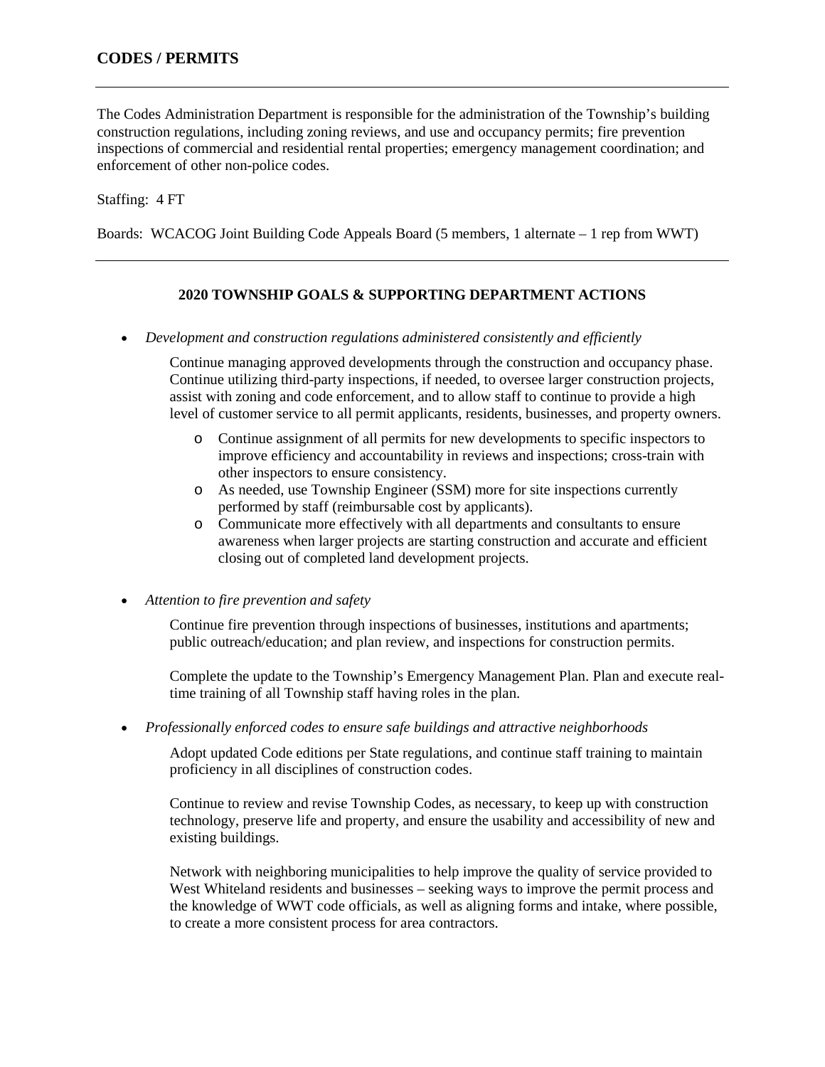## CODES / PERMITS

---

The Codes Administration Department is responsible for the administration of the Township's building construction regulations, including zoning reviews, and use and occupancy permits; fire prevention inspections of commercial and residential rental properties; emergency management coordination; and enforcement of other non-police codes.

Staffing: 4 FT

Boards: WCACOG Joint Building Code Appeals Board (5 members, 1 alternate – 1 rep from WWT)

---

### 2020 TOWNSHIP GOALS & SUPPORTING DEPARTMENT ACTIONS

- *Development and construction regulations administered consistently and efficiently*

  Continue managing approved developments through the construction and occupancy phase. Continue utilizing third-party inspections, if needed, to oversee larger construction projects, assist with zoning and code enforcement, and to allow staff to continue to provide a high level of customer service to all permit applicants, residents, businesses, and property owners.

  - Continue assignment of all permits for new developments to specific inspectors to improve efficiency and accountability in reviews and inspections; cross-train with other inspectors to ensure consistency.
  - As needed, use Township Engineer (SSM) more for site inspections currently performed by staff (reimbursable cost by applicants).
  - Communicate more effectively with all departments and consultants to ensure awareness when larger projects are starting construction and accurate and efficient closing out of completed land development projects.

- *Attention to fire prevention and safety*

  Continue fire prevention through inspections of businesses, institutions and apartments; public outreach/education; and plan review, and inspections for construction permits.

  Complete the update to the Township's Emergency Management Plan. Plan and execute real-time training of all Township staff having roles in the plan.

- *Professionally enforced codes to ensure safe buildings and attractive neighborhoods*

  Adopt updated Code editions per State regulations, and continue staff training to maintain proficiency in all disciplines of construction codes.

  Continue to review and revise Township Codes, as necessary, to keep up with construction technology, preserve life and property, and ensure the usability and accessibility of new and existing buildings.

  Network with neighboring municipalities to help improve the quality of service provided to West Whiteland residents and businesses – seeking ways to improve the permit process and the knowledge of WWT code officials, as well as aligning forms and intake, where possible, to create a more consistent process for area contractors.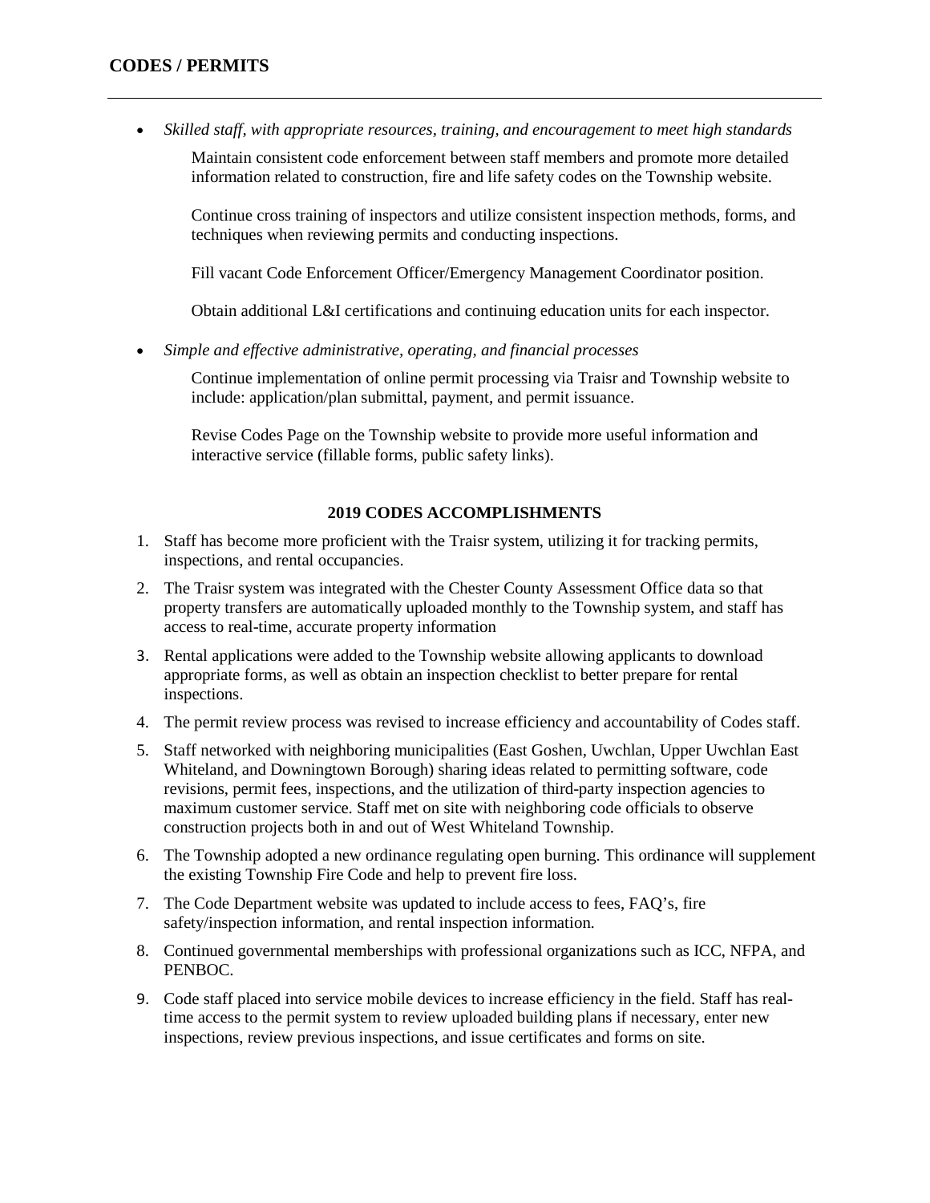## CODES / PERMITS

- *Skilled staff, with appropriate resources, training, and encouragement to meet high standards*

  Maintain consistent code enforcement between staff members and promote more detailed information related to construction, fire and life safety codes on the Township website.

  Continue cross training of inspectors and utilize consistent inspection methods, forms, and techniques when reviewing permits and conducting inspections.

  Fill vacant Code Enforcement Officer/Emergency Management Coordinator position.

  Obtain additional L&I certifications and continuing education units for each inspector.

- *Simple and effective administrative, operating, and financial processes*

  Continue implementation of online permit processing via Traisr and Township website to include: application/plan submittal, payment, and permit issuance.

  Revise Codes Page on the Township website to provide more useful information and interactive service (fillable forms, public safety links).

### 2019 CODES ACCOMPLISHMENTS

1. Staff has become more proficient with the Traisr system, utilizing it for tracking permits, inspections, and rental occupancies.
2. The Traisr system was integrated with the Chester County Assessment Office data so that property transfers are automatically uploaded monthly to the Township system, and staff has access to real-time, accurate property information
3. Rental applications were added to the Township website allowing applicants to download appropriate forms, as well as obtain an inspection checklist to better prepare for rental inspections.
4. The permit review process was revised to increase efficiency and accountability of Codes staff.
5. Staff networked with neighboring municipalities (East Goshen, Uwchlan, Upper Uwchlan East Whiteland, and Downingtown Borough) sharing ideas related to permitting software, code revisions, permit fees, inspections, and the utilization of third-party inspection agencies to maximum customer service. Staff met on site with neighboring code officials to observe construction projects both in and out of West Whiteland Township.
6. The Township adopted a new ordinance regulating open burning. This ordinance will supplement the existing Township Fire Code and help to prevent fire loss.
7. The Code Department website was updated to include access to fees, FAQ's, fire safety/inspection information, and rental inspection information.
8. Continued governmental memberships with professional organizations such as ICC, NFPA, and PENBOC.
9. Code staff placed into service mobile devices to increase efficiency in the field. Staff has real-time access to the permit system to review uploaded building plans if necessary, enter new inspections, review previous inspections, and issue certificates and forms on site.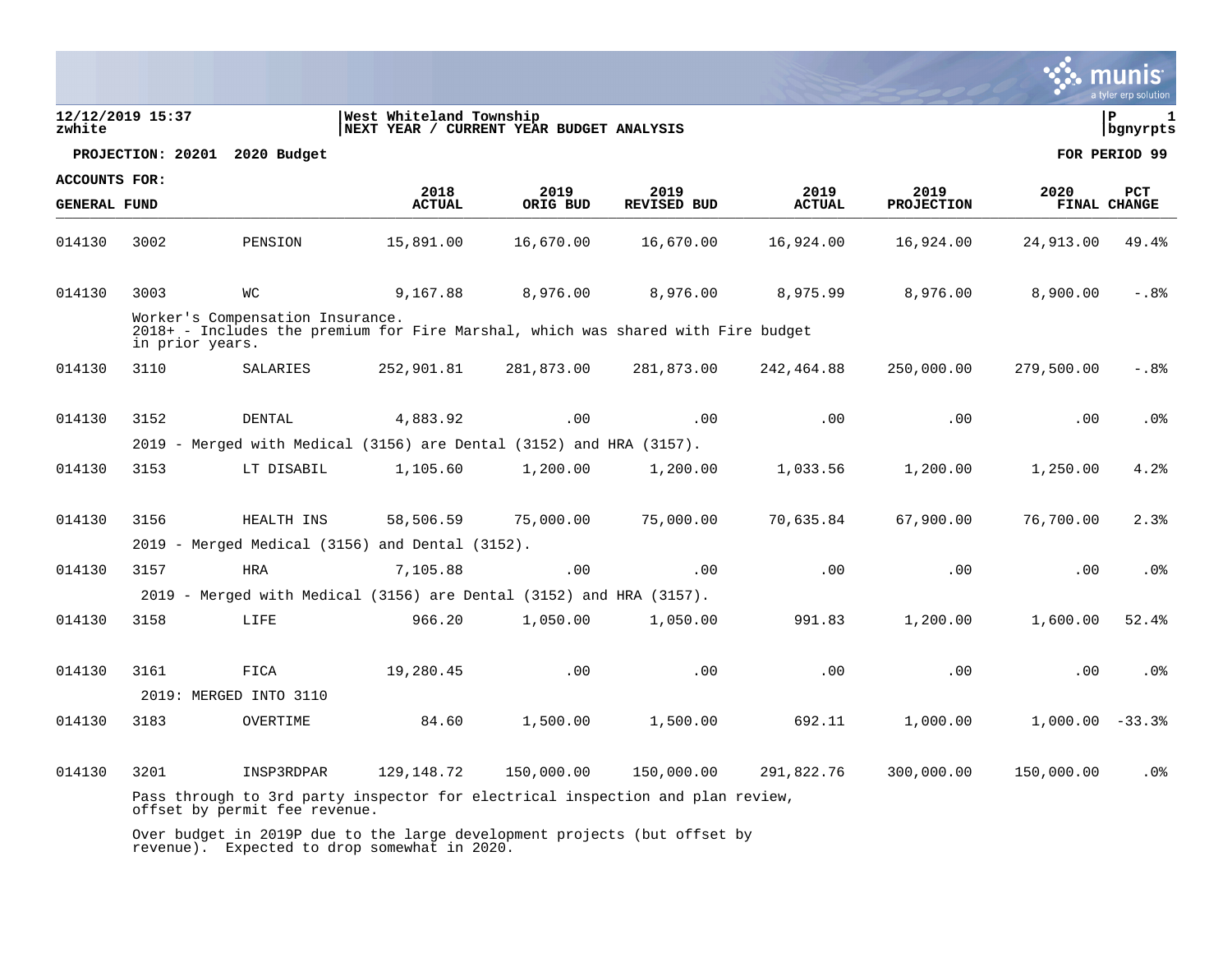**12/12/2019 15:37**
**zwhite**

**West Whiteland Township**
**NEXT YEAR / CURRENT YEAR BUDGET ANALYSIS**

**PROJECTION: 20201 2020 Budget** — **FOR PERIOD 99**

**ACCOUNTS FOR:**
**GENERAL FUND**

| | | | 2018 ACTUAL | 2019 ORIG BUD | 2019 REVISED BUD | 2019 ACTUAL | 2019 PROJECTION | 2020 FINAL | PCT CHANGE |
|---|---|---|---|---|---|---|---|---|---|
| 014130 | 3002 | PENSION | 15,891.00 | 16,670.00 | 16,670.00 | 16,924.00 | 16,924.00 | 24,913.00 | 49.4% |
| 014130 | 3003 | WC | 9,167.88 | 8,976.00 | 8,976.00 | 8,975.99 | 8,976.00 | 8,900.00 | -.8% |
| | | Worker's Compensation Insurance. 2018+ - Includes the premium for Fire Marshal, which was shared with Fire budget in prior years. | | | | | | | |
| 014130 | 3110 | SALARIES | 252,901.81 | 281,873.00 | 281,873.00 | 242,464.88 | 250,000.00 | 279,500.00 | -.8% |
| 014130 | 3152 | DENTAL | 4,883.92 | .00 | .00 | .00 | .00 | .00 | .0% |
| | | 2019 - Merged with Medical (3156) are Dental (3152) and HRA (3157). | | | | | | | |
| 014130 | 3153 | LT DISABIL | 1,105.60 | 1,200.00 | 1,200.00 | 1,033.56 | 1,200.00 | 1,250.00 | 4.2% |
| 014130 | 3156 | HEALTH INS | 58,506.59 | 75,000.00 | 75,000.00 | 70,635.84 | 67,900.00 | 76,700.00 | 2.3% |
| | | 2019 - Merged Medical (3156) and Dental (3152). | | | | | | | |
| 014130 | 3157 | HRA | 7,105.88 | .00 | .00 | .00 | .00 | .00 | .0% |
| | | 2019 - Merged with Medical (3156) are Dental (3152) and HRA (3157). | | | | | | | |
| 014130 | 3158 | LIFE | 966.20 | 1,050.00 | 1,050.00 | 991.83 | 1,200.00 | 1,600.00 | 52.4% |
| 014130 | 3161 | FICA | 19,280.45 | .00 | .00 | .00 | .00 | .00 | .0% |
| | | 2019: MERGED INTO 3110 | | | | | | | |
| 014130 | 3183 | OVERTIME | 84.60 | 1,500.00 | 1,500.00 | 692.11 | 1,000.00 | 1,000.00 | -33.3% |
| 014130 | 3201 | INSP3RDPAR | 129,148.72 | 150,000.00 | 150,000.00 | 291,822.76 | 300,000.00 | 150,000.00 | .0% |
| | | Pass through to 3rd party inspector for electrical inspection and plan review, offset by permit fee revenue. Over budget in 2019P due to the large development projects (but offset by revenue). Expected to drop somewhat in 2020. | | | | | | | |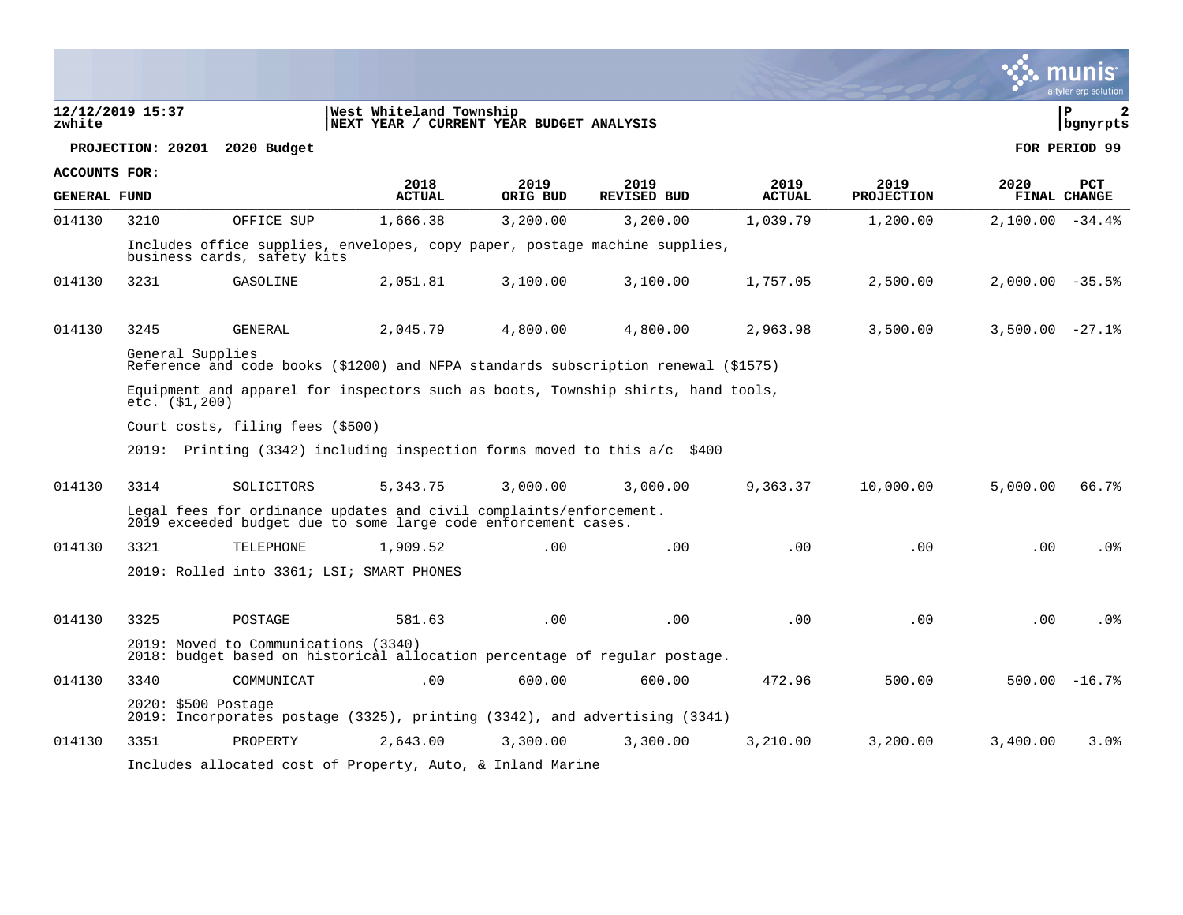**West Whiteland Township**
**NEXT YEAR / CURRENT YEAR BUDGET ANALYSIS**

**PROJECTION: 20201 2020 Budget** — **FOR PERIOD 99**

**ACCOUNTS FOR: GENERAL FUND**

| | | | 2018 ACTUAL | 2019 ORIG BUD | 2019 REVISED BUD | 2019 ACTUAL | 2019 PROJECTION | 2020 FINAL | PCT CHANGE |
|---|---|---|---|---|---|---|---|---|---|
| 014130 | 3210 | OFFICE SUP | 1,666.38 | 3,200.00 | 3,200.00 | 1,039.79 | 1,200.00 | 2,100.00 | -34.4% |
| | | Includes office supplies, envelopes, copy paper, postage machine supplies, business cards, safety kits | | | | | | | |
| 014130 | 3231 | GASOLINE | 2,051.81 | 3,100.00 | 3,100.00 | 1,757.05 | 2,500.00 | 2,000.00 | -35.5% |
| 014130 | 3245 | GENERAL | 2,045.79 | 4,800.00 | 4,800.00 | 2,963.98 | 3,500.00 | 3,500.00 | -27.1% |
| | | General Supplies<br>Reference and code books ($1200) and NFPA standards subscription renewal ($1575)<br>Equipment and apparel for inspectors such as boots, Township shirts, hand tools, etc. ($1,200)<br>Court costs, filing fees ($500)<br>2019: Printing (3342) including inspection forms moved to this a/c $400 | | | | | | | |
| 014130 | 3314 | SOLICITORS | 5,343.75 | 3,000.00 | 3,000.00 | 9,363.37 | 10,000.00 | 5,000.00 | 66.7% |
| | | Legal fees for ordinance updates and civil complaints/enforcement.<br>2019 exceeded budget due to some large code enforcement cases. | | | | | | | |
| 014130 | 3321 | TELEPHONE | 1,909.52 | .00 | .00 | .00 | .00 | .00 | .0% |
| | | 2019: Rolled into 3361; LSI; SMART PHONES | | | | | | | |
| 014130 | 3325 | POSTAGE | 581.63 | .00 | .00 | .00 | .00 | .00 | .0% |
| | | 2019: Moved to Communications (3340)<br>2018: budget based on historical allocation percentage of regular postage. | | | | | | | |
| 014130 | 3340 | COMMUNICAT | .00 | 600.00 | 600.00 | 472.96 | 500.00 | 500.00 | -16.7% |
| | | 2020: $500 Postage<br>2019: Incorporates postage (3325), printing (3342), and advertising (3341) | | | | | | | |
| 014130 | 3351 | PROPERTY | 2,643.00 | 3,300.00 | 3,300.00 | 3,210.00 | 3,200.00 | 3,400.00 | 3.0% |
| | | Includes allocated cost of Property, Auto, & Inland Marine | | | | | | | |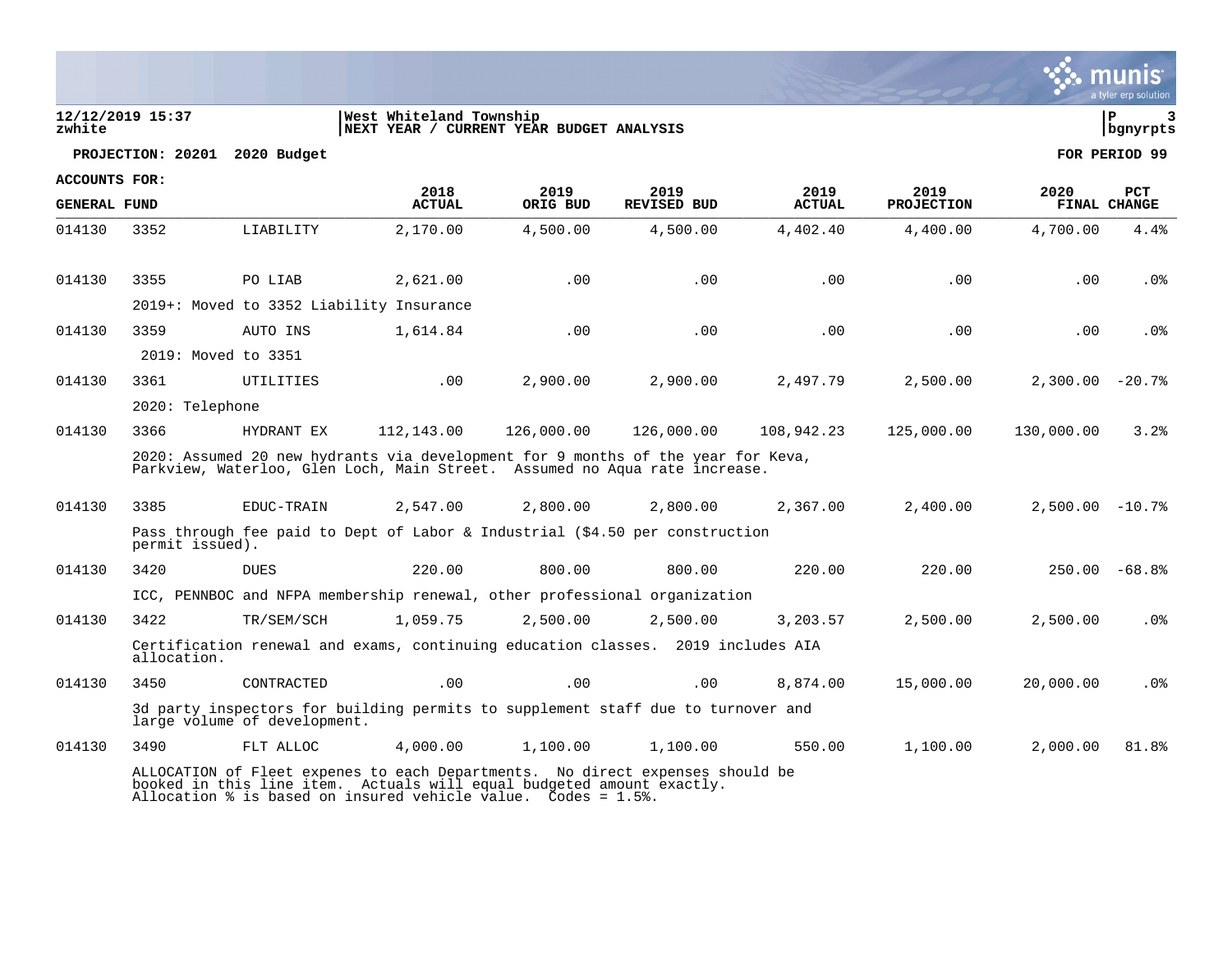**West Whiteland Township**
**NEXT YEAR / CURRENT YEAR BUDGET ANALYSIS**

12/12/2019 15:37
zwhite

**PROJECTION: 20201 2020 Budget** | **FOR PERIOD 99**

**ACCOUNTS FOR: GENERAL FUND**

| | | | 2018 ACTUAL | 2019 ORIG BUD | 2019 REVISED BUD | 2019 ACTUAL | 2019 PROJECTION | 2020 FINAL | PCT CHANGE |
|---|---|---|---|---|---|---|---|---|---|
| 014130 | 3352 | LIABILITY | 2,170.00 | 4,500.00 | 4,500.00 | 4,402.40 | 4,400.00 | 4,700.00 | 4.4% |
| 014130 | 3355 | PO LIAB | 2,621.00 | .00 | .00 | .00 | .00 | .00 | .0% |
| | 2019+: Moved to 3352 Liability Insurance | | | | | | | | |
| 014130 | 3359 | AUTO INS | 1,614.84 | .00 | .00 | .00 | .00 | .00 | .0% |
| | 2019: Moved to 3351 | | | | | | | | |
| 014130 | 3361 | UTILITIES | .00 | 2,900.00 | 2,900.00 | 2,497.79 | 2,500.00 | 2,300.00 | -20.7% |
| | 2020: Telephone | | | | | | | | |
| 014130 | 3366 | HYDRANT EX | 112,143.00 | 126,000.00 | 126,000.00 | 108,942.23 | 125,000.00 | 130,000.00 | 3.2% |
| | 2020: Assumed 20 new hydrants via development for 9 months of the year for Keva, Parkview, Waterloo, Glen Loch, Main Street. Assumed no Aqua rate increase. | | | | | | | | |
| 014130 | 3385 | EDUC-TRAIN | 2,547.00 | 2,800.00 | 2,800.00 | 2,367.00 | 2,400.00 | 2,500.00 | -10.7% |
| | Pass through fee paid to Dept of Labor & Industrial ($4.50 per construction permit issued). | | | | | | | | |
| 014130 | 3420 | DUES | 220.00 | 800.00 | 800.00 | 220.00 | 220.00 | 250.00 | -68.8% |
| | ICC, PENNBOC and NFPA membership renewal, other professional organization | | | | | | | | |
| 014130 | 3422 | TR/SEM/SCH | 1,059.75 | 2,500.00 | 2,500.00 | 3,203.57 | 2,500.00 | 2,500.00 | .0% |
| | Certification renewal and exams, continuing education classes. 2019 includes AIA allocation. | | | | | | | | |
| 014130 | 3450 | CONTRACTED | .00 | .00 | .00 | 8,874.00 | 15,000.00 | 20,000.00 | .0% |
| | 3d party inspectors for building permits to supplement staff due to turnover and large volume of development. | | | | | | | | |
| 014130 | 3490 | FLT ALLOC | 4,000.00 | 1,100.00 | 1,100.00 | 550.00 | 1,100.00 | 2,000.00 | 81.8% |
| | ALLOCATION of Fleet expenes to each Departments. No direct expenses should be booked in this line item. Actuals will equal budgeted amount exactly. Allocation % is based on insured vehicle value. Codes = 1.5%. | | | | | | | | |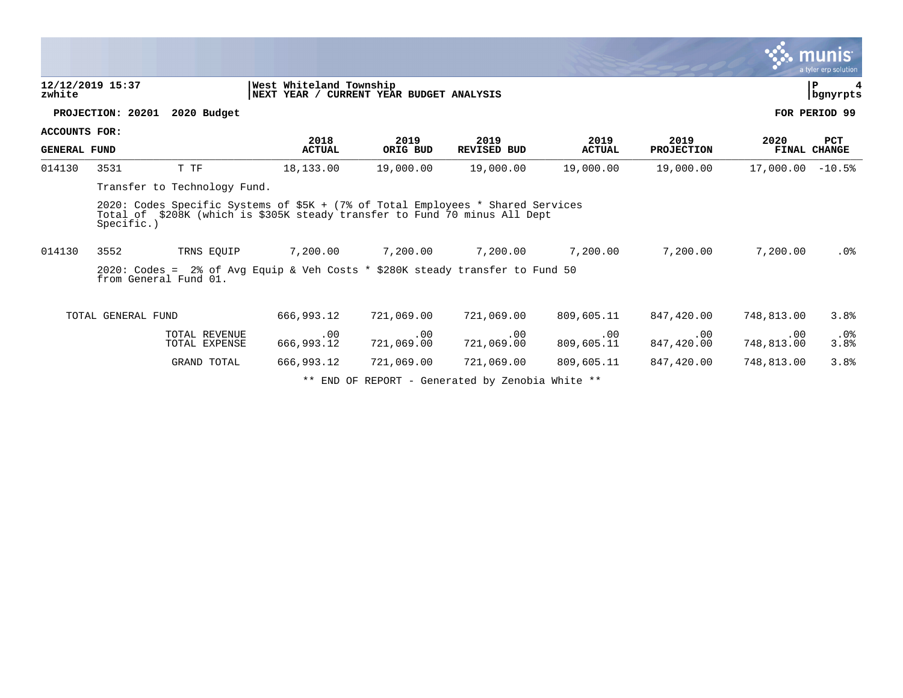**West Whiteland Township**
**NEXT YEAR / CURRENT YEAR BUDGET ANALYSIS**

**PROJECTION: 20201 2020 Budget** — **FOR PERIOD 99**

**ACCOUNTS FOR: GENERAL FUND**

| | | | 2018 ACTUAL | 2019 ORIG BUD | 2019 REVISED BUD | 2019 ACTUAL | 2019 PROJECTION | 2020 FINAL | PCT CHANGE |
|---|---|---|---|---|---|---|---|---|---|
| 014130 | 3531 | T TF | 18,133.00 | 19,000.00 | 19,000.00 | 19,000.00 | 19,000.00 | 17,000.00 | -10.5% |

Transfer to Technology Fund.

2020: Codes Specific Systems of $5K + (7% of Total Employees * Shared Services Total of $208K (which is $305K steady transfer to Fund 70 minus All Dept Specific.)

| | | | 2018 ACTUAL | 2019 ORIG BUD | 2019 REVISED BUD | 2019 ACTUAL | 2019 PROJECTION | 2020 FINAL | PCT CHANGE |
|---|---|---|---|---|---|---|---|---|---|
| 014130 | 3552 | TRNS EQUIP | 7,200.00 | 7,200.00 | 7,200.00 | 7,200.00 | 7,200.00 | 7,200.00 | .0% |

2020: Codes = 2% of Avg Equip & Veh Costs * $280K steady transfer to Fund 50 from General Fund 01.

| | 2018 ACTUAL | 2019 ORIG BUD | 2019 REVISED BUD | 2019 ACTUAL | 2019 PROJECTION | 2020 FINAL | PCT CHANGE |
|---|---|---|---|---|---|---|---|
| TOTAL GENERAL FUND | 666,993.12 | 721,069.00 | 721,069.00 | 809,605.11 | 847,420.00 | 748,813.00 | 3.8% |
| TOTAL REVENUE | .00 | .00 | .00 | .00 | .00 | .00 | .0% |
| TOTAL EXPENSE | 666,993.12 | 721,069.00 | 721,069.00 | 809,605.11 | 847,420.00 | 748,813.00 | 3.8% |
| GRAND TOTAL | 666,993.12 | 721,069.00 | 721,069.00 | 809,605.11 | 847,420.00 | 748,813.00 | 3.8% |

** END OF REPORT - Generated by Zenobia White **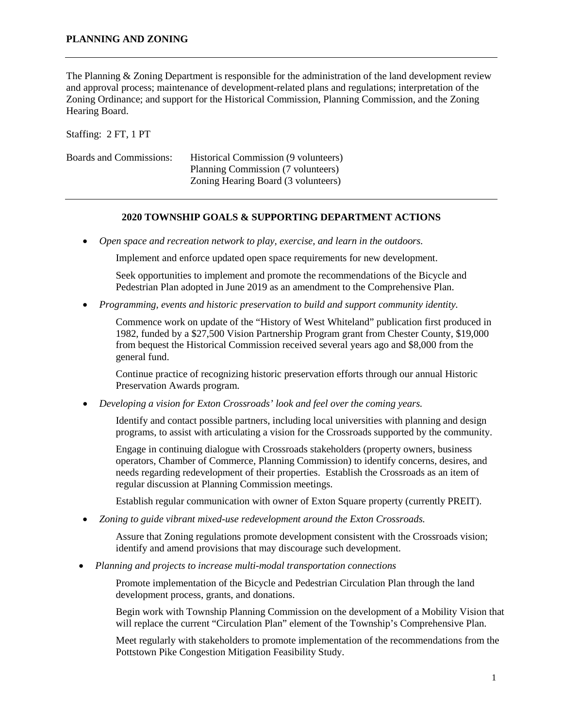# PLANNING AND ZONING

The Planning & Zoning Department is responsible for the administration of the land development review and approval process; maintenance of development-related plans and regulations; interpretation of the Zoning Ordinance; and support for the Historical Commission, Planning Commission, and the Zoning Hearing Board.

Staffing: 2 FT, 1 PT

Boards and Commissions: Historical Commission (9 volunteers)
Planning Commission (7 volunteers)
Zoning Hearing Board (3 volunteers)

---

### 2020 TOWNSHIP GOALS & SUPPORTING DEPARTMENT ACTIONS

- *Open space and recreation network to play, exercise, and learn in the outdoors.*

  Implement and enforce updated open space requirements for new development.

  Seek opportunities to implement and promote the recommendations of the Bicycle and Pedestrian Plan adopted in June 2019 as an amendment to the Comprehensive Plan.

- *Programming, events and historic preservation to build and support community identity.*

  Commence work on update of the "History of West Whiteland" publication first produced in 1982, funded by a $27,500 Vision Partnership Program grant from Chester County, $19,000 from bequest the Historical Commission received several years ago and $8,000 from the general fund.

  Continue practice of recognizing historic preservation efforts through our annual Historic Preservation Awards program.

- *Developing a vision for Exton Crossroads' look and feel over the coming years.*

  Identify and contact possible partners, including local universities with planning and design programs, to assist with articulating a vision for the Crossroads supported by the community.

  Engage in continuing dialogue with Crossroads stakeholders (property owners, business operators, Chamber of Commerce, Planning Commission) to identify concerns, desires, and needs regarding redevelopment of their properties. Establish the Crossroads as an item of regular discussion at Planning Commission meetings.

  Establish regular communication with owner of Exton Square property (currently PREIT).

- *Zoning to guide vibrant mixed-use redevelopment around the Exton Crossroads.*

  Assure that Zoning regulations promote development consistent with the Crossroads vision; identify and amend provisions that may discourage such development.

- *Planning and projects to increase multi-modal transportation connections*

  Promote implementation of the Bicycle and Pedestrian Circulation Plan through the land development process, grants, and donations.

  Begin work with Township Planning Commission on the development of a Mobility Vision that will replace the current "Circulation Plan" element of the Township's Comprehensive Plan.

  Meet regularly with stakeholders to promote implementation of the recommendations from the Pottstown Pike Congestion Mitigation Feasibility Study.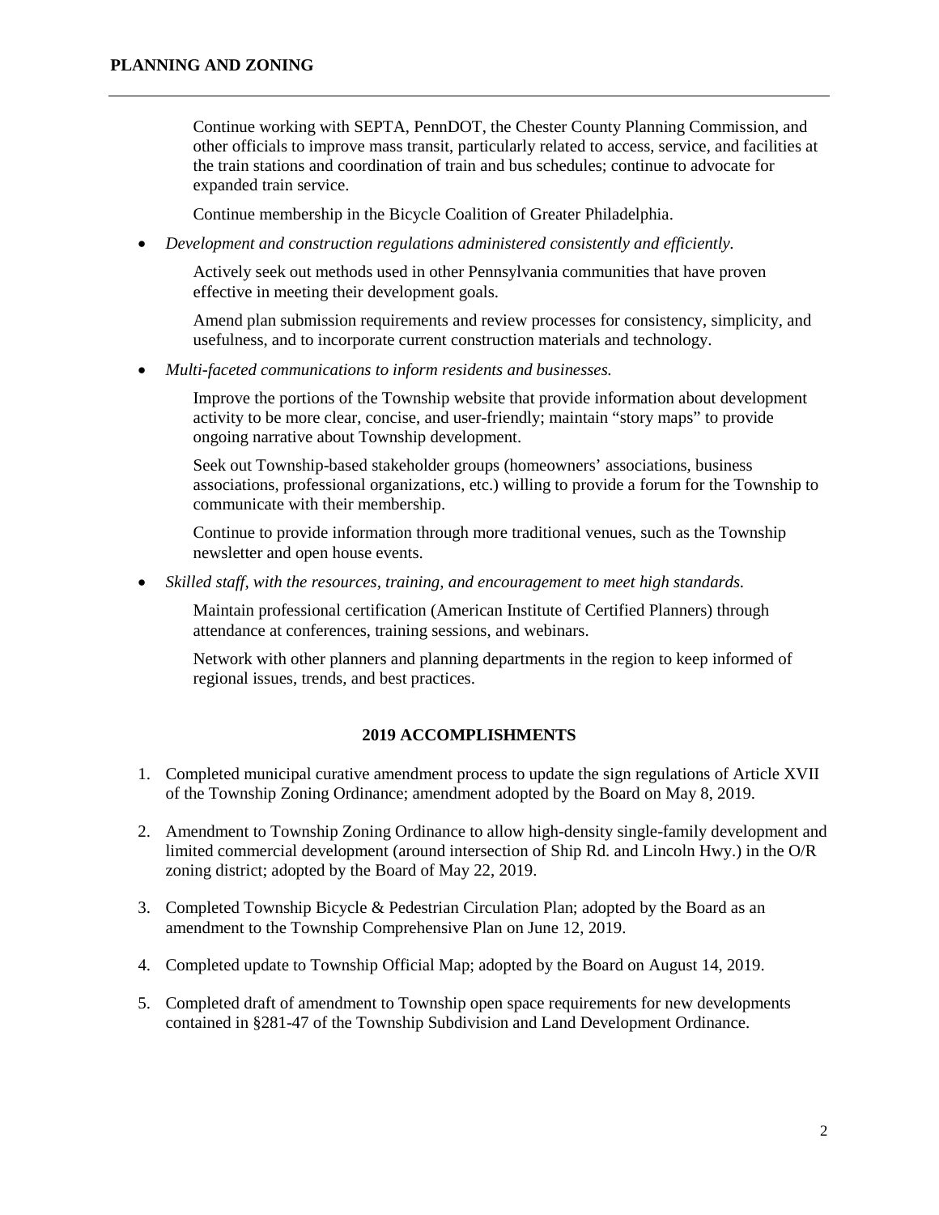Continue working with SEPTA, PennDOT, the Chester County Planning Commission, and other officials to improve mass transit, particularly related to access, service, and facilities at the train stations and coordination of train and bus schedules; continue to advocate for expanded train service.

Continue membership in the Bicycle Coalition of Greater Philadelphia.

- *Development and construction regulations administered consistently and efficiently.*

  Actively seek out methods used in other Pennsylvania communities that have proven effective in meeting their development goals.

  Amend plan submission requirements and review processes for consistency, simplicity, and usefulness, and to incorporate current construction materials and technology.

- *Multi-faceted communications to inform residents and businesses.*

  Improve the portions of the Township website that provide information about development activity to be more clear, concise, and user-friendly; maintain "story maps" to provide ongoing narrative about Township development.

  Seek out Township-based stakeholder groups (homeowners' associations, business associations, professional organizations, etc.) willing to provide a forum for the Township to communicate with their membership.

  Continue to provide information through more traditional venues, such as the Township newsletter and open house events.

- *Skilled staff, with the resources, training, and encouragement to meet high standards.*

  Maintain professional certification (American Institute of Certified Planners) through attendance at conferences, training sessions, and webinars.

  Network with other planners and planning departments in the region to keep informed of regional issues, trends, and best practices.

## 2019 ACCOMPLISHMENTS

1. Completed municipal curative amendment process to update the sign regulations of Article XVII of the Township Zoning Ordinance; amendment adopted by the Board on May 8, 2019.
2. Amendment to Township Zoning Ordinance to allow high-density single-family development and limited commercial development (around intersection of Ship Rd. and Lincoln Hwy.) in the O/R zoning district; adopted by the Board of May 22, 2019.
3. Completed Township Bicycle & Pedestrian Circulation Plan; adopted by the Board as an amendment to the Township Comprehensive Plan on June 12, 2019.
4. Completed update to Township Official Map; adopted by the Board on August 14, 2019.
5. Completed draft of amendment to Township open space requirements for new developments contained in §281-47 of the Township Subdivision and Land Development Ordinance.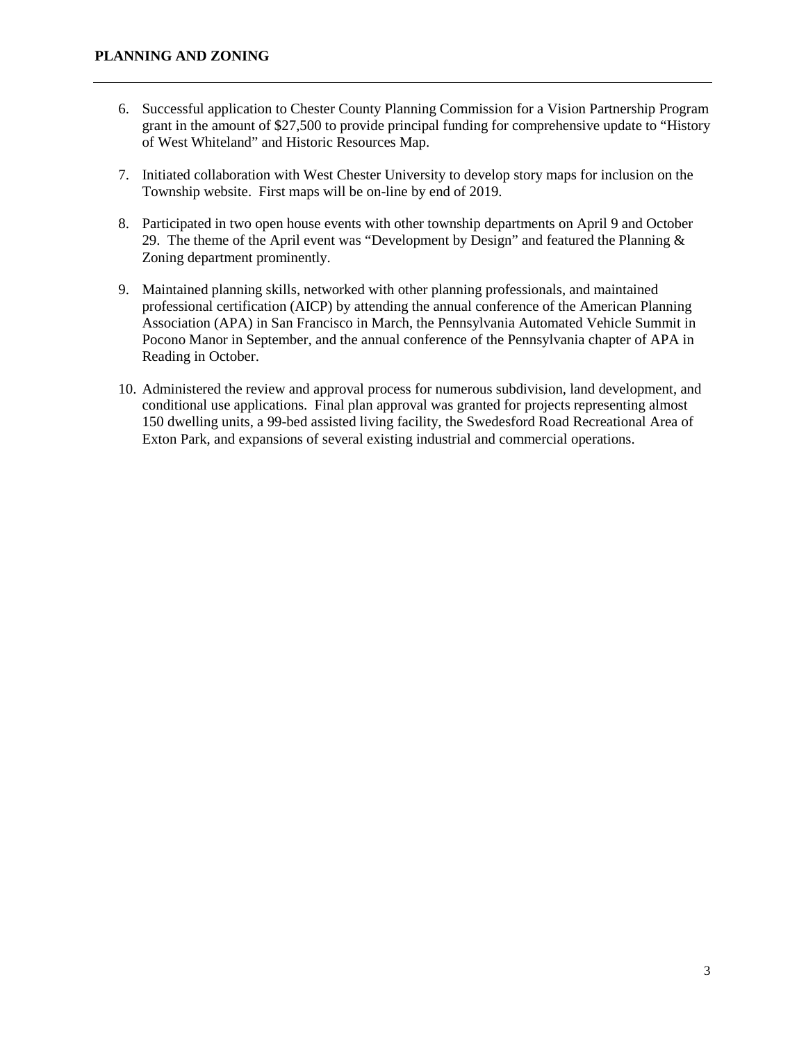6. Successful application to Chester County Planning Commission for a Vision Partnership Program grant in the amount of $27,500 to provide principal funding for comprehensive update to "History of West Whiteland" and Historic Resources Map.

7. Initiated collaboration with West Chester University to develop story maps for inclusion on the Township website. First maps will be on-line by end of 2019.

8. Participated in two open house events with other township departments on April 9 and October 29. The theme of the April event was "Development by Design" and featured the Planning & Zoning department prominently.

9. Maintained planning skills, networked with other planning professionals, and maintained professional certification (AICP) by attending the annual conference of the American Planning Association (APA) in San Francisco in March, the Pennsylvania Automated Vehicle Summit in Pocono Manor in September, and the annual conference of the Pennsylvania chapter of APA in Reading in October.

10. Administered the review and approval process for numerous subdivision, land development, and conditional use applications. Final plan approval was granted for projects representing almost 150 dwelling units, a 99-bed assisted living facility, the Swedesford Road Recreational Area of Exton Park, and expansions of several existing industrial and commercial operations.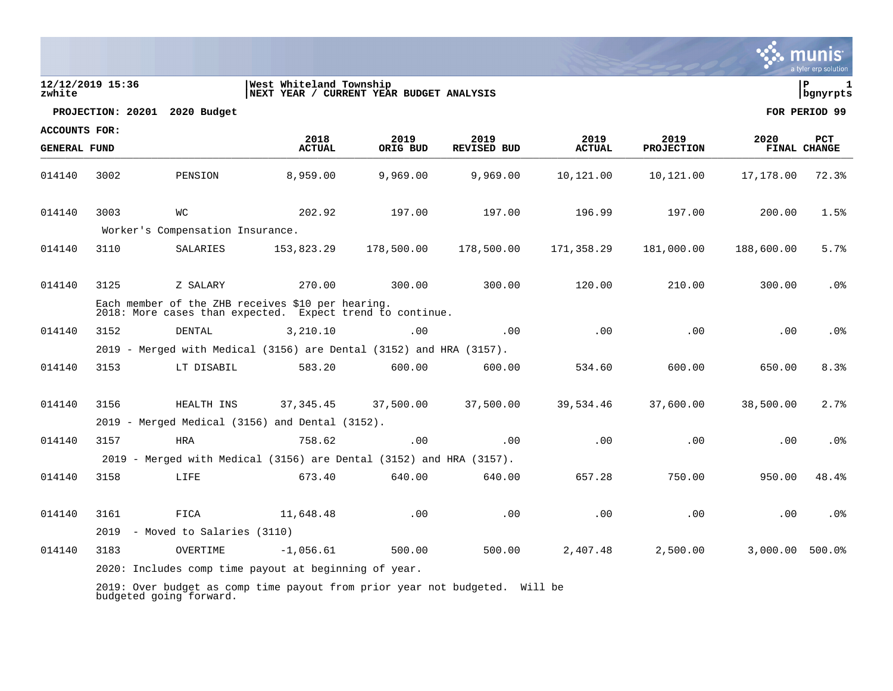12/12/2019 15:36 | West Whiteland Township | P 1
zwhite | NEXT YEAR / CURRENT YEAR BUDGET ANALYSIS | bgnyrpts

**PROJECTION: 20201 2020 Budget** | **FOR PERIOD 99**

**ACCOUNTS FOR:**
**GENERAL FUND**

| | | | 2018 ACTUAL | 2019 ORIG BUD | 2019 REVISED BUD | 2019 ACTUAL | 2019 PROJECTION | 2020 FINAL | PCT CHANGE |
|---|---|---|---|---|---|---|---|---|---|
| 014140 | 3002 | PENSION | 8,959.00 | 9,969.00 | 9,969.00 | 10,121.00 | 10,121.00 | 17,178.00 | 72.3% |
| 014140 | 3003 | WC | 202.92 | 197.00 | 197.00 | 196.99 | 197.00 | 200.00 | 1.5% |
| | Worker's Compensation Insurance. | | | | | | | | |
| 014140 | 3110 | SALARIES | 153,823.29 | 178,500.00 | 178,500.00 | 171,358.29 | 181,000.00 | 188,600.00 | 5.7% |
| 014140 | 3125 | Z SALARY | 270.00 | 300.00 | 300.00 | 120.00 | 210.00 | 300.00 | .0% |
| | Each member of the ZHB receives $10 per hearing. 2018: More cases than expected. Expect trend to continue. | | | | | | | | |
| 014140 | 3152 | DENTAL | 3,210.10 | .00 | .00 | .00 | .00 | .00 | .0% |
| | 2019 - Merged with Medical (3156) are Dental (3152) and HRA (3157). | | | | | | | | |
| 014140 | 3153 | LT DISABIL | 583.20 | 600.00 | 600.00 | 534.60 | 600.00 | 650.00 | 8.3% |
| 014140 | 3156 | HEALTH INS | 37,345.45 | 37,500.00 | 37,500.00 | 39,534.46 | 37,600.00 | 38,500.00 | 2.7% |
| | 2019 - Merged Medical (3156) and Dental (3152). | | | | | | | | |
| 014140 | 3157 | HRA | 758.62 | .00 | .00 | .00 | .00 | .00 | .0% |
| | 2019 - Merged with Medical (3156) are Dental (3152) and HRA (3157). | | | | | | | | |
| 014140 | 3158 | LIFE | 673.40 | 640.00 | 640.00 | 657.28 | 750.00 | 950.00 | 48.4% |
| 014140 | 3161 | FICA | 11,648.48 | .00 | .00 | .00 | .00 | .00 | .0% |
| | 2019 - Moved to Salaries (3110) | | | | | | | | |
| 014140 | 3183 | OVERTIME | -1,056.61 | 500.00 | 500.00 | 2,407.48 | 2,500.00 | 3,000.00 | 500.0% |
| | 2020: Includes comp time payout at beginning of year. | | | | | | | | |
| | 2019: Over budget as comp time payout from prior year not budgeted. Will be budgeted going forward. | | | | | | | | |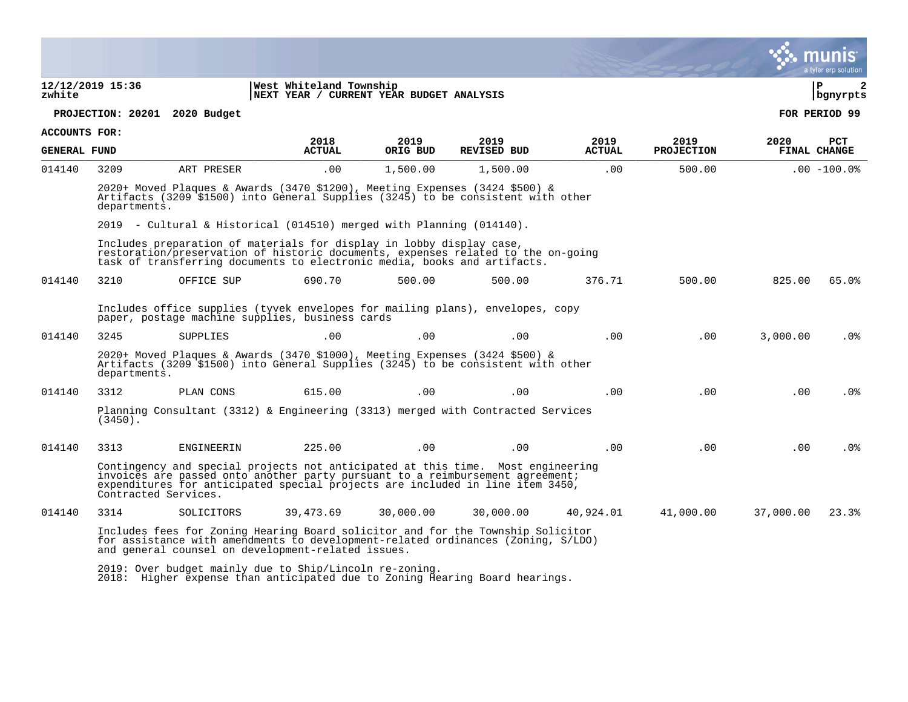**12/12/2019 15:36** | **West Whiteland Township**
**zwhite** | **NEXT YEAR / CURRENT YEAR BUDGET ANALYSIS**

**PROJECTION: 20201 2020 Budget** — **FOR PERIOD 99**

**ACCOUNTS FOR:**
**GENERAL FUND**

| | | | 2018 ACTUAL | 2019 ORIG BUD | 2019 REVISED BUD | 2019 ACTUAL | 2019 PROJECTION | 2020 FINAL | PCT CHANGE |
|---|---|---|---|---|---|---|---|---|---|
| 014140 | 3209 | ART PRESER | .00 | 1,500.00 | 1,500.00 | .00 | 500.00 | .00 | -100.0% |

2020+ Moved Plaques & Awards (3470 $1200), Meeting Expenses (3424 $500) & Artifacts (3209 $1500) into General Supplies (3245) to be consistent with other departments.

2019 - Cultural & Historical (014510) merged with Planning (014140).

Includes preparation of materials for display in lobby display case, restoration/preservation of historic documents, expenses related to the on-going task of transferring documents to electronic media, books and artifacts.

| | | | 2018 ACTUAL | 2019 ORIG BUD | 2019 REVISED BUD | 2019 ACTUAL | 2019 PROJECTION | 2020 FINAL | PCT CHANGE |
|---|---|---|---|---|---|---|---|---|---|
| 014140 | 3210 | OFFICE SUP | 690.70 | 500.00 | 500.00 | 376.71 | 500.00 | 825.00 | 65.0% |

Includes office supplies (tyvek envelopes for mailing plans), envelopes, copy paper, postage machine supplies, business cards

| | | | 2018 ACTUAL | 2019 ORIG BUD | 2019 REVISED BUD | 2019 ACTUAL | 2019 PROJECTION | 2020 FINAL | PCT CHANGE |
|---|---|---|---|---|---|---|---|---|---|
| 014140 | 3245 | SUPPLIES | .00 | .00 | .00 | .00 | .00 | 3,000.00 | .0% |

2020+ Moved Plaques & Awards (3470 $1000), Meeting Expenses (3424 $500) & Artifacts (3209 $1500) into General Supplies (3245) to be consistent with other departments.

| | | | 2018 ACTUAL | 2019 ORIG BUD | 2019 REVISED BUD | 2019 ACTUAL | 2019 PROJECTION | 2020 FINAL | PCT CHANGE |
|---|---|---|---|---|---|---|---|---|---|
| 014140 | 3312 | PLAN CONS | 615.00 | .00 | .00 | .00 | .00 | .00 | .0% |

Planning Consultant (3312) & Engineering (3313) merged with Contracted Services (3450).

| | | | 2018 ACTUAL | 2019 ORIG BUD | 2019 REVISED BUD | 2019 ACTUAL | 2019 PROJECTION | 2020 FINAL | PCT CHANGE |
|---|---|---|---|---|---|---|---|---|---|
| 014140 | 3313 | ENGINEERIN | 225.00 | .00 | .00 | .00 | .00 | .00 | .0% |

Contingency and special projects not anticipated at this time. Most engineering invoices are passed onto another party pursuant to a reimbursement agreement; expenditures for anticipated special projects are included in line item 3450, Contracted Services.

| | | | 2018 ACTUAL | 2019 ORIG BUD | 2019 REVISED BUD | 2019 ACTUAL | 2019 PROJECTION | 2020 FINAL | PCT CHANGE |
|---|---|---|---|---|---|---|---|---|---|
| 014140 | 3314 | SOLICITORS | 39,473.69 | 30,000.00 | 30,000.00 | 40,924.01 | 41,000.00 | 37,000.00 | 23.3% |

Includes fees for Zoning Hearing Board solicitor and for the Township Solicitor for assistance with amendments to development-related ordinances (Zoning, S/LDO) and general counsel on development-related issues.

2019: Over budget mainly due to Ship/Lincoln re-zoning.
2018: Higher expense than anticipated due to Zoning Hearing Board hearings.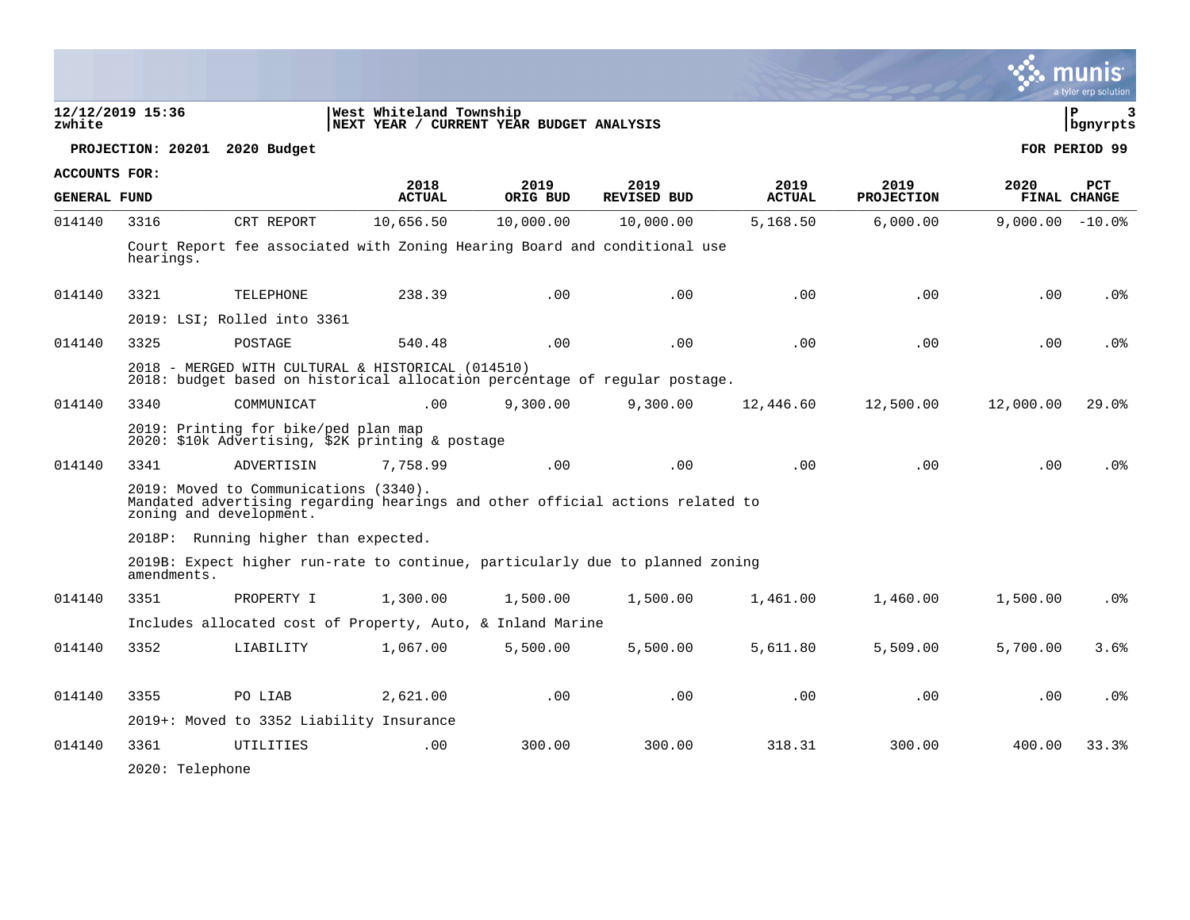**West Whiteland Township**
**NEXT YEAR / CURRENT YEAR BUDGET ANALYSIS**

**PROJECTION: 20201 2020 Budget** — **FOR PERIOD 99**

**ACCOUNTS FOR:**
**GENERAL FUND**

| | | | 2018 ACTUAL | 2019 ORIG BUD | 2019 REVISED BUD | 2019 ACTUAL | 2019 PROJECTION | 2020 FINAL | PCT CHANGE |
|---|---|---|---|---|---|---|---|---|---|
| 014140 | 3316 | CRT REPORT | 10,656.50 | 10,000.00 | 10,000.00 | 5,168.50 | 6,000.00 | 9,000.00 | -10.0% |
| | Court Report fee associated with Zoning Hearing Board and conditional use hearings. | | | | | | | | |
| 014140 | 3321 | TELEPHONE | 238.39 | .00 | .00 | .00 | .00 | .00 | .0% |
| | 2019: LSI; Rolled into 3361 | | | | | | | | |
| 014140 | 3325 | POSTAGE | 540.48 | .00 | .00 | .00 | .00 | .00 | .0% |
| | 2018 - MERGED WITH CULTURAL & HISTORICAL (014510) 2018: budget based on historical allocation percentage of regular postage. | | | | | | | | |
| 014140 | 3340 | COMMUNICAT | .00 | 9,300.00 | 9,300.00 | 12,446.60 | 12,500.00 | 12,000.00 | 29.0% |
| | 2019: Printing for bike/ped plan map 2020: $10k Advertising, $2K printing & postage | | | | | | | | |
| 014140 | 3341 | ADVERTISIN | 7,758.99 | .00 | .00 | .00 | .00 | .00 | .0% |
| | 2019: Moved to Communications (3340). Mandated advertising regarding hearings and other official actions related to zoning and development. | | | | | | | | |
| | 2018P: Running higher than expected. | | | | | | | | |
| | 2019B: Expect higher run-rate to continue, particularly due to planned zoning amendments. | | | | | | | | |
| 014140 | 3351 | PROPERTY I | 1,300.00 | 1,500.00 | 1,500.00 | 1,461.00 | 1,460.00 | 1,500.00 | .0% |
| | Includes allocated cost of Property, Auto, & Inland Marine | | | | | | | | |
| 014140 | 3352 | LIABILITY | 1,067.00 | 5,500.00 | 5,500.00 | 5,611.80 | 5,509.00 | 5,700.00 | 3.6% |
| 014140 | 3355 | PO LIAB | 2,621.00 | .00 | .00 | .00 | .00 | .00 | .0% |
| | 2019+: Moved to 3352 Liability Insurance | | | | | | | | |
| 014140 | 3361 | UTILITIES | .00 | 300.00 | 300.00 | 318.31 | 300.00 | 400.00 | 33.3% |
| | 2020: Telephone | | | | | | | | |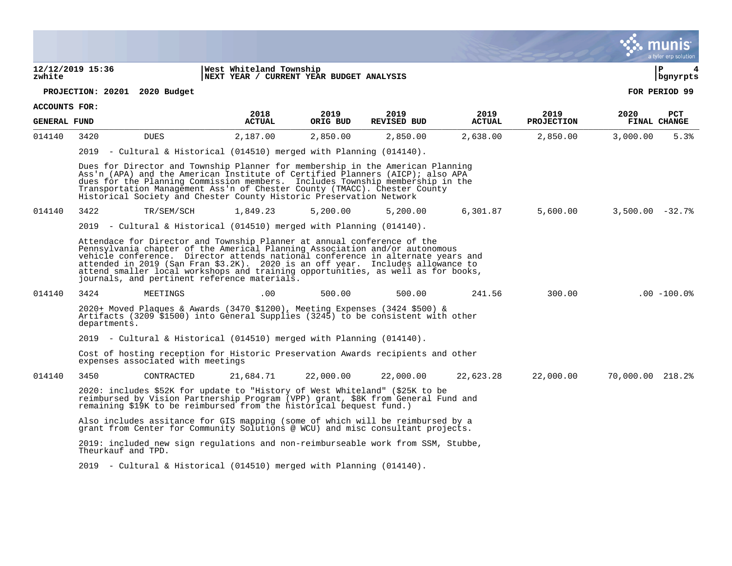**PROJECTION: 20201 2020 Budget** | **FOR PERIOD 99**

**ACCOUNTS FOR: GENERAL FUND**

| | | | 2018 ACTUAL | 2019 ORIG BUD | 2019 REVISED BUD | 2019 ACTUAL | 2019 PROJECTION | 2020 FINAL | PCT CHANGE |
|---|---|---|---|---|---|---|---|---|---|
| 014140 | 3420 | DUES | 2,187.00 | 2,850.00 | 2,850.00 | 2,638.00 | 2,850.00 | 3,000.00 | 5.3% |

2019 - Cultural & Historical (014510) merged with Planning (014140).

Dues for Director and Township Planner for membership in the American Planning Ass'n (APA) and the American Institute of Certified Planners (AICP); also APA dues for the Planning Commission members. Includes Township membership in the Transportation Management Ass'n of Chester County (TMACC). Chester County Historical Society and Chester County Historic Preservation Network

| | | | 2018 ACTUAL | 2019 ORIG BUD | 2019 REVISED BUD | 2019 ACTUAL | 2019 PROJECTION | 2020 FINAL | PCT CHANGE |
|---|---|---|---|---|---|---|---|---|---|
| 014140 | 3422 | TR/SEM/SCH | 1,849.23 | 5,200.00 | 5,200.00 | 6,301.87 | 5,600.00 | 3,500.00 | -32.7% |

2019 - Cultural & Historical (014510) merged with Planning (014140).

Attendace for Director and Township Planner at annual conference of the Pennsylvania chapter of the Americal Planning Association and/or autonomous vehicle conference. Director attends national conference in alternate years and attended in 2019 (San Fran $3.2K). 2020 is an off year. Includes allowance to attend smaller local workshops and training opportunities, as well as for books, journals, and pertinent reference materials.

| | | | 2018 ACTUAL | 2019 ORIG BUD | 2019 REVISED BUD | 2019 ACTUAL | 2019 PROJECTION | 2020 FINAL | PCT CHANGE |
|---|---|---|---|---|---|---|---|---|---|
| 014140 | 3424 | MEETINGS | .00 | 500.00 | 500.00 | 241.56 | 300.00 | .00 | -100.0% |

2020+ Moved Plaques & Awards (3470 $1200), Meeting Expenses (3424 $500) & Artifacts (3209 $1500) into General Supplies (3245) to be consistent with other departments.

2019 - Cultural & Historical (014510) merged with Planning (014140).

Cost of hosting reception for Historic Preservation Awards recipients and other expenses associated with meetings

| | | | 2018 ACTUAL | 2019 ORIG BUD | 2019 REVISED BUD | 2019 ACTUAL | 2019 PROJECTION | 2020 FINAL | PCT CHANGE |
|---|---|---|---|---|---|---|---|---|---|
| 014140 | 3450 | CONTRACTED | 21,684.71 | 22,000.00 | 22,000.00 | 22,623.28 | 22,000.00 | 70,000.00 | 218.2% |

2020: includes $52K for update to "History of West Whiteland" ($25K to be reimbursed by Vision Partnership Program (VPP) grant, $8K from General Fund and remaining $19K to be reimbursed from the historical bequest fund.)

Also includes assitance for GIS mapping (some of which will be reimbursed by a grant from Center for Community Solutions @ WCU) and misc consultant projects.

2019: included new sign regulations and non-reimburseable work from SSM, Stubbe, Theurkauf and TPD.

2019 - Cultural & Historical (014510) merged with Planning (014140).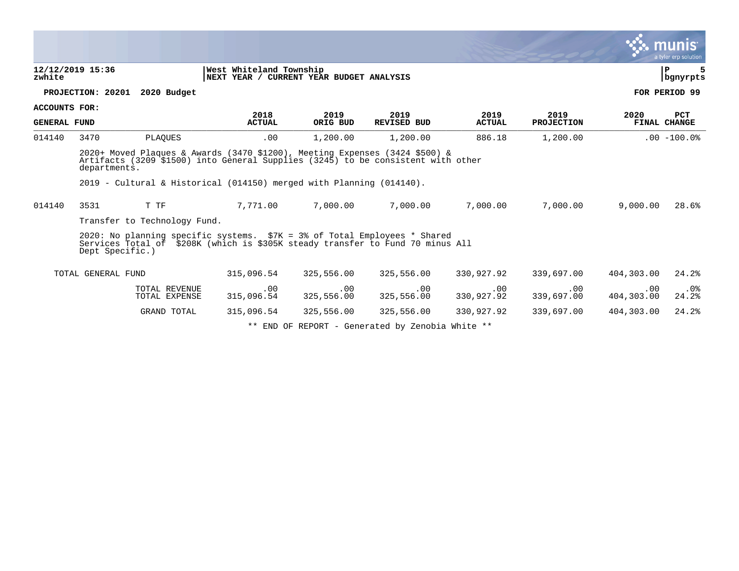**12/12/2019 15:36** | **West Whiteland Township**
**zwhite** | **NEXT YEAR / CURRENT YEAR BUDGET ANALYSIS** | **bgnyrpts**

**PROJECTION: 20201 2020 Budget** | **FOR PERIOD 99**

**ACCOUNTS FOR:**

| GENERAL FUND | | | 2018 ACTUAL | 2019 ORIG BUD | 2019 REVISED BUD | 2019 ACTUAL | 2019 PROJECTION | 2020 FINAL | PCT CHANGE |
|---|---|---|---|---|---|---|---|---|---|
| 014140 | 3470 | PLAQUES | .00 | 1,200.00 | 1,200.00 | 886.18 | 1,200.00 | .00 | -100.0% |

2020+ Moved Plaques & Awards (3470 $1200), Meeting Expenses (3424 $500) & Artifacts (3209 $1500) into General Supplies (3245) to be consistent with other departments.

2019 - Cultural & Historical (014150) merged with Planning (014140).

| GENERAL FUND | | | 2018 ACTUAL | 2019 ORIG BUD | 2019 REVISED BUD | 2019 ACTUAL | 2019 PROJECTION | 2020 FINAL | PCT CHANGE |
|---|---|---|---|---|---|---|---|---|---|
| 014140 | 3531 | T TF | 7,771.00 | 7,000.00 | 7,000.00 | 7,000.00 | 7,000.00 | 9,000.00 | 28.6% |

Transfer to Technology Fund.

2020: No planning specific systems. $7K = 3% of Total Employees * Shared Services Total of $208K (which is $305K steady transfer to Fund 70 minus All Dept Specific.)

| | 2018 ACTUAL | 2019 ORIG BUD | 2019 REVISED BUD | 2019 ACTUAL | 2019 PROJECTION | 2020 FINAL | PCT CHANGE |
|---|---|---|---|---|---|---|---|
| TOTAL GENERAL FUND | 315,096.54 | 325,556.00 | 325,556.00 | 330,927.92 | 339,697.00 | 404,303.00 | 24.2% |
| TOTAL REVENUE | .00 | .00 | .00 | .00 | .00 | .00 | .0% |
| TOTAL EXPENSE | 315,096.54 | 325,556.00 | 325,556.00 | 330,927.92 | 339,697.00 | 404,303.00 | 24.2% |
| GRAND TOTAL | 315,096.54 | 325,556.00 | 325,556.00 | 330,927.92 | 339,697.00 | 404,303.00 | 24.2% |

** END OF REPORT - Generated by Zenobia White **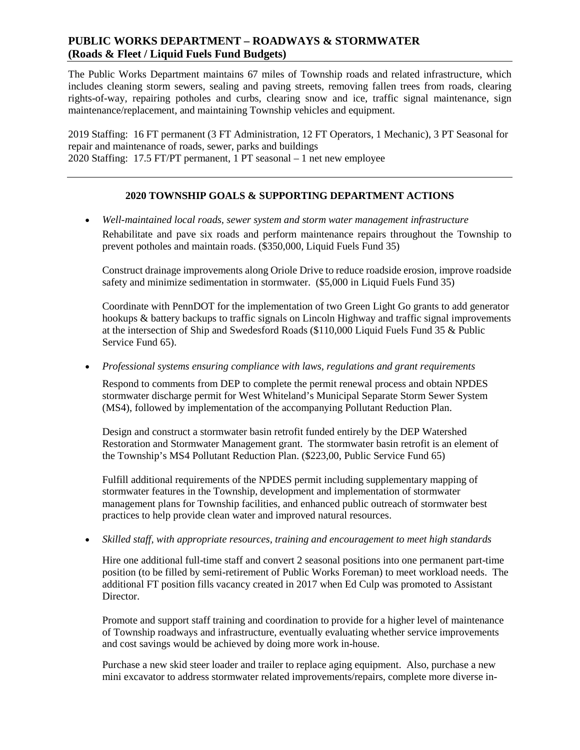## PUBLIC WORKS DEPARTMENT – ROADWAYS & STORMWATER (Roads & Fleet / Liquid Fuels Fund Budgets)

The Public Works Department maintains 67 miles of Township roads and related infrastructure, which includes cleaning storm sewers, sealing and paving streets, removing fallen trees from roads, clearing rights-of-way, repairing potholes and curbs, clearing snow and ice, traffic signal maintenance, sign maintenance/replacement, and maintaining Township vehicles and equipment.

2019 Staffing: 16 FT permanent (3 FT Administration, 12 FT Operators, 1 Mechanic), 3 PT Seasonal for repair and maintenance of roads, sewer, parks and buildings
2020 Staffing: 17.5 FT/PT permanent, 1 PT seasonal – 1 net new employee

---

### 2020 TOWNSHIP GOALS & SUPPORTING DEPARTMENT ACTIONS

- *Well-maintained local roads, sewer system and storm water management infrastructure*

  Rehabilitate and pave six roads and perform maintenance repairs throughout the Township to prevent potholes and maintain roads. ($350,000, Liquid Fuels Fund 35)

  Construct drainage improvements along Oriole Drive to reduce roadside erosion, improve roadside safety and minimize sedimentation in stormwater. ($5,000 in Liquid Fuels Fund 35)

  Coordinate with PennDOT for the implementation of two Green Light Go grants to add generator hookups & battery backups to traffic signals on Lincoln Highway and traffic signal improvements at the intersection of Ship and Swedesford Roads ($110,000 Liquid Fuels Fund 35 & Public Service Fund 65).

- *Professional systems ensuring compliance with laws, regulations and grant requirements*

  Respond to comments from DEP to complete the permit renewal process and obtain NPDES stormwater discharge permit for West Whiteland's Municipal Separate Storm Sewer System (MS4), followed by implementation of the accompanying Pollutant Reduction Plan.

  Design and construct a stormwater basin retrofit funded entirely by the DEP Watershed Restoration and Stormwater Management grant. The stormwater basin retrofit is an element of the Township's MS4 Pollutant Reduction Plan. ($223,00, Public Service Fund 65)

  Fulfill additional requirements of the NPDES permit including supplementary mapping of stormwater features in the Township, development and implementation of stormwater management plans for Township facilities, and enhanced public outreach of stormwater best practices to help provide clean water and improved natural resources.

- *Skilled staff, with appropriate resources, training and encouragement to meet high standards*

  Hire one additional full-time staff and convert 2 seasonal positions into one permanent part-time position (to be filled by semi-retirement of Public Works Foreman) to meet workload needs. The additional FT position fills vacancy created in 2017 when Ed Culp was promoted to Assistant Director.

  Promote and support staff training and coordination to provide for a higher level of maintenance of Township roadways and infrastructure, eventually evaluating whether service improvements and cost savings would be achieved by doing more work in-house.

  Purchase a new skid steer loader and trailer to replace aging equipment. Also, purchase a new mini excavator to address stormwater related improvements/repairs, complete more diverse in-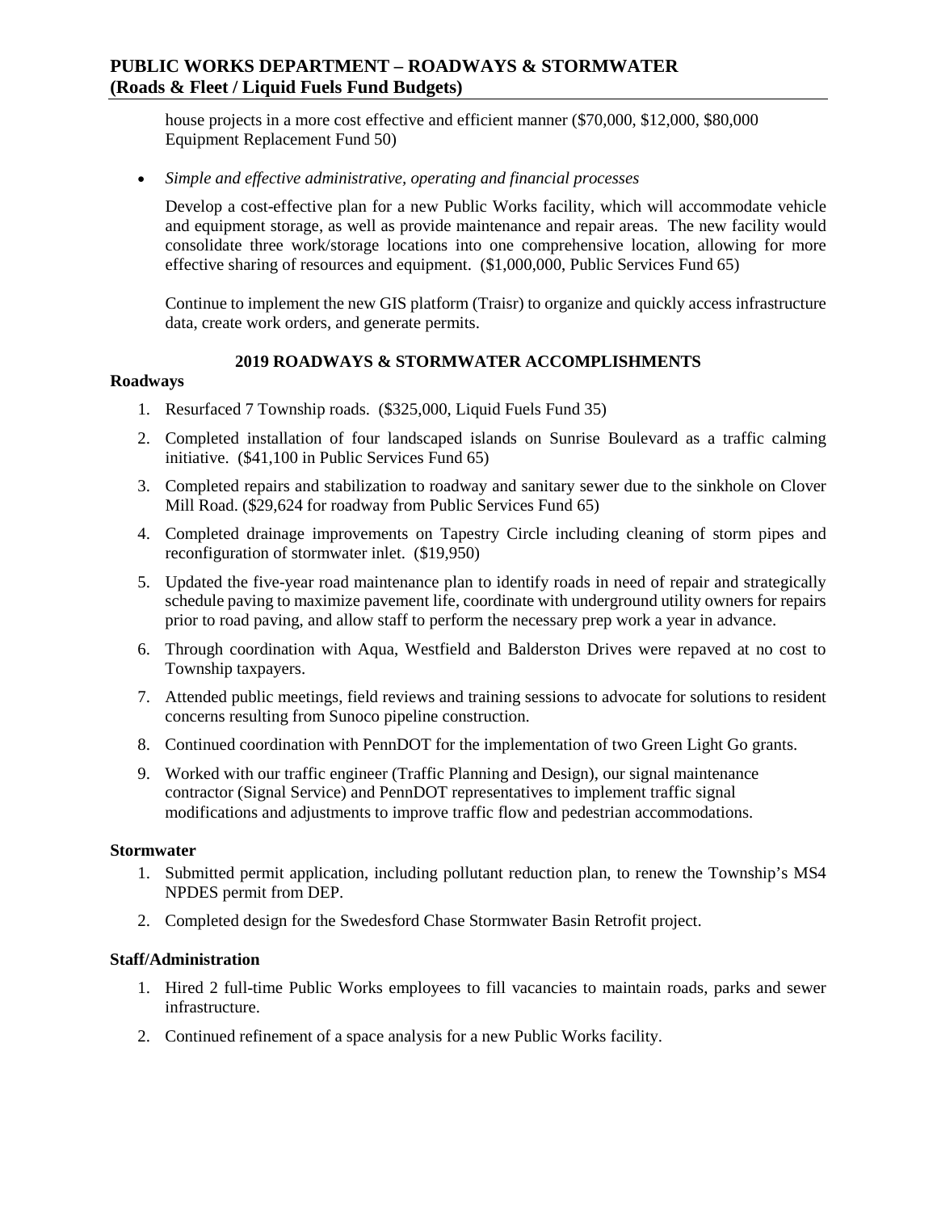house projects in a more cost effective and efficient manner ($70,000, $12,000, $80,000 Equipment Replacement Fund 50)

- *Simple and effective administrative, operating and financial processes*

  Develop a cost-effective plan for a new Public Works facility, which will accommodate vehicle and equipment storage, as well as provide maintenance and repair areas. The new facility would consolidate three work/storage locations into one comprehensive location, allowing for more effective sharing of resources and equipment. ($1,000,000, Public Services Fund 65)

  Continue to implement the new GIS platform (Traisr) to organize and quickly access infrastructure data, create work orders, and generate permits.

## 2019 ROADWAYS & STORMWATER ACCOMPLISHMENTS

**Roadways**

1. Resurfaced 7 Township roads. ($325,000, Liquid Fuels Fund 35)
2. Completed installation of four landscaped islands on Sunrise Boulevard as a traffic calming initiative. ($41,100 in Public Services Fund 65)
3. Completed repairs and stabilization to roadway and sanitary sewer due to the sinkhole on Clover Mill Road. ($29,624 for roadway from Public Services Fund 65)
4. Completed drainage improvements on Tapestry Circle including cleaning of storm pipes and reconfiguration of stormwater inlet. ($19,950)
5. Updated the five-year road maintenance plan to identify roads in need of repair and strategically schedule paving to maximize pavement life, coordinate with underground utility owners for repairs prior to road paving, and allow staff to perform the necessary prep work a year in advance.
6. Through coordination with Aqua, Westfield and Balderston Drives were repaved at no cost to Township taxpayers.
7. Attended public meetings, field reviews and training sessions to advocate for solutions to resident concerns resulting from Sunoco pipeline construction.
8. Continued coordination with PennDOT for the implementation of two Green Light Go grants.
9. Worked with our traffic engineer (Traffic Planning and Design), our signal maintenance contractor (Signal Service) and PennDOT representatives to implement traffic signal modifications and adjustments to improve traffic flow and pedestrian accommodations.

**Stormwater**

1. Submitted permit application, including pollutant reduction plan, to renew the Township's MS4 NPDES permit from DEP.
2. Completed design for the Swedesford Chase Stormwater Basin Retrofit project.

**Staff/Administration**

1. Hired 2 full-time Public Works employees to fill vacancies to maintain roads, parks and sewer infrastructure.
2. Continued refinement of a space analysis for a new Public Works facility.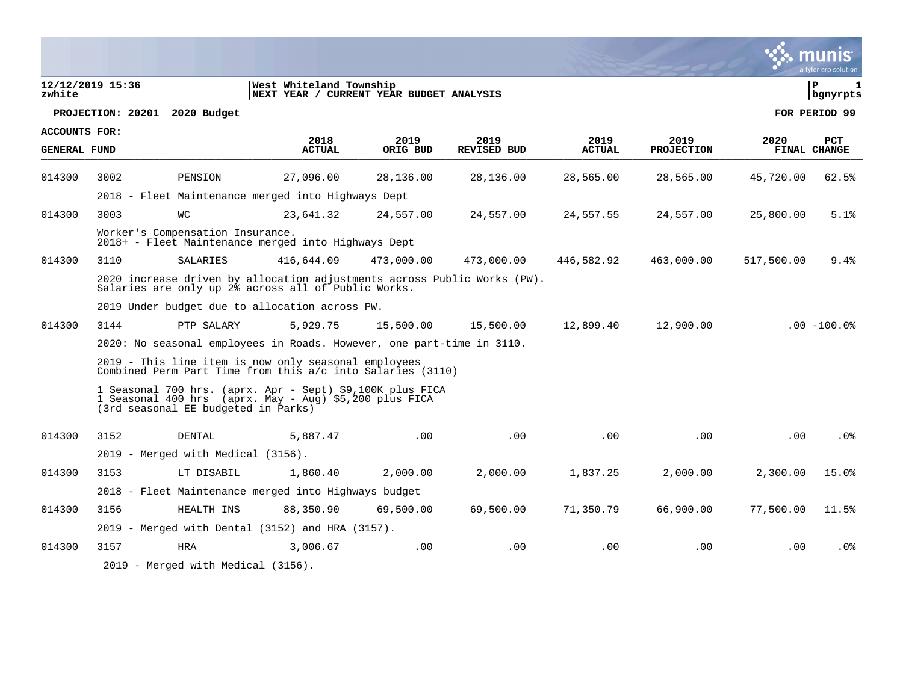12/12/2019 15:36
zwhite

West Whiteland Township
NEXT YEAR / CURRENT YEAR BUDGET ANALYSIS

P 1
bgnyrpts

**PROJECTION: 20201 2020 Budget** **FOR PERIOD 99**

**ACCOUNTS FOR:**
**GENERAL FUND**

| | | | 2018 ACTUAL | 2019 ORIG BUD | 2019 REVISED BUD | 2019 ACTUAL | 2019 PROJECTION | 2020 FINAL | PCT CHANGE |
|---|---|---|---|---|---|---|---|---|---|
| 014300 | 3002 | PENSION | 27,096.00 | 28,136.00 | 28,136.00 | 28,565.00 | 28,565.00 | 45,720.00 | 62.5% |
| | 2018 - Fleet Maintenance merged into Highways Dept | | | | | | | | |
| 014300 | 3003 | WC | 23,641.32 | 24,557.00 | 24,557.00 | 24,557.55 | 24,557.00 | 25,800.00 | 5.1% |
| | Worker's Compensation Insurance. 2018+ - Fleet Maintenance merged into Highways Dept | | | | | | | | |
| 014300 | 3110 | SALARIES | 416,644.09 | 473,000.00 | 473,000.00 | 446,582.92 | 463,000.00 | 517,500.00 | 9.4% |
| | 2020 increase driven by allocation adjustments across Public Works (PW). Salaries are only up 2% across all of Public Works. | | | | | | | | |
| | 2019 Under budget due to allocation across PW. | | | | | | | | |
| 014300 | 3144 | PTP SALARY | 5,929.75 | 15,500.00 | 15,500.00 | 12,899.40 | 12,900.00 | .00 | -100.0% |
| | 2020: No seasonal employees in Roads. However, one part-time in 3110. | | | | | | | | |
| | 2019 - This line item is now only seasonal employees Combined Perm Part Time from this a/c into Salaries (3110) | | | | | | | | |
| | 1 Seasonal 700 hrs. (aprx. Apr - Sept) $9,100K plus FICA 1 Seasonal 400 hrs (aprx. May - Aug) $5,200 plus FICA (3rd seasonal EE budgeted in Parks) | | | | | | | | |
| 014300 | 3152 | DENTAL | 5,887.47 | .00 | .00 | .00 | .00 | .00 | .0% |
| | 2019 - Merged with Medical (3156). | | | | | | | | |
| 014300 | 3153 | LT DISABIL | 1,860.40 | 2,000.00 | 2,000.00 | 1,837.25 | 2,000.00 | 2,300.00 | 15.0% |
| | 2018 - Fleet Maintenance merged into Highways budget | | | | | | | | |
| 014300 | 3156 | HEALTH INS | 88,350.90 | 69,500.00 | 69,500.00 | 71,350.79 | 66,900.00 | 77,500.00 | 11.5% |
| | 2019 - Merged with Dental (3152) and HRA (3157). | | | | | | | | |
| 014300 | 3157 | HRA | 3,006.67 | .00 | .00 | .00 | .00 | .00 | .0% |
| | 2019 - Merged with Medical (3156). | | | | | | | | |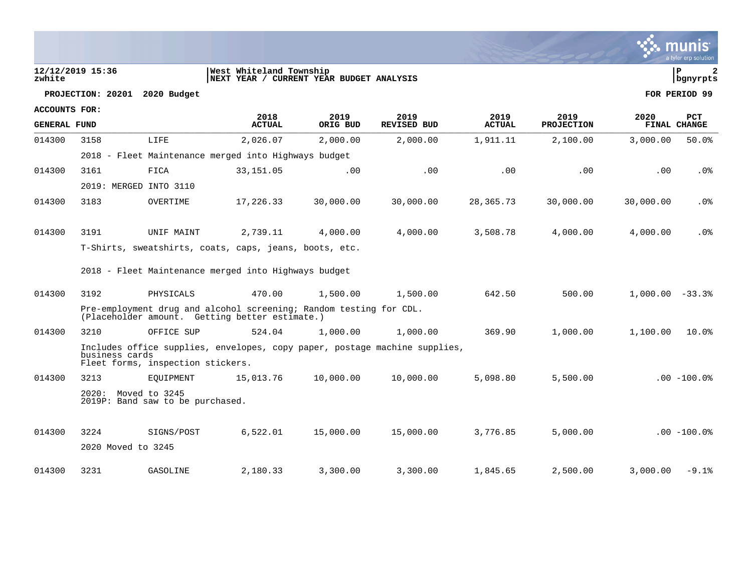**12/12/2019 15:36**
**zwhite**

**West Whiteland Township**
**NEXT YEAR / CURRENT YEAR BUDGET ANALYSIS**

**P 2**
**bgnyrpts**

**PROJECTION: 20201 2020 Budget** | **FOR PERIOD 99**

**ACCOUNTS FOR:**
**GENERAL FUND**

| | | | 2018 ACTUAL | 2019 ORIG BUD | 2019 REVISED BUD | 2019 ACTUAL | 2019 PROJECTION | 2020 FINAL | PCT CHANGE |
|---|---|---|---|---|---|---|---|---|---|
| 014300 | 3158 | LIFE | 2,026.07 | 2,000.00 | 2,000.00 | 1,911.11 | 2,100.00 | 3,000.00 | 50.0% |
| | 2018 - Fleet Maintenance merged into Highways budget | | | | | | | | |
| 014300 | 3161 | FICA | 33,151.05 | .00 | .00 | .00 | .00 | .00 | .0% |
| | 2019: MERGED INTO 3110 | | | | | | | | |
| 014300 | 3183 | OVERTIME | 17,226.33 | 30,000.00 | 30,000.00 | 28,365.73 | 30,000.00 | 30,000.00 | .0% |
| 014300 | 3191 | UNIF MAINT | 2,739.11 | 4,000.00 | 4,000.00 | 3,508.78 | 4,000.00 | 4,000.00 | .0% |
| | T-Shirts, sweatshirts, coats, caps, jeans, boots, etc. 2018 - Fleet Maintenance merged into Highways budget | | | | | | | | |
| 014300 | 3192 | PHYSICALS | 470.00 | 1,500.00 | 1,500.00 | 642.50 | 500.00 | 1,000.00 | -33.3% |
| | Pre-employment drug and alcohol screening; Random testing for CDL. (Placeholder amount. Getting better estimate.) | | | | | | | | |
| 014300 | 3210 | OFFICE SUP | 524.04 | 1,000.00 | 1,000.00 | 369.90 | 1,000.00 | 1,100.00 | 10.0% |
| | Includes office supplies, envelopes, copy paper, postage machine supplies, business cards Fleet forms, inspection stickers. | | | | | | | | |
| 014300 | 3213 | EQUIPMENT | 15,013.76 | 10,000.00 | 10,000.00 | 5,098.80 | 5,500.00 | .00 | -100.0% |
| | 2020: Moved to 3245 2019P: Band saw to be purchased. | | | | | | | | |
| 014300 | 3224 | SIGNS/POST | 6,522.01 | 15,000.00 | 15,000.00 | 3,776.85 | 5,000.00 | .00 | -100.0% |
| | 2020 Moved to 3245 | | | | | | | | |
| 014300 | 3231 | GASOLINE | 2,180.33 | 3,300.00 | 3,300.00 | 1,845.65 | 2,500.00 | 3,000.00 | -9.1% |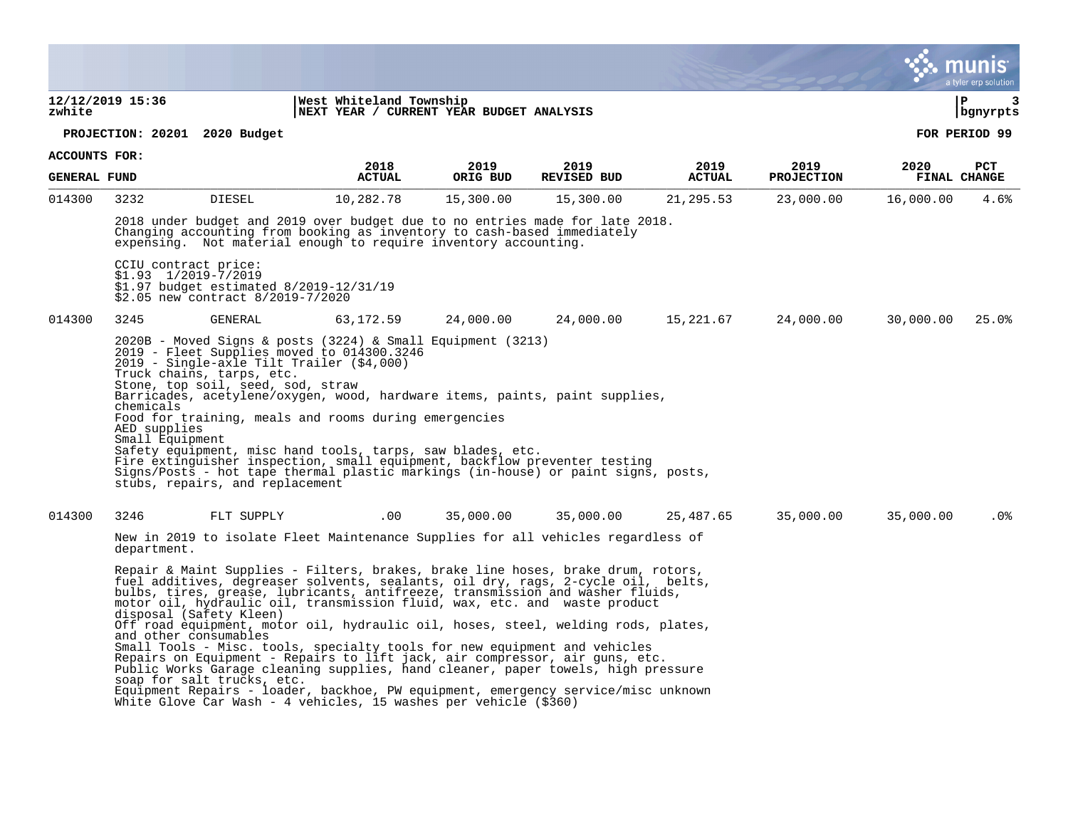**West Whiteland Township**
**NEXT YEAR / CURRENT YEAR BUDGET ANALYSIS**

**PROJECTION: 20201 2020 Budget** — **FOR PERIOD 99**

**ACCOUNTS FOR: GENERAL FUND**

| | | | 2018 ACTUAL | 2019 ORIG BUD | 2019 REVISED BUD | 2019 ACTUAL | 2019 PROJECTION | 2020 FINAL | PCT CHANGE |
|---|---|---|---|---|---|---|---|---|---|
| 014300 | 3232 | DIESEL | 10,282.78 | 15,300.00 | 15,300.00 | 21,295.53 | 23,000.00 | 16,000.00 | 4.6% |

2018 under budget and 2019 over budget due to no entries made for late 2018. Changing accounting from booking as inventory to cash-based immediately expensing. Not material enough to require inventory accounting.

CCIU contract price:
$1.93 1/2019-7/2019
$1.97 budget estimated 8/2019-12/31/19
$2.05 new contract 8/2019-7/2020

| | | | 2018 ACTUAL | 2019 ORIG BUD | 2019 REVISED BUD | 2019 ACTUAL | 2019 PROJECTION | 2020 FINAL | PCT CHANGE |
|---|---|---|---|---|---|---|---|---|---|
| 014300 | 3245 | GENERAL | 63,172.59 | 24,000.00 | 24,000.00 | 15,221.67 | 24,000.00 | 30,000.00 | 25.0% |

2020B - Moved Signs & posts (3224) & Small Equipment (3213)
2019 - Fleet Supplies moved to 014300.3246
2019 - Single-axle Tilt Trailer ($4,000)
Truck chains, tarps, etc.
Stone, top soil, seed, sod, straw
Barricades, acetylene/oxygen, wood, hardware items, paints, paint supplies, chemicals
Food for training, meals and rooms during emergencies
AED supplies
Small Equipment
Safety equipment, misc hand tools, tarps, saw blades, etc.
Fire extinguisher inspection, small equipment, backflow preventer testing
Signs/Posts - hot tape thermal plastic markings (in-house) or paint signs, posts, stubs, repairs, and replacement

| | | | 2018 ACTUAL | 2019 ORIG BUD | 2019 REVISED BUD | 2019 ACTUAL | 2019 PROJECTION | 2020 FINAL | PCT CHANGE |
|---|---|---|---|---|---|---|---|---|---|
| 014300 | 3246 | FLT SUPPLY | .00 | 35,000.00 | 35,000.00 | 25,487.65 | 35,000.00 | 35,000.00 | .0% |

New in 2019 to isolate Fleet Maintenance Supplies for all vehicles regardless of department.

Repair & Maint Supplies - Filters, brakes, brake line hoses, brake drum, rotors, fuel additives, degreaser solvents, sealants, oil dry, rags, 2-cycle oil, belts, bulbs, tires, grease, lubricants, antifreeze, transmission and washer fluids, motor oil, hydraulic oil, transmission fluid, wax, etc. and waste product disposal (Safety Kleen)
Off road equipment, motor oil, hydraulic oil, hoses, steel, welding rods, plates, and other consumables
Small Tools - Misc. tools, specialty tools for new equipment and vehicles
Repairs on Equipment - Repairs to lift jack, air compressor, air guns, etc.
Public Works Garage cleaning supplies, hand cleaner, paper towels, high pressure soap for salt trucks, etc.
Equipment Repairs - loader, backhoe, PW equipment, emergency service/misc unknown
White Glove Car Wash - 4 vehicles, 15 washes per vehicle ($360)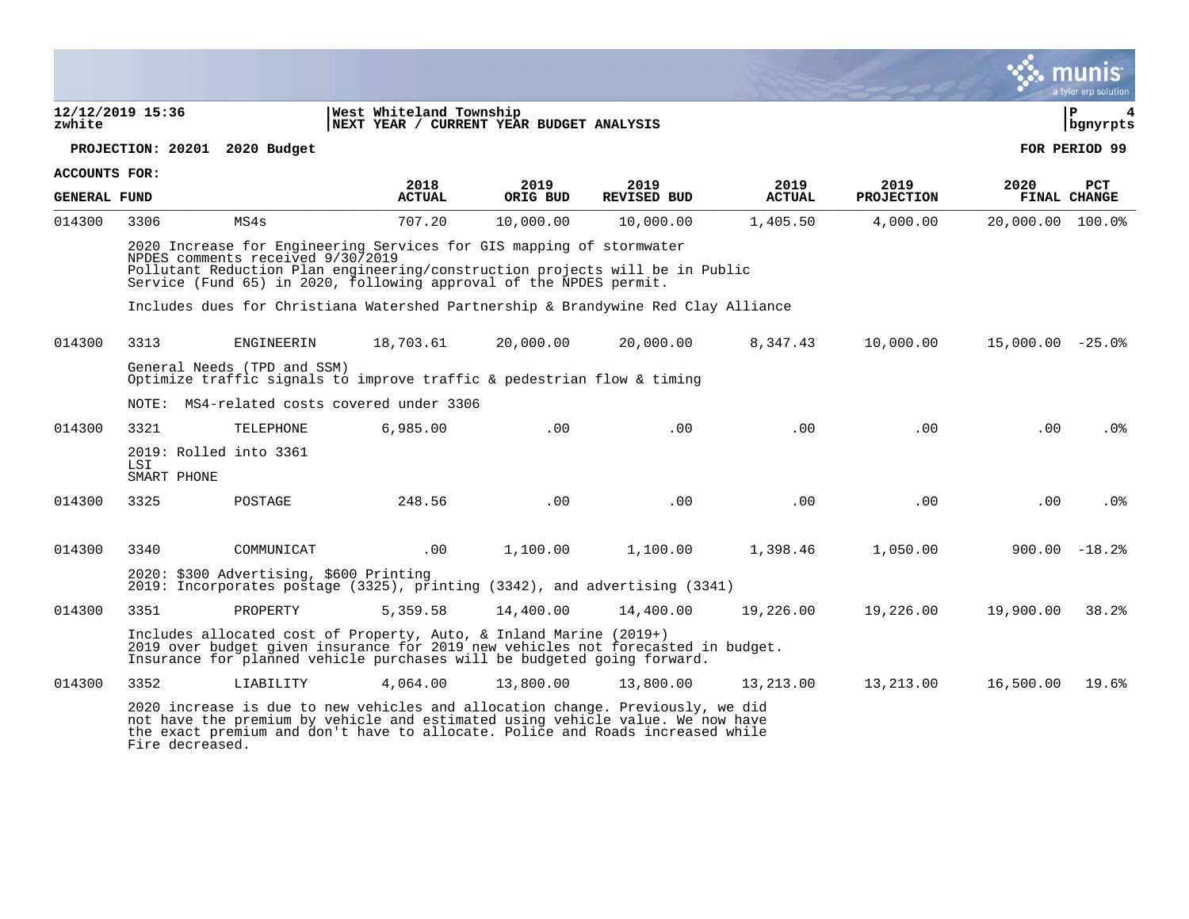**West Whiteland Township**
**NEXT YEAR / CURRENT YEAR BUDGET ANALYSIS**

**PROJECTION: 20201 2020 Budget** — **FOR PERIOD 99**

**ACCOUNTS FOR: GENERAL FUND**

| | | | 2018 ACTUAL | 2019 ORIG BUD | 2019 REVISED BUD | 2019 ACTUAL | 2019 PROJECTION | 2020 FINAL | PCT CHANGE |
|---|---|---|---|---|---|---|---|---|---|
| 014300 | 3306 | MS4s | 707.20 | 10,000.00 | 10,000.00 | 1,405.50 | 4,000.00 | 20,000.00 | 100.0% |
| | 2020 Increase for Engineering Services for GIS mapping of stormwater<br>NPDES comments received 9/30/2019<br>Pollutant Reduction Plan engineering/construction projects will be in Public Service (Fund 65) in 2020, following approval of the NPDES permit.<br><br>Includes dues for Christiana Watershed Partnership & Brandywine Red Clay Alliance | | | | | | | | |
| 014300 | 3313 | ENGINEERIN | 18,703.61 | 20,000.00 | 20,000.00 | 8,347.43 | 10,000.00 | 15,000.00 | -25.0% |
| | General Needs (TPD and SSM)<br>Optimize traffic signals to improve traffic & pedestrian flow & timing<br><br>NOTE: MS4-related costs covered under 3306 | | | | | | | | |
| 014300 | 3321 | TELEPHONE | 6,985.00 | .00 | .00 | .00 | .00 | .00 | .0% |
| | 2019: Rolled into 3361<br>LSI<br>SMART PHONE | | | | | | | | |
| 014300 | 3325 | POSTAGE | 248.56 | .00 | .00 | .00 | .00 | .00 | .0% |
| 014300 | 3340 | COMMUNICAT | .00 | 1,100.00 | 1,100.00 | 1,398.46 | 1,050.00 | 900.00 | -18.2% |
| | 2020: $300 Advertising, $600 Printing<br>2019: Incorporates postage (3325), printing (3342), and advertising (3341) | | | | | | | | |
| 014300 | 3351 | PROPERTY | 5,359.58 | 14,400.00 | 14,400.00 | 19,226.00 | 19,226.00 | 19,900.00 | 38.2% |
| | Includes allocated cost of Property, Auto, & Inland Marine (2019+)<br>2019 over budget given insurance for 2019 new vehicles not forecasted in budget.<br>Insurance for planned vehicle purchases will be budgeted going forward. | | | | | | | | |
| 014300 | 3352 | LIABILITY | 4,064.00 | 13,800.00 | 13,800.00 | 13,213.00 | 13,213.00 | 16,500.00 | 19.6% |
| | 2020 increase is due to new vehicles and allocation change. Previously, we did not have the premium by vehicle and estimated using vehicle value. We now have the exact premium and don't have to allocate. Police and Roads increased while Fire decreased. | | | | | | | | |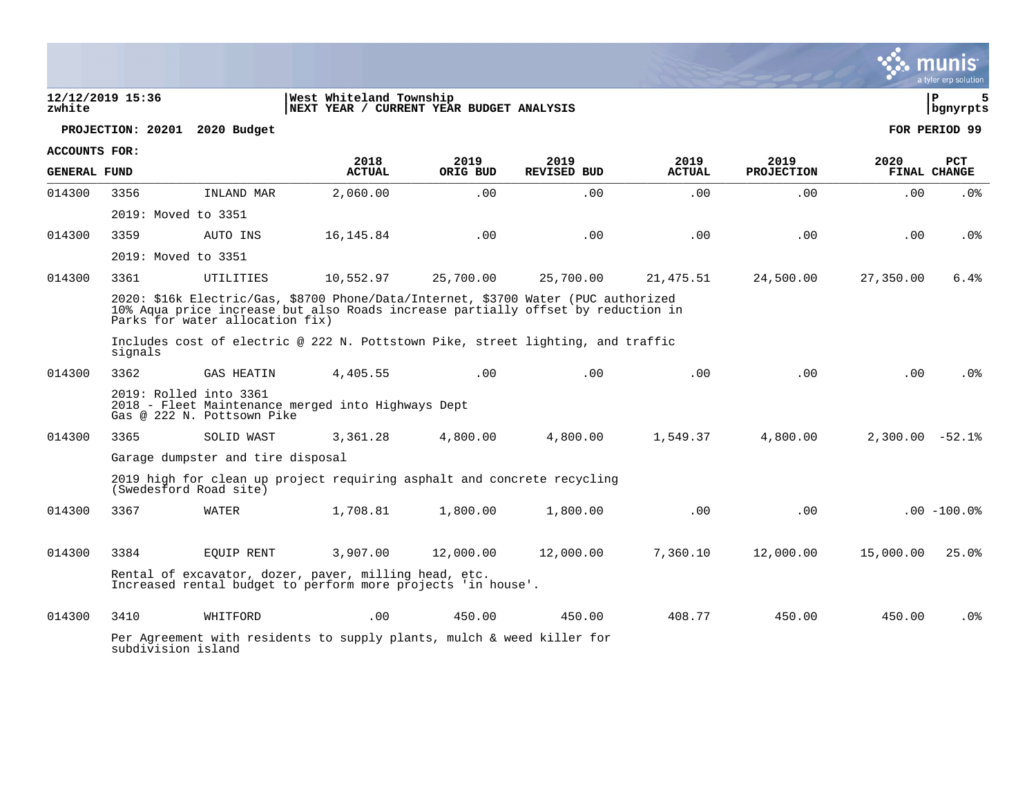**12/12/2019 15:36** | **West Whiteland Township**
**zwhite** | **NEXT YEAR / CURRENT YEAR BUDGET ANALYSIS**

**PROJECTION: 20201 2020 Budget** — **FOR PERIOD 99**

**ACCOUNTS FOR:**

| GENERAL FUND | | | 2018 ACTUAL | 2019 ORIG BUD | 2019 REVISED BUD | 2019 ACTUAL | 2019 PROJECTION | 2020 FINAL | PCT CHANGE |
|---|---|---|---|---|---|---|---|---|---|
| 014300 | 3356 | INLAND MAR | 2,060.00 | .00 | .00 | .00 | .00 | .00 | .0% |
| | 2019: Moved to 3351 | | | | | | | | |
| 014300 | 3359 | AUTO INS | 16,145.84 | .00 | .00 | .00 | .00 | .00 | .0% |
| | 2019: Moved to 3351 | | | | | | | | |
| 014300 | 3361 | UTILITIES | 10,552.97 | 25,700.00 | 25,700.00 | 21,475.51 | 24,500.00 | 27,350.00 | 6.4% |
| | 2020: $16k Electric/Gas, $8700 Phone/Data/Internet, $3700 Water (PUC authorized 10% Aqua price increase but also Roads increase partially offset by reduction in Parks for water allocation fix) | | | | | | | | |
| | Includes cost of electric @ 222 N. Pottstown Pike, street lighting, and traffic signals | | | | | | | | |
| 014300 | 3362 | GAS HEATIN | 4,405.55 | .00 | .00 | .00 | .00 | .00 | .0% |
| | 2019: Rolled into 3361<br>2018 - Fleet Maintenance merged into Highways Dept<br>Gas @ 222 N. Pottsown Pike | | | | | | | | |
| 014300 | 3365 | SOLID WAST | 3,361.28 | 4,800.00 | 4,800.00 | 1,549.37 | 4,800.00 | 2,300.00 | -52.1% |
| | Garage dumpster and tire disposal | | | | | | | | |
| | 2019 high for clean up project requiring asphalt and concrete recycling (Swedesford Road site) | | | | | | | | |
| 014300 | 3367 | WATER | 1,708.81 | 1,800.00 | 1,800.00 | .00 | .00 | .00 | -100.0% |
| 014300 | 3384 | EQUIP RENT | 3,907.00 | 12,000.00 | 12,000.00 | 7,360.10 | 12,000.00 | 15,000.00 | 25.0% |
| | Rental of excavator, dozer, paver, milling head, etc.<br>Increased rental budget to perform more projects 'in house'. | | | | | | | | |
| 014300 | 3410 | WHITFORD | .00 | 450.00 | 450.00 | 408.77 | 450.00 | 450.00 | .0% |
| | Per Agreement with residents to supply plants, mulch & weed killer for subdivision island | | | | | | | | |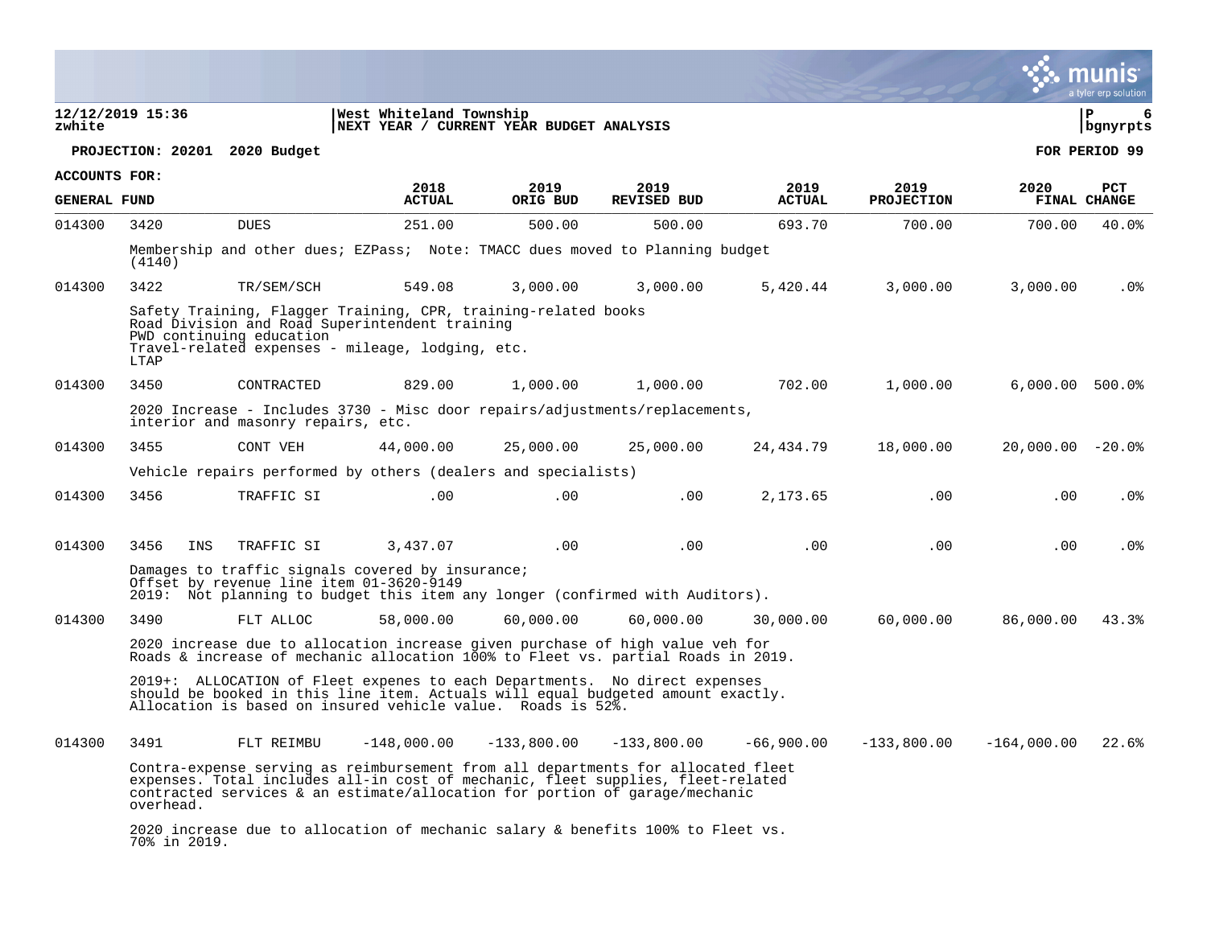**West Whiteland Township**
**NEXT YEAR / CURRENT YEAR BUDGET ANALYSIS**

12/12/2019 15:36
zwhite

**PROJECTION: 20201 2020 Budget** **FOR PERIOD 99**

**ACCOUNTS FOR:**
**GENERAL FUND**

| | | | | 2018 ACTUAL | 2019 ORIG BUD | 2019 REVISED BUD | 2019 ACTUAL | 2019 PROJECTION | 2020 FINAL | PCT CHANGE |
|---|---|---|---|---|---|---|---|---|---|---|
| 014300 | 3420 | | DUES | 251.00 | 500.00 | 500.00 | 693.70 | 700.00 | 700.00 | 40.0% |
| | Membership and other dues; EZPass; Note: TMACC dues moved to Planning budget (4140) | | | | | | | | | |
| 014300 | 3422 | | TR/SEM/SCH | 549.08 | 3,000.00 | 3,000.00 | 5,420.44 | 3,000.00 | 3,000.00 | .0% |
| | Safety Training, Flagger Training, CPR, training-related books<br>Road Division and Road Superintendent training<br>PWD continuing education<br>Travel-related expenses - mileage, lodging, etc.<br>LTAP | | | | | | | | | |
| 014300 | 3450 | | CONTRACTED | 829.00 | 1,000.00 | 1,000.00 | 702.00 | 1,000.00 | 6,000.00 | 500.0% |
| | 2020 Increase - Includes 3730 - Misc door repairs/adjustments/replacements, interior and masonry repairs, etc. | | | | | | | | | |
| 014300 | 3455 | | CONT VEH | 44,000.00 | 25,000.00 | 25,000.00 | 24,434.79 | 18,000.00 | 20,000.00 | -20.0% |
| | Vehicle repairs performed by others (dealers and specialists) | | | | | | | | | |
| 014300 | 3456 | | TRAFFIC SI | .00 | .00 | .00 | 2,173.65 | .00 | .00 | .0% |
| 014300 | 3456 | INS | TRAFFIC SI | 3,437.07 | .00 | .00 | .00 | .00 | .00 | .0% |
| | Damages to traffic signals covered by insurance;<br>Offset by revenue line item 01-3620-9149<br>2019: Not planning to budget this item any longer (confirmed with Auditors). | | | | | | | | | |
| 014300 | 3490 | | FLT ALLOC | 58,000.00 | 60,000.00 | 60,000.00 | 30,000.00 | 60,000.00 | 86,000.00 | 43.3% |
| | 2020 increase due to allocation increase given purchase of high value veh for Roads & increase of mechanic allocation 100% to Fleet vs. partial Roads in 2019.<br><br>2019+: ALLOCATION of Fleet expenes to each Departments. No direct expenses should be booked in this line item. Actuals will equal budgeted amount exactly. Allocation is based on insured vehicle value. Roads is 52%. | | | | | | | | | |
| 014300 | 3491 | | FLT REIMBU | -148,000.00 | -133,800.00 | -133,800.00 | -66,900.00 | -133,800.00 | -164,000.00 | 22.6% |
| | Contra-expense serving as reimbursement from all departments for allocated fleet expenses. Total includes all-in cost of mechanic, fleet supplies, fleet-related contracted services & an estimate/allocation for portion of garage/mechanic overhead.<br><br>2020 increase due to allocation of mechanic salary & benefits 100% to Fleet vs. 70% in 2019. | | | | | | | | | |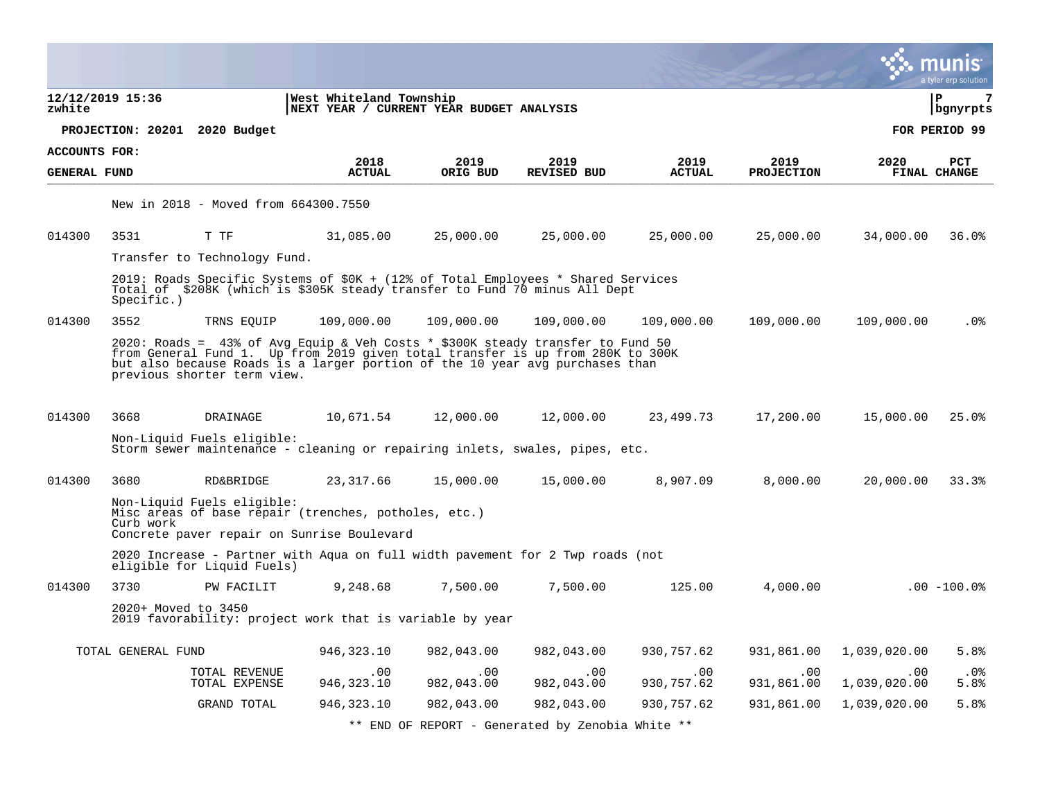West Whiteland Township
NEXT YEAR / CURRENT YEAR BUDGET ANALYSIS

12/12/2019 15:36
zwhite

PROJECTION: 20201 2020 Budget

FOR PERIOD 99

ACCOUNTS FOR:
GENERAL FUND

| | | | 2018 ACTUAL | 2019 ORIG BUD | 2019 REVISED BUD | 2019 ACTUAL | 2019 PROJECTION | 2020 FINAL | PCT CHANGE |
|---|---|---|---|---|---|---|---|---|---|
| | New in 2018 - Moved from 664300.7550 | | | | | | | | |
| 014300 | 3531 | T TF | 31,085.00 | 25,000.00 | 25,000.00 | 25,000.00 | 25,000.00 | 34,000.00 | 36.0% |
| | Transfer to Technology Fund. 2019: Roads Specific Systems of $0K + (12% of Total Employees * Shared Services Total of $208K (which is $305K steady transfer to Fund 70 minus All Dept Specific.) | | | | | | | | |
| 014300 | 3552 | TRNS EQUIP | 109,000.00 | 109,000.00 | 109,000.00 | 109,000.00 | 109,000.00 | 109,000.00 | .0% |
| | 2020: Roads = 43% of Avg Equip & Veh Costs * $300K steady transfer to Fund 50 from General Fund 1. Up from 2019 given total transfer is up from 280K to 300K but also because Roads is a larger portion of the 10 year avg purchases than previous shorter term view. | | | | | | | | |
| 014300 | 3668 | DRAINAGE | 10,671.54 | 12,000.00 | 12,000.00 | 23,499.73 | 17,200.00 | 15,000.00 | 25.0% |
| | Non-Liquid Fuels eligible: Storm sewer maintenance - cleaning or repairing inlets, swales, pipes, etc. | | | | | | | | |
| 014300 | 3680 | RD&BRIDGE | 23,317.66 | 15,000.00 | 15,000.00 | 8,907.09 | 8,000.00 | 20,000.00 | 33.3% |
| | Non-Liquid Fuels eligible: Misc areas of base repair (trenches, potholes, etc.) Curb work Concrete paver repair on Sunrise Boulevard 2020 Increase - Partner with Aqua on full width pavement for 2 Twp roads (not eligible for Liquid Fuels) | | | | | | | | |
| 014300 | 3730 | PW FACILIT | 9,248.68 | 7,500.00 | 7,500.00 | 125.00 | 4,000.00 | .00 | -100.0% |
| | 2020+ Moved to 3450 2019 favorability: project work that is variable by year | | | | | | | | |
| TOTAL GENERAL FUND | | | 946,323.10 | 982,043.00 | 982,043.00 | 930,757.62 | 931,861.00 | 1,039,020.00 | 5.8% |
| | | TOTAL REVENUE | .00 | .00 | .00 | .00 | .00 | .00 | .0% |
| | | TOTAL EXPENSE | 946,323.10 | 982,043.00 | 982,043.00 | 930,757.62 | 931,861.00 | 1,039,020.00 | 5.8% |
| | | GRAND TOTAL | 946,323.10 | 982,043.00 | 982,043.00 | 930,757.62 | 931,861.00 | 1,039,020.00 | 5.8% |

** END OF REPORT - Generated by Zenobia White **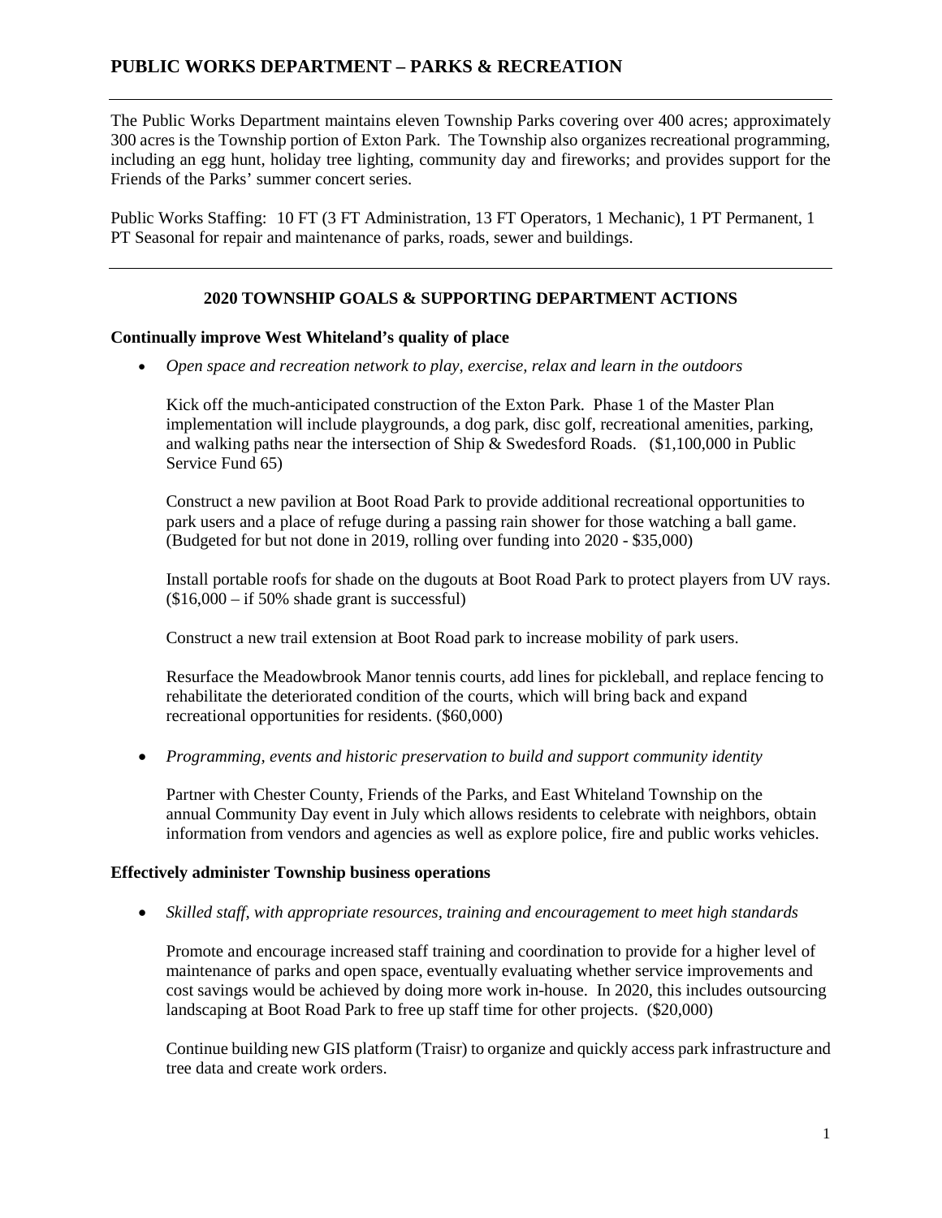# PUBLIC WORKS DEPARTMENT – PARKS & RECREATION

The Public Works Department maintains eleven Township Parks covering over 400 acres; approximately 300 acres is the Township portion of Exton Park. The Township also organizes recreational programming, including an egg hunt, holiday tree lighting, community day and fireworks; and provides support for the Friends of the Parks' summer concert series.

Public Works Staffing: 10 FT (3 FT Administration, 13 FT Operators, 1 Mechanic), 1 PT Permanent, 1 PT Seasonal for repair and maintenance of parks, roads, sewer and buildings.

---

### 2020 TOWNSHIP GOALS & SUPPORTING DEPARTMENT ACTIONS

**Continually improve West Whiteland's quality of place**

- *Open space and recreation network to play, exercise, relax and learn in the outdoors*

  Kick off the much-anticipated construction of the Exton Park. Phase 1 of the Master Plan implementation will include playgrounds, a dog park, disc golf, recreational amenities, parking, and walking paths near the intersection of Ship & Swedesford Roads. ($1,100,000 in Public Service Fund 65)

  Construct a new pavilion at Boot Road Park to provide additional recreational opportunities to park users and a place of refuge during a passing rain shower for those watching a ball game. (Budgeted for but not done in 2019, rolling over funding into 2020 - $35,000)

  Install portable roofs for shade on the dugouts at Boot Road Park to protect players from UV rays. ($16,000 – if 50% shade grant is successful)

  Construct a new trail extension at Boot Road park to increase mobility of park users.

  Resurface the Meadowbrook Manor tennis courts, add lines for pickleball, and replace fencing to rehabilitate the deteriorated condition of the courts, which will bring back and expand recreational opportunities for residents. ($60,000)

- *Programming, events and historic preservation to build and support community identity*

  Partner with Chester County, Friends of the Parks, and East Whiteland Township on the annual Community Day event in July which allows residents to celebrate with neighbors, obtain information from vendors and agencies as well as explore police, fire and public works vehicles.

**Effectively administer Township business operations**

- *Skilled staff, with appropriate resources, training and encouragement to meet high standards*

  Promote and encourage increased staff training and coordination to provide for a higher level of maintenance of parks and open space, eventually evaluating whether service improvements and cost savings would be achieved by doing more work in-house. In 2020, this includes outsourcing landscaping at Boot Road Park to free up staff time for other projects. ($20,000)

  Continue building new GIS platform (Traisr) to organize and quickly access park infrastructure and tree data and create work orders.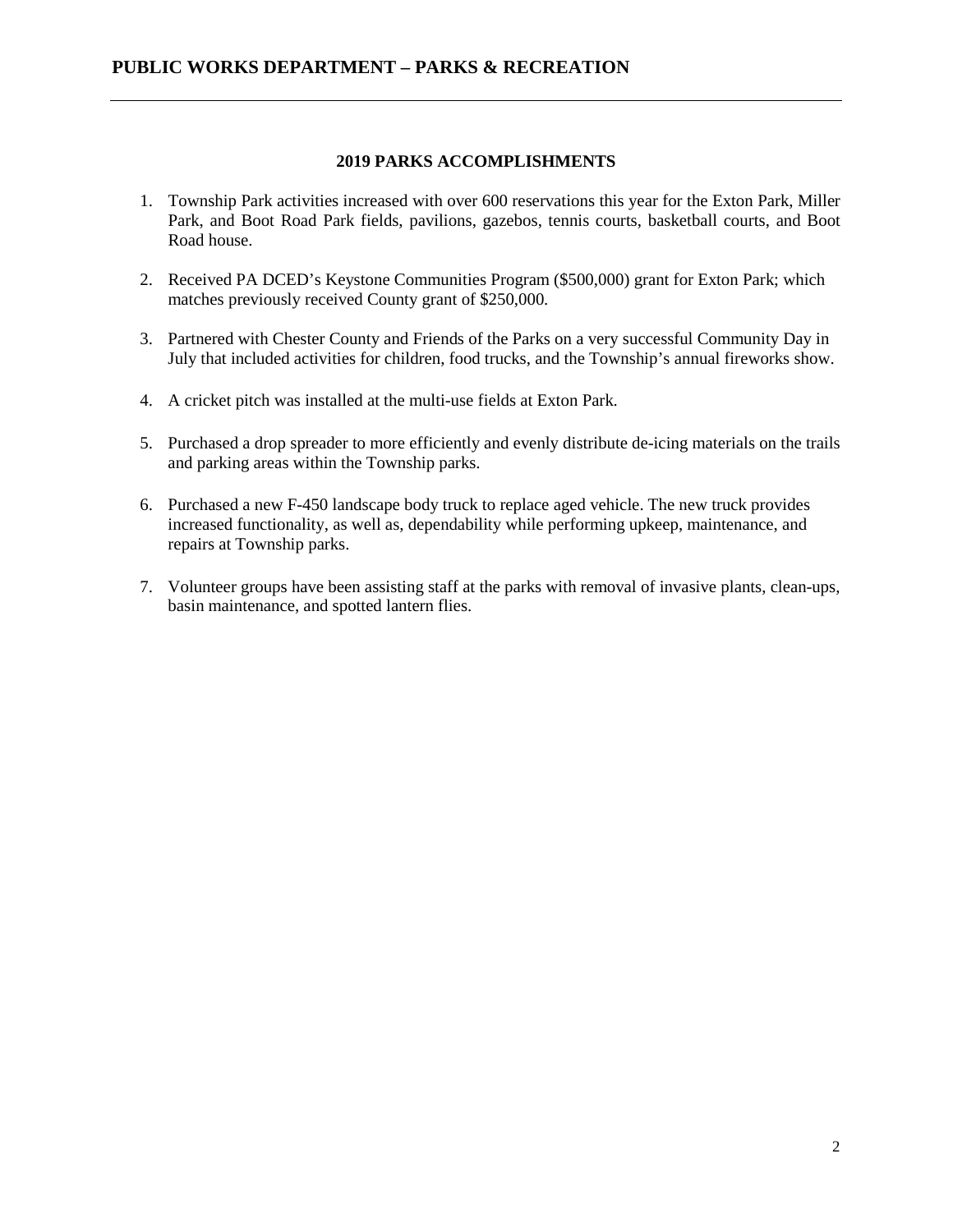# PUBLIC WORKS DEPARTMENT – PARKS & RECREATION

## 2019 PARKS ACCOMPLISHMENTS

1. Township Park activities increased with over 600 reservations this year for the Exton Park, Miller Park, and Boot Road Park fields, pavilions, gazebos, tennis courts, basketball courts, and Boot Road house.

2. Received PA DCED's Keystone Communities Program ($500,000) grant for Exton Park; which matches previously received County grant of $250,000.

3. Partnered with Chester County and Friends of the Parks on a very successful Community Day in July that included activities for children, food trucks, and the Township's annual fireworks show.

4. A cricket pitch was installed at the multi-use fields at Exton Park.

5. Purchased a drop spreader to more efficiently and evenly distribute de-icing materials on the trails and parking areas within the Township parks.

6. Purchased a new F-450 landscape body truck to replace aged vehicle. The new truck provides increased functionality, as well as, dependability while performing upkeep, maintenance, and repairs at Township parks.

7. Volunteer groups have been assisting staff at the parks with removal of invasive plants, clean-ups, basin maintenance, and spotted lantern flies.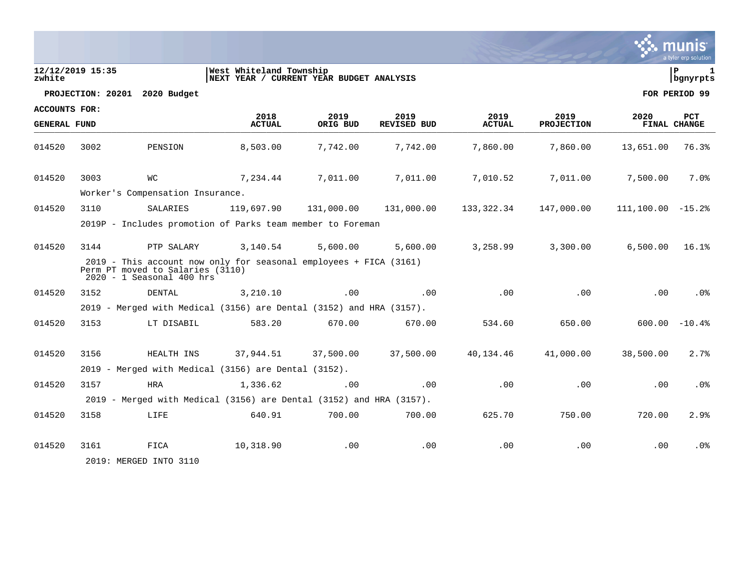**12/12/2019 15:35**
**zwhite**

**West Whiteland Township**
**NEXT YEAR / CURRENT YEAR BUDGET ANALYSIS**

**P 1**
**bgnyrpts**

**PROJECTION: 20201 2020 Budget** **FOR PERIOD 99**

| ACCOUNTS FOR: GENERAL FUND | | | 2018 ACTUAL | 2019 ORIG BUD | 2019 REVISED BUD | 2019 ACTUAL | 2019 PROJECTION | 2020 FINAL | PCT CHANGE |
|---|---|---|---|---|---|---|---|---|---|
| 014520 | 3002 | PENSION | 8,503.00 | 7,742.00 | 7,742.00 | 7,860.00 | 7,860.00 | 13,651.00 | 76.3% |
| 014520 | 3003 | WC | 7,234.44 | 7,011.00 | 7,011.00 | 7,010.52 | 7,011.00 | 7,500.00 | 7.0% |
| | Worker's Compensation Insurance. | | | | | | | | |
| 014520 | 3110 | SALARIES | 119,697.90 | 131,000.00 | 131,000.00 | 133,322.34 | 147,000.00 | 111,100.00 | -15.2% |
| | 2019P - Includes promotion of Parks team member to Foreman | | | | | | | | |
| 014520 | 3144 | PTP SALARY | 3,140.54 | 5,600.00 | 5,600.00 | 3,258.99 | 3,300.00 | 6,500.00 | 16.1% |
| | 2019 - This account now only for seasonal employees + FICA (3161) Perm PT moved to Salaries (3110) 2020 - 1 Seasonal 400 hrs | | | | | | | | |
| 014520 | 3152 | DENTAL | 3,210.10 | .00 | .00 | .00 | .00 | .00 | .0% |
| | 2019 - Merged with Medical (3156) are Dental (3152) and HRA (3157). | | | | | | | | |
| 014520 | 3153 | LT DISABIL | 583.20 | 670.00 | 670.00 | 534.60 | 650.00 | 600.00 | -10.4% |
| 014520 | 3156 | HEALTH INS | 37,944.51 | 37,500.00 | 37,500.00 | 40,134.46 | 41,000.00 | 38,500.00 | 2.7% |
| | 2019 - Merged with Medical (3156) are Dental (3152). | | | | | | | | |
| 014520 | 3157 | HRA | 1,336.62 | .00 | .00 | .00 | .00 | .00 | .0% |
| | 2019 - Merged with Medical (3156) are Dental (3152) and HRA (3157). | | | | | | | | |
| 014520 | 3158 | LIFE | 640.91 | 700.00 | 700.00 | 625.70 | 750.00 | 720.00 | 2.9% |
| 014520 | 3161 | FICA | 10,318.90 | .00 | .00 | .00 | .00 | .00 | .0% |
| | 2019: MERGED INTO 3110 | | | | | | | | |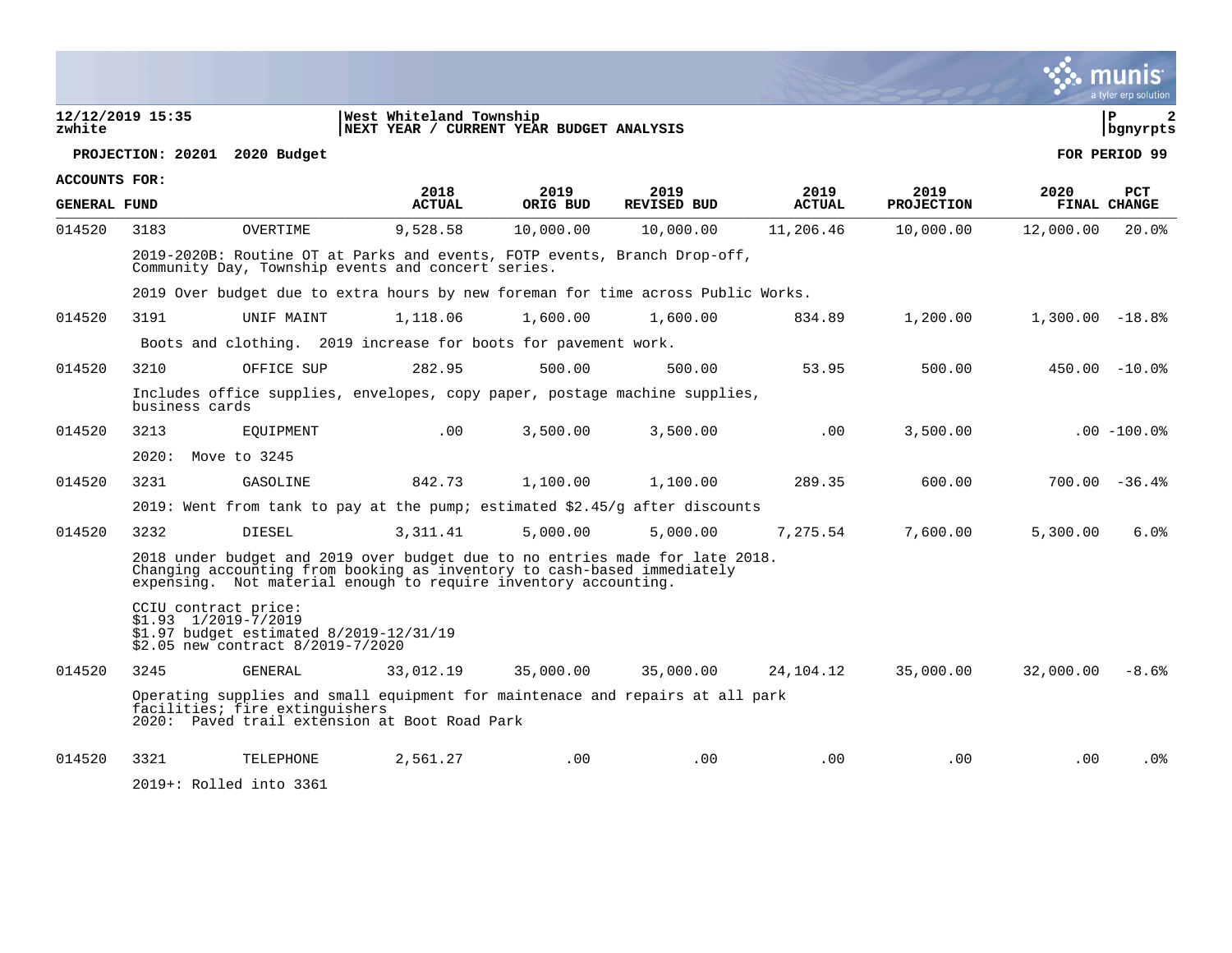12/12/2019 15:35
zwhite

West Whiteland Township
NEXT YEAR / CURRENT YEAR BUDGET ANALYSIS

P 2
bgnyrpts

**PROJECTION: 20201 2020 Budget** **FOR PERIOD 99**

**ACCOUNTS FOR:**
**GENERAL FUND**

| | | | 2018 ACTUAL | 2019 ORIG BUD | 2019 REVISED BUD | 2019 ACTUAL | 2019 PROJECTION | 2020 FINAL | PCT CHANGE |
|---|---|---|---|---|---|---|---|---|---|
| 014520 | 3183 | OVERTIME | 9,528.58 | 10,000.00 | 10,000.00 | 11,206.46 | 10,000.00 | 12,000.00 | 20.0% |
| | 2019-2020B: Routine OT at Parks and events, FOTP events, Branch Drop-off, Community Day, Township events and concert series. 2019 Over budget due to extra hours by new foreman for time across Public Works. | | | | | | | | |
| 014520 | 3191 | UNIF MAINT | 1,118.06 | 1,600.00 | 1,600.00 | 834.89 | 1,200.00 | 1,300.00 | -18.8% |
| | Boots and clothing. 2019 increase for boots for pavement work. | | | | | | | | |
| 014520 | 3210 | OFFICE SUP | 282.95 | 500.00 | 500.00 | 53.95 | 500.00 | 450.00 | -10.0% |
| | Includes office supplies, envelopes, copy paper, postage machine supplies, business cards | | | | | | | | |
| 014520 | 3213 | EQUIPMENT | .00 | 3,500.00 | 3,500.00 | .00 | 3,500.00 | .00 | -100.0% |
| | 2020: Move to 3245 | | | | | | | | |
| 014520 | 3231 | GASOLINE | 842.73 | 1,100.00 | 1,100.00 | 289.35 | 600.00 | 700.00 | -36.4% |
| | 2019: Went from tank to pay at the pump; estimated $2.45/g after discounts | | | | | | | | |
| 014520 | 3232 | DIESEL | 3,311.41 | 5,000.00 | 5,000.00 | 7,275.54 | 7,600.00 | 5,300.00 | 6.0% |
| | 2018 under budget and 2019 over budget due to no entries made for late 2018. Changing accounting from booking as inventory to cash-based immediately expensing. Not material enough to require inventory accounting. CCIU contract price: $1.93 1/2019-7/2019; $1.97 budget estimated 8/2019-12/31/19; $2.05 new contract 8/2019-7/2020 | | | | | | | | |
| 014520 | 3245 | GENERAL | 33,012.19 | 35,000.00 | 35,000.00 | 24,104.12 | 35,000.00 | 32,000.00 | -8.6% |
| | Operating supplies and small equipment for maintenace and repairs at all park facilities; fire extinguishers. 2020: Paved trail extension at Boot Road Park | | | | | | | | |
| 014520 | 3321 | TELEPHONE | 2,561.27 | .00 | .00 | .00 | .00 | .00 | .0% |
| | 2019+: Rolled into 3361 | | | | | | | | |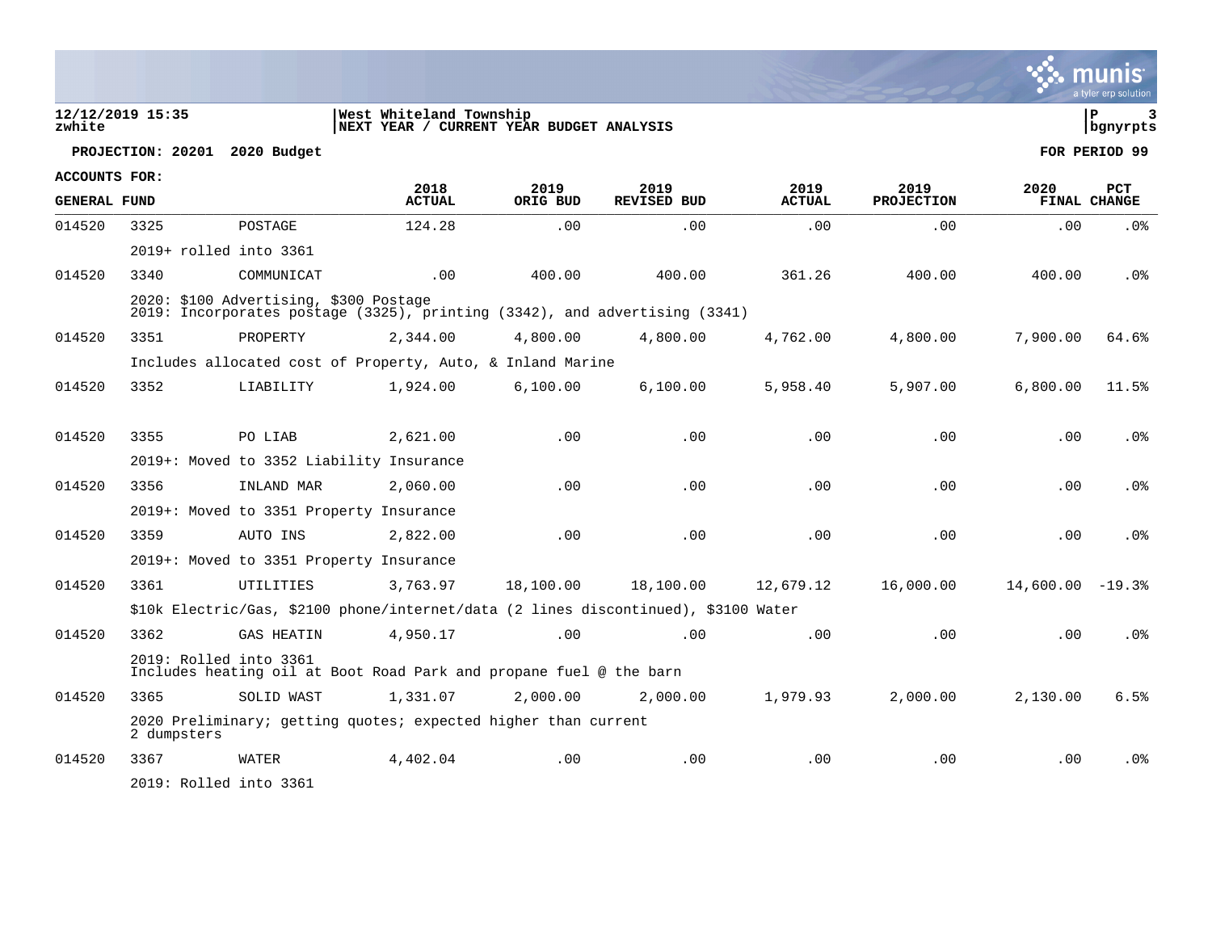**12/12/2019 15:35** | **West Whiteland Township**
**zwhite** | **NEXT YEAR / CURRENT YEAR BUDGET ANALYSIS** | **bgnyrpts**

**PROJECTION: 20201 2020 Budget** — **FOR PERIOD 99**

**ACCOUNTS FOR: GENERAL FUND**

| | | | 2018 ACTUAL | 2019 ORIG BUD | 2019 REVISED BUD | 2019 ACTUAL | 2019 PROJECTION | 2020 FINAL | PCT CHANGE |
|---|---|---|---|---|---|---|---|---|---|
| 014520 | 3325 | POSTAGE | 124.28 | .00 | .00 | .00 | .00 | .00 | .0% |
| | 2019+ rolled into 3361 | | | | | | | | |
| 014520 | 3340 | COMMUNICAT | .00 | 400.00 | 400.00 | 361.26 | 400.00 | 400.00 | .0% |
| | 2020: $100 Advertising, $300 Postage<br>2019: Incorporates postage (3325), printing (3342), and advertising (3341) | | | | | | | | |
| 014520 | 3351 | PROPERTY | 2,344.00 | 4,800.00 | 4,800.00 | 4,762.00 | 4,800.00 | 7,900.00 | 64.6% |
| | Includes allocated cost of Property, Auto, & Inland Marine | | | | | | | | |
| 014520 | 3352 | LIABILITY | 1,924.00 | 6,100.00 | 6,100.00 | 5,958.40 | 5,907.00 | 6,800.00 | 11.5% |
| 014520 | 3355 | PO LIAB | 2,621.00 | .00 | .00 | .00 | .00 | .00 | .0% |
| | 2019+: Moved to 3352 Liability Insurance | | | | | | | | |
| 014520 | 3356 | INLAND MAR | 2,060.00 | .00 | .00 | .00 | .00 | .00 | .0% |
| | 2019+: Moved to 3351 Property Insurance | | | | | | | | |
| 014520 | 3359 | AUTO INS | 2,822.00 | .00 | .00 | .00 | .00 | .00 | .0% |
| | 2019+: Moved to 3351 Property Insurance | | | | | | | | |
| 014520 | 3361 | UTILITIES | 3,763.97 | 18,100.00 | 18,100.00 | 12,679.12 | 16,000.00 | 14,600.00 | -19.3% |
| | $10k Electric/Gas, $2100 phone/internet/data (2 lines discontinued), $3100 Water | | | | | | | | |
| 014520 | 3362 | GAS HEATIN | 4,950.17 | .00 | .00 | .00 | .00 | .00 | .0% |
| | 2019: Rolled into 3361<br>Includes heating oil at Boot Road Park and propane fuel @ the barn | | | | | | | | |
| 014520 | 3365 | SOLID WAST | 1,331.07 | 2,000.00 | 2,000.00 | 1,979.93 | 2,000.00 | 2,130.00 | 6.5% |
| | 2020 Preliminary; getting quotes; expected higher than current<br>2 dumpsters | | | | | | | | |
| 014520 | 3367 | WATER | 4,402.04 | .00 | .00 | .00 | .00 | .00 | .0% |
| | 2019: Rolled into 3361 | | | | | | | | |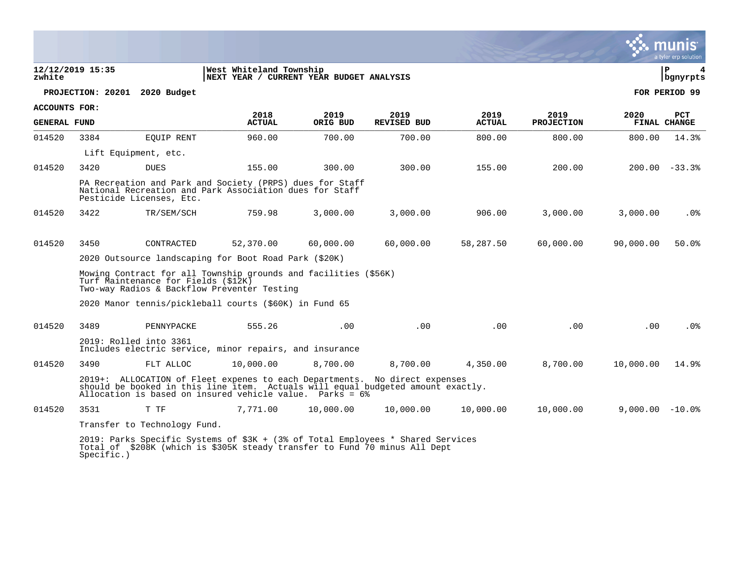**12/12/2019 15:35**
**zwhite**

**West Whiteland Township**
**NEXT YEAR / CURRENT YEAR BUDGET ANALYSIS**

**PROJECTION: 20201 2020 Budget**

**FOR PERIOD 99**

**ACCOUNTS FOR:**

| GENERAL FUND | | | 2018 ACTUAL | 2019 ORIG BUD | 2019 REVISED BUD | 2019 ACTUAL | 2019 PROJECTION | 2020 FINAL | PCT CHANGE |
|---|---|---|---|---|---|---|---|---|---|
| 014520 | 3384 | EQUIP RENT | 960.00 | 700.00 | 700.00 | 800.00 | 800.00 | 800.00 | 14.3% |
| | Lift Equipment, etc. | | | | | | | | |
| 014520 | 3420 | DUES | 155.00 | 300.00 | 300.00 | 155.00 | 200.00 | 200.00 | -33.3% |
| | PA Recreation and Park and Society (PRPS) dues for Staff<br>National Recreation and Park Association dues for Staff<br>Pesticide Licenses, Etc. | | | | | | | | |
| 014520 | 3422 | TR/SEM/SCH | 759.98 | 3,000.00 | 3,000.00 | 906.00 | 3,000.00 | 3,000.00 | .0% |
| 014520 | 3450 | CONTRACTED | 52,370.00 | 60,000.00 | 60,000.00 | 58,287.50 | 60,000.00 | 90,000.00 | 50.0% |
| | 2020 Outsource landscaping for Boot Road Park ($20K)<br><br>Mowing Contract for all Township grounds and facilities ($56K)<br>Turf Maintenance for Fields ($12K)<br>Two-way Radios & Backflow Preventer Testing<br><br>2020 Manor tennis/pickleball courts ($60K) in Fund 65 | | | | | | | | |
| 014520 | 3489 | PENNYPACKE | 555.26 | .00 | .00 | .00 | .00 | .00 | .0% |
| | 2019: Rolled into 3361<br>Includes electric service, minor repairs, and insurance | | | | | | | | |
| 014520 | 3490 | FLT ALLOC | 10,000.00 | 8,700.00 | 8,700.00 | 4,350.00 | 8,700.00 | 10,000.00 | 14.9% |
| | 2019+: ALLOCATION of Fleet expenes to each Departments. No direct expenses should be booked in this line item. Actuals will equal budgeted amount exactly. Allocation is based on insured vehicle value. Parks = 6% | | | | | | | | |
| 014520 | 3531 | T TF | 7,771.00 | 10,000.00 | 10,000.00 | 10,000.00 | 10,000.00 | 9,000.00 | -10.0% |
| | Transfer to Technology Fund.<br><br>2019: Parks Specific Systems of $3K + (3% of Total Employees * Shared Services Total of $208K (which is $305K steady transfer to Fund 70 minus All Dept Specific.) | | | | | | | | |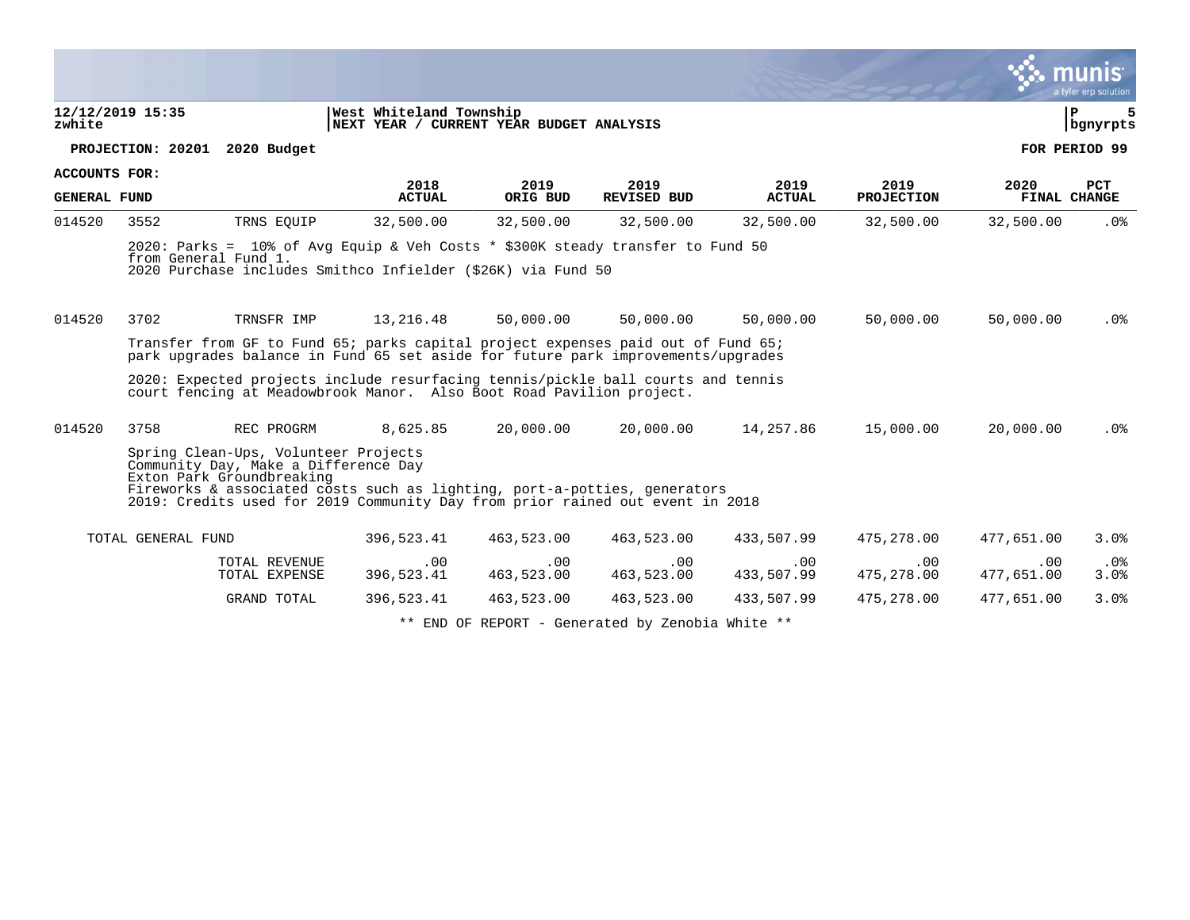12/12/2019 15:35 | West Whiteland Township | P 5
zwhite | NEXT YEAR / CURRENT YEAR BUDGET ANALYSIS | bgnyrpts

**PROJECTION: 20201 2020 Budget** — **FOR PERIOD 99**

**ACCOUNTS FOR: GENERAL FUND**

| | | | 2018 ACTUAL | 2019 ORIG BUD | 2019 REVISED BUD | 2019 ACTUAL | 2019 PROJECTION | 2020 FINAL | PCT CHANGE |
|---|---|---|---|---|---|---|---|---|---|
| 014520 | 3552 | TRNS EQUIP | 32,500.00 | 32,500.00 | 32,500.00 | 32,500.00 | 32,500.00 | 32,500.00 | .0% |

2020: Parks = 10% of Avg Equip & Veh Costs * $300K steady transfer to Fund 50 from General Fund 1.
2020 Purchase includes Smithco Infielder ($26K) via Fund 50

| | | | 2018 ACTUAL | 2019 ORIG BUD | 2019 REVISED BUD | 2019 ACTUAL | 2019 PROJECTION | 2020 FINAL | PCT CHANGE |
|---|---|---|---|---|---|---|---|---|---|
| 014520 | 3702 | TRNSFR IMP | 13,216.48 | 50,000.00 | 50,000.00 | 50,000.00 | 50,000.00 | 50,000.00 | .0% |

Transfer from GF to Fund 65; parks capital project expenses paid out of Fund 65; park upgrades balance in Fund 65 set aside for future park improvements/upgrades

2020: Expected projects include resurfacing tennis/pickle ball courts and tennis court fencing at Meadowbrook Manor. Also Boot Road Pavilion project.

| | | | 2018 ACTUAL | 2019 ORIG BUD | 2019 REVISED BUD | 2019 ACTUAL | 2019 PROJECTION | 2020 FINAL | PCT CHANGE |
|---|---|---|---|---|---|---|---|---|---|
| 014520 | 3758 | REC PROGRM | 8,625.85 | 20,000.00 | 20,000.00 | 14,257.86 | 15,000.00 | 20,000.00 | .0% |

Spring Clean-Ups, Volunteer Projects
Community Day, Make a Difference Day
Exton Park Groundbreaking
Fireworks & associated costs such as lighting, port-a-potties, generators
2019: Credits used for 2019 Community Day from prior rained out event in 2018

| | 2018 ACTUAL | 2019 ORIG BUD | 2019 REVISED BUD | 2019 ACTUAL | 2019 PROJECTION | 2020 FINAL | PCT CHANGE |
|---|---|---|---|---|---|---|---|
| TOTAL GENERAL FUND | 396,523.41 | 463,523.00 | 463,523.00 | 433,507.99 | 475,278.00 | 477,651.00 | 3.0% |
| TOTAL REVENUE | .00 | .00 | .00 | .00 | .00 | .00 | .0% |
| TOTAL EXPENSE | 396,523.41 | 463,523.00 | 463,523.00 | 433,507.99 | 475,278.00 | 477,651.00 | 3.0% |
| GRAND TOTAL | 396,523.41 | 463,523.00 | 463,523.00 | 433,507.99 | 475,278.00 | 477,651.00 | 3.0% |

** END OF REPORT - Generated by Zenobia White **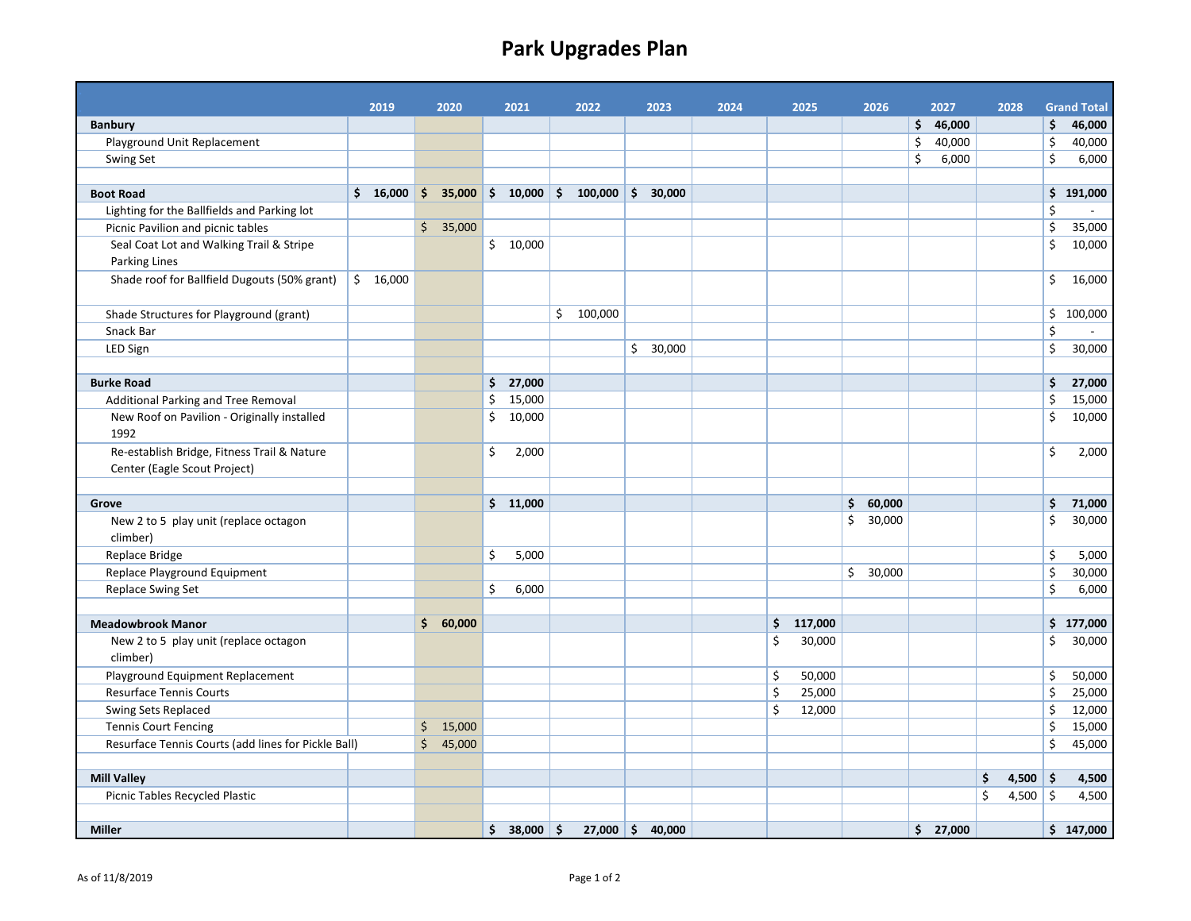# Park Upgrades Plan

| | 2019 | 2020 | 2021 | 2022 | 2023 | 2024 | 2025 | 2026 | 2027 | 2028 | Grand Total |
|---|---|---|---|---|---|---|---|---|---|---|---|
| **Banbury** | | | | | | | | | **$ 46,000** | | **$ 46,000** |
| Playground Unit Replacement | | | | | | | | | $ 40,000 | | $ 40,000 |
| Swing Set | | | | | | | | | $ 6,000 | | $ 6,000 |
| | | | | | | | | | | | |
| **Boot Road** | **$ 16,000** | **$ 35,000** | **$ 10,000** | **$ 100,000** | **$ 30,000** | | | | | | **$ 191,000** |
| Lighting for the Ballfields and Parking lot | | | | | | | | | | | $ - |
| Picnic Pavilion and picnic tables | | $ 35,000 | | | | | | | | | $ 35,000 |
| Seal Coat Lot and Walking Trail & Stripe Parking Lines | | | $ 10,000 | | | | | | | | $ 10,000 |
| Shade roof for Ballfield Dugouts (50% grant) | $ 16,000 | | | | | | | | | | $ 16,000 |
| Shade Structures for Playground (grant) | | | | $ 100,000 | | | | | | | $ 100,000 |
| Snack Bar | | | | | | | | | | | $ - |
| LED Sign | | | | | $ 30,000 | | | | | | $ 30,000 |
| | | | | | | | | | | | |
| **Burke Road** | | | **$ 27,000** | | | | | | | | **$ 27,000** |
| Additional Parking and Tree Removal | | | $ 15,000 | | | | | | | | $ 15,000 |
| New Roof on Pavilion - Originally installed 1992 | | | $ 10,000 | | | | | | | | $ 10,000 |
| Re-establish Bridge, Fitness Trail & Nature Center (Eagle Scout Project) | | | $ 2,000 | | | | | | | | $ 2,000 |
| | | | | | | | | | | | |
| **Grove** | | | **$ 11,000** | | | | | **$ 60,000** | | | **$ 71,000** |
| New 2 to 5 play unit (replace octagon climber) | | | | | | | | $ 30,000 | | | $ 30,000 |
| Replace Bridge | | | $ 5,000 | | | | | | | | $ 5,000 |
| Replace Playground Equipment | | | | | | | | $ 30,000 | | | $ 30,000 |
| Replace Swing Set | | | $ 6,000 | | | | | | | | $ 6,000 |
| | | | | | | | | | | | |
| **Meadowbrook Manor** | | **$ 60,000** | | | | | **$ 117,000** | | | | **$ 177,000** |
| New 2 to 5 play unit (replace octagon climber) | | | | | | | $ 30,000 | | | | $ 30,000 |
| Playground Equipment Replacement | | | | | | | $ 50,000 | | | | $ 50,000 |
| Resurface Tennis Courts | | | | | | | $ 25,000 | | | | $ 25,000 |
| Swing Sets Replaced | | | | | | | $ 12,000 | | | | $ 12,000 |
| Tennis Court Fencing | | $ 15,000 | | | | | | | | | $ 15,000 |
| Resurface Tennis Courts (add lines for Pickle Ball) | | $ 45,000 | | | | | | | | | $ 45,000 |
| | | | | | | | | | | | |
| **Mill Valley** | | | | | | | | | | **$ 4,500** | **$ 4,500** |
| Picnic Tables Recycled Plastic | | | | | | | | | | $ 4,500 | $ 4,500 |
| | | | | | | | | | | | |
| **Miller** | | | **$ 38,000** | **$ 27,000** | **$ 40,000** | | | | **$ 27,000** | | **$ 147,000** |

As of 11/8/2019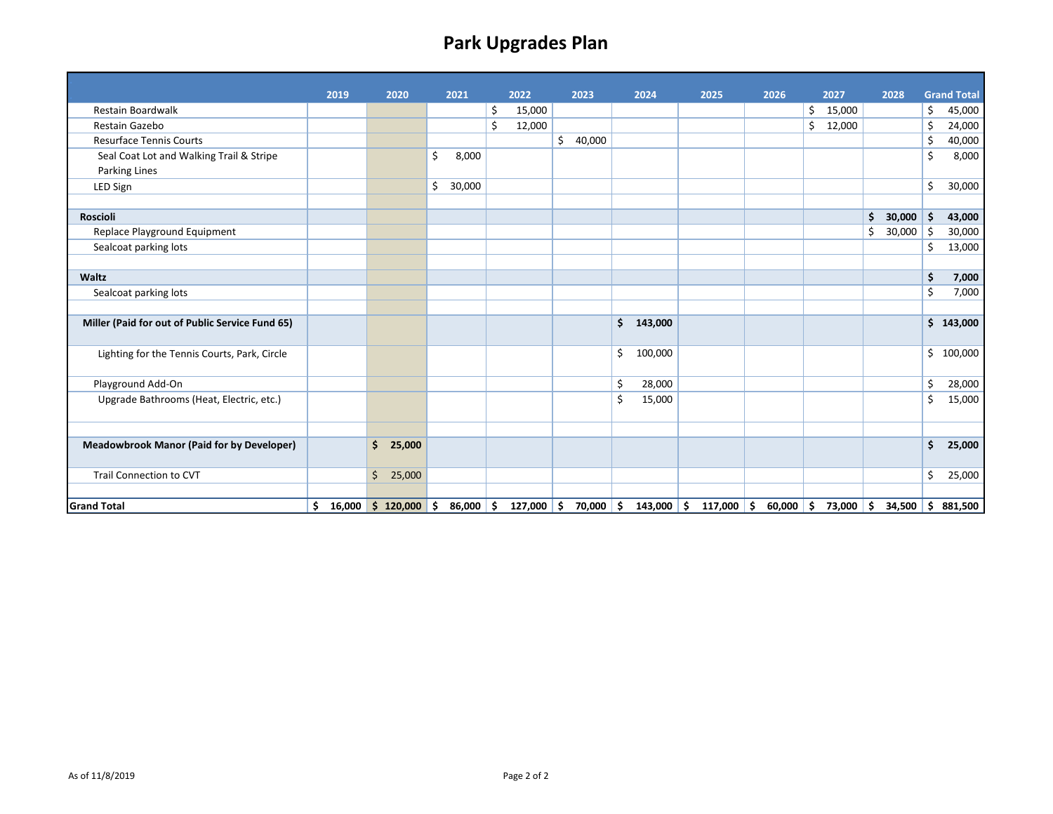# Park Upgrades Plan

| | 2019 | 2020 | 2021 | 2022 | 2023 | 2024 | 2025 | 2026 | 2027 | 2028 | Grand Total |
|---|---|---|---|---|---|---|---|---|---|---|---|
| Restain Boardwalk | | | | $ 15,000 | | | | | $ 15,000 | | $ 45,000 |
| Restain Gazebo | | | | $ 12,000 | | | | | $ 12,000 | | $ 24,000 |
| Resurface Tennis Courts | | | | | $ 40,000 | | | | | | $ 40,000 |
| Seal Coat Lot and Walking Trail & Stripe Parking Lines | | | $ 8,000 | | | | | | | | $ 8,000 |
| LED Sign | | | $ 30,000 | | | | | | | | $ 30,000 |
| | | | | | | | | | | | |
| **Roscioli** | | | | | | | | | | **$ 30,000** | **$ 43,000** |
| Replace Playground Equipment | | | | | | | | | | $ 30,000 | $ 30,000 |
| Sealcoat parking lots | | | | | | | | | | | $ 13,000 |
| | | | | | | | | | | | |
| **Waltz** | | | | | | | | | | | **$ 7,000** |
| Sealcoat parking lots | | | | | | | | | | | $ 7,000 |
| | | | | | | | | | | | |
| **Miller (Paid for out of Public Service Fund 65)** | | | | | | **$ 143,000** | | | | | **$ 143,000** |
| Lighting for the Tennis Courts, Park, Circle | | | | | | $ 100,000 | | | | | $ 100,000 |
| Playground Add-On | | | | | | $ 28,000 | | | | | $ 28,000 |
| Upgrade Bathrooms (Heat, Electric, etc.) | | | | | | $ 15,000 | | | | | $ 15,000 |
| | | | | | | | | | | | |
| **Meadowbrook Manor (Paid for by Developer)** | | **$ 25,000** | | | | | | | | | **$ 25,000** |
| Trail Connection to CVT | | $ 25,000 | | | | | | | | | $ 25,000 |
| | | | | | | | | | | | |
| **Grand Total** | **$ 16,000** | **$ 120,000** | **$ 86,000** | **$ 127,000** | **$ 70,000** | **$ 143,000** | **$ 117,000** | **$ 60,000** | **$ 73,000** | **$ 34,500** | **$ 881,500** |

As of 11/8/2019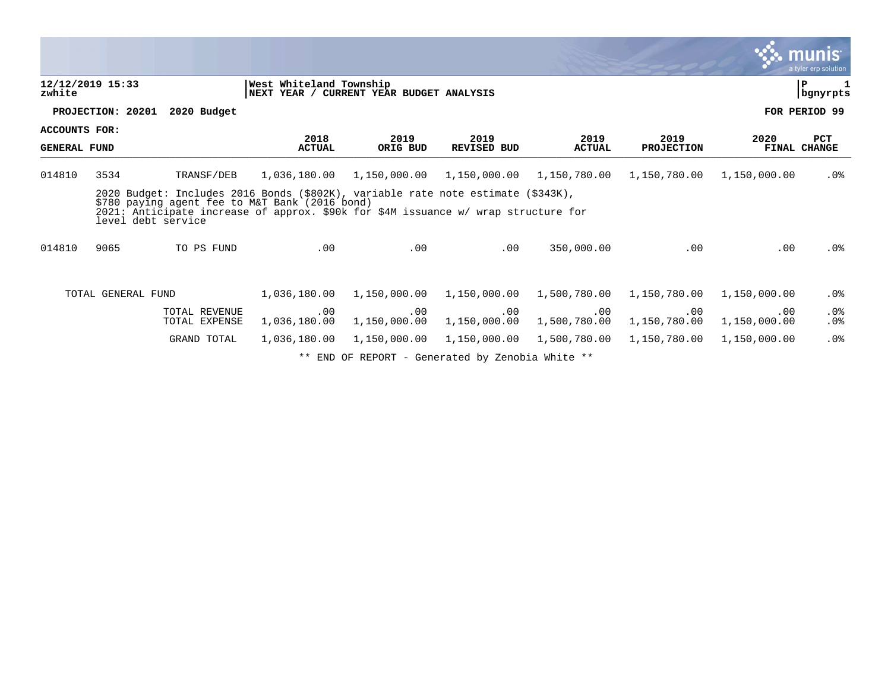**12/12/2019 15:33**
**zwhite**

**West Whiteland Township**
**NEXT YEAR / CURRENT YEAR BUDGET ANALYSIS**

**P 1**
**bgnyrpts**

**PROJECTION: 20201 2020 Budget** **FOR PERIOD 99**

**ACCOUNTS FOR:**

| GENERAL FUND | | | 2018 ACTUAL | 2019 ORIG BUD | 2019 REVISED BUD | 2019 ACTUAL | 2019 PROJECTION | 2020 FINAL | PCT CHANGE |
|---|---|---|---|---|---|---|---|---|---|
| 014810 | 3534 | TRANSF/DEB | 1,036,180.00 | 1,150,000.00 | 1,150,000.00 | 1,150,780.00 | 1,150,780.00 | 1,150,000.00 | .0% |
| | 2020 Budget: Includes 2016 Bonds ($802K), variable rate note estimate ($343K), $780 paying agent fee to M&T Bank (2016 bond) 2021: Anticipate increase of approx. $90k for $4M issuance w/ wrap structure for level debt service | | | | | | | | |
| 014810 | 9065 | TO PS FUND | .00 | .00 | .00 | 350,000.00 | .00 | .00 | .0% |
| TOTAL GENERAL FUND | | | 1,036,180.00 | 1,150,000.00 | 1,150,000.00 | 1,500,780.00 | 1,150,780.00 | 1,150,000.00 | .0% |
| | | TOTAL REVENUE | .00 | .00 | .00 | .00 | .00 | .00 | .0% |
| | | TOTAL EXPENSE | 1,036,180.00 | 1,150,000.00 | 1,150,000.00 | 1,500,780.00 | 1,150,780.00 | 1,150,000.00 | .0% |
| | | GRAND TOTAL | 1,036,180.00 | 1,150,000.00 | 1,150,000.00 | 1,500,780.00 | 1,150,780.00 | 1,150,000.00 | .0% |

** END OF REPORT - Generated by Zenobia White **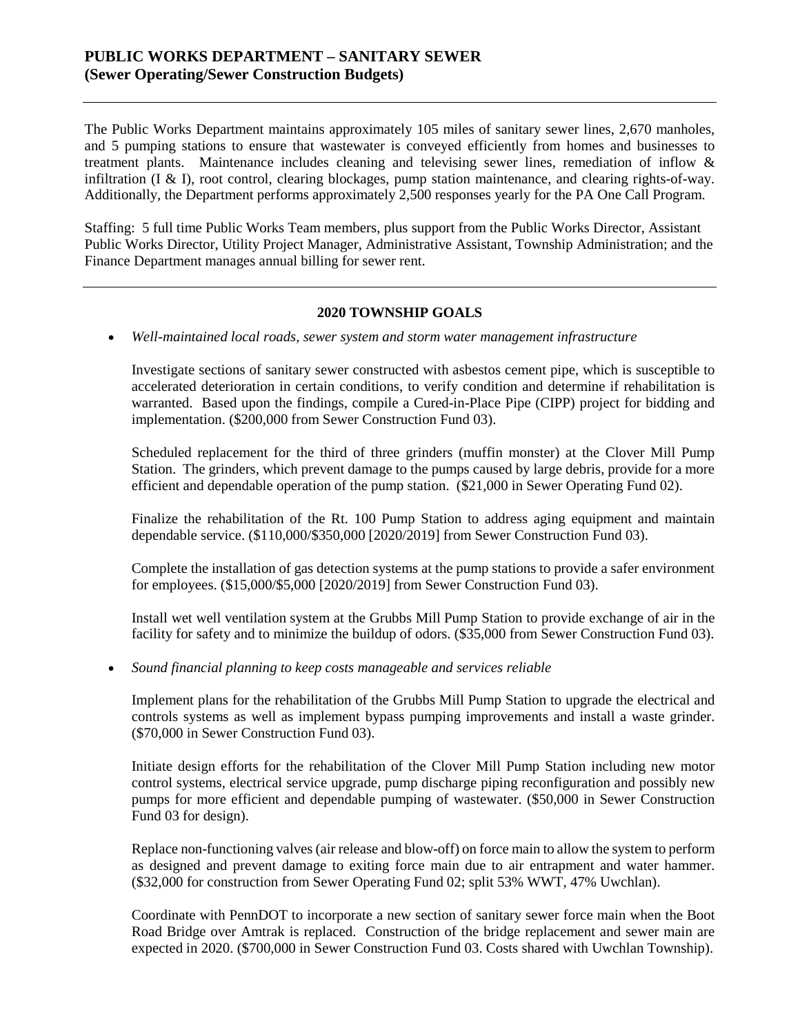# PUBLIC WORKS DEPARTMENT – SANITARY SEWER
## (Sewer Operating/Sewer Construction Budgets)

---

The Public Works Department maintains approximately 105 miles of sanitary sewer lines, 2,670 manholes, and 5 pumping stations to ensure that wastewater is conveyed efficiently from homes and businesses to treatment plants. Maintenance includes cleaning and televising sewer lines, remediation of inflow & infiltration (I & I), root control, clearing blockages, pump station maintenance, and clearing rights-of-way. Additionally, the Department performs approximately 2,500 responses yearly for the PA One Call Program.

Staffing: 5 full time Public Works Team members, plus support from the Public Works Director, Assistant Public Works Director, Utility Project Manager, Administrative Assistant, Township Administration; and the Finance Department manages annual billing for sewer rent.

---

### 2020 TOWNSHIP GOALS

- *Well-maintained local roads, sewer system and storm water management infrastructure*

  Investigate sections of sanitary sewer constructed with asbestos cement pipe, which is susceptible to accelerated deterioration in certain conditions, to verify condition and determine if rehabilitation is warranted. Based upon the findings, compile a Cured-in-Place Pipe (CIPP) project for bidding and implementation. ($200,000 from Sewer Construction Fund 03).

  Scheduled replacement for the third of three grinders (muffin monster) at the Clover Mill Pump Station. The grinders, which prevent damage to the pumps caused by large debris, provide for a more efficient and dependable operation of the pump station. ($21,000 in Sewer Operating Fund 02).

  Finalize the rehabilitation of the Rt. 100 Pump Station to address aging equipment and maintain dependable service. ($110,000/$350,000 [2020/2019] from Sewer Construction Fund 03).

  Complete the installation of gas detection systems at the pump stations to provide a safer environment for employees. ($15,000/$5,000 [2020/2019] from Sewer Construction Fund 03).

  Install wet well ventilation system at the Grubbs Mill Pump Station to provide exchange of air in the facility for safety and to minimize the buildup of odors. ($35,000 from Sewer Construction Fund 03).

- *Sound financial planning to keep costs manageable and services reliable*

  Implement plans for the rehabilitation of the Grubbs Mill Pump Station to upgrade the electrical and controls systems as well as implement bypass pumping improvements and install a waste grinder. ($70,000 in Sewer Construction Fund 03).

  Initiate design efforts for the rehabilitation of the Clover Mill Pump Station including new motor control systems, electrical service upgrade, pump discharge piping reconfiguration and possibly new pumps for more efficient and dependable pumping of wastewater. ($50,000 in Sewer Construction Fund 03 for design).

  Replace non-functioning valves (air release and blow-off) on force main to allow the system to perform as designed and prevent damage to exiting force main due to air entrapment and water hammer. ($32,000 for construction from Sewer Operating Fund 02; split 53% WWT, 47% Uwchlan).

  Coordinate with PennDOT to incorporate a new section of sanitary sewer force main when the Boot Road Bridge over Amtrak is replaced. Construction of the bridge replacement and sewer main are expected in 2020. ($700,000 in Sewer Construction Fund 03. Costs shared with Uwchlan Township).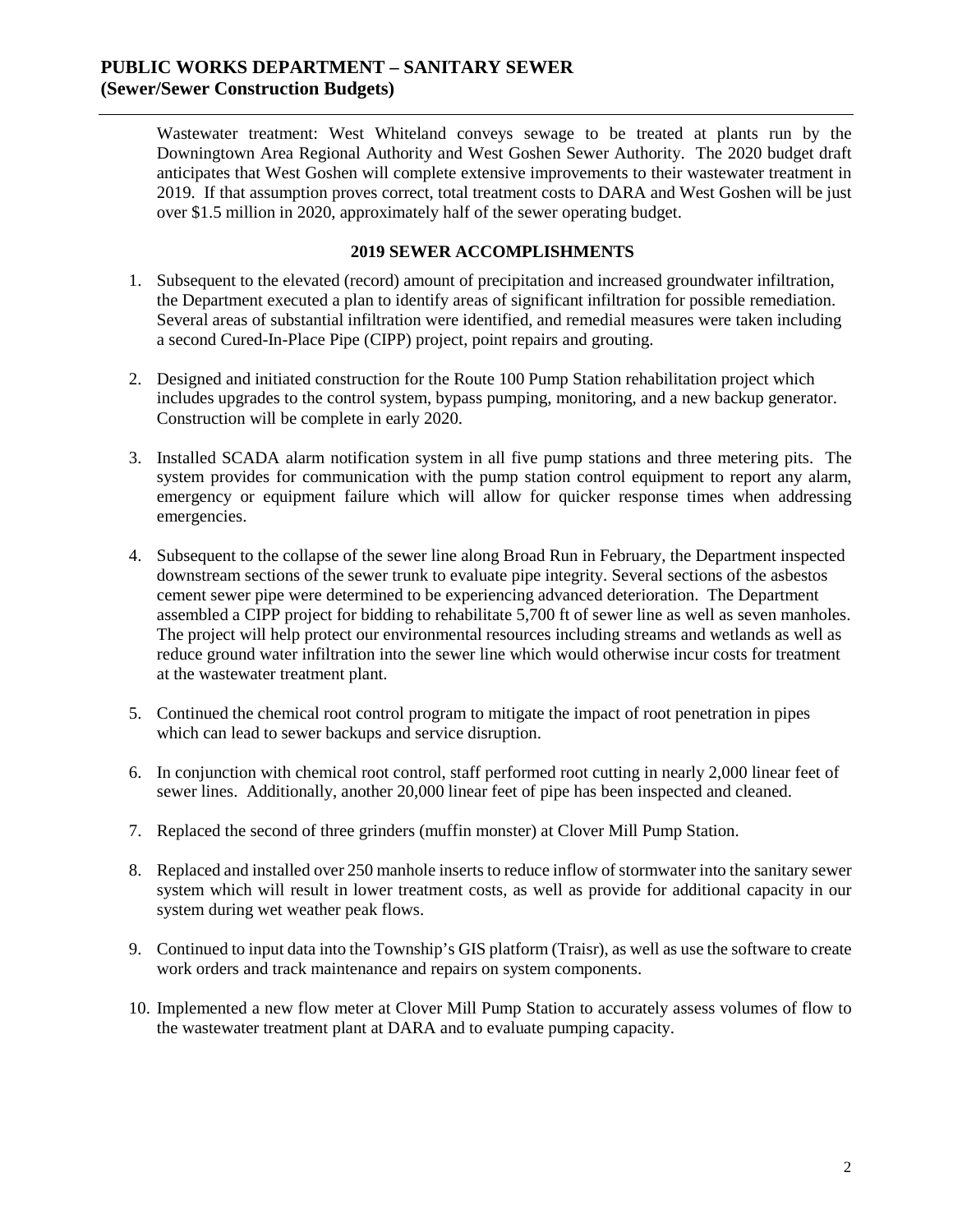# PUBLIC WORKS DEPARTMENT – SANITARY SEWER
## (Sewer/Sewer Construction Budgets)

Wastewater treatment: West Whiteland conveys sewage to be treated at plants run by the Downingtown Area Regional Authority and West Goshen Sewer Authority. The 2020 budget draft anticipates that West Goshen will complete extensive improvements to their wastewater treatment in 2019. If that assumption proves correct, total treatment costs to DARA and West Goshen will be just over $1.5 million in 2020, approximately half of the sewer operating budget.

### 2019 SEWER ACCOMPLISHMENTS

1. Subsequent to the elevated (record) amount of precipitation and increased groundwater infiltration, the Department executed a plan to identify areas of significant infiltration for possible remediation. Several areas of substantial infiltration were identified, and remedial measures were taken including a second Cured-In-Place Pipe (CIPP) project, point repairs and grouting.

2. Designed and initiated construction for the Route 100 Pump Station rehabilitation project which includes upgrades to the control system, bypass pumping, monitoring, and a new backup generator. Construction will be complete in early 2020.

3. Installed SCADA alarm notification system in all five pump stations and three metering pits. The system provides for communication with the pump station control equipment to report any alarm, emergency or equipment failure which will allow for quicker response times when addressing emergencies.

4. Subsequent to the collapse of the sewer line along Broad Run in February, the Department inspected downstream sections of the sewer trunk to evaluate pipe integrity. Several sections of the asbestos cement sewer pipe were determined to be experiencing advanced deterioration. The Department assembled a CIPP project for bidding to rehabilitate 5,700 ft of sewer line as well as seven manholes. The project will help protect our environmental resources including streams and wetlands as well as reduce ground water infiltration into the sewer line which would otherwise incur costs for treatment at the wastewater treatment plant.

5. Continued the chemical root control program to mitigate the impact of root penetration in pipes which can lead to sewer backups and service disruption.

6. In conjunction with chemical root control, staff performed root cutting in nearly 2,000 linear feet of sewer lines. Additionally, another 20,000 linear feet of pipe has been inspected and cleaned.

7. Replaced the second of three grinders (muffin monster) at Clover Mill Pump Station.

8. Replaced and installed over 250 manhole inserts to reduce inflow of stormwater into the sanitary sewer system which will result in lower treatment costs, as well as provide for additional capacity in our system during wet weather peak flows.

9. Continued to input data into the Township's GIS platform (Traisr), as well as use the software to create work orders and track maintenance and repairs on system components.

10. Implemented a new flow meter at Clover Mill Pump Station to accurately assess volumes of flow to the wastewater treatment plant at DARA and to evaluate pumping capacity.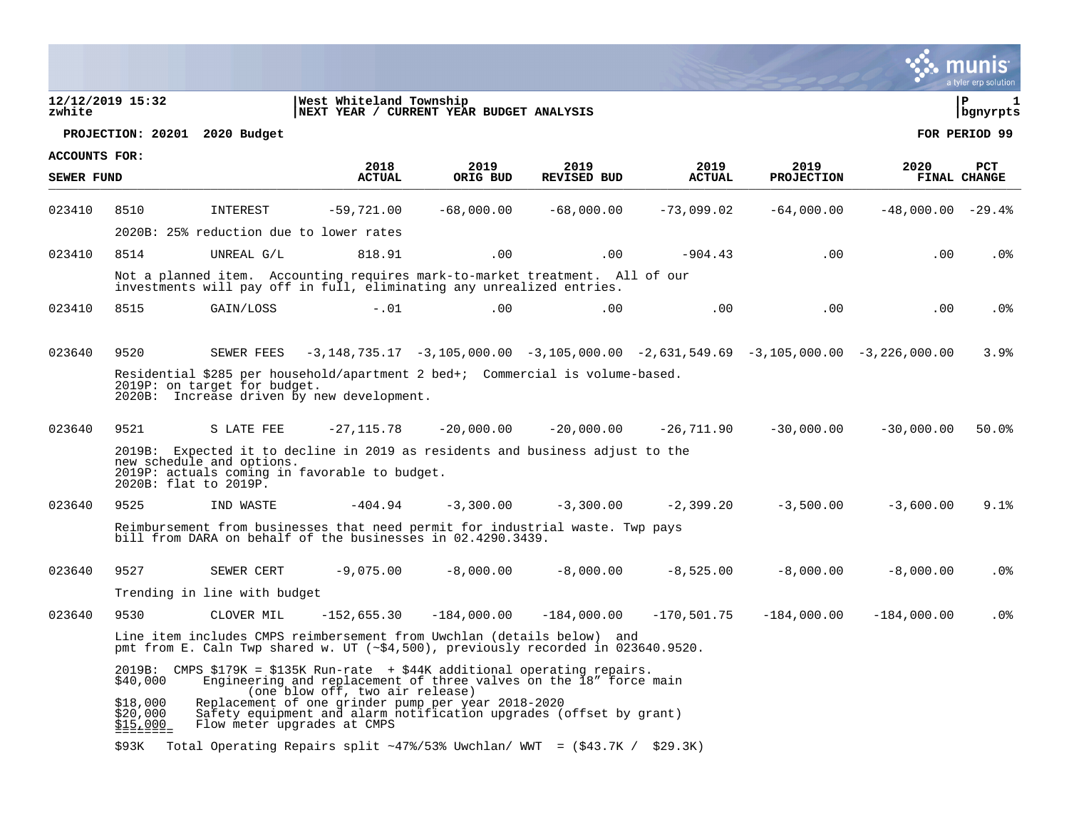12/12/2019 15:32 | West Whiteland Township
zwhite | NEXT YEAR / CURRENT YEAR BUDGET ANALYSIS

**PROJECTION: 20201 2020 Budget** | **FOR PERIOD 99**

**ACCOUNTS FOR:**
**SEWER FUND**

| | | | 2018 ACTUAL | 2019 ORIG BUD | 2019 REVISED BUD | 2019 ACTUAL | 2019 PROJECTION | 2020 FINAL | PCT CHANGE |
|---|---|---|---|---|---|---|---|---|---|
| 023410 | 8510 | INTEREST | -59,721.00 | -68,000.00 | -68,000.00 | -73,099.02 | -64,000.00 | -48,000.00 | -29.4% |
| | 2020B: 25% reduction due to lower rates | | | | | | | | |
| 023410 | 8514 | UNREAL G/L | 818.91 | .00 | .00 | -904.43 | .00 | .00 | .0% |
| | Not a planned item. Accounting requires mark-to-market treatment. All of our investments will pay off in full, eliminating any unrealized entries. | | | | | | | | |
| 023410 | 8515 | GAIN/LOSS | -.01 | .00 | .00 | .00 | .00 | .00 | .0% |
| 023640 | 9520 | SEWER FEES | -3,148,735.17 | -3,105,000.00 | -3,105,000.00 | -2,631,549.69 | -3,105,000.00 | -3,226,000.00 | 3.9% |
| | Residential $285 per household/apartment 2 bed+; Commercial is volume-based. 2019P: on target for budget. 2020B: Increase driven by new development. | | | | | | | | |
| 023640 | 9521 | S LATE FEE | -27,115.78 | -20,000.00 | -20,000.00 | -26,711.90 | -30,000.00 | -30,000.00 | 50.0% |
| | 2019B: Expected it to decline in 2019 as residents and business adjust to the new schedule and options. 2019P: actuals coming in favorable to budget. 2020B: flat to 2019P. | | | | | | | | |
| 023640 | 9525 | IND WASTE | -404.94 | -3,300.00 | -3,300.00 | -2,399.20 | -3,500.00 | -3,600.00 | 9.1% |
| | Reimbursement from businesses that need permit for industrial waste. Twp pays bill from DARA on behalf of the businesses in 02.4290.3439. | | | | | | | | |
| 023640 | 9527 | SEWER CERT | -9,075.00 | -8,000.00 | -8,000.00 | -8,525.00 | -8,000.00 | -8,000.00 | .0% |
| | Trending in line with budget | | | | | | | | |
| 023640 | 9530 | CLOVER MIL | -152,655.30 | -184,000.00 | -184,000.00 | -170,501.75 | -184,000.00 | -184,000.00 | .0% |

Line item includes CMPS reimbersement from Uwchlan (details below) and pmt from E. Caln Twp shared w. UT (~$4,500), previously recorded in 023640.9520.

2019B: CMPS $179K = $135K Run-rate + $44K additional operating repairs.

$40,000 Engineering and replacement of three valves on the 18″ force main (one blow off, two air release)
$18,000 Replacement of one grinder pump per year 2018-2020
$20,000 Safety equipment and alarm notification upgrades (offset by grant)
$15,000 Flow meter upgrades at CMPS
========
$93K Total Operating Repairs split ~47%/53% Uwchlan/ WWT = ($43.7K / $29.3K)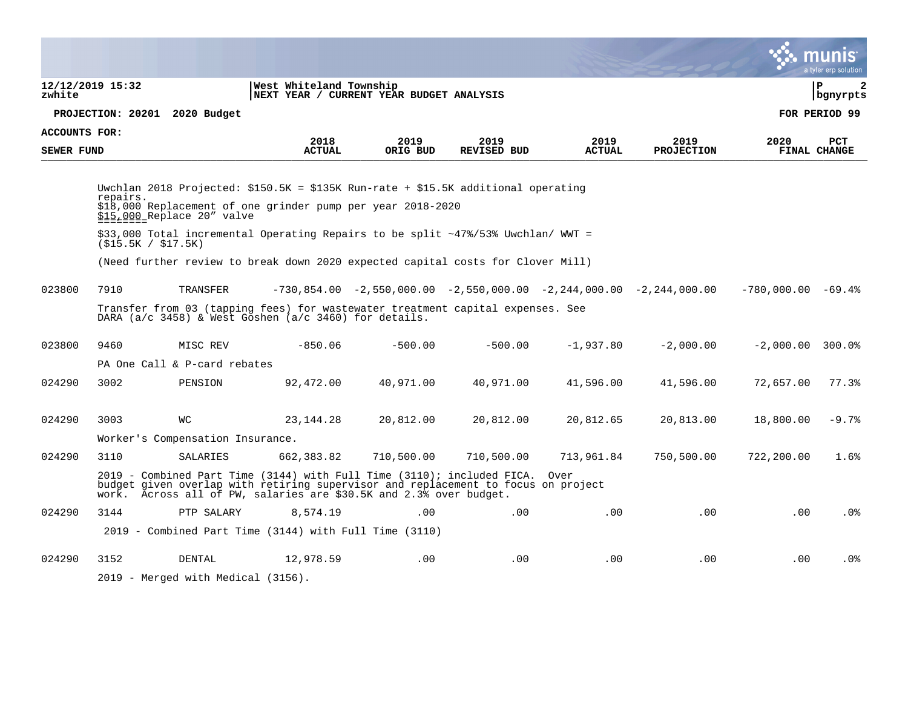**12/12/2019 15:32** | **West Whiteland Township** | **P 2**
**zwhite** | **NEXT YEAR / CURRENT YEAR BUDGET ANALYSIS** | **bgnyrpts**

**PROJECTION: 20201 2020 Budget** — **FOR PERIOD 99**

**ACCOUNTS FOR:**
**SEWER FUND**

Uwchlan 2018 Projected: $150.5K = $135K Run-rate + $15.5K additional operating repairs.
$18,000 Replacement of one grinder pump per year 2018-2020
$15,000 Replace 20" valve

$33,000 Total incremental Operating Repairs to be split ~47%/53% Uwchlan/ WWT = ($15.5K / $17.5K)

(Need further review to break down 2020 expected capital costs for Clover Mill)

| | | | 2018 ACTUAL | 2019 ORIG BUD | 2019 REVISED BUD | 2019 ACTUAL | 2019 PROJECTION | 2020 FINAL | PCT CHANGE |
|---|---|---|---|---|---|---|---|---|---|
| 023800 | 7910 | TRANSFER | -730,854.00 | -2,550,000.00 | -2,550,000.00 | -2,244,000.00 | -2,244,000.00 | -780,000.00 | -69.4% |
| | Transfer from 03 (tapping fees) for wastewater treatment capital expenses. See DARA (a/c 3458) & West Goshen (a/c 3460) for details. | | | | | | | | |
| 023800 | 9460 | MISC REV | -850.06 | -500.00 | -500.00 | -1,937.80 | -2,000.00 | -2,000.00 | 300.0% |
| | PA One Call & P-card rebates | | | | | | | | |
| 024290 | 3002 | PENSION | 92,472.00 | 40,971.00 | 40,971.00 | 41,596.00 | 41,596.00 | 72,657.00 | 77.3% |
| 024290 | 3003 | WC | 23,144.28 | 20,812.00 | 20,812.00 | 20,812.65 | 20,813.00 | 18,800.00 | -9.7% |
| | Worker's Compensation Insurance. | | | | | | | | |
| 024290 | 3110 | SALARIES | 662,383.82 | 710,500.00 | 710,500.00 | 713,961.84 | 750,500.00 | 722,200.00 | 1.6% |
| | 2019 - Combined Part Time (3144) with Full Time (3110); included FICA. Over budget given overlap with retiring supervisor and replacement to focus on project work. Across all of PW, salaries are $30.5K and 2.3% over budget. | | | | | | | | |
| 024290 | 3144 | PTP SALARY | 8,574.19 | .00 | .00 | .00 | .00 | .00 | .0% |
| | 2019 - Combined Part Time (3144) with Full Time (3110) | | | | | | | | |
| 024290 | 3152 | DENTAL | 12,978.59 | .00 | .00 | .00 | .00 | .00 | .0% |
| | 2019 - Merged with Medical (3156). | | | | | | | | |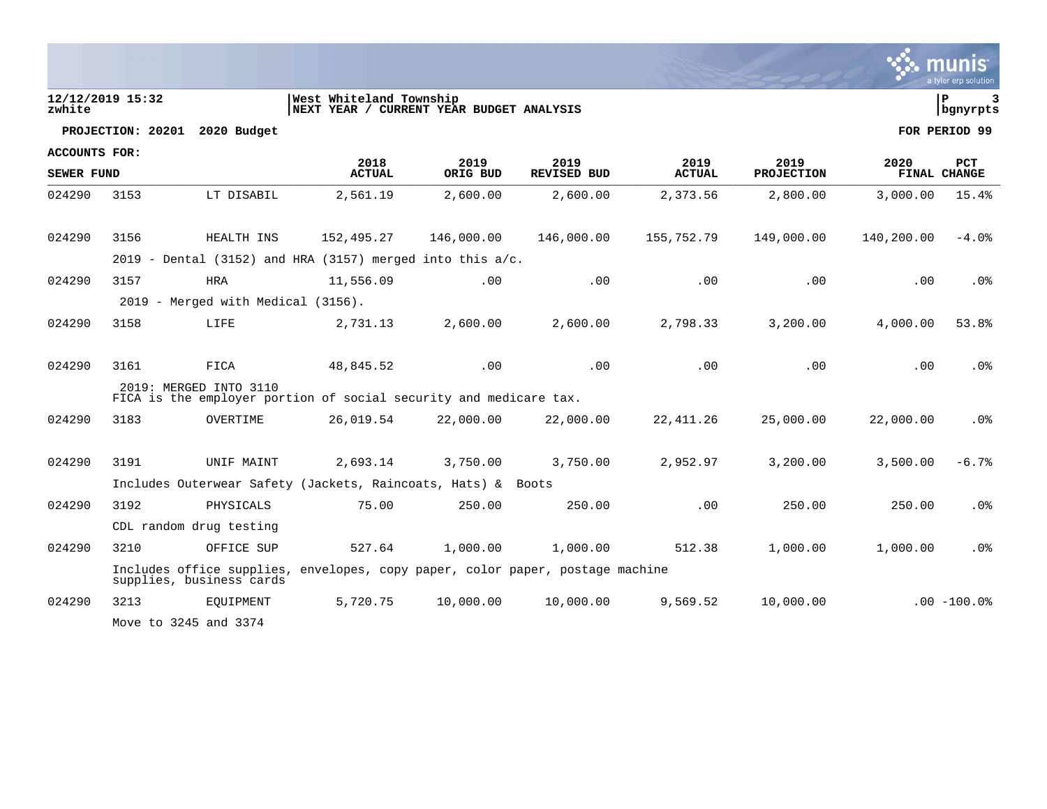12/12/2019 15:32 | West Whiteland Township | P 3
zwhite | NEXT YEAR / CURRENT YEAR BUDGET ANALYSIS | bgnyrpts

PROJECTION: 20201 2020 Budget | FOR PERIOD 99

ACCOUNTS FOR:
SEWER FUND

| | | | 2018 ACTUAL | 2019 ORIG BUD | 2019 REVISED BUD | 2019 ACTUAL | 2019 PROJECTION | 2020 FINAL | PCT CHANGE |
|---|---|---|---|---|---|---|---|---|---|
| 024290 | 3153 | LT DISABIL | 2,561.19 | 2,600.00 | 2,600.00 | 2,373.56 | 2,800.00 | 3,000.00 | 15.4% |
| 024290 | 3156 | HEALTH INS | 152,495.27 | 146,000.00 | 146,000.00 | 155,752.79 | 149,000.00 | 140,200.00 | -4.0% |
| | 2019 - Dental (3152) and HRA (3157) merged into this a/c. | | | | | | | | |
| 024290 | 3157 | HRA | 11,556.09 | .00 | .00 | .00 | .00 | .00 | .0% |
| | 2019 - Merged with Medical (3156). | | | | | | | | |
| 024290 | 3158 | LIFE | 2,731.13 | 2,600.00 | 2,600.00 | 2,798.33 | 3,200.00 | 4,000.00 | 53.8% |
| 024290 | 3161 | FICA | 48,845.52 | .00 | .00 | .00 | .00 | .00 | .0% |
| | 2019: MERGED INTO 3110<br>FICA is the employer portion of social security and medicare tax. | | | | | | | | |
| 024290 | 3183 | OVERTIME | 26,019.54 | 22,000.00 | 22,000.00 | 22,411.26 | 25,000.00 | 22,000.00 | .0% |
| 024290 | 3191 | UNIF MAINT | 2,693.14 | 3,750.00 | 3,750.00 | 2,952.97 | 3,200.00 | 3,500.00 | -6.7% |
| | Includes Outerwear Safety (Jackets, Raincoats, Hats) & Boots | | | | | | | | |
| 024290 | 3192 | PHYSICALS | 75.00 | 250.00 | 250.00 | .00 | 250.00 | 250.00 | .0% |
| | CDL random drug testing | | | | | | | | |
| 024290 | 3210 | OFFICE SUP | 527.64 | 1,000.00 | 1,000.00 | 512.38 | 1,000.00 | 1,000.00 | .0% |
| | Includes office supplies, envelopes, copy paper, color paper, postage machine supplies, business cards | | | | | | | | |
| 024290 | 3213 | EQUIPMENT | 5,720.75 | 10,000.00 | 10,000.00 | 9,569.52 | 10,000.00 | .00 | -100.0% |
| | Move to 3245 and 3374 | | | | | | | | |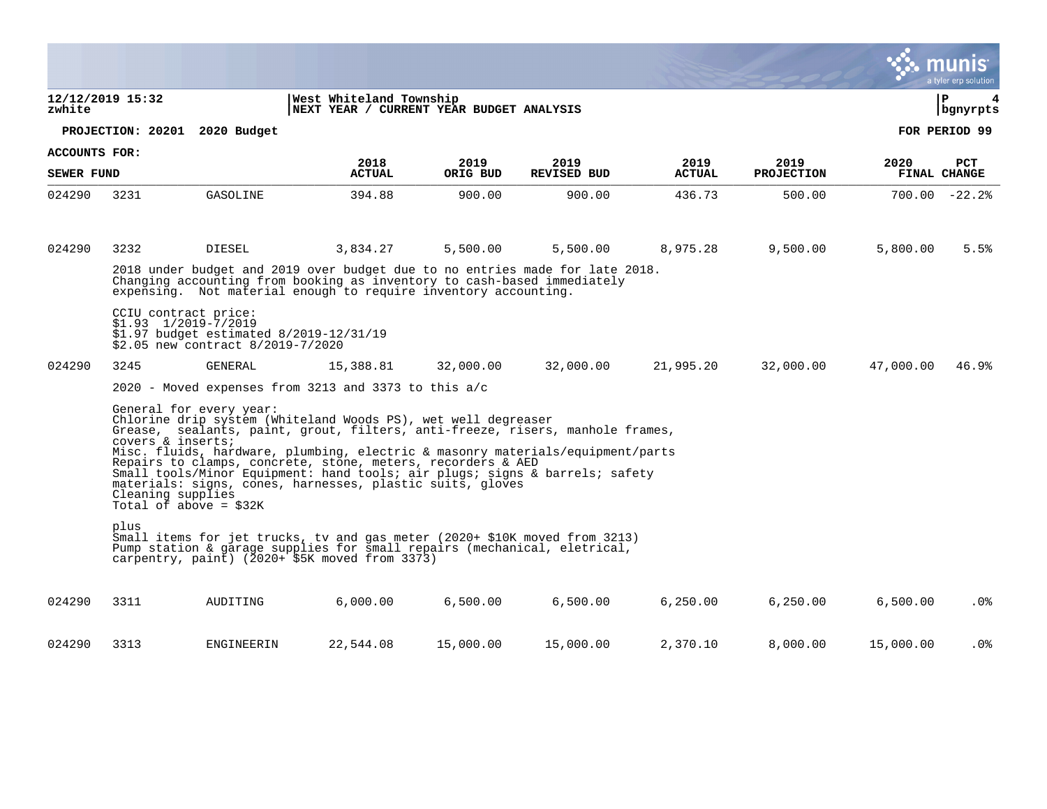West Whiteland Township
NEXT YEAR / CURRENT YEAR BUDGET ANALYSIS

12/12/2019 15:32
zwhite

**PROJECTION: 20201 2020 Budget** **FOR PERIOD 99**

**ACCOUNTS FOR:**
**SEWER FUND**

| | | | 2018 ACTUAL | 2019 ORIG BUD | 2019 REVISED BUD | 2019 ACTUAL | 2019 PROJECTION | 2020 FINAL | PCT CHANGE |
|---|---|---|---|---|---|---|---|---|---|
| 024290 | 3231 | GASOLINE | 394.88 | 900.00 | 900.00 | 436.73 | 500.00 | 700.00 | -22.2% |
| 024290 | 3232 | DIESEL | 3,834.27 | 5,500.00 | 5,500.00 | 8,975.28 | 9,500.00 | 5,800.00 | 5.5% |

2018 under budget and 2019 over budget due to no entries made for late 2018.
Changing accounting from booking as inventory to cash-based immediately expensing. Not material enough to require inventory accounting.

CCIU contract price:
$1.93 1/2019-7/2019
$1.97 budget estimated 8/2019-12/31/19
$2.05 new contract 8/2019-7/2020

| | | | 2018 ACTUAL | 2019 ORIG BUD | 2019 REVISED BUD | 2019 ACTUAL | 2019 PROJECTION | 2020 FINAL | PCT CHANGE |
|---|---|---|---|---|---|---|---|---|---|
| 024290 | 3245 | GENERAL | 15,388.81 | 32,000.00 | 32,000.00 | 21,995.20 | 32,000.00 | 47,000.00 | 46.9% |

2020 - Moved expenses from 3213 and 3373 to this a/c

General for every year:
Chlorine drip system (Whiteland Woods PS), wet well degreaser
Grease, sealants, paint, grout, filters, anti-freeze, risers, manhole frames, covers & inserts;
Misc. fluids, hardware, plumbing, electric & masonry materials/equipment/parts
Repairs to clamps, concrete, stone, meters, recorders & AED
Small tools/Minor Equipment: hand tools; air plugs; signs & barrels; safety materials: signs, cones, harnesses, plastic suits, gloves
Cleaning supplies
Total of above = $32K

plus
Small items for jet trucks, tv and gas meter (2020+ $10K moved from 3213)
Pump station & garage supplies for small repairs (mechanical, eletrical, carpentry, paint) (2020+ $5K moved from 3373)

| | | | 2018 ACTUAL | 2019 ORIG BUD | 2019 REVISED BUD | 2019 ACTUAL | 2019 PROJECTION | 2020 FINAL | PCT CHANGE |
|---|---|---|---|---|---|---|---|---|---|
| 024290 | 3311 | AUDITING | 6,000.00 | 6,500.00 | 6,500.00 | 6,250.00 | 6,250.00 | 6,500.00 | .0% |
| 024290 | 3313 | ENGINEERIN | 22,544.08 | 15,000.00 | 15,000.00 | 2,370.10 | 8,000.00 | 15,000.00 | .0% |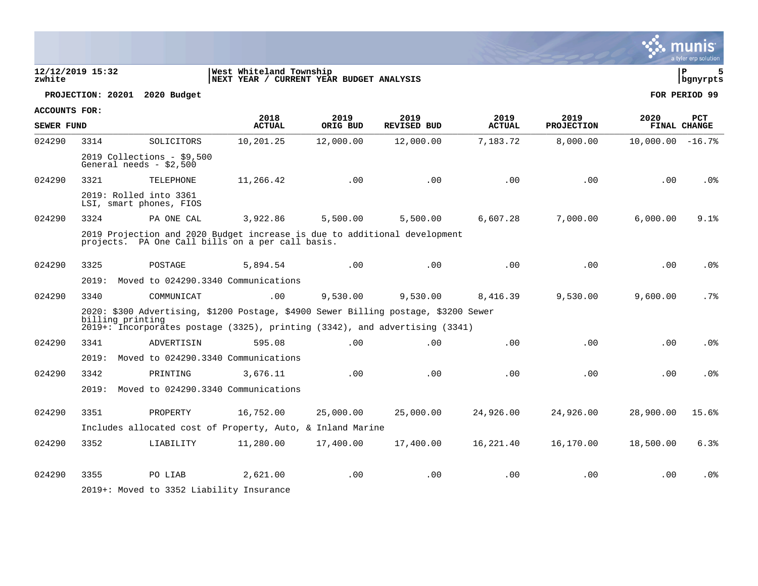12/12/2019 15:32
zwhite

West Whiteland Township
NEXT YEAR / CURRENT YEAR BUDGET ANALYSIS

P 5
bgnyrpts

**PROJECTION: 20201 2020 Budget** | **FOR PERIOD 99**

**ACCOUNTS FOR:**

| SEWER FUND | | | 2018 ACTUAL | 2019 ORIG BUD | 2019 REVISED BUD | 2019 ACTUAL | 2019 PROJECTION | 2020 FINAL | PCT CHANGE |
|---|---|---|---|---|---|---|---|---|---|
| 024290 | 3314 | SOLICITORS | 10,201.25 | 12,000.00 | 12,000.00 | 7,183.72 | 8,000.00 | 10,000.00 | -16.7% |
| | 2019 Collections - $9,500<br>General needs - $2,500 | | | | | | | | |
| 024290 | 3321 | TELEPHONE | 11,266.42 | .00 | .00 | .00 | .00 | .00 | .0% |
| | 2019: Rolled into 3361<br>LSI, smart phones, FIOS | | | | | | | | |
| 024290 | 3324 | PA ONE CAL | 3,922.86 | 5,500.00 | 5,500.00 | 6,607.28 | 7,000.00 | 6,000.00 | 9.1% |
| | 2019 Projection and 2020 Budget increase is due to additional development projects. PA One Call bills on a per call basis. | | | | | | | | |
| 024290 | 3325 | POSTAGE | 5,894.54 | .00 | .00 | .00 | .00 | .00 | .0% |
| | 2019: Moved to 024290.3340 Communications | | | | | | | | |
| 024290 | 3340 | COMMUNICAT | .00 | 9,530.00 | 9,530.00 | 8,416.39 | 9,530.00 | 9,600.00 | .7% |
| | 2020: $300 Advertising, $1200 Postage, $4900 Sewer Billing postage, $3200 Sewer billing printing<br>2019+: Incorporates postage (3325), printing (3342), and advertising (3341) | | | | | | | | |
| 024290 | 3341 | ADVERTISIN | 595.08 | .00 | .00 | .00 | .00 | .00 | .0% |
| | 2019: Moved to 024290.3340 Communications | | | | | | | | |
| 024290 | 3342 | PRINTING | 3,676.11 | .00 | .00 | .00 | .00 | .00 | .0% |
| | 2019: Moved to 024290.3340 Communications | | | | | | | | |
| 024290 | 3351 | PROPERTY | 16,752.00 | 25,000.00 | 25,000.00 | 24,926.00 | 24,926.00 | 28,900.00 | 15.6% |
| | Includes allocated cost of Property, Auto, & Inland Marine | | | | | | | | |
| 024290 | 3352 | LIABILITY | 11,280.00 | 17,400.00 | 17,400.00 | 16,221.40 | 16,170.00 | 18,500.00 | 6.3% |
| 024290 | 3355 | PO LIAB | 2,621.00 | .00 | .00 | .00 | .00 | .00 | .0% |
| | 2019+: Moved to 3352 Liability Insurance | | | | | | | | |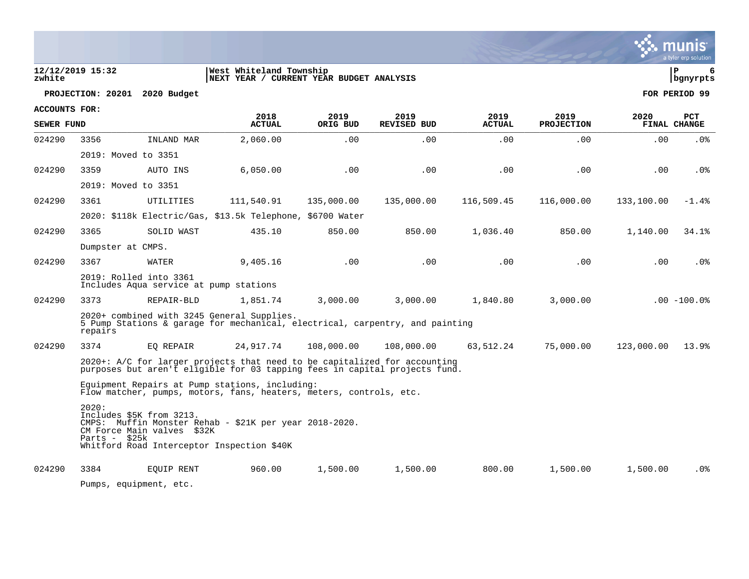**West Whiteland Township**
**NEXT YEAR / CURRENT YEAR BUDGET ANALYSIS**

**PROJECTION: 20201 2020 Budget** | **FOR PERIOD 99**

**ACCOUNTS FOR:**
**SEWER FUND**

| | | | 2018 ACTUAL | 2019 ORIG BUD | 2019 REVISED BUD | 2019 ACTUAL | 2019 PROJECTION | 2020 FINAL | PCT CHANGE |
|---|---|---|---|---|---|---|---|---|---|
| 024290 | 3356 | INLAND MAR | 2,060.00 | .00 | .00 | .00 | .00 | .00 | .0% |
| | 2019: Moved to 3351 | | | | | | | | |
| 024290 | 3359 | AUTO INS | 6,050.00 | .00 | .00 | .00 | .00 | .00 | .0% |
| | 2019: Moved to 3351 | | | | | | | | |
| 024290 | 3361 | UTILITIES | 111,540.91 | 135,000.00 | 135,000.00 | 116,509.45 | 116,000.00 | 133,100.00 | -1.4% |
| | 2020: $118k Electric/Gas, $13.5k Telephone, $6700 Water | | | | | | | | |
| 024290 | 3365 | SOLID WAST | 435.10 | 850.00 | 850.00 | 1,036.40 | 850.00 | 1,140.00 | 34.1% |
| | Dumpster at CMPS. | | | | | | | | |
| 024290 | 3367 | WATER | 9,405.16 | .00 | .00 | .00 | .00 | .00 | .0% |
| | 2019: Rolled into 3361<br>Includes Aqua service at pump stations | | | | | | | | |
| 024290 | 3373 | REPAIR-BLD | 1,851.74 | 3,000.00 | 3,000.00 | 1,840.80 | 3,000.00 | .00 | -100.0% |
| | 2020+ combined with 3245 General Supplies.<br>5 Pump Stations & garage for mechanical, electrical, carpentry, and painting repairs | | | | | | | | |
| 024290 | 3374 | EQ REPAIR | 24,917.74 | 108,000.00 | 108,000.00 | 63,512.24 | 75,000.00 | 123,000.00 | 13.9% |
| | 2020+: A/C for larger projects that need to be capitalized for accounting purposes but aren't eligible for 03 tapping fees in capital projects fund.<br><br>Equipment Repairs at Pump stations, including:<br>Flow matcher, pumps, motors, fans, heaters, meters, controls, etc.<br><br>2020:<br>Includes $5K from 3213.<br>CMPS: Muffin Monster Rehab - $21K per year 2018-2020.<br>CM Force Main valves $32K<br>Parts - $25k<br>Whitford Road Interceptor Inspection $40K | | | | | | | | |
| 024290 | 3384 | EQUIP RENT | 960.00 | 1,500.00 | 1,500.00 | 800.00 | 1,500.00 | 1,500.00 | .0% |
| | Pumps, equipment, etc. | | | | | | | | |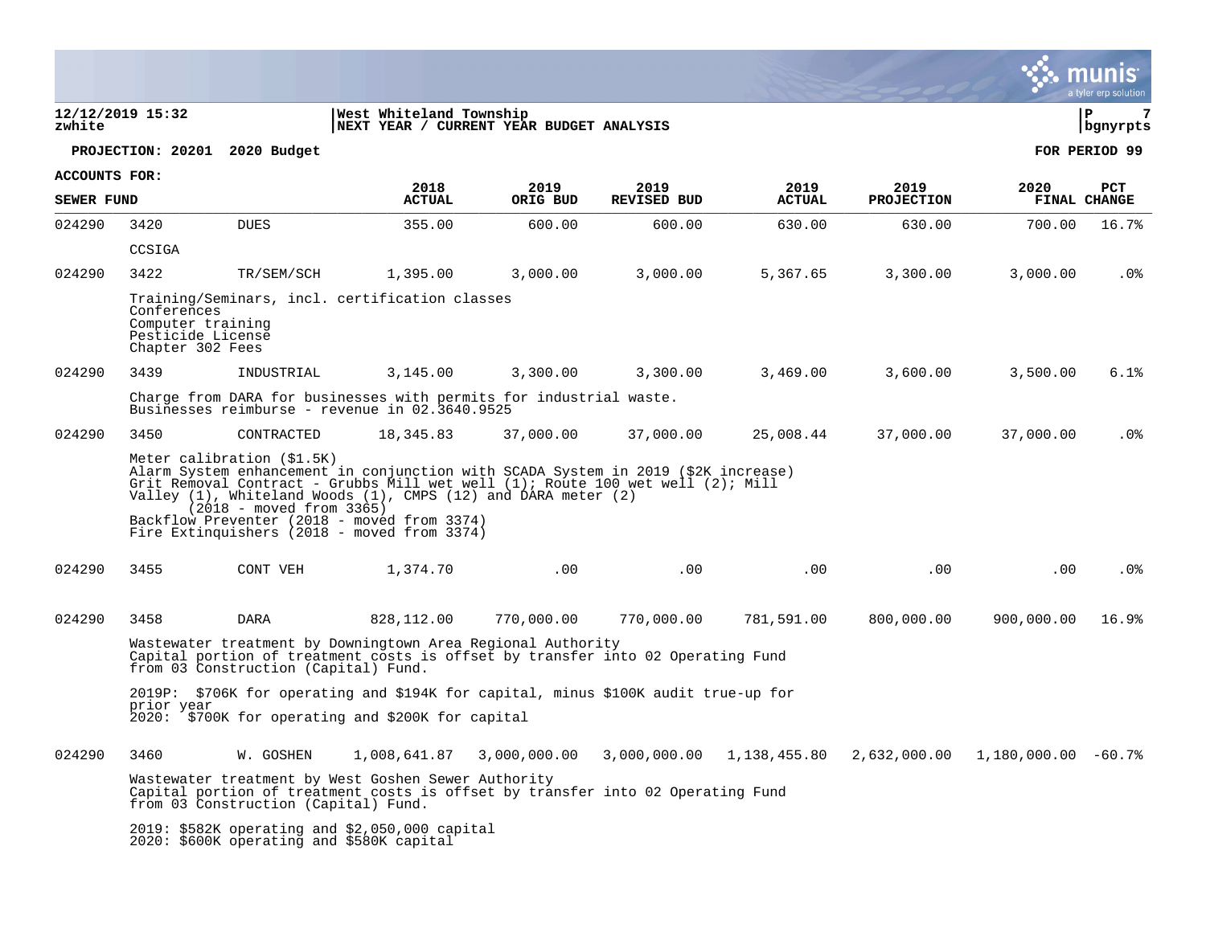12/12/2019 15:32
zwhite

West Whiteland Township
NEXT YEAR / CURRENT YEAR BUDGET ANALYSIS

P 7
bgnyrpts

**PROJECTION: 20201 2020 Budget** **FOR PERIOD 99**

**ACCOUNTS FOR:**
**SEWER FUND**

| | | | 2018 ACTUAL | 2019 ORIG BUD | 2019 REVISED BUD | 2019 ACTUAL | 2019 PROJECTION | 2020 FINAL | PCT CHANGE |
|---|---|---|---|---|---|---|---|---|---|
| 024290 | 3420 | DUES | 355.00 | 600.00 | 600.00 | 630.00 | 630.00 | 700.00 | 16.7% |
| | CCSIGA | | | | | | | | |
| 024290 | 3422 | TR/SEM/SCH | 1,395.00 | 3,000.00 | 3,000.00 | 5,367.65 | 3,300.00 | 3,000.00 | .0% |
| | Training/Seminars, incl. certification classes<br>Conferences<br>Computer training<br>Pesticide License<br>Chapter 302 Fees | | | | | | | | |
| 024290 | 3439 | INDUSTRIAL | 3,145.00 | 3,300.00 | 3,300.00 | 3,469.00 | 3,600.00 | 3,500.00 | 6.1% |
| | Charge from DARA for businesses with permits for industrial waste.<br>Businesses reimburse - revenue in 02.3640.9525 | | | | | | | | |
| 024290 | 3450 | CONTRACTED | 18,345.83 | 37,000.00 | 37,000.00 | 25,008.44 | 37,000.00 | 37,000.00 | .0% |
| | Meter calibration ($1.5K)<br>Alarm System enhancement in conjunction with SCADA System in 2019 ($2K increase)<br>Grit Removal Contract - Grubbs Mill wet well (1); Route 100 wet well (2); Mill Valley (1), Whiteland Woods (1), CMPS (12) and DARA meter (2) (2018 - moved from 3365)<br>Backflow Preventer (2018 - moved from 3374)<br>Fire Extinquishers (2018 - moved from 3374) | | | | | | | | |
| 024290 | 3455 | CONT VEH | 1,374.70 | .00 | .00 | .00 | .00 | .00 | .0% |
| 024290 | 3458 | DARA | 828,112.00 | 770,000.00 | 770,000.00 | 781,591.00 | 800,000.00 | 900,000.00 | 16.9% |
| | Wastewater treatment by Downingtown Area Regional Authority<br>Capital portion of treatment costs is offset by transfer into 02 Operating Fund from 03 Construction (Capital) Fund.<br><br>2019P: $706K for operating and $194K for capital, minus $100K audit true-up for prior year<br>2020: $700K for operating and $200K for capital | | | | | | | | |
| 024290 | 3460 | W. GOSHEN | 1,008,641.87 | 3,000,000.00 | 3,000,000.00 | 1,138,455.80 | 2,632,000.00 | 1,180,000.00 | -60.7% |
| | Wastewater treatment by West Goshen Sewer Authority<br>Capital portion of treatment costs is offset by transfer into 02 Operating Fund from 03 Construction (Capital) Fund.<br><br>2019: $582K operating and $2,050,000 capital<br>2020: $600K operating and $580K capital | | | | | | | | |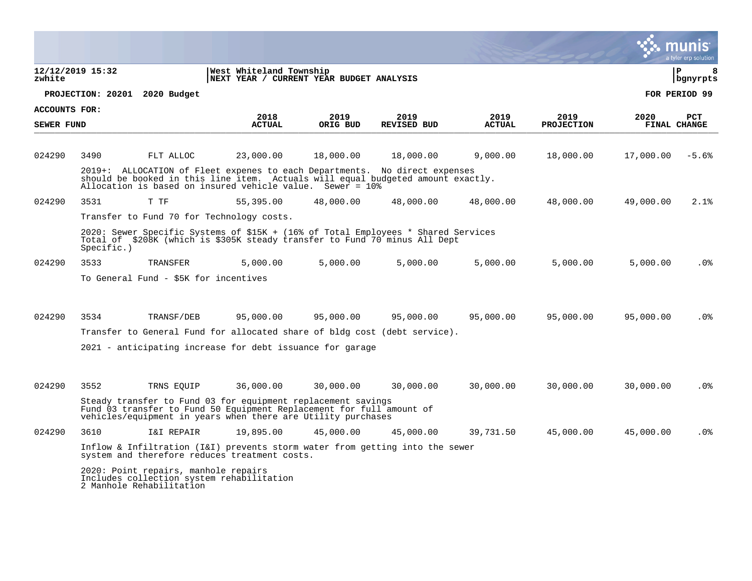**PROJECTION: 20201 2020 Budget** — **FOR PERIOD 99**

**ACCOUNTS FOR: SEWER FUND**

| Org | Object | Description | 2018 ACTUAL | 2019 ORIG BUD | 2019 REVISED BUD | 2019 ACTUAL | 2019 PROJECTION | 2020 FINAL | PCT CHANGE |
|---|---|---|---|---|---|---|---|---|---|
| 024290 | 3490 | FLT ALLOC | 23,000.00 | 18,000.00 | 18,000.00 | 9,000.00 | 18,000.00 | 17,000.00 | -5.6% |
| | | 2019+: ALLOCATION of Fleet expenes to each Departments. No direct expenses should be booked in this line item. Actuals will equal budgeted amount exactly. Allocation is based on insured vehicle value. Sewer = 10% | | | | | | | |
| 024290 | 3531 | T TF | 55,395.00 | 48,000.00 | 48,000.00 | 48,000.00 | 48,000.00 | 49,000.00 | 2.1% |
| | | Transfer to Fund 70 for Technology costs. | | | | | | | |
| | | 2020: Sewer Specific Systems of $15K + (16% of Total Employees * Shared Services Total of $208K (which is $305K steady transfer to Fund 70 minus All Dept Specific.) | | | | | | | |
| 024290 | 3533 | TRANSFER | 5,000.00 | 5,000.00 | 5,000.00 | 5,000.00 | 5,000.00 | 5,000.00 | .0% |
| | | To General Fund - $5K for incentives | | | | | | | |
| 024290 | 3534 | TRANSF/DEB | 95,000.00 | 95,000.00 | 95,000.00 | 95,000.00 | 95,000.00 | 95,000.00 | .0% |
| | | Transfer to General Fund for allocated share of bldg cost (debt service). | | | | | | | |
| | | 2021 - anticipating increase for debt issuance for garage | | | | | | | |
| 024290 | 3552 | TRNS EQUIP | 36,000.00 | 30,000.00 | 30,000.00 | 30,000.00 | 30,000.00 | 30,000.00 | .0% |
| | | Steady transfer to Fund 03 for equipment replacement savings Fund 03 transfer to Fund 50 Equipment Replacement for full amount of vehicles/equipment in years when there are Utility purchases | | | | | | | |
| 024290 | 3610 | I&I REPAIR | 19,895.00 | 45,000.00 | 45,000.00 | 39,731.50 | 45,000.00 | 45,000.00 | .0% |
| | | Inflow & Infiltration (I&I) prevents storm water from getting into the sewer system and therefore reduces treatment costs. | | | | | | | |
| | | 2020: Point repairs, manhole repairs Includes collection system rehabilitation 2 Manhole Rehabilitation | | | | | | | |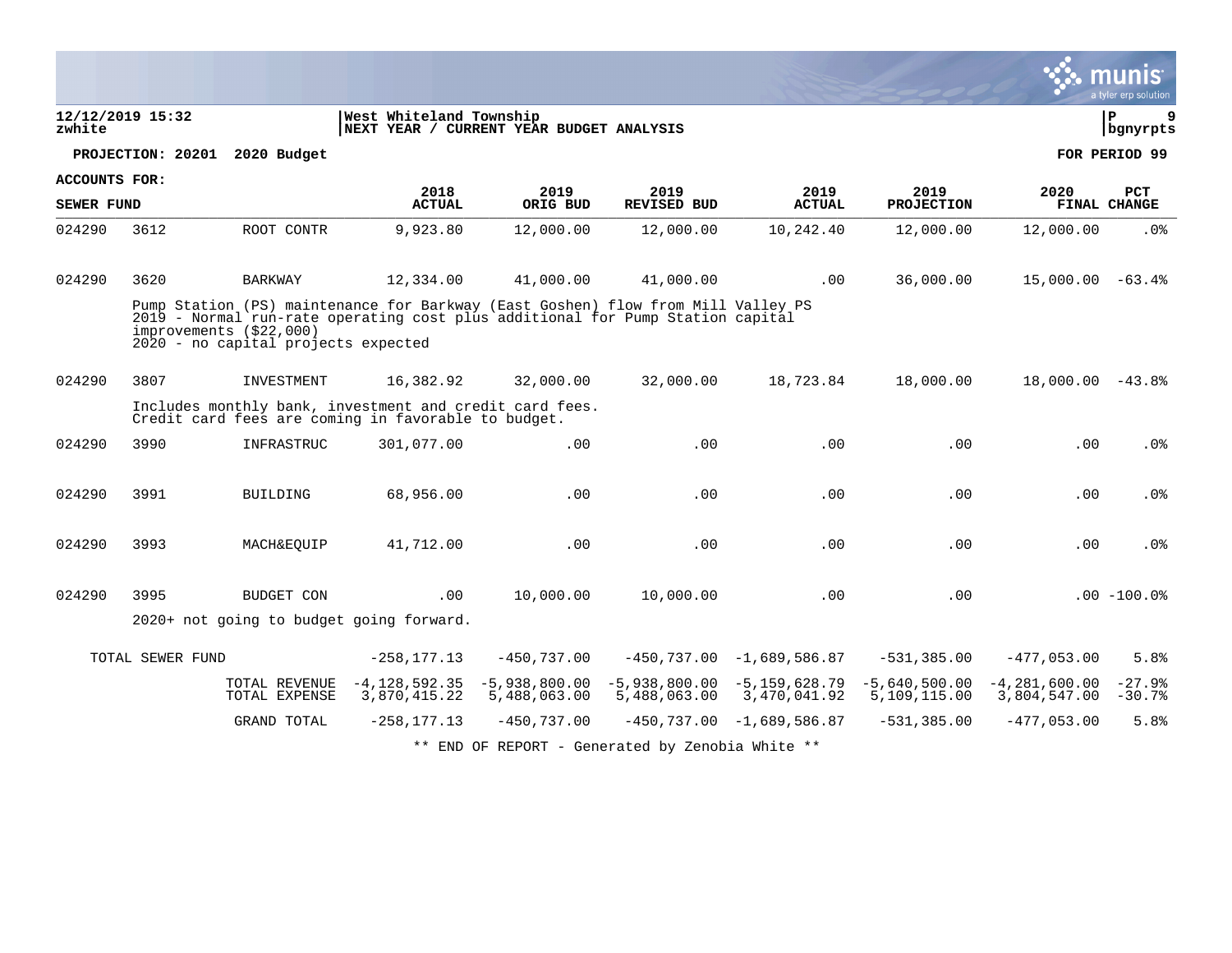West Whiteland Township
NEXT YEAR / CURRENT YEAR BUDGET ANALYSIS

12/12/2019 15:32
zwhite

P 9
bgnyrpts

**PROJECTION: 20201 2020 Budget** **FOR PERIOD 99**

**ACCOUNTS FOR:**

| SEWER FUND | | | 2018 ACTUAL | 2019 ORIG BUD | 2019 REVISED BUD | 2019 ACTUAL | 2019 PROJECTION | 2020 FINAL | PCT CHANGE |
|---|---|---|---|---|---|---|---|---|---|
| 024290 | 3612 | ROOT CONTR | 9,923.80 | 12,000.00 | 12,000.00 | 10,242.40 | 12,000.00 | 12,000.00 | .0% |
| 024290 | 3620 | BARKWAY | 12,334.00 | 41,000.00 | 41,000.00 | .00 | 36,000.00 | 15,000.00 | -63.4% |
| | Pump Station (PS) maintenance for Barkway (East Goshen) flow from Mill Valley PS<br>2019 - Normal run-rate operating cost plus additional for Pump Station capital improvements ($22,000)<br>2020 - no capital projects expected | | | | | | | | |
| 024290 | 3807 | INVESTMENT | 16,382.92 | 32,000.00 | 32,000.00 | 18,723.84 | 18,000.00 | 18,000.00 | -43.8% |
| | Includes monthly bank, investment and credit card fees.<br>Credit card fees are coming in favorable to budget. | | | | | | | | |
| 024290 | 3990 | INFRASTRUC | 301,077.00 | .00 | .00 | .00 | .00 | .00 | .0% |
| 024290 | 3991 | BUILDING | 68,956.00 | .00 | .00 | .00 | .00 | .00 | .0% |
| 024290 | 3993 | MACH&EQUIP | 41,712.00 | .00 | .00 | .00 | .00 | .00 | .0% |
| 024290 | 3995 | BUDGET CON | .00 | 10,000.00 | 10,000.00 | .00 | .00 | .00 | -100.0% |
| | 2020+ not going to budget going forward. | | | | | | | | |
| TOTAL SEWER FUND | | | -258,177.13 | -450,737.00 | -450,737.00 | -1,689,586.87 | -531,385.00 | -477,053.00 | 5.8% |
| | | TOTAL REVENUE | -4,128,592.35 | -5,938,800.00 | -5,938,800.00 | -5,159,628.79 | -5,640,500.00 | -4,281,600.00 | -27.9% |
| | | TOTAL EXPENSE | 3,870,415.22 | 5,488,063.00 | 5,488,063.00 | 3,470,041.92 | 5,109,115.00 | 3,804,547.00 | -30.7% |
| | | GRAND TOTAL | -258,177.13 | -450,737.00 | -450,737.00 | -1,689,586.87 | -531,385.00 | -477,053.00 | 5.8% |

** END OF REPORT - Generated by Zenobia White **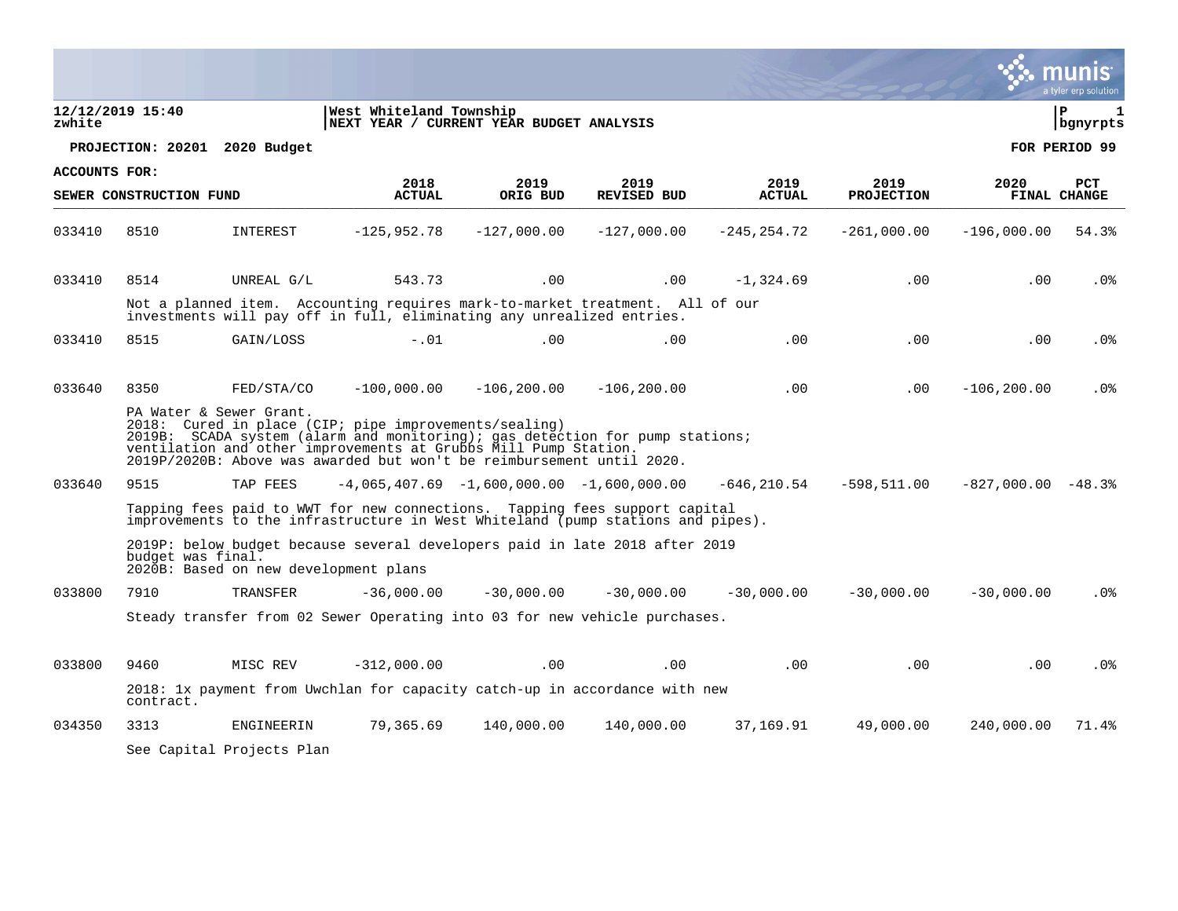12/12/2019 15:40 | West Whiteland Township
zwhite | NEXT YEAR / CURRENT YEAR BUDGET ANALYSIS | bgnyrpts

**PROJECTION: 20201 2020 Budget** **FOR PERIOD 99**

**ACCOUNTS FOR:**
**SEWER CONSTRUCTION FUND**

| | | | 2018 ACTUAL | 2019 ORIG BUD | 2019 REVISED BUD | 2019 ACTUAL | 2019 PROJECTION | 2020 FINAL | PCT CHANGE |
|---|---|---|---|---|---|---|---|---|---|
| 033410 | 8510 | INTEREST | -125,952.78 | -127,000.00 | -127,000.00 | -245,254.72 | -261,000.00 | -196,000.00 | 54.3% |
| 033410 | 8514 | UNREAL G/L | 543.73 | .00 | .00 | -1,324.69 | .00 | .00 | .0% |
| | | Not a planned item. Accounting requires mark-to-market treatment. All of our investments will pay off in full, eliminating any unrealized entries. | | | | | | | |
| 033410 | 8515 | GAIN/LOSS | -.01 | .00 | .00 | .00 | .00 | .00 | .0% |
| 033640 | 8350 | FED/STA/CO | -100,000.00 | -106,200.00 | -106,200.00 | .00 | .00 | -106,200.00 | .0% |
| | | PA Water & Sewer Grant.<br>2018: Cured in place (CIP; pipe improvements/sealing)<br>2019B: SCADA system (alarm and monitoring); gas detection for pump stations; ventilation and other improvements at Grubbs Mill Pump Station.<br>2019P/2020B: Above was awarded but won't be reimbursement until 2020. | | | | | | | |
| 033640 | 9515 | TAP FEES | -4,065,407.69 | -1,600,000.00 | -1,600,000.00 | -646,210.54 | -598,511.00 | -827,000.00 | -48.3% |
| | | Tapping fees paid to WWT for new connections. Tapping fees support capital improvements to the infrastructure in West Whiteland (pump stations and pipes).<br>2019P: below budget because several developers paid in late 2018 after 2019 budget was final.<br>2020B: Based on new development plans | | | | | | | |
| 033800 | 7910 | TRANSFER | -36,000.00 | -30,000.00 | -30,000.00 | -30,000.00 | -30,000.00 | -30,000.00 | .0% |
| | | Steady transfer from 02 Sewer Operating into 03 for new vehicle purchases. | | | | | | | |
| 033800 | 9460 | MISC REV | -312,000.00 | .00 | .00 | .00 | .00 | .00 | .0% |
| | | 2018: 1x payment from Uwchlan for capacity catch-up in accordance with new contract. | | | | | | | |
| 034350 | 3313 | ENGINEERIN | 79,365.69 | 140,000.00 | 140,000.00 | 37,169.91 | 49,000.00 | 240,000.00 | 71.4% |
| | | See Capital Projects Plan | | | | | | | |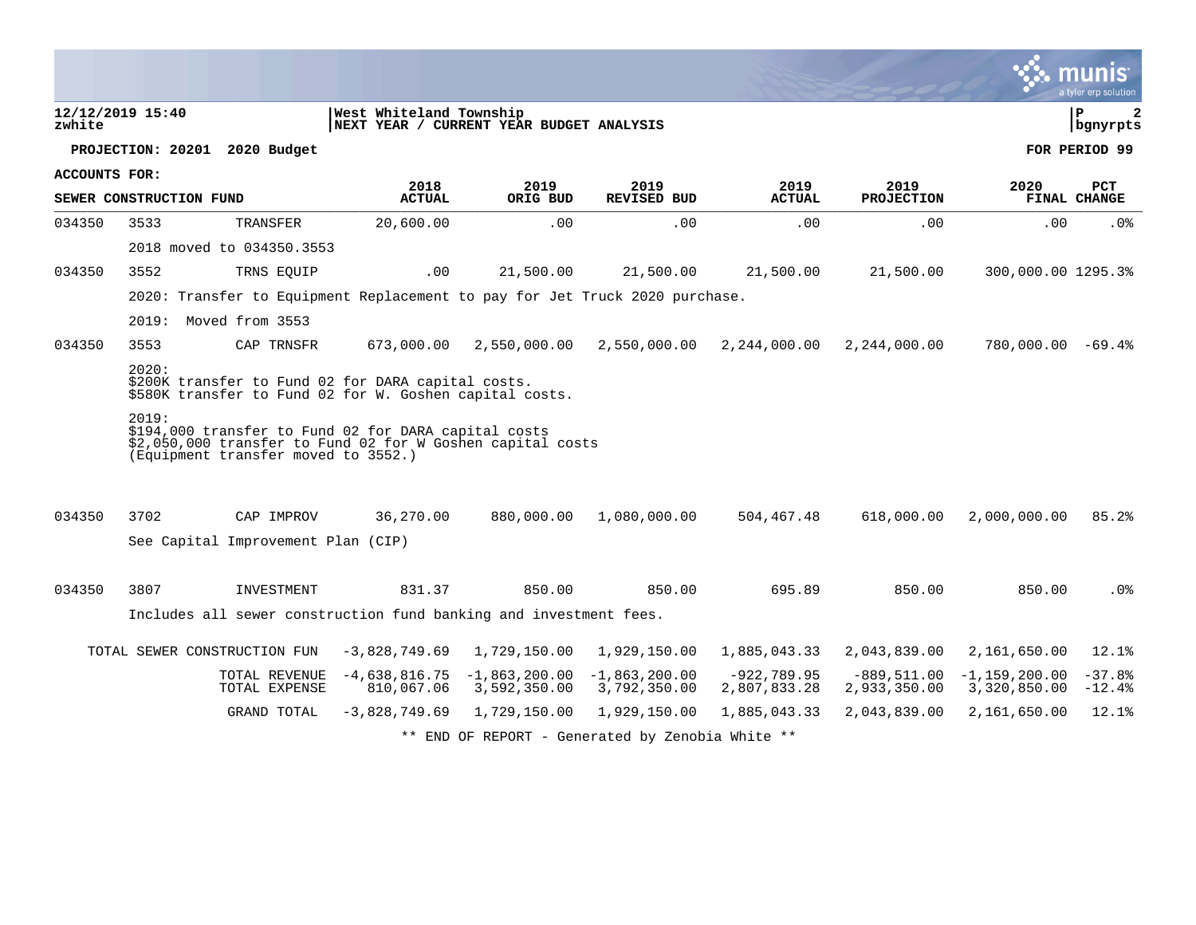**12/12/2019 15:40** | **West Whiteland Township**
**zwhite** | **NEXT YEAR / CURRENT YEAR BUDGET ANALYSIS**

**PROJECTION: 20201 2020 Budget** — **FOR PERIOD 99**

**ACCOUNTS FOR:**

| SEWER CONSTRUCTION FUND | | | 2018 ACTUAL | 2019 ORIG BUD | 2019 REVISED BUD | 2019 ACTUAL | 2019 PROJECTION | 2020 FINAL | PCT CHANGE |
|---|---|---|---|---|---|---|---|---|---|
| 034350 | 3533 | TRANSFER | 20,600.00 | .00 | .00 | .00 | .00 | .00 | .0% |
| | 2018 moved to 034350.3553 | | | | | | | | |
| 034350 | 3552 | TRNS EQUIP | .00 | 21,500.00 | 21,500.00 | 21,500.00 | 21,500.00 | 300,000.00 | 1295.3% |
| | 2020: Transfer to Equipment Replacement to pay for Jet Truck 2020 purchase. | | | | | | | | |
| | 2019: Moved from 3553 | | | | | | | | |
| 034350 | 3553 | CAP TRNSFR | 673,000.00 | 2,550,000.00 | 2,550,000.00 | 2,244,000.00 | 2,244,000.00 | 780,000.00 | -69.4% |
| | 2020:<br>$200K transfer to Fund 02 for DARA capital costs.<br>$580K transfer to Fund 02 for W. Goshen capital costs. | | | | | | | | |
| | 2019:<br>$194,000 transfer to Fund 02 for DARA capital costs<br>$2,050,000 transfer to Fund 02 for W Goshen capital costs<br>(Equipment transfer moved to 3552.) | | | | | | | | |
| 034350 | 3702 | CAP IMPROV | 36,270.00 | 880,000.00 | 1,080,000.00 | 504,467.48 | 618,000.00 | 2,000,000.00 | 85.2% |
| | See Capital Improvement Plan (CIP) | | | | | | | | |
| 034350 | 3807 | INVESTMENT | 831.37 | 850.00 | 850.00 | 695.89 | 850.00 | 850.00 | .0% |
| | Includes all sewer construction fund banking and investment fees. | | | | | | | | |
| TOTAL SEWER CONSTRUCTION FUN | | | -3,828,749.69 | 1,729,150.00 | 1,929,150.00 | 1,885,043.33 | 2,043,839.00 | 2,161,650.00 | 12.1% |
| | | TOTAL REVENUE | -4,638,816.75 | -1,863,200.00 | -1,863,200.00 | -922,789.95 | -889,511.00 | -1,159,200.00 | -37.8% |
| | | TOTAL EXPENSE | 810,067.06 | 3,592,350.00 | 3,792,350.00 | 2,807,833.28 | 2,933,350.00 | 3,320,850.00 | -12.4% |
| | | GRAND TOTAL | -3,828,749.69 | 1,729,150.00 | 1,929,150.00 | 1,885,043.33 | 2,043,839.00 | 2,161,650.00 | 12.1% |

** END OF REPORT - Generated by Zenobia White **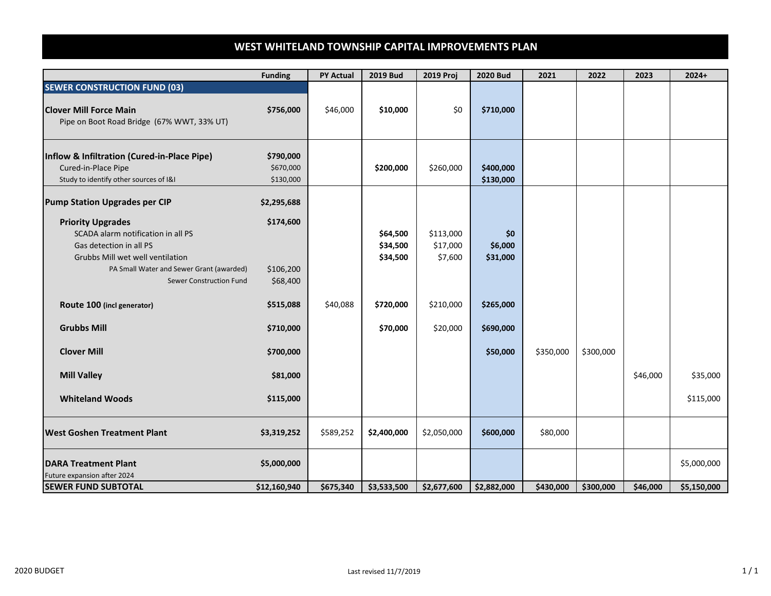# WEST WHITELAND TOWNSHIP CAPITAL IMPROVEMENTS PLAN

| | Funding | PY Actual | 2019 Bud | 2019 Proj | 2020 Bud | 2021 | 2022 | 2023 | 2024+ |
|---|---|---|---|---|---|---|---|---|---|
| **SEWER CONSTRUCTION FUND (03)** | | | | | | | | | |
| **Clover Mill Force Main** | **$756,000** | $46,000 | **$10,000** | $0 | **$710,000** | | | | |
| Pipe on Boot Road Bridge (67% WWT, 33% UT) | | | | | | | | | |
| **Inflow & Infiltration (Cured-in-Place Pipe)** | **$790,000** | | | | | | | | |
| Cured-in-Place Pipe | $670,000 | | **$200,000** | $260,000 | **$400,000** | | | | |
| Study to identify other sources of I&I | $130,000 | | | | **$130,000** | | | | |
| **Pump Station Upgrades per CIP** | **$2,295,688** | | | | | | | | |
| **Priority Upgrades** | **$174,600** | | | | | | | | |
| SCADA alarm notification in all PS | | | **$64,500** | $113,000 | **$0** | | | | |
| Gas detection in all PS | | | **$34,500** | $17,000 | **$6,000** | | | | |
| Grubbs Mill wet well ventilation | | | **$34,500** | $7,600 | **$31,000** | | | | |
| PA Small Water and Sewer Grant (awarded) | $106,200 | | | | | | | | |
| Sewer Construction Fund | $68,400 | | | | | | | | |
| **Route 100** (incl generator) | **$515,088** | $40,088 | **$720,000** | $210,000 | **$265,000** | | | | |
| **Grubbs Mill** | **$710,000** | | **$70,000** | $20,000 | **$690,000** | | | | |
| **Clover Mill** | **$700,000** | | | | **$50,000** | $350,000 | $300,000 | | |
| **Mill Valley** | **$81,000** | | | | | | | $46,000 | $35,000 |
| **Whiteland Woods** | **$115,000** | | | | | | | | $115,000 |
| **West Goshen Treatment Plant** | **$3,319,252** | $589,252 | **$2,400,000** | $2,050,000 | **$600,000** | $80,000 | | | |
| **DARA Treatment Plant** | **$5,000,000** | | | | | | | | $5,000,000 |
| Future expansion after 2024 | | | | | | | | | |
| **SEWER FUND SUBTOTAL** | **$12,160,940** | **$675,340** | **$3,533,500** | **$2,677,600** | **$2,882,000** | **$430,000** | **$300,000** | **$46,000** | **$5,150,000** |

2020 BUDGET

Last revised 11/7/2019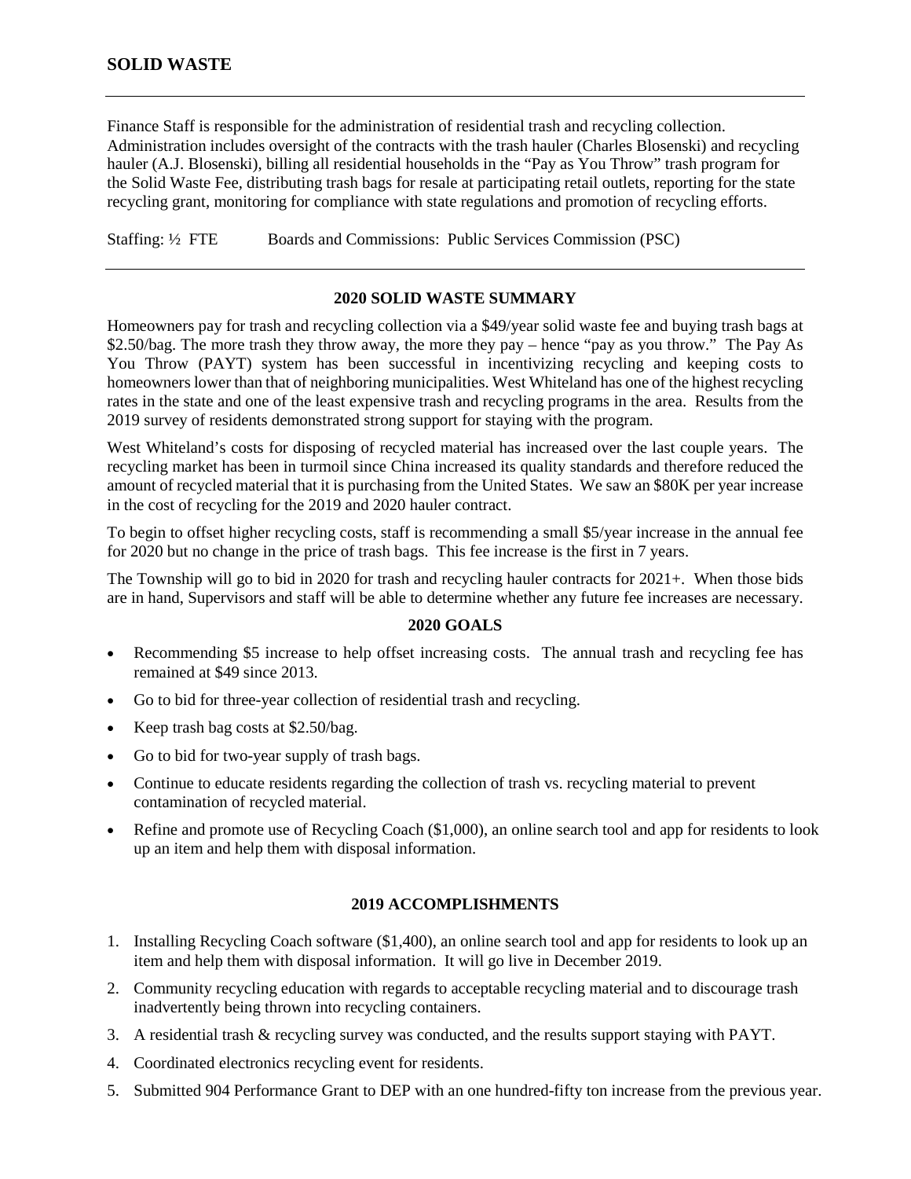# SOLID WASTE

Finance Staff is responsible for the administration of residential trash and recycling collection. Administration includes oversight of the contracts with the trash hauler (Charles Blosenski) and recycling hauler (A.J. Blosenski), billing all residential households in the "Pay as You Throw" trash program for the Solid Waste Fee, distributing trash bags for resale at participating retail outlets, reporting for the state recycling grant, monitoring for compliance with state regulations and promotion of recycling efforts.

Staffing: ½ FTE Boards and Commissions: Public Services Commission (PSC)

## 2020 SOLID WASTE SUMMARY

Homeowners pay for trash and recycling collection via a $49/year solid waste fee and buying trash bags at $2.50/bag. The more trash they throw away, the more they pay – hence "pay as you throw." The Pay As You Throw (PAYT) system has been successful in incentivizing recycling and keeping costs to homeowners lower than that of neighboring municipalities. West Whiteland has one of the highest recycling rates in the state and one of the least expensive trash and recycling programs in the area. Results from the 2019 survey of residents demonstrated strong support for staying with the program.

West Whiteland's costs for disposing of recycled material has increased over the last couple years. The recycling market has been in turmoil since China increased its quality standards and therefore reduced the amount of recycled material that it is purchasing from the United States. We saw an $80K per year increase in the cost of recycling for the 2019 and 2020 hauler contract.

To begin to offset higher recycling costs, staff is recommending a small $5/year increase in the annual fee for 2020 but no change in the price of trash bags. This fee increase is the first in 7 years.

The Township will go to bid in 2020 for trash and recycling hauler contracts for 2021+. When those bids are in hand, Supervisors and staff will be able to determine whether any future fee increases are necessary.

## 2020 GOALS

- Recommending $5 increase to help offset increasing costs. The annual trash and recycling fee has remained at $49 since 2013.
- Go to bid for three-year collection of residential trash and recycling.
- Keep trash bag costs at $2.50/bag.
- Go to bid for two-year supply of trash bags.
- Continue to educate residents regarding the collection of trash vs. recycling material to prevent contamination of recycled material.
- Refine and promote use of Recycling Coach ($1,000), an online search tool and app for residents to look up an item and help them with disposal information.

## 2019 ACCOMPLISHMENTS

1. Installing Recycling Coach software ($1,400), an online search tool and app for residents to look up an item and help them with disposal information. It will go live in December 2019.
2. Community recycling education with regards to acceptable recycling material and to discourage trash inadvertently being thrown into recycling containers.
3. A residential trash & recycling survey was conducted, and the results support staying with PAYT.
4. Coordinated electronics recycling event for residents.
5. Submitted 904 Performance Grant to DEP with an one hundred-fifty ton increase from the previous year.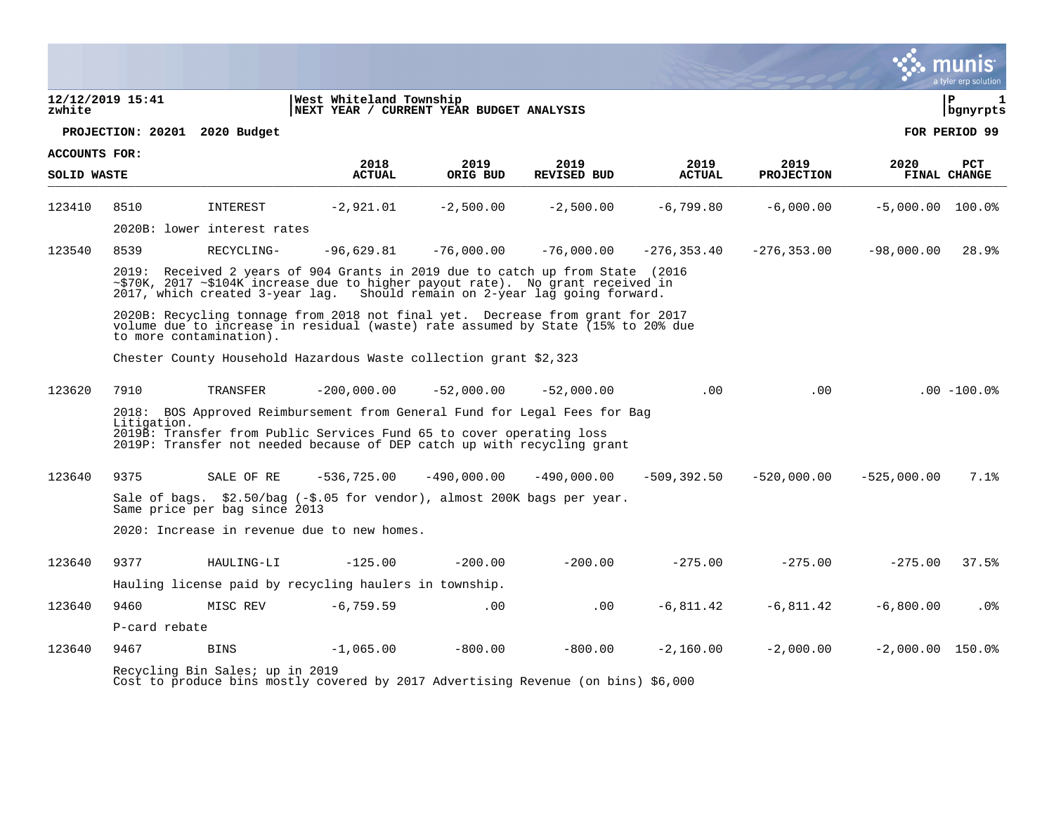**12/12/2019 15:41** | **West Whiteland Township**
**zwhite** | **NEXT YEAR / CURRENT YEAR BUDGET ANALYSIS** | **bgnyrpts**

**PROJECTION: 20201 2020 Budget** — **FOR PERIOD 99**

**ACCOUNTS FOR:**
**SOLID WASTE**

| | | | 2018 ACTUAL | 2019 ORIG BUD | 2019 REVISED BUD | 2019 ACTUAL | 2019 PROJECTION | 2020 FINAL | PCT CHANGE |
|---|---|---|---|---|---|---|---|---|---|
| 123410 | 8510 | INTEREST | -2,921.01 | -2,500.00 | -2,500.00 | -6,799.80 | -6,000.00 | -5,000.00 | 100.0% |
| | 2020B: lower interest rates | | | | | | | | |
| 123540 | 8539 | RECYCLING- | -96,629.81 | -76,000.00 | -76,000.00 | -276,353.40 | -276,353.00 | -98,000.00 | 28.9% |
| | 2019: Received 2 years of 904 Grants in 2019 due to catch up from State (2016 ~$70K, 2017 ~$104K increase due to higher payout rate). No grant received in 2017, which created 3-year lag. Should remain on 2-year lag going forward. | | | | | | | | |
| | 2020B: Recycling tonnage from 2018 not final yet. Decrease from grant for 2017 volume due to increase in residual (waste) rate assumed by State (15% to 20% due to more contamination). | | | | | | | | |
| | Chester County Household Hazardous Waste collection grant $2,323 | | | | | | | | |
| 123620 | 7910 | TRANSFER | -200,000.00 | -52,000.00 | -52,000.00 | .00 | .00 | .00 | -100.0% |
| | 2018: BOS Approved Reimbursement from General Fund for Legal Fees for Bag Litigation. 2019B: Transfer from Public Services Fund 65 to cover operating loss 2019P: Transfer not needed because of DEP catch up with recycling grant | | | | | | | | |
| 123640 | 9375 | SALE OF RE | -536,725.00 | -490,000.00 | -490,000.00 | -509,392.50 | -520,000.00 | -525,000.00 | 7.1% |
| | Sale of bags. $2.50/bag (-$.05 for vendor), almost 200K bags per year. Same price per bag since 2013 | | | | | | | | |
| | 2020: Increase in revenue due to new homes. | | | | | | | | |
| 123640 | 9377 | HAULING-LI | -125.00 | -200.00 | -200.00 | -275.00 | -275.00 | -275.00 | 37.5% |
| | Hauling license paid by recycling haulers in township. | | | | | | | | |
| 123640 | 9460 | MISC REV | -6,759.59 | .00 | .00 | -6,811.42 | -6,811.42 | -6,800.00 | .0% |
| | P-card rebate | | | | | | | | |
| 123640 | 9467 | BINS | -1,065.00 | -800.00 | -800.00 | -2,160.00 | -2,000.00 | -2,000.00 | 150.0% |
| | Recycling Bin Sales; up in 2019 Cost to produce bins mostly covered by 2017 Advertising Revenue (on bins) $6,000 | | | | | | | | |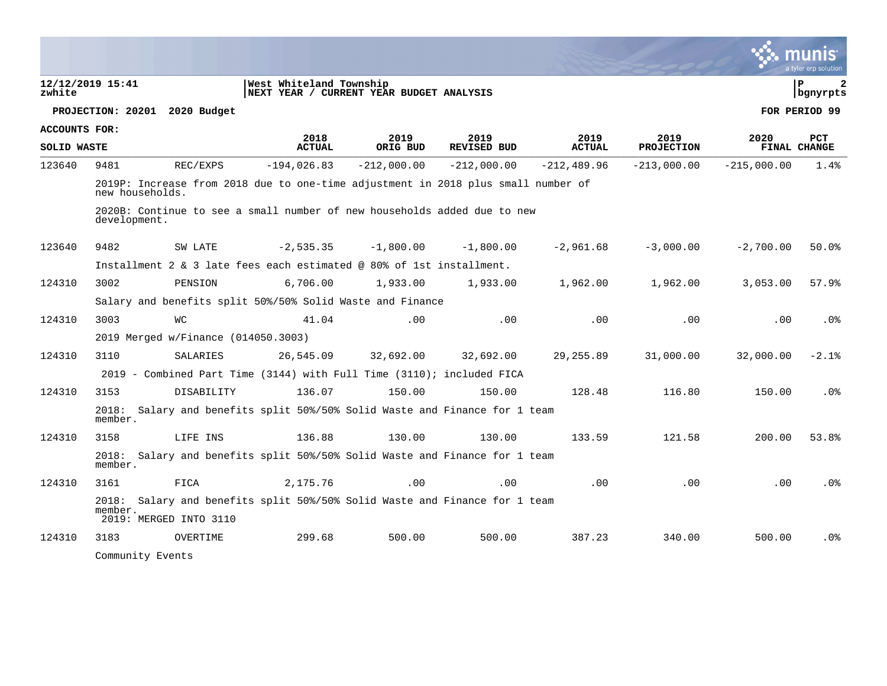**PROJECTION: 20201 2020 Budget** — **FOR PERIOD 99**

West Whiteland Township
NEXT YEAR / CURRENT YEAR BUDGET ANALYSIS

**ACCOUNTS FOR: SOLID WASTE**

| Org | Object | Description | 2018 ACTUAL | 2019 ORIG BUD | 2019 REVISED BUD | 2019 ACTUAL | 2019 PROJECTION | 2020 FINAL | PCT CHANGE |
|---|---|---|---|---|---|---|---|---|---|
| 123640 | 9481 | REC/EXPS | -194,026.83 | -212,000.00 | -212,000.00 | -212,489.96 | -213,000.00 | -215,000.00 | 1.4% |
| | | 2019P: Increase from 2018 due to one-time adjustment in 2018 plus small number of new households. 2020B: Continue to see a small number of new households added due to new development. | | | | | | | |
| 123640 | 9482 | SW LATE | -2,535.35 | -1,800.00 | -1,800.00 | -2,961.68 | -3,000.00 | -2,700.00 | 50.0% |
| | | Installment 2 & 3 late fees each estimated @ 80% of 1st installment. | | | | | | | |
| 124310 | 3002 | PENSION | 6,706.00 | 1,933.00 | 1,933.00 | 1,962.00 | 1,962.00 | 3,053.00 | 57.9% |
| | | Salary and benefits split 50%/50% Solid Waste and Finance | | | | | | | |
| 124310 | 3003 | WC | 41.04 | .00 | .00 | .00 | .00 | .00 | .0% |
| | | 2019 Merged w/Finance (014050.3003) | | | | | | | |
| 124310 | 3110 | SALARIES | 26,545.09 | 32,692.00 | 32,692.00 | 29,255.89 | 31,000.00 | 32,000.00 | -2.1% |
| | | 2019 - Combined Part Time (3144) with Full Time (3110); included FICA | | | | | | | |
| 124310 | 3153 | DISABILITY | 136.07 | 150.00 | 150.00 | 128.48 | 116.80 | 150.00 | .0% |
| | | 2018: Salary and benefits split 50%/50% Solid Waste and Finance for 1 team member. | | | | | | | |
| 124310 | 3158 | LIFE INS | 136.88 | 130.00 | 130.00 | 133.59 | 121.58 | 200.00 | 53.8% |
| | | 2018: Salary and benefits split 50%/50% Solid Waste and Finance for 1 team member. | | | | | | | |
| 124310 | 3161 | FICA | 2,175.76 | .00 | .00 | .00 | .00 | .00 | .0% |
| | | 2018: Salary and benefits split 50%/50% Solid Waste and Finance for 1 team member. 2019: MERGED INTO 3110 | | | | | | | |
| 124310 | 3183 | OVERTIME | 299.68 | 500.00 | 500.00 | 387.23 | 340.00 | 500.00 | .0% |
| | | Community Events | | | | | | | |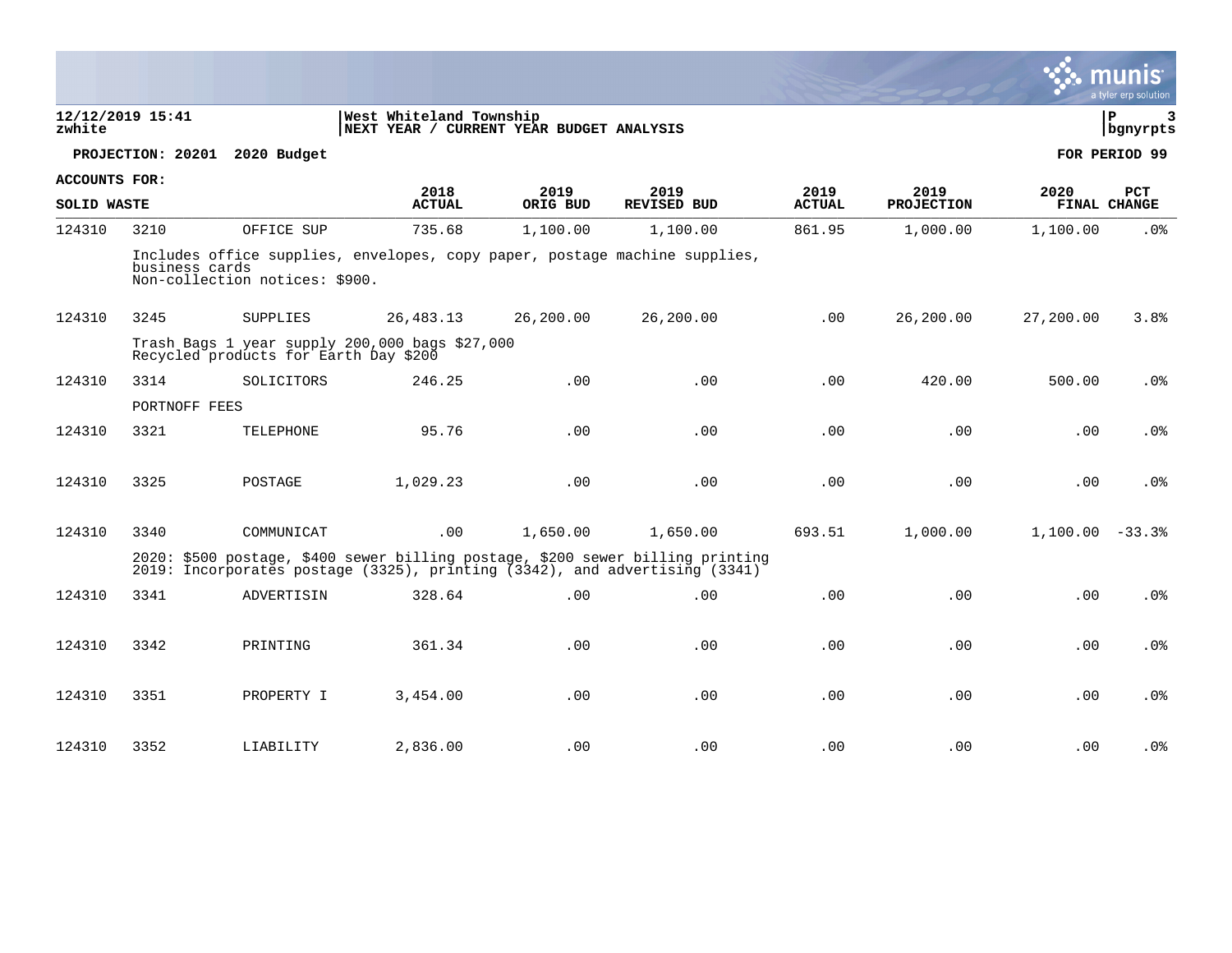12/12/2019 15:41 | West Whiteland Township | P 3
zwhite | NEXT YEAR / CURRENT YEAR BUDGET ANALYSIS | bgnyrpts

**PROJECTION: 20201 2020 Budget** | **FOR PERIOD 99**

**ACCOUNTS FOR:**
**SOLID WASTE**

| | | | 2018 ACTUAL | 2019 ORIG BUD | 2019 REVISED BUD | 2019 ACTUAL | 2019 PROJECTION | 2020 FINAL | PCT CHANGE |
|---|---|---|---|---|---|---|---|---|---|
| 124310 | 3210 | OFFICE SUP | 735.68 | 1,100.00 | 1,100.00 | 861.95 | 1,000.00 | 1,100.00 | .0% |
| | Includes office supplies, envelopes, copy paper, postage machine supplies, business cards Non-collection notices: $900. | | | | | | | | |
| 124310 | 3245 | SUPPLIES | 26,483.13 | 26,200.00 | 26,200.00 | .00 | 26,200.00 | 27,200.00 | 3.8% |
| | Trash Bags 1 year supply 200,000 bags $27,000 Recycled products for Earth Day $200 | | | | | | | | |
| 124310 | 3314 | SOLICITORS | 246.25 | .00 | .00 | .00 | 420.00 | 500.00 | .0% |
| | PORTNOFF FEES | | | | | | | | |
| 124310 | 3321 | TELEPHONE | 95.76 | .00 | .00 | .00 | .00 | .00 | .0% |
| 124310 | 3325 | POSTAGE | 1,029.23 | .00 | .00 | .00 | .00 | .00 | .0% |
| 124310 | 3340 | COMMUNICAT | .00 | 1,650.00 | 1,650.00 | 693.51 | 1,000.00 | 1,100.00 | -33.3% |
| | 2020: $500 postage, $400 sewer billing postage, $200 sewer billing printing 2019: Incorporates postage (3325), printing (3342), and advertising (3341) | | | | | | | | |
| 124310 | 3341 | ADVERTISIN | 328.64 | .00 | .00 | .00 | .00 | .00 | .0% |
| 124310 | 3342 | PRINTING | 361.34 | .00 | .00 | .00 | .00 | .00 | .0% |
| 124310 | 3351 | PROPERTY I | 3,454.00 | .00 | .00 | .00 | .00 | .00 | .0% |
| 124310 | 3352 | LIABILITY | 2,836.00 | .00 | .00 | .00 | .00 | .00 | .0% |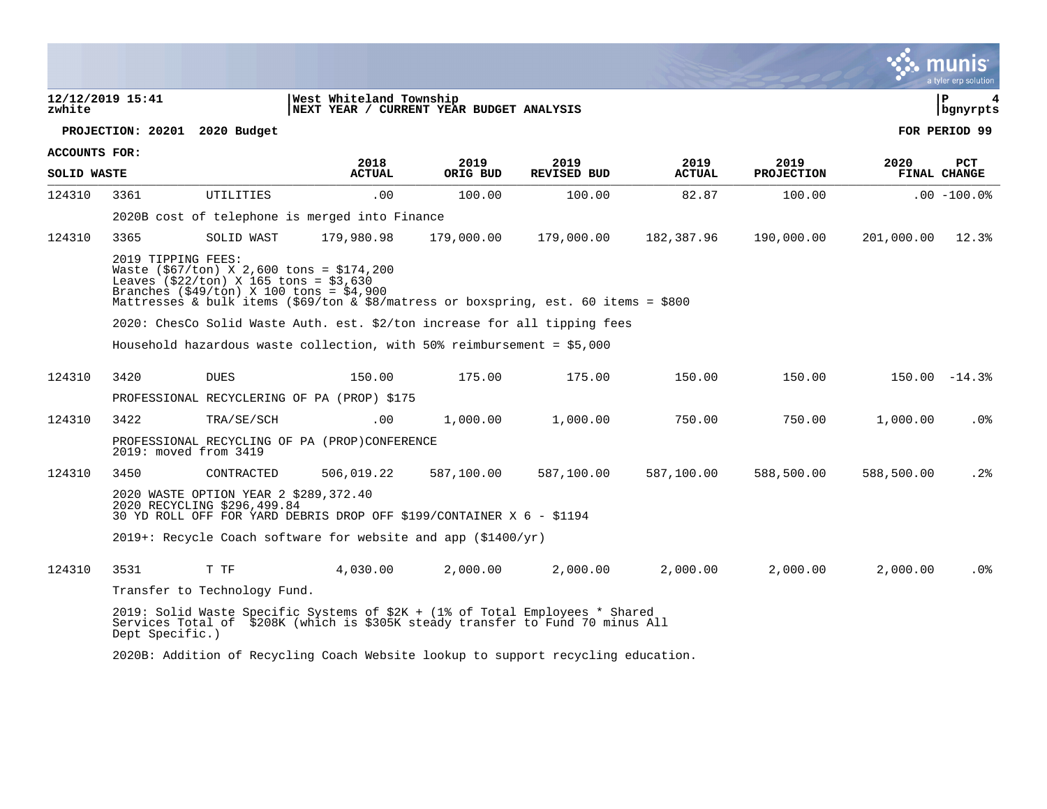**West Whiteland Township**
**NEXT YEAR / CURRENT YEAR BUDGET ANALYSIS**

**PROJECTION: 20201 2020 Budget** | **FOR PERIOD 99**

**ACCOUNTS FOR:**

| SOLID WASTE | | | 2018 ACTUAL | 2019 ORIG BUD | 2019 REVISED BUD | 2019 ACTUAL | 2019 PROJECTION | 2020 FINAL | PCT CHANGE |
|---|---|---|---|---|---|---|---|---|---|
| 124310 | 3361 | UTILITIES | .00 | 100.00 | 100.00 | 82.87 | 100.00 | .00 | -100.0% |
| | 2020B cost of telephone is merged into Finance | | | | | | | | |
| 124310 | 3365 | SOLID WAST | 179,980.98 | 179,000.00 | 179,000.00 | 182,387.96 | 190,000.00 | 201,000.00 | 12.3% |
| | 2019 TIPPING FEES:<br>Waste ($67/ton) X 2,600 tons = $174,200<br>Leaves ($22/ton) X 165 tons = $3,630<br>Branches ($49/ton) X 100 tons = $4,900<br>Mattresses & bulk items ($69/ton & $8/matress or boxspring, est. 60 items = $800<br><br>2020: ChesCo Solid Waste Auth. est. $2/ton increase for all tipping fees<br><br>Household hazardous waste collection, with 50% reimbursement = $5,000 | | | | | | | | |
| 124310 | 3420 | DUES | 150.00 | 175.00 | 175.00 | 150.00 | 150.00 | 150.00 | -14.3% |
| | PROFESSIONAL RECYCLERING OF PA (PROP) $175 | | | | | | | | |
| 124310 | 3422 | TRA/SE/SCH | .00 | 1,000.00 | 1,000.00 | 750.00 | 750.00 | 1,000.00 | .0% |
| | PROFESSIONAL RECYCLING OF PA (PROP)CONFERENCE<br>2019: moved from 3419 | | | | | | | | |
| 124310 | 3450 | CONTRACTED | 506,019.22 | 587,100.00 | 587,100.00 | 587,100.00 | 588,500.00 | 588,500.00 | .2% |
| | 2020 WASTE OPTION YEAR 2 $289,372.40<br>2020 RECYCLING $296,499.84<br>30 YD ROLL OFF FOR YARD DEBRIS DROP OFF $199/CONTAINER X 6 - $1194<br><br>2019+: Recycle Coach software for website and app ($1400/yr) | | | | | | | | |
| 124310 | 3531 | T TF | 4,030.00 | 2,000.00 | 2,000.00 | 2,000.00 | 2,000.00 | 2,000.00 | .0% |
| | Transfer to Technology Fund.<br><br>2019: Solid Waste Specific Systems of $2K + (1% of Total Employees * Shared Services Total of $208K (which is $305K steady transfer to Fund 70 minus All Dept Specific.)<br><br>2020B: Addition of Recycling Coach Website lookup to support recycling education. | | | | | | | | |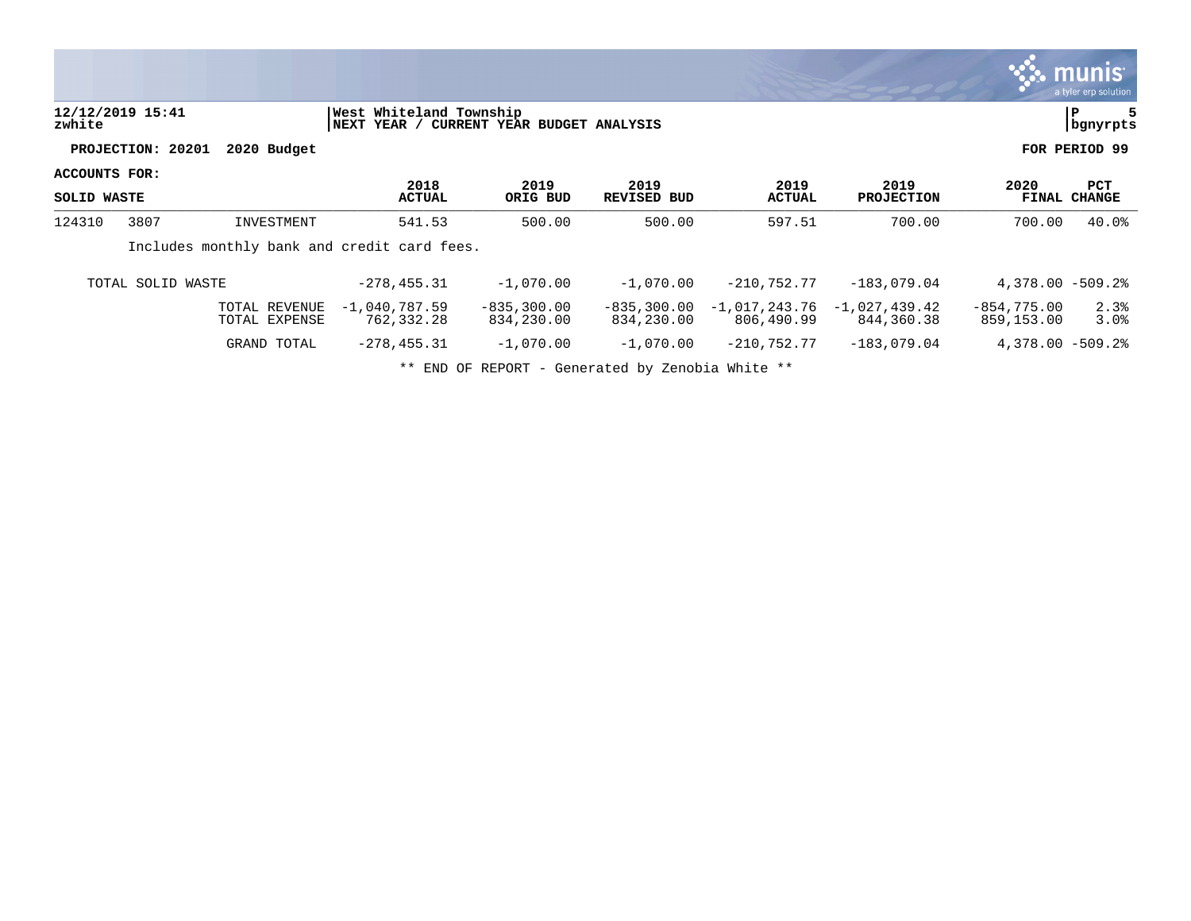**12/12/2019 15:41** | **West Whiteland Township**
**zwhite** | **NEXT YEAR / CURRENT YEAR BUDGET ANALYSIS**

**PROJECTION: 20201 2020 Budget** — **FOR PERIOD 99**

**ACCOUNTS FOR:**

| SOLID WASTE | | | 2018 ACTUAL | 2019 ORIG BUD | 2019 REVISED BUD | 2019 ACTUAL | 2019 PROJECTION | 2020 FINAL | PCT CHANGE |
|---|---|---|---|---|---|---|---|---|---|
| 124310 | 3807 | INVESTMENT | 541.53 | 500.00 | 500.00 | 597.51 | 700.00 | 700.00 | 40.0% |
| | Includes monthly bank and credit card fees. | | | | | | | | |
| TOTAL SOLID WASTE | | | -278,455.31 | -1,070.00 | -1,070.00 | -210,752.77 | -183,079.04 | 4,378.00 | -509.2% |
| | | TOTAL REVENUE | -1,040,787.59 | -835,300.00 | -835,300.00 | -1,017,243.76 | -1,027,439.42 | -854,775.00 | 2.3% |
| | | TOTAL EXPENSE | 762,332.28 | 834,230.00 | 834,230.00 | 806,490.99 | 844,360.38 | 859,153.00 | 3.0% |
| | | GRAND TOTAL | -278,455.31 | -1,070.00 | -1,070.00 | -210,752.77 | -183,079.04 | 4,378.00 | -509.2% |

** END OF REPORT - Generated by Zenobia White **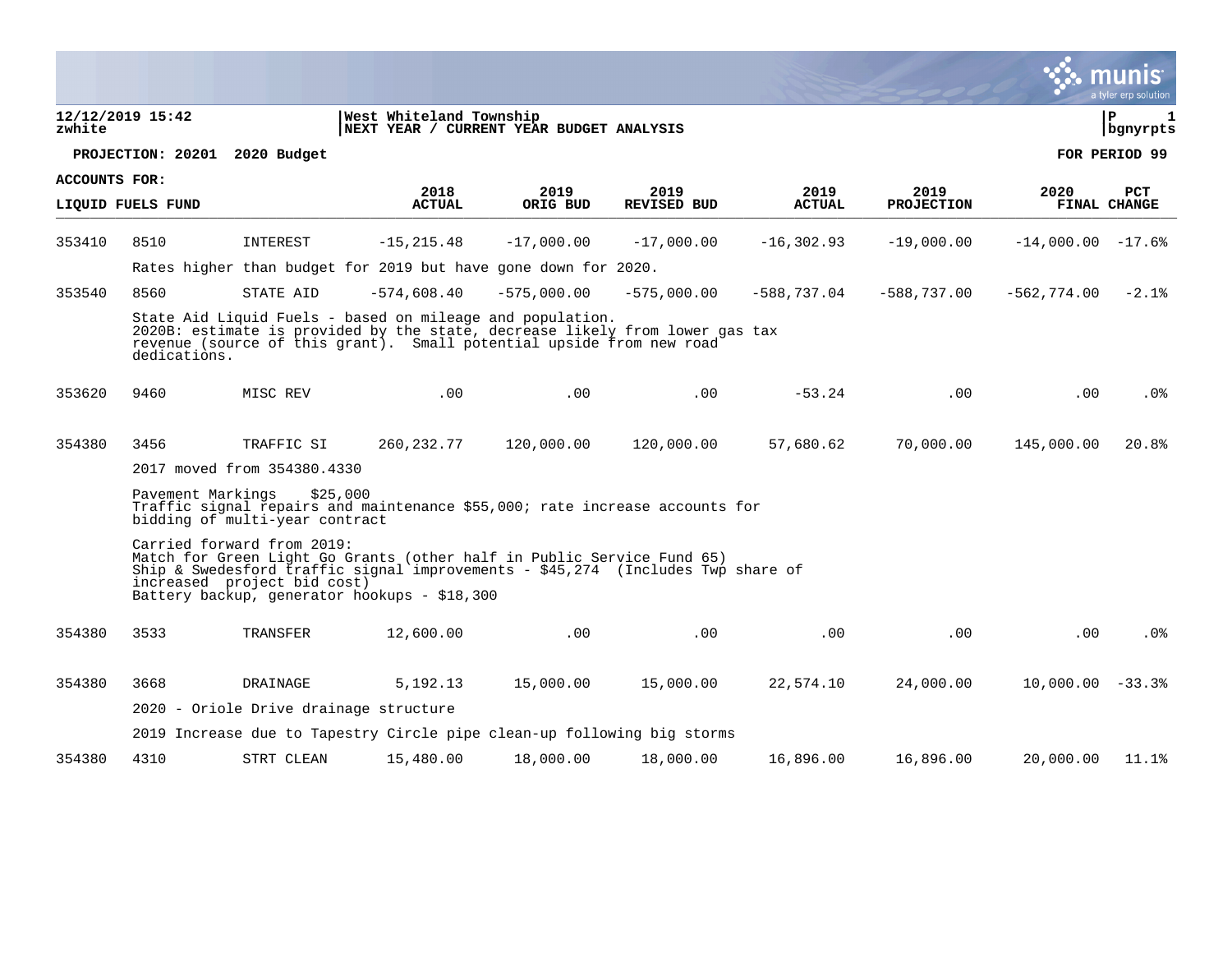**West Whiteland Township**
**NEXT YEAR / CURRENT YEAR BUDGET ANALYSIS**

12/12/2019 15:42
zwhite

**PROJECTION: 20201 2020 Budget** — **FOR PERIOD 99**

**ACCOUNTS FOR: LIQUID FUELS FUND**

| | | | 2018 ACTUAL | 2019 ORIG BUD | 2019 REVISED BUD | 2019 ACTUAL | 2019 PROJECTION | 2020 FINAL | PCT CHANGE |
|---|---|---|---|---|---|---|---|---|---|
| 353410 | 8510 | INTEREST | -15,215.48 | -17,000.00 | -17,000.00 | -16,302.93 | -19,000.00 | -14,000.00 | -17.6% |
| | | Rates higher than budget for 2019 but have gone down for 2020. | | | | | | | |
| 353540 | 8560 | STATE AID | -574,608.40 | -575,000.00 | -575,000.00 | -588,737.04 | -588,737.00 | -562,774.00 | -2.1% |
| | | State Aid Liquid Fuels - based on mileage and population. 2020B: estimate is provided by the state, decrease likely from lower gas tax revenue (source of this grant). Small potential upside from new road dedications. | | | | | | | |
| 353620 | 9460 | MISC REV | .00 | .00 | .00 | -53.24 | .00 | .00 | .0% |
| 354380 | 3456 | TRAFFIC SI | 260,232.77 | 120,000.00 | 120,000.00 | 57,680.62 | 70,000.00 | 145,000.00 | 20.8% |
| | | 2017 moved from 354380.4330 | | | | | | | |
| | | Pavement Markings $25,000<br>Traffic signal repairs and maintenance $55,000; rate increase accounts for bidding of multi-year contract | | | | | | | |
| | | Carried forward from 2019:<br>Match for Green Light Go Grants (other half in Public Service Fund 65)<br>Ship & Swedesford traffic signal improvements - $45,274 (Includes Twp share of increased project bid cost)<br>Battery backup, generator hookups - $18,300 | | | | | | | |
| 354380 | 3533 | TRANSFER | 12,600.00 | .00 | .00 | .00 | .00 | .00 | .0% |
| 354380 | 3668 | DRAINAGE | 5,192.13 | 15,000.00 | 15,000.00 | 22,574.10 | 24,000.00 | 10,000.00 | -33.3% |
| | | 2020 - Oriole Drive drainage structure | | | | | | | |
| | | 2019 Increase due to Tapestry Circle pipe clean-up following big storms | | | | | | | |
| 354380 | 4310 | STRT CLEAN | 15,480.00 | 18,000.00 | 18,000.00 | 16,896.00 | 16,896.00 | 20,000.00 | 11.1% |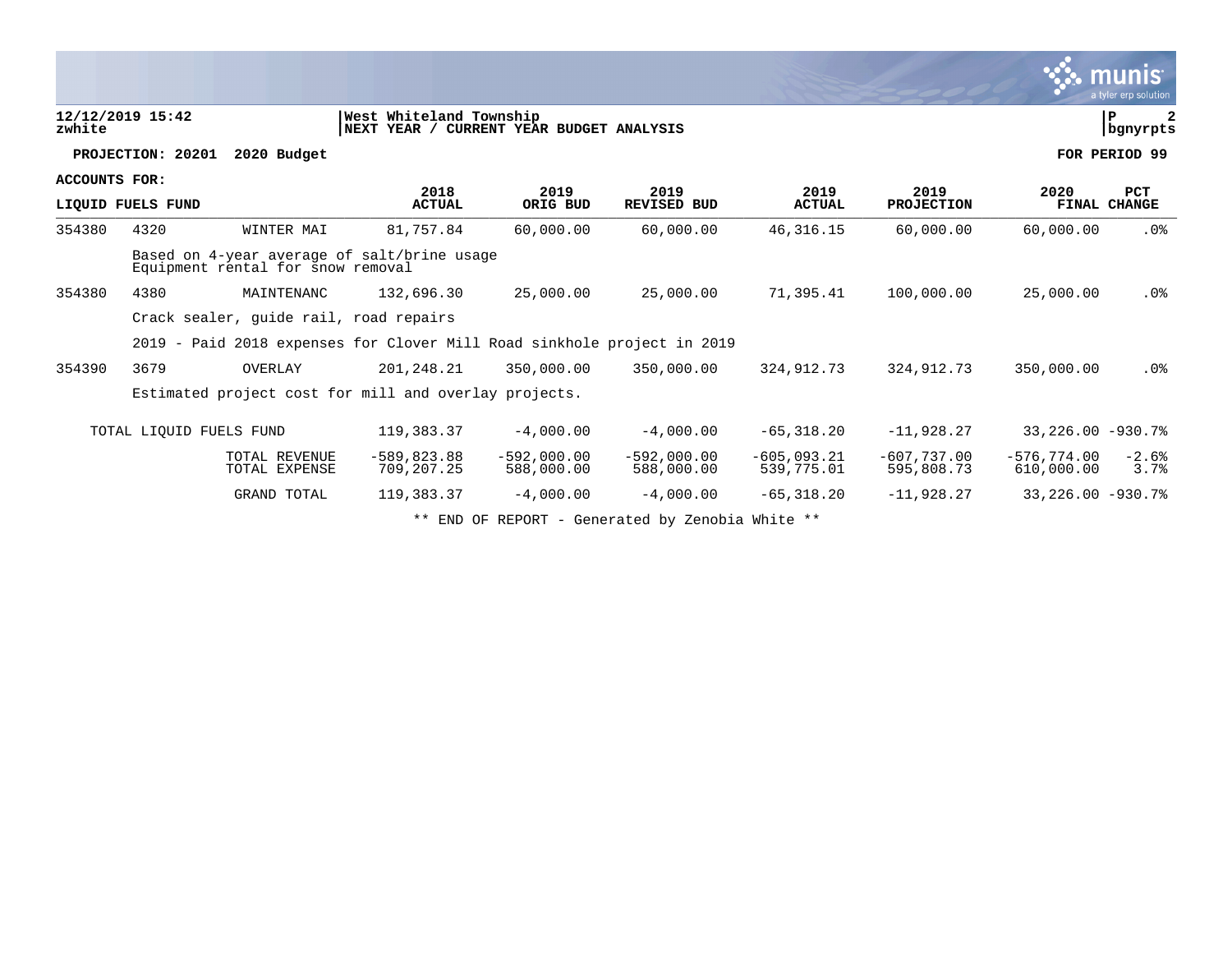**12/12/2019 15:42** | **West Whiteland Township**
**zwhite** | **NEXT YEAR / CURRENT YEAR BUDGET ANALYSIS** | **P 2** | **bgnyrpts**

**PROJECTION: 20201 2020 Budget** — **FOR PERIOD 99**

**ACCOUNTS FOR:**

| LIQUID FUELS FUND | | | 2018 ACTUAL | 2019 ORIG BUD | 2019 REVISED BUD | 2019 ACTUAL | 2019 PROJECTION | 2020 FINAL | PCT CHANGE |
|---|---|---|---|---|---|---|---|---|---|
| 354380 | 4320 | WINTER MAI | 81,757.84 | 60,000.00 | 60,000.00 | 46,316.15 | 60,000.00 | 60,000.00 | .0% |
| | Based on 4-year average of salt/brine usage<br>Equipment rental for snow removal | | | | | | | | |
| 354380 | 4380 | MAINTENANC | 132,696.30 | 25,000.00 | 25,000.00 | 71,395.41 | 100,000.00 | 25,000.00 | .0% |
| | Crack sealer, guide rail, road repairs | | | | | | | | |
| | 2019 - Paid 2018 expenses for Clover Mill Road sinkhole project in 2019 | | | | | | | | |
| 354390 | 3679 | OVERLAY | 201,248.21 | 350,000.00 | 350,000.00 | 324,912.73 | 324,912.73 | 350,000.00 | .0% |
| | Estimated project cost for mill and overlay projects. | | | | | | | | |
| TOTAL LIQUID FUELS FUND | | | 119,383.37 | -4,000.00 | -4,000.00 | -65,318.20 | -11,928.27 | 33,226.00 | -930.7% |
| | | TOTAL REVENUE | -589,823.88 | -592,000.00 | -592,000.00 | -605,093.21 | -607,737.00 | -576,774.00 | -2.6% |
| | | TOTAL EXPENSE | 709,207.25 | 588,000.00 | 588,000.00 | 539,775.01 | 595,808.73 | 610,000.00 | 3.7% |
| | | GRAND TOTAL | 119,383.37 | -4,000.00 | -4,000.00 | -65,318.20 | -11,928.27 | 33,226.00 | -930.7% |

** END OF REPORT - Generated by Zenobia White **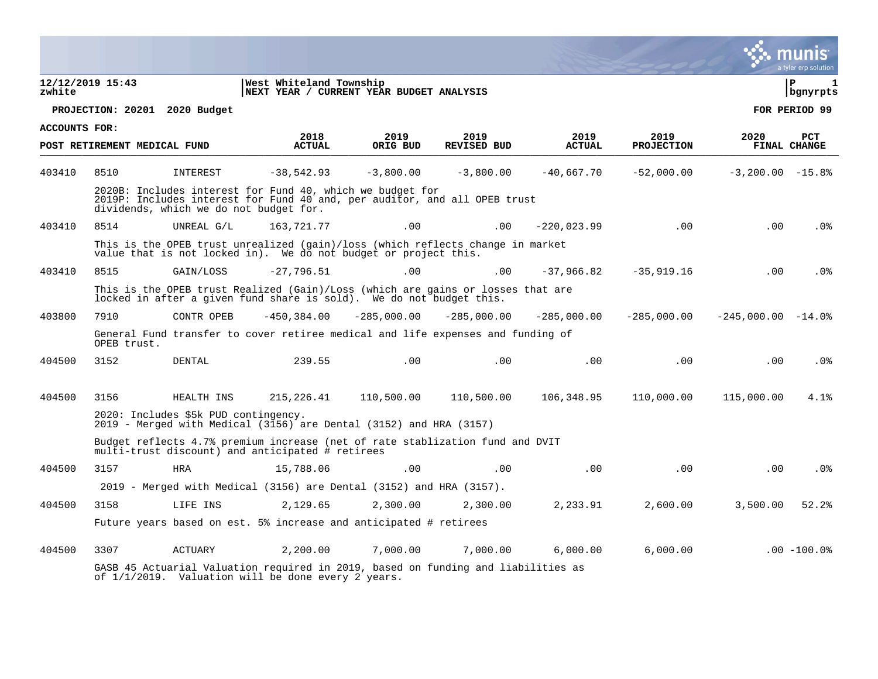12/12/2019 15:43
zwhite

West Whiteland Township
NEXT YEAR / CURRENT YEAR BUDGET ANALYSIS

P 1
bgnyrpts

**PROJECTION: 20201 2020 Budget** **FOR PERIOD 99**

**ACCOUNTS FOR:**

| POST RETIREMENT MEDICAL FUND | | | 2018 ACTUAL | 2019 ORIG BUD | 2019 REVISED BUD | 2019 ACTUAL | 2019 PROJECTION | 2020 FINAL | PCT CHANGE |
|---|---|---|---|---|---|---|---|---|---|
| 403410 | 8510 | INTEREST | -38,542.93 | -3,800.00 | -3,800.00 | -40,667.70 | -52,000.00 | -3,200.00 | -15.8% |
| | 2020B: Includes interest for Fund 40, which we budget for<br>2019P: Includes interest for Fund 40 and, per auditor, and all OPEB trust dividends, which we do not budget for. | | | | | | | | |
| 403410 | 8514 | UNREAL G/L | 163,721.77 | .00 | .00 | -220,023.99 | .00 | .00 | .0% |
| | This is the OPEB trust unrealized (gain)/loss (which reflects change in market value that is not locked in). We do not budget or project this. | | | | | | | | |
| 403410 | 8515 | GAIN/LOSS | -27,796.51 | .00 | .00 | -37,966.82 | -35,919.16 | .00 | .0% |
| | This is the OPEB trust Realized (Gain)/Loss (which are gains or losses that are locked in after a given fund share is sold). We do not budget this. | | | | | | | | |
| 403800 | 7910 | CONTR OPEB | -450,384.00 | -285,000.00 | -285,000.00 | -285,000.00 | -285,000.00 | -245,000.00 | -14.0% |
| | General Fund transfer to cover retiree medical and life expenses and funding of OPEB trust. | | | | | | | | |
| 404500 | 3152 | DENTAL | 239.55 | .00 | .00 | .00 | .00 | .00 | .0% |
| 404500 | 3156 | HEALTH INS | 215,226.41 | 110,500.00 | 110,500.00 | 106,348.95 | 110,000.00 | 115,000.00 | 4.1% |
| | 2020: Includes $5k PUD contingency.<br>2019 - Merged with Medical (3156) are Dental (3152) and HRA (3157)<br><br>Budget reflects 4.7% premium increase (net of rate stablization fund and DVIT multi-trust discount) and anticipated # retirees | | | | | | | | |
| 404500 | 3157 | HRA | 15,788.06 | .00 | .00 | .00 | .00 | .00 | .0% |
| | 2019 - Merged with Medical (3156) are Dental (3152) and HRA (3157). | | | | | | | | |
| 404500 | 3158 | LIFE INS | 2,129.65 | 2,300.00 | 2,300.00 | 2,233.91 | 2,600.00 | 3,500.00 | 52.2% |
| | Future years based on est. 5% increase and anticipated # retirees | | | | | | | | |
| 404500 | 3307 | ACTUARY | 2,200.00 | 7,000.00 | 7,000.00 | 6,000.00 | 6,000.00 | .00 | -100.0% |
| | GASB 45 Actuarial Valuation required in 2019, based on funding and liabilities as of 1/1/2019. Valuation will be done every 2 years. | | | | | | | | |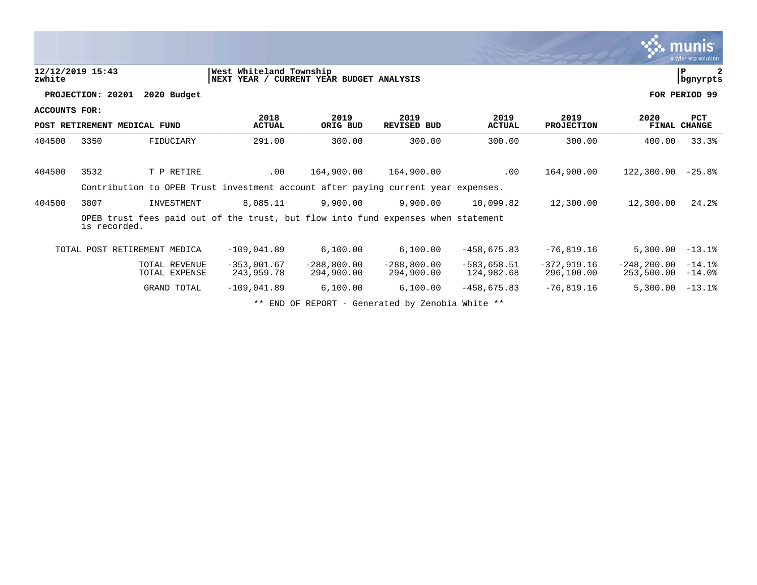12/12/2019 15:43
zwhite

West Whiteland Township
NEXT YEAR / CURRENT YEAR BUDGET ANALYSIS

P 2
bgnyrpts

**PROJECTION: 20201 2020 Budget** **FOR PERIOD 99**

**ACCOUNTS FOR:**

| POST RETIREMENT MEDICAL FUND | | | 2018 ACTUAL | 2019 ORIG BUD | 2019 REVISED BUD | 2019 ACTUAL | 2019 PROJECTION | 2020 FINAL | PCT CHANGE |
|---|---|---|---|---|---|---|---|---|---|
| 404500 | 3350 | FIDUCIARY | 291.00 | 300.00 | 300.00 | 300.00 | 300.00 | 400.00 | 33.3% |
| 404500 | 3532 | T P RETIRE | .00 | 164,900.00 | 164,900.00 | .00 | 164,900.00 | 122,300.00 | -25.8% |
| | Contribution to OPEB Trust investment account after paying current year expenses. | | | | | | | | |
| 404500 | 3807 | INVESTMENT | 8,085.11 | 9,900.00 | 9,900.00 | 10,099.82 | 12,300.00 | 12,300.00 | 24.2% |
| | OPEB trust fees paid out of the trust, but flow into fund expenses when statement is recorded. | | | | | | | | |
| | TOTAL POST RETIREMENT MEDICA | | -109,041.89 | 6,100.00 | 6,100.00 | -458,675.83 | -76,819.16 | 5,300.00 | -13.1% |
| | | TOTAL REVENUE | -353,001.67 | -288,800.00 | -288,800.00 | -583,658.51 | -372,919.16 | -248,200.00 | -14.1% |
| | | TOTAL EXPENSE | 243,959.78 | 294,900.00 | 294,900.00 | 124,982.68 | 296,100.00 | 253,500.00 | -14.0% |
| | | GRAND TOTAL | -109,041.89 | 6,100.00 | 6,100.00 | -458,675.83 | -76,819.16 | 5,300.00 | -13.1% |

** END OF REPORT - Generated by Zenobia White **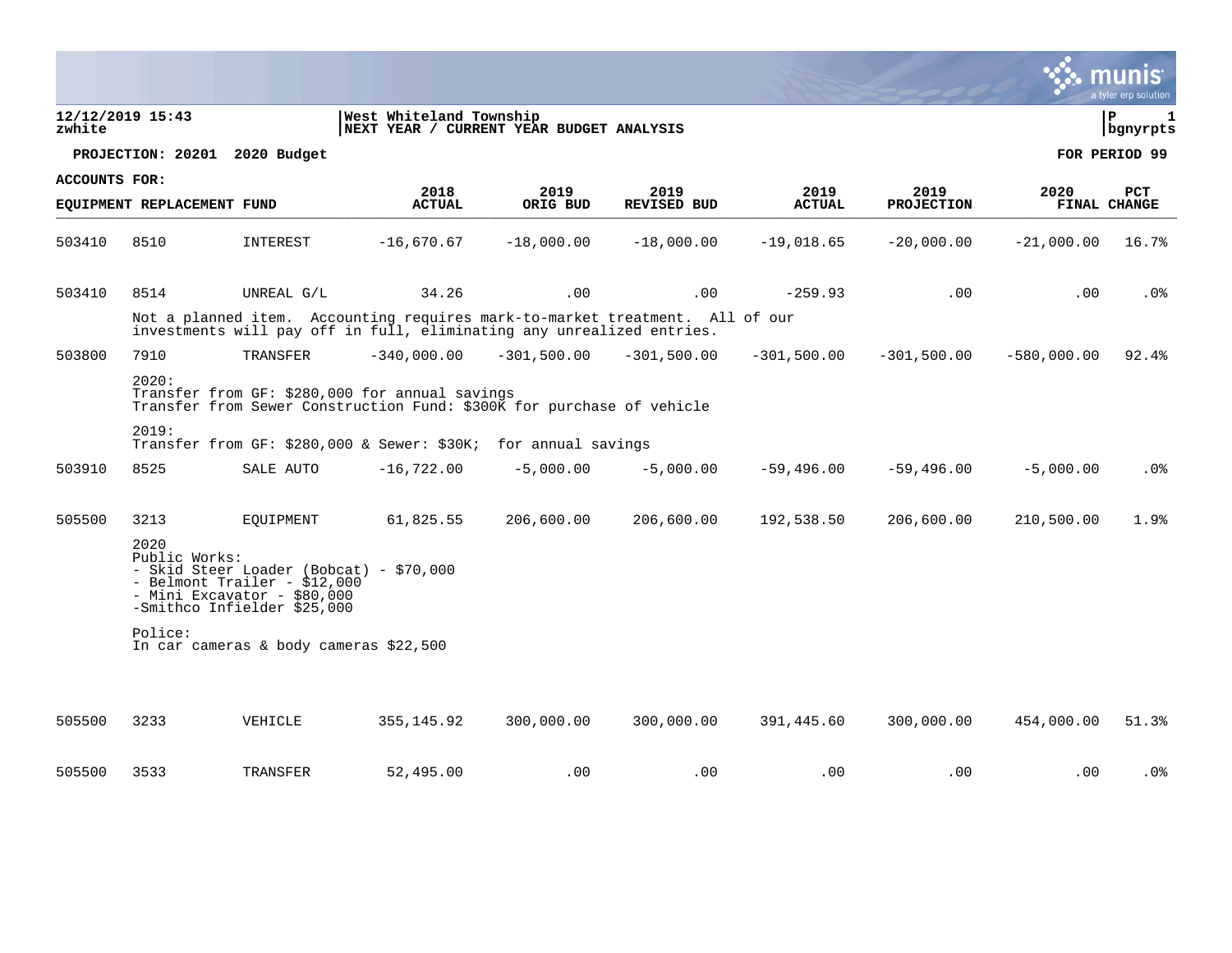12/12/2019 15:43 | West Whiteland Township
zwhite | NEXT YEAR / CURRENT YEAR BUDGET ANALYSIS

**PROJECTION: 20201 2020 Budget** **FOR PERIOD 99**

**ACCOUNTS FOR:**

| EQUIPMENT REPLACEMENT FUND | | | 2018 ACTUAL | 2019 ORIG BUD | 2019 REVISED BUD | 2019 ACTUAL | 2019 PROJECTION | 2020 FINAL | PCT CHANGE |
|---|---|---|---|---|---|---|---|---|---|
| 503410 | 8510 | INTEREST | -16,670.67 | -18,000.00 | -18,000.00 | -19,018.65 | -20,000.00 | -21,000.00 | 16.7% |
| 503410 | 8514 | UNREAL G/L | 34.26 | .00 | .00 | -259.93 | .00 | .00 | .0% |
| | Not a planned item. Accounting requires mark-to-market treatment. All of our investments will pay off in full, eliminating any unrealized entries. | | | | | | | | |
| 503800 | 7910 | TRANSFER | -340,000.00 | -301,500.00 | -301,500.00 | -301,500.00 | -301,500.00 | -580,000.00 | 92.4% |
| | 2020:<br>Transfer from GF: $280,000 for annual savings<br>Transfer from Sewer Construction Fund: $300K for purchase of vehicle<br><br>2019:<br>Transfer from GF: $280,000 & Sewer: $30K; for annual savings | | | | | | | | |
| 503910 | 8525 | SALE AUTO | -16,722.00 | -5,000.00 | -5,000.00 | -59,496.00 | -59,496.00 | -5,000.00 | .0% |
| 505500 | 3213 | EQUIPMENT | 61,825.55 | 206,600.00 | 206,600.00 | 192,538.50 | 206,600.00 | 210,500.00 | 1.9% |
| | 2020<br>Public Works:<br>- Skid Steer Loader (Bobcat) - $70,000<br>- Belmont Trailer - $12,000<br>- Mini Excavator - $80,000<br>-Smithco Infielder $25,000<br><br>Police:<br>In car cameras & body cameras $22,500 | | | | | | | | |
| 505500 | 3233 | VEHICLE | 355,145.92 | 300,000.00 | 300,000.00 | 391,445.60 | 300,000.00 | 454,000.00 | 51.3% |
| 505500 | 3533 | TRANSFER | 52,495.00 | .00 | .00 | .00 | .00 | .00 | .0% |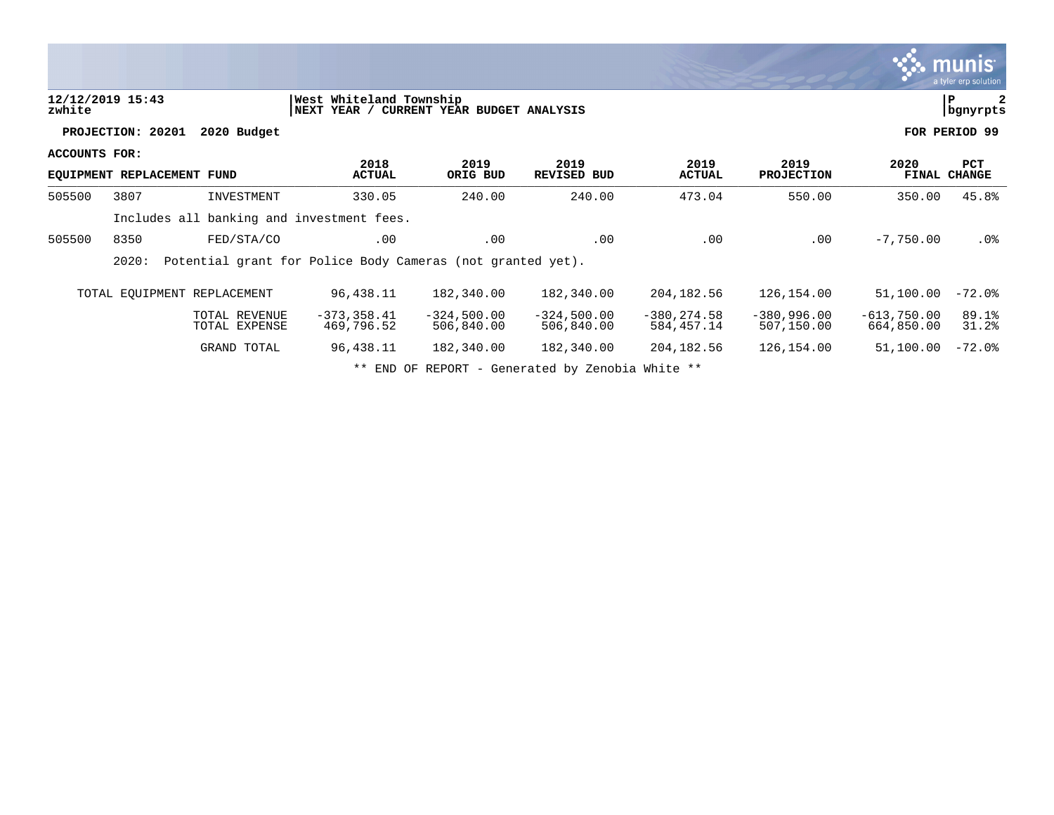**West Whiteland Township**
**NEXT YEAR / CURRENT YEAR BUDGET ANALYSIS**

**PROJECTION: 20201 2020 Budget** — **FOR PERIOD 99**

**ACCOUNTS FOR:**

| EQUIPMENT REPLACEMENT FUND | | | 2018 ACTUAL | 2019 ORIG BUD | 2019 REVISED BUD | 2019 ACTUAL | 2019 PROJECTION | 2020 FINAL | PCT CHANGE |
|---|---|---|---|---|---|---|---|---|---|
| 505500 | 3807 | INVESTMENT | 330.05 | 240.00 | 240.00 | 473.04 | 550.00 | 350.00 | 45.8% |
| | Includes all banking and investment fees. | | | | | | | | |
| 505500 | 8350 | FED/STA/CO | .00 | .00 | .00 | .00 | .00 | -7,750.00 | .0% |
| | 2020: Potential grant for Police Body Cameras (not granted yet). | | | | | | | | |
| TOTAL EQUIPMENT REPLACEMENT | | | 96,438.11 | 182,340.00 | 182,340.00 | 204,182.56 | 126,154.00 | 51,100.00 | -72.0% |
| | | TOTAL REVENUE | -373,358.41 | -324,500.00 | -324,500.00 | -380,274.58 | -380,996.00 | -613,750.00 | 89.1% |
| | | TOTAL EXPENSE | 469,796.52 | 506,840.00 | 506,840.00 | 584,457.14 | 507,150.00 | 664,850.00 | 31.2% |
| | | GRAND TOTAL | 96,438.11 | 182,340.00 | 182,340.00 | 204,182.56 | 126,154.00 | 51,100.00 | -72.0% |

** END OF REPORT - Generated by Zenobia White **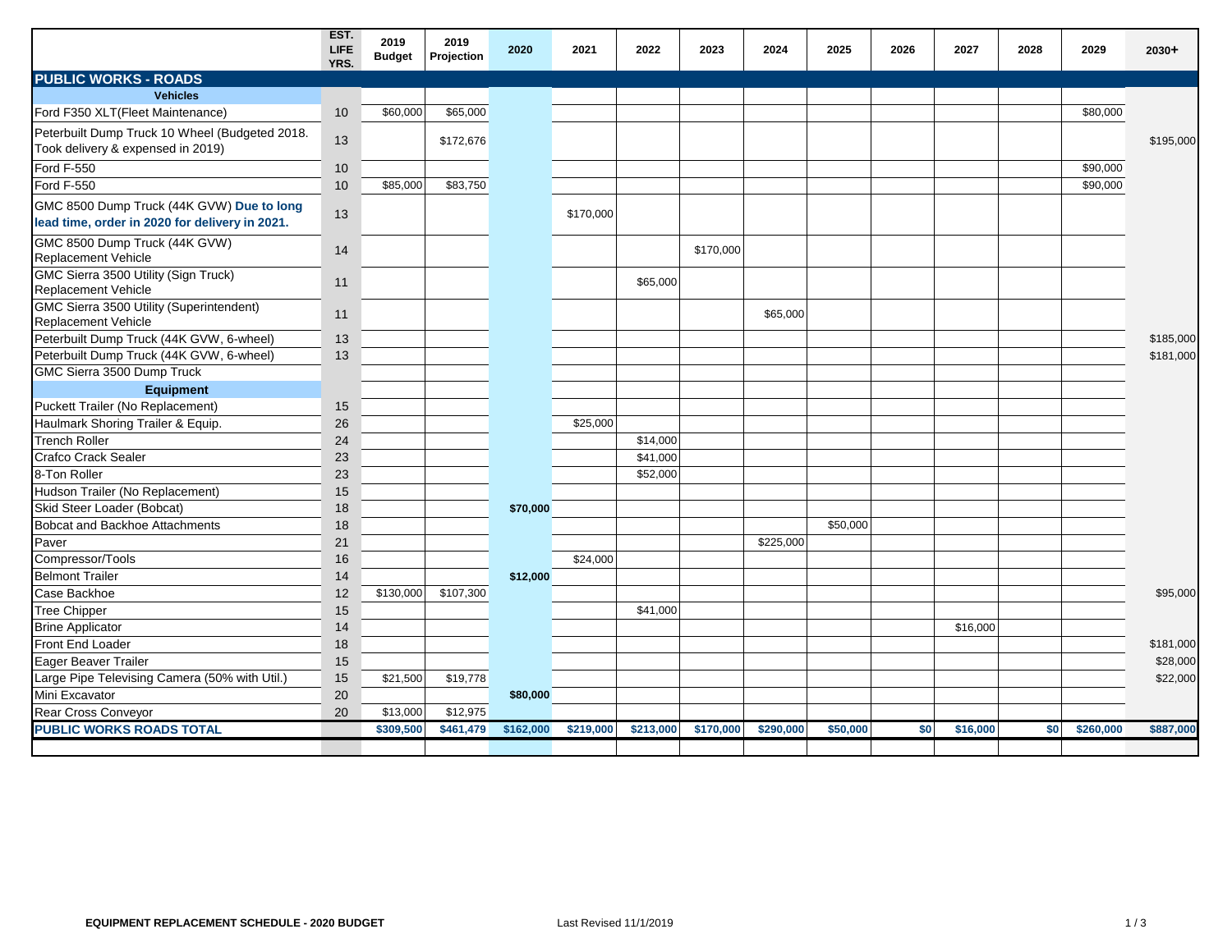| | EST. LIFE YRS. | 2019 Budget | 2019 Projection | 2020 | 2021 | 2022 | 2023 | 2024 | 2025 | 2026 | 2027 | 2028 | 2029 | 2030+ |
|---|---|---|---|---|---|---|---|---|---|---|---|---|---|---|
| **PUBLIC WORKS - ROADS** | | | | | | | | | | | | | | |
| **Vehicles** | | | | | | | | | | | | | | |
| Ford F350 XLT(Fleet Maintenance) | 10 | $60,000 | $65,000 | | | | | | | | | | $80,000 | |
| Peterbuilt Dump Truck 10 Wheel (Budgeted 2018. Took delivery & expensed in 2019) | 13 | | $172,676 | | | | | | | | | | | $195,000 |
| Ford F-550 | 10 | | | | | | | | | | | | $90,000 | |
| Ford F-550 | 10 | $85,000 | $83,750 | | | | | | | | | | $90,000 | |
| GMC 8500 Dump Truck (44K GVW) **Due to long lead time, order in 2020 for delivery in 2021.** | 13 | | | | $170,000 | | | | | | | | | |
| GMC 8500 Dump Truck (44K GVW) Replacement Vehicle | 14 | | | | | | $170,000 | | | | | | | |
| GMC Sierra 3500 Utility (Sign Truck) Replacement Vehicle | 11 | | | | | $65,000 | | | | | | | | |
| GMC Sierra 3500 Utility (Superintendent) Replacement Vehicle | 11 | | | | | | | $65,000 | | | | | | |
| Peterbuilt Dump Truck (44K GVW, 6-wheel) | 13 | | | | | | | | | | | | | $185,000 |
| Peterbuilt Dump Truck (44K GVW, 6-wheel) | 13 | | | | | | | | | | | | | $181,000 |
| GMC Sierra 3500 Dump Truck | | | | | | | | | | | | | | |
| **Equipment** | | | | | | | | | | | | | | |
| Puckett Trailer (No Replacement) | 15 | | | | | | | | | | | | | |
| Haulmark Shoring Trailer & Equip. | 26 | | | | $25,000 | | | | | | | | | |
| Trench Roller | 24 | | | | | $14,000 | | | | | | | | |
| Crafco Crack Sealer | 23 | | | | | $41,000 | | | | | | | | |
| 8-Ton Roller | 23 | | | | | $52,000 | | | | | | | | |
| Hudson Trailer (No Replacement) | 15 | | | | | | | | | | | | | |
| Skid Steer Loader (Bobcat) | 18 | | | **$70,000** | | | | | | | | | | |
| Bobcat and Backhoe Attachments | 18 | | | | | | | | $50,000 | | | | | |
| Paver | 21 | | | | | | | $225,000 | | | | | | |
| Compressor/Tools | 16 | | | | $24,000 | | | | | | | | | |
| Belmont Trailer | 14 | | | **$12,000** | | | | | | | | | | |
| Case Backhoe | 12 | $130,000 | $107,300 | | | | | | | | | | | $95,000 |
| Tree Chipper | 15 | | | | | $41,000 | | | | | | | | |
| Brine Applicator | 14 | | | | | | | | | | $16,000 | | | |
| Front End Loader | 18 | | | | | | | | | | | | | $181,000 |
| Eager Beaver Trailer | 15 | | | | | | | | | | | | | $28,000 |
| Large Pipe Televising Camera (50% with Util.) | 15 | $21,500 | $19,778 | | | | | | | | | | | $22,000 |
| Mini Excavator | 20 | | | **$80,000** | | | | | | | | | | |
| Rear Cross Conveyor | 20 | $13,000 | $12,975 | | | | | | | | | | | |
| **PUBLIC WORKS ROADS TOTAL** | | **$309,500** | **$461,479** | **$162,000** | **$219,000** | **$213,000** | **$170,000** | **$290,000** | **$50,000** | **$0** | **$16,000** | **$0** | **$260,000** | **$887,000** |

**EQUIPMENT REPLACEMENT SCHEDULE - 2020 BUDGET** Last Revised 11/1/2019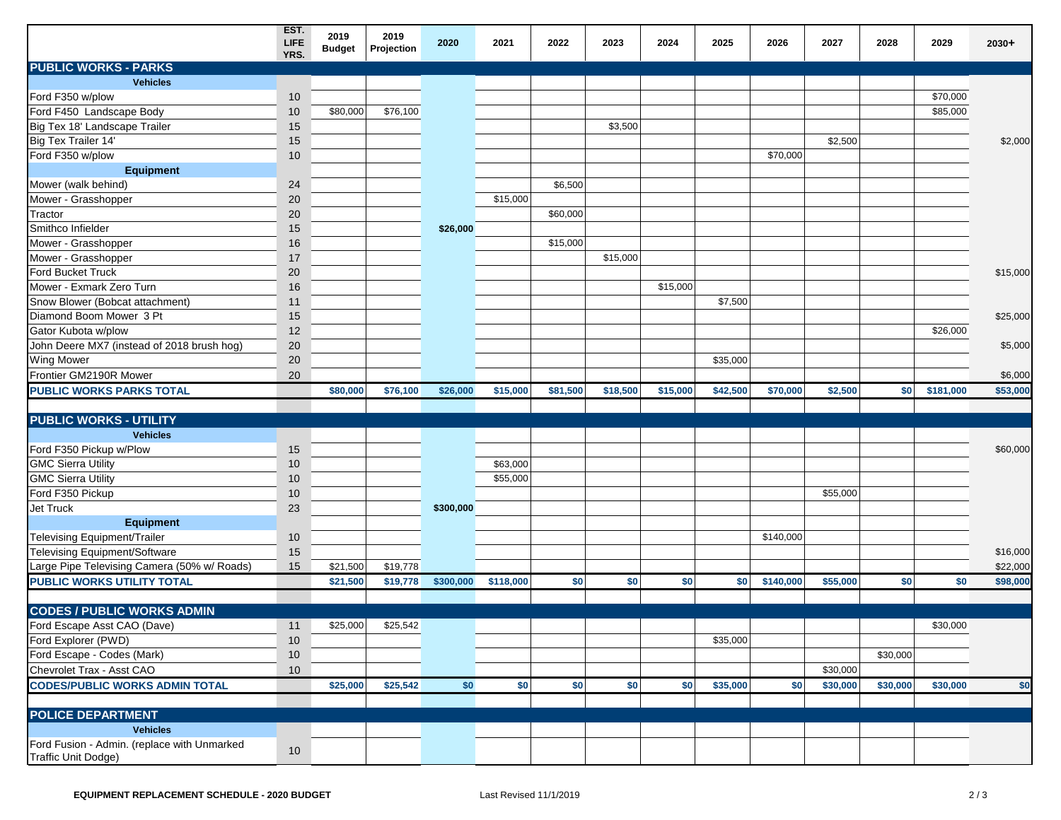| | EST. LIFE YRS. | 2019 Budget | 2019 Projection | 2020 | 2021 | 2022 | 2023 | 2024 | 2025 | 2026 | 2027 | 2028 | 2029 | 2030+ |
|---|---|---|---|---|---|---|---|---|---|---|---|---|---|---|
| **PUBLIC WORKS - PARKS** | | | | | | | | | | | | | | |
| **Vehicles** | | | | | | | | | | | | | | |
| Ford F350 w/plow | 10 | | | | | | | | | | | | $70,000 | |
| Ford F450 Landscape Body | 10 | $80,000 | $76,100 | | | | | | | | | | $85,000 | |
| Big Tex 18' Landscape Trailer | 15 | | | | | | $3,500 | | | | | | | |
| Big Tex Trailer 14' | 15 | | | | | | | | | | $2,500 | | | $2,000 |
| Ford F350 w/plow | 10 | | | | | | | | | $70,000 | | | | |
| **Equipment** | | | | | | | | | | | | | | |
| Mower (walk behind) | 24 | | | | | $6,500 | | | | | | | | |
| Mower - Grasshopper | 20 | | | | $15,000 | | | | | | | | | |
| Tractor | 20 | | | | | $60,000 | | | | | | | | |
| Smithco Infielder | 15 | | | **$26,000** | | | | | | | | | | |
| Mower - Grasshopper | 16 | | | | | $15,000 | | | | | | | | |
| Mower - Grasshopper | 17 | | | | | | $15,000 | | | | | | | |
| Ford Bucket Truck | 20 | | | | | | | | | | | | | $15,000 |
| Mower - Exmark Zero Turn | 16 | | | | | | | $15,000 | | | | | | |
| Snow Blower (Bobcat attachment) | 11 | | | | | | | | $7,500 | | | | | |
| Diamond Boom Mower 3 Pt | 15 | | | | | | | | | | | | | $25,000 |
| Gator Kubota w/plow | 12 | | | | | | | | | | | | $26,000 | |
| John Deere MX7 (instead of 2018 brush hog) | 20 | | | | | | | | | | | | | $5,000 |
| Wing Mower | 20 | | | | | | | | $35,000 | | | | | |
| Frontier GM2190R Mower | 20 | | | | | | | | | | | | | $6,000 |
| **PUBLIC WORKS PARKS TOTAL** | | **$80,000** | **$76,100** | **$26,000** | **$15,000** | **$81,500** | **$18,500** | **$15,000** | **$42,500** | **$70,000** | **$2,500** | **$0** | **$181,000** | **$53,000** |
| **PUBLIC WORKS - UTILITY** | | | | | | | | | | | | | | |
| **Vehicles** | | | | | | | | | | | | | | |
| Ford F350 Pickup w/Plow | 15 | | | | | | | | | | | | | $60,000 |
| GMC Sierra Utility | 10 | | | | $63,000 | | | | | | | | | |
| GMC Sierra Utility | 10 | | | | $55,000 | | | | | | | | | |
| Ford F350 Pickup | 10 | | | | | | | | | | $55,000 | | | |
| Jet Truck | 23 | | | **$300,000** | | | | | | | | | | |
| **Equipment** | | | | | | | | | | | | | | |
| Televising Equipment/Trailer | 10 | | | | | | | | | $140,000 | | | | |
| Televising Equipment/Software | 15 | | | | | | | | | | | | | $16,000 |
| Large Pipe Televising Camera (50% w/ Roads) | 15 | $21,500 | $19,778 | | | | | | | | | | | $22,000 |
| **PUBLIC WORKS UTILITY TOTAL** | | **$21,500** | **$19,778** | **$300,000** | **$118,000** | **$0** | **$0** | **$0** | **$0** | **$140,000** | **$55,000** | **$0** | **$0** | **$98,000** |
| **CODES / PUBLIC WORKS ADMIN** | | | | | | | | | | | | | | |
| Ford Escape Asst CAO (Dave) | 11 | $25,000 | $25,542 | | | | | | | | | | $30,000 | |
| Ford Explorer (PWD) | 10 | | | | | | | | $35,000 | | | | | |
| Ford Escape - Codes (Mark) | 10 | | | | | | | | | | | $30,000 | | |
| Chevrolet Trax - Asst CAO | 10 | | | | | | | | | | $30,000 | | | |
| **CODES/PUBLIC WORKS ADMIN TOTAL** | | **$25,000** | **$25,542** | **$0** | **$0** | **$0** | **$0** | **$0** | **$35,000** | **$0** | **$30,000** | **$30,000** | **$30,000** | **$0** |
| **POLICE DEPARTMENT** | | | | | | | | | | | | | | |
| **Vehicles** | | | | | | | | | | | | | | |
| Ford Fusion - Admin. (replace with Unmarked Traffic Unit Dodge) | 10 | | | | | | | | | | | | | |

EQUIPMENT REPLACEMENT SCHEDULE - 2020 BUDGET

Last Revised 11/1/2019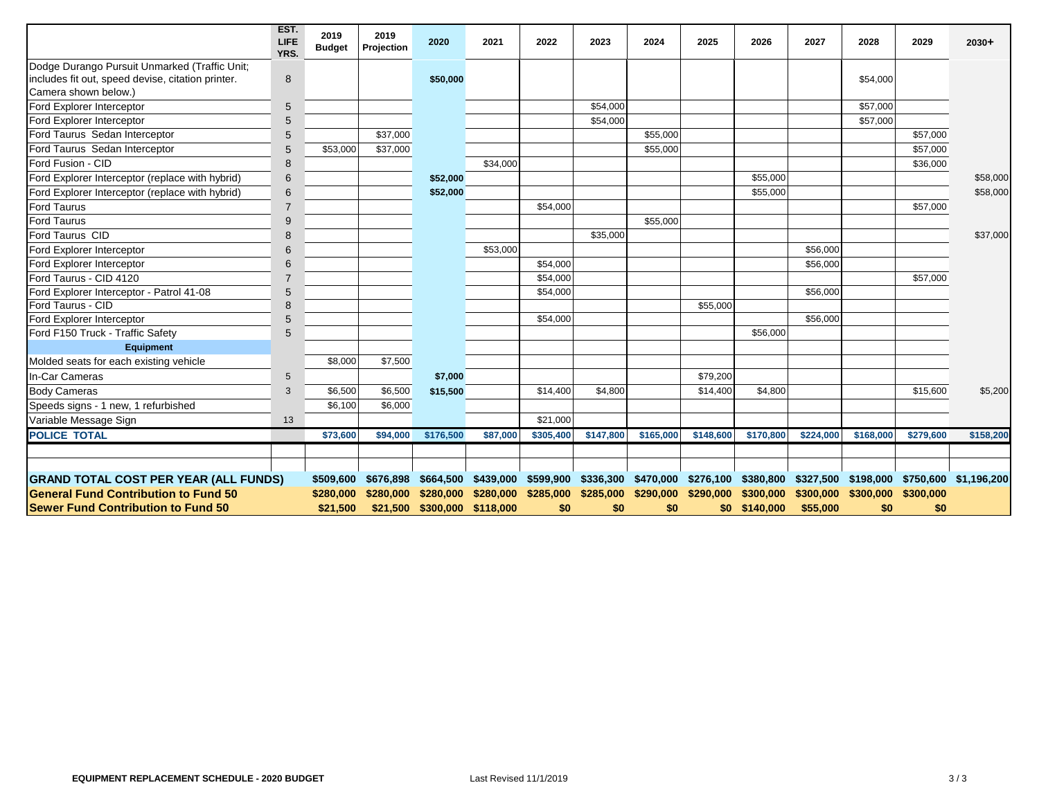| | EST. LIFE YRS. | 2019 Budget | 2019 Projection | 2020 | 2021 | 2022 | 2023 | 2024 | 2025 | 2026 | 2027 | 2028 | 2029 | 2030+ |
|---|---|---|---|---|---|---|---|---|---|---|---|---|---|---|
| Dodge Durango Pursuit Unmarked (Traffic Unit; includes fit out, speed devise, citation printer. Camera shown below.) | 8 | | | $50,000 | | | | | | | | $54,000 | | |
| Ford Explorer Interceptor | 5 | | | | | | $54,000 | | | | | $57,000 | | |
| Ford Explorer Interceptor | 5 | | | | | | $54,000 | | | | | $57,000 | | |
| Ford Taurus Sedan Interceptor | 5 | | $37,000 | | | | | $55,000 | | | | | $57,000 | |
| Ford Taurus Sedan Interceptor | 5 | $53,000 | $37,000 | | | | | $55,000 | | | | | $57,000 | |
| Ford Fusion - CID | 8 | | | | $34,000 | | | | | | | | $36,000 | |
| Ford Explorer Interceptor (replace with hybrid) | 6 | | | $52,000 | | | | | | $55,000 | | | | $58,000 |
| Ford Explorer Interceptor (replace with hybrid) | 6 | | | $52,000 | | | | | | $55,000 | | | | $58,000 |
| Ford Taurus | 7 | | | | | $54,000 | | | | | | | $57,000 | |
| Ford Taurus | 9 | | | | | | | $55,000 | | | | | | |
| Ford Taurus CID | 8 | | | | | | $35,000 | | | | | | | $37,000 |
| Ford Explorer Interceptor | 6 | | | | $53,000 | | | | | | $56,000 | | | |
| Ford Explorer Interceptor | 6 | | | | | $54,000 | | | | | $56,000 | | | |
| Ford Taurus - CID 4120 | 7 | | | | | $54,000 | | | | | | | $57,000 | |
| Ford Explorer Interceptor - Patrol 41-08 | 5 | | | | | $54,000 | | | | | $56,000 | | | |
| Ford Taurus - CID | 8 | | | | | | | | $55,000 | | | | | |
| Ford Explorer Interceptor | 5 | | | | | $54,000 | | | | | $56,000 | | | |
| Ford F150 Truck - Traffic Safety | 5 | | | | | | | | | $56,000 | | | | |
| **Equipment** | | | | | | | | | | | | | | |
| Molded seats for each existing vehicle | | $8,000 | $7,500 | | | | | | | | | | | |
| In-Car Cameras | 5 | | | $7,000 | | | | | $79,200 | | | | | |
| Body Cameras | 3 | $6,500 | $6,500 | $15,500 | | $14,400 | $4,800 | | $14,400 | $4,800 | | | $15,600 | $5,200 |
| Speeds signs - 1 new, 1 refurbished | | $6,100 | $6,000 | | | | | | | | | | | |
| Variable Message Sign | 13 | | | | | $21,000 | | | | | | | | |
| **POLICE TOTAL** | | **$73,600** | **$94,000** | **$176,500** | **$87,000** | **$305,400** | **$147,800** | **$165,000** | **$148,600** | **$170,800** | **$224,000** | **$168,000** | **$279,600** | **$158,200** |
| | | | | | | | | | | | | | | |
| | | | | | | | | | | | | | | |
| **GRAND TOTAL COST PER YEAR (ALL FUNDS)** | | **$509,600** | **$676,898** | **$664,500** | **$439,000** | **$599,900** | **$336,300** | **$470,000** | **$276,100** | **$380,800** | **$327,500** | **$198,000** | **$750,600** | **$1,196,200** |
| **General Fund Contribution to Fund 50** | | **$280,000** | **$280,000** | **$280,000** | **$280,000** | **$285,000** | **$285,000** | **$290,000** | **$290,000** | **$300,000** | **$300,000** | **$300,000** | **$300,000** | |
| **Sewer Fund Contribution to Fund 50** | | **$21,500** | **$21,500** | **$300,000** | **$118,000** | **$0** | **$0** | **$0** | **$0** | **$140,000** | **$55,000** | **$0** | **$0** | |

**EQUIPMENT REPLACEMENT SCHEDULE - 2020 BUDGET** Last Revised 11/1/2019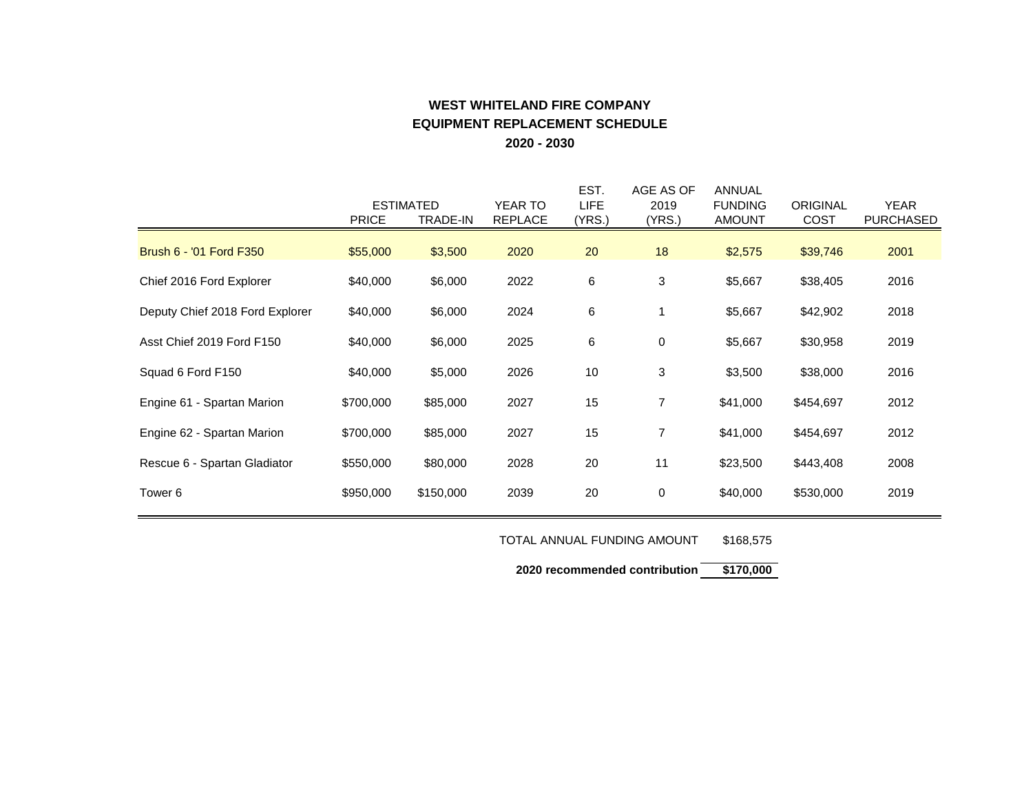**WEST WHITELAND FIRE COMPANY**

**EQUIPMENT REPLACEMENT SCHEDULE**

**2020 - 2030**

| | ESTIMATED PRICE | ESTIMATED TRADE-IN | YEAR TO REPLACE | EST. LIFE (YRS.) | AGE AS OF 2019 (YRS.) | ANNUAL FUNDING AMOUNT | ORIGINAL COST | YEAR PURCHASED |
|---|---|---|---|---|---|---|---|---|
| Brush 6 - '01 Ford F350 | $55,000 | $3,500 | 2020 | 20 | 18 | $2,575 | $39,746 | 2001 |
| Chief 2016 Ford Explorer | $40,000 | $6,000 | 2022 | 6 | 3 | $5,667 | $38,405 | 2016 |
| Deputy Chief 2018 Ford Explorer | $40,000 | $6,000 | 2024 | 6 | 1 | $5,667 | $42,902 | 2018 |
| Asst Chief 2019 Ford F150 | $40,000 | $6,000 | 2025 | 6 | 0 | $5,667 | $30,958 | 2019 |
| Squad 6 Ford F150 | $40,000 | $5,000 | 2026 | 10 | 3 | $3,500 | $38,000 | 2016 |
| Engine 61 - Spartan Marion | $700,000 | $85,000 | 2027 | 15 | 7 | $41,000 | $454,697 | 2012 |
| Engine 62 - Spartan Marion | $700,000 | $85,000 | 2027 | 15 | 7 | $41,000 | $454,697 | 2012 |
| Rescue 6 - Spartan Gladiator | $550,000 | $80,000 | 2028 | 20 | 11 | $23,500 | $443,408 | 2008 |
| Tower 6 | $950,000 | $150,000 | 2039 | 20 | 0 | $40,000 | $530,000 | 2019 |

TOTAL ANNUAL FUNDING AMOUNT $168,575

**2020 recommended contribution $170,000**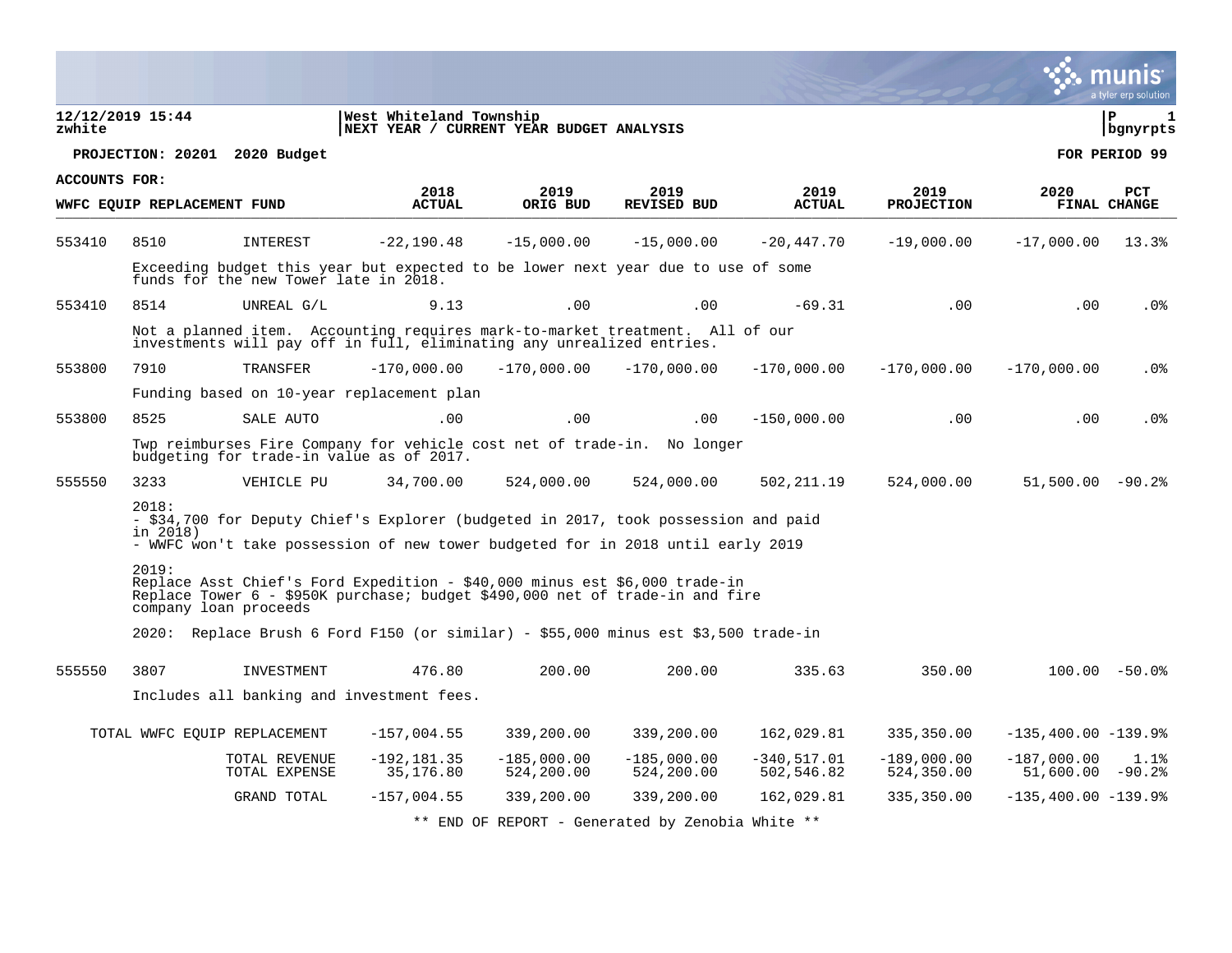12/12/2019 15:44
zwhite

West Whiteland Township
NEXT YEAR / CURRENT YEAR BUDGET ANALYSIS

P 1
bgnyrpts

**PROJECTION: 20201 2020 Budget** **FOR PERIOD 99**

**ACCOUNTS FOR:**
**WWFC EQUIP REPLACEMENT FUND**

| | | | 2018 ACTUAL | 2019 ORIG BUD | 2019 REVISED BUD | 2019 ACTUAL | 2019 PROJECTION | 2020 FINAL | PCT CHANGE |
|---|---|---|---|---|---|---|---|---|---|
| 553410 | 8510 | INTEREST | -22,190.48 | -15,000.00 | -15,000.00 | -20,447.70 | -19,000.00 | -17,000.00 | 13.3% |
| | Exceeding budget this year but expected to be lower next year due to use of some funds for the new Tower late in 2018. | | | | | | | | |
| 553410 | 8514 | UNREAL G/L | 9.13 | .00 | .00 | -69.31 | .00 | .00 | .0% |
| | Not a planned item. Accounting requires mark-to-market treatment. All of our investments will pay off in full, eliminating any unrealized entries. | | | | | | | | |
| 553800 | 7910 | TRANSFER | -170,000.00 | -170,000.00 | -170,000.00 | -170,000.00 | -170,000.00 | -170,000.00 | .0% |
| | Funding based on 10-year replacement plan | | | | | | | | |
| 553800 | 8525 | SALE AUTO | .00 | .00 | .00 | -150,000.00 | .00 | .00 | .0% |
| | Twp reimburses Fire Company for vehicle cost net of trade-in. No longer budgeting for trade-in value as of 2017. | | | | | | | | |
| 555550 | 3233 | VEHICLE PU | 34,700.00 | 524,000.00 | 524,000.00 | 502,211.19 | 524,000.00 | 51,500.00 | -90.2% |
| | 2018:<br>- $34,700 for Deputy Chief's Explorer (budgeted in 2017, took possession and paid in 2018)<br>- WWFC won't take possession of new tower budgeted for in 2018 until early 2019<br><br>2019:<br>Replace Asst Chief's Ford Expedition - $40,000 minus est $6,000 trade-in<br>Replace Tower 6 - $950K purchase; budget $490,000 net of trade-in and fire company loan proceeds<br><br>2020: Replace Brush 6 Ford F150 (or similar) - $55,000 minus est $3,500 trade-in | | | | | | | | |
| 555550 | 3807 | INVESTMENT | 476.80 | 200.00 | 200.00 | 335.63 | 350.00 | 100.00 | -50.0% |
| | Includes all banking and investment fees. | | | | | | | | |
| | | TOTAL WWFC EQUIP REPLACEMENT | -157,004.55 | 339,200.00 | 339,200.00 | 162,029.81 | 335,350.00 | -135,400.00 | -139.9% |
| | | TOTAL REVENUE | -192,181.35 | -185,000.00 | -185,000.00 | -340,517.01 | -189,000.00 | -187,000.00 | 1.1% |
| | | TOTAL EXPENSE | 35,176.80 | 524,200.00 | 524,200.00 | 502,546.82 | 524,350.00 | 51,600.00 | -90.2% |
| | | GRAND TOTAL | -157,004.55 | 339,200.00 | 339,200.00 | 162,029.81 | 335,350.00 | -135,400.00 | -139.9% |

** END OF REPORT - Generated by Zenobia White **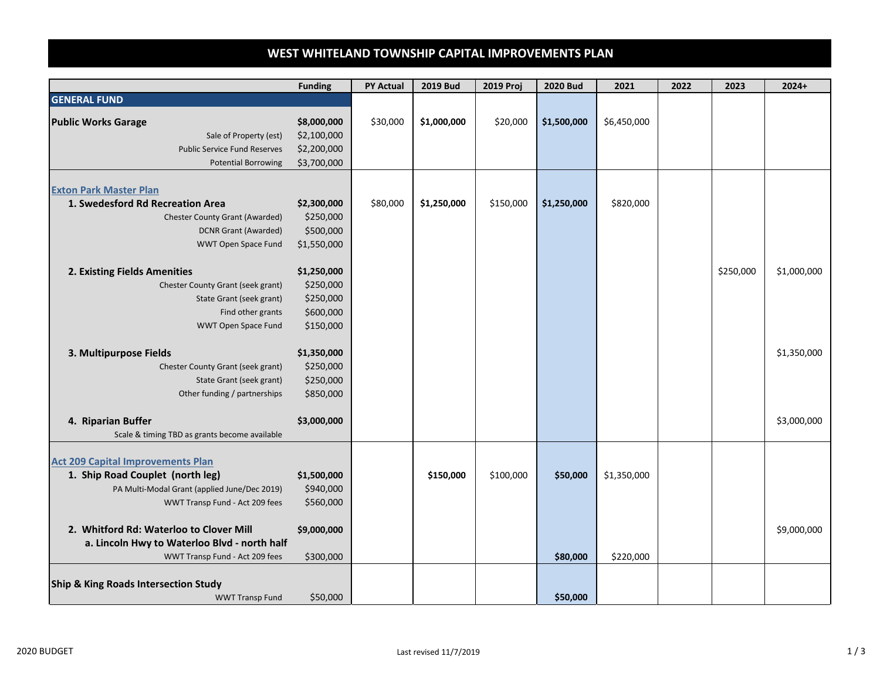# WEST WHITELAND TOWNSHIP CAPITAL IMPROVEMENTS PLAN

| | Funding | PY Actual | 2019 Bud | 2019 Proj | 2020 Bud | 2021 | 2022 | 2023 | 2024+ |
|---|---|---|---|---|---|---|---|---|---|
| **GENERAL FUND** | | | | | | | | | |
| **Public Works Garage** | **$8,000,000** | $30,000 | **$1,000,000** | $20,000 | **$1,500,000** | $6,450,000 | | | |
| Sale of Property (est) | $2,100,000 | | | | | | | | |
| Public Service Fund Reserves | $2,200,000 | | | | | | | | |
| Potential Borrowing | $3,700,000 | | | | | | | | |
| **Exton Park Master Plan** | | | | | | | | | |
| **1. Swedesford Rd Recreation Area** | **$2,300,000** | $80,000 | **$1,250,000** | $150,000 | **$1,250,000** | $820,000 | | | |
| Chester County Grant (Awarded) | $250,000 | | | | | | | | |
| DCNR Grant (Awarded) | $500,000 | | | | | | | | |
| WWT Open Space Fund | $1,550,000 | | | | | | | | |
| **2. Existing Fields Amenities** | **$1,250,000** | | | | | | | $250,000 | $1,000,000 |
| Chester County Grant (seek grant) | $250,000 | | | | | | | | |
| State Grant (seek grant) | $250,000 | | | | | | | | |
| Find other grants | $600,000 | | | | | | | | |
| WWT Open Space Fund | $150,000 | | | | | | | | |
| **3. Multipurpose Fields** | **$1,350,000** | | | | | | | | $1,350,000 |
| Chester County Grant (seek grant) | $250,000 | | | | | | | | |
| State Grant (seek grant) | $250,000 | | | | | | | | |
| Other funding / partnerships | $850,000 | | | | | | | | |
| **4. Riparian Buffer** | **$3,000,000** | | | | | | | | $3,000,000 |
| Scale & timing TBD as grants become available | | | | | | | | | |
| **Act 209 Capital Improvements Plan** | | | | | | | | | |
| **1. Ship Road Couplet (north leg)** | **$1,500,000** | | **$150,000** | $100,000 | **$50,000** | $1,350,000 | | | |
| PA Multi-Modal Grant (applied June/Dec 2019) | $940,000 | | | | | | | | |
| WWT Transp Fund - Act 209 fees | $560,000 | | | | | | | | |
| **2. Whitford Rd: Waterloo to Clover Mill** | **$9,000,000** | | | | | | | | $9,000,000 |
| **a. Lincoln Hwy to Waterloo Blvd - north half** | | | | | | | | | |
| WWT Transp Fund - Act 209 fees | $300,000 | | | | **$80,000** | $220,000 | | | |
| **Ship & King Roads Intersection Study** | | | | | | | | | |
| WWT Transp Fund | $50,000 | | | | **$50,000** | | | | |

2020 BUDGET

Last revised 11/7/2019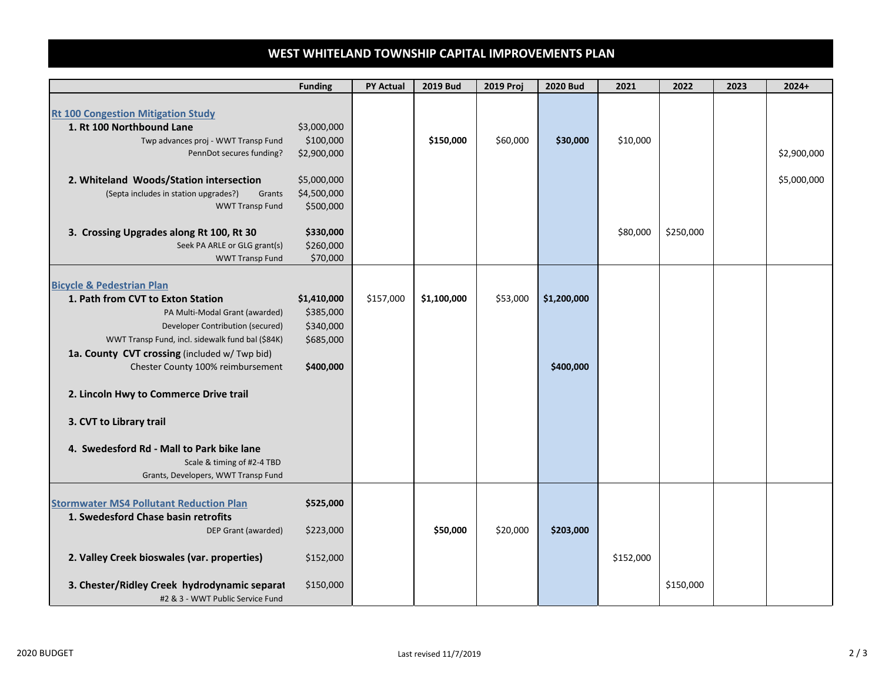# WEST WHITELAND TOWNSHIP CAPITAL IMPROVEMENTS PLAN

| | Funding | PY Actual | 2019 Bud | 2019 Proj | 2020 Bud | 2021 | 2022 | 2023 | 2024+ |
|---|---|---|---|---|---|---|---|---|---|
| **Rt 100 Congestion Mitigation Study** | | | | | | | | | |
| **1. Rt 100 Northbound Lane** | $3,000,000 | | | | | | | | |
| Twp advances proj - WWT Transp Fund | $100,000 | | **$150,000** | $60,000 | **$30,000** | $10,000 | | | |
| PennDot secures funding? | $2,900,000 | | | | | | | | $2,900,000 |
| **2. Whiteland Woods/Station intersection** | $5,000,000 | | | | | | | | $5,000,000 |
| (Septa includes in station upgrades?) Grants | $4,500,000 | | | | | | | | |
| WWT Transp Fund | $500,000 | | | | | | | | |
| **3. Crossing Upgrades along Rt 100, Rt 30** | **$330,000** | | | | | $80,000 | $250,000 | | |
| Seek PA ARLE or GLG grant(s) | $260,000 | | | | | | | | |
| WWT Transp Fund | $70,000 | | | | | | | | |
| **Bicycle & Pedestrian Plan** | | | | | | | | | |
| **1. Path from CVT to Exton Station** | **$1,410,000** | $157,000 | **$1,100,000** | $53,000 | **$1,200,000** | | | | |
| PA Multi-Modal Grant (awarded) | $385,000 | | | | | | | | |
| Developer Contribution (secured) | $340,000 | | | | | | | | |
| WWT Transp Fund, incl. sidewalk fund bal ($84K) | $685,000 | | | | | | | | |
| **1a. County CVT crossing** (included w/ Twp bid) | | | | | | | | | |
| Chester County 100% reimbursement | **$400,000** | | | | **$400,000** | | | | |
| **2. Lincoln Hwy to Commerce Drive trail** | | | | | | | | | |
| **3. CVT to Library trail** | | | | | | | | | |
| **4. Swedesford Rd - Mall to Park bike lane** | | | | | | | | | |
| Scale & timing of #2-4 TBD | | | | | | | | | |
| Grants, Developers, WWT Transp Fund | | | | | | | | | |
| **Stormwater MS4 Pollutant Reduction Plan** | **$525,000** | | | | | | | | |
| **1. Swedesford Chase basin retrofits** | | | | | | | | | |
| DEP Grant (awarded) | $223,000 | | **$50,000** | $20,000 | **$203,000** | | | | |
| **2. Valley Creek bioswales (var. properties)** | $152,000 | | | | | $152,000 | | | |
| **3. Chester/Ridley Creek hydrodynamic separat** | $150,000 | | | | | | $150,000 | | |
| #2 & 3 - WWT Public Service Fund | | | | | | | | | |

2020 BUDGET

Last revised 11/7/2019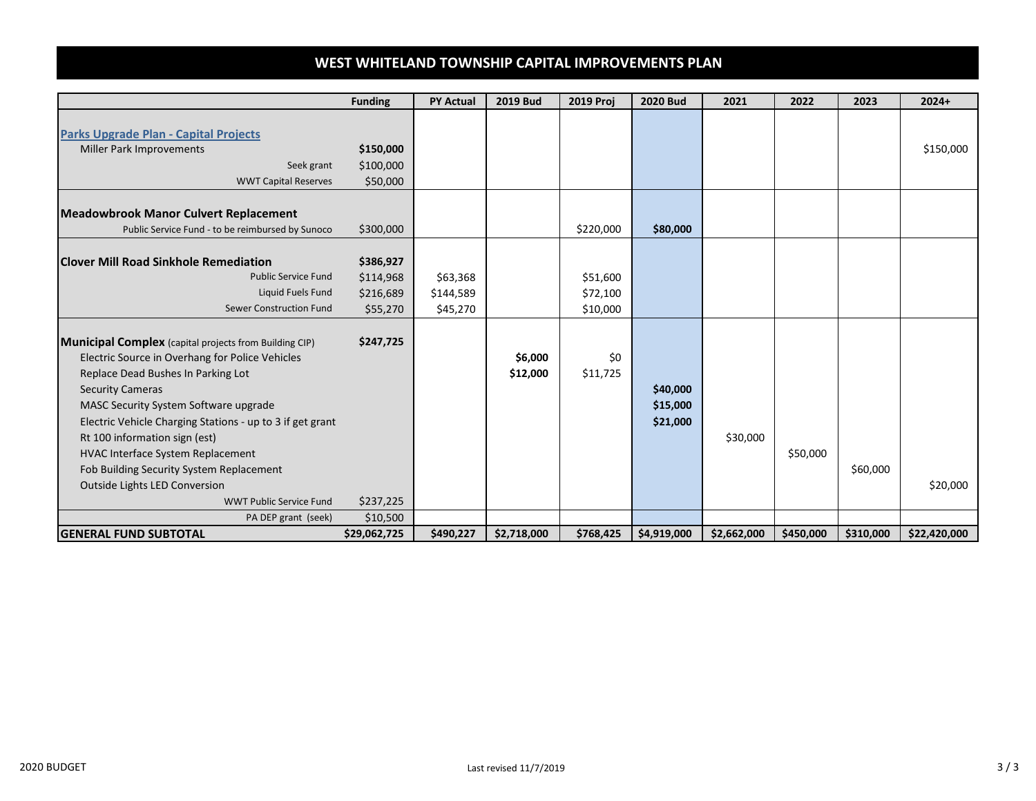# WEST WHITELAND TOWNSHIP CAPITAL IMPROVEMENTS PLAN

| | Funding | PY Actual | 2019 Bud | 2019 Proj | 2020 Bud | 2021 | 2022 | 2023 | 2024+ |
|---|---|---|---|---|---|---|---|---|---|
| **Parks Upgrade Plan - Capital Projects** | | | | | | | | | |
| Miller Park Improvements | **$150,000** | | | | | | | | $150,000 |
| Seek grant | $100,000 | | | | | | | | |
| WWT Capital Reserves | $50,000 | | | | | | | | |
| **Meadowbrook Manor Culvert Replacement** | | | | | | | | | |
| Public Service Fund - to be reimbursed by Sunoco | $300,000 | | | $220,000 | **$80,000** | | | | |
| **Clover Mill Road Sinkhole Remediation** | **$386,927** | | | | | | | | |
| Public Service Fund | $114,968 | $63,368 | | $51,600 | | | | | |
| Liquid Fuels Fund | $216,689 | $144,589 | | $72,100 | | | | | |
| Sewer Construction Fund | $55,270 | $45,270 | | $10,000 | | | | | |
| **Municipal Complex** (capital projects from Building CIP) | **$247,725** | | | | | | | | |
| Electric Source in Overhang for Police Vehicles | | | **$6,000** | $0 | | | | | |
| Replace Dead Bushes In Parking Lot | | | **$12,000** | $11,725 | | | | | |
| Security Cameras | | | | | **$40,000** | | | | |
| MASC Security System Software upgrade | | | | | **$15,000** | | | | |
| Electric Vehicle Charging Stations - up to 3 if get grant | | | | | **$21,000** | | | | |
| Rt 100 information sign (est) | | | | | | $30,000 | | | |
| HVAC Interface System Replacement | | | | | | | $50,000 | | |
| Fob Building Security System Replacement | | | | | | | | $60,000 | |
| Outside Lights LED Conversion | | | | | | | | | $20,000 |
| WWT Public Service Fund | $237,225 | | | | | | | | |
| PA DEP grant (seek) | $10,500 | | | | | | | | |
| **GENERAL FUND SUBTOTAL** | **$29,062,725** | **$490,227** | **$2,718,000** | **$768,425** | **$4,919,000** | **$2,662,000** | **$450,000** | **$310,000** | **$22,420,000** |

2020 BUDGET

Last revised 11/7/2019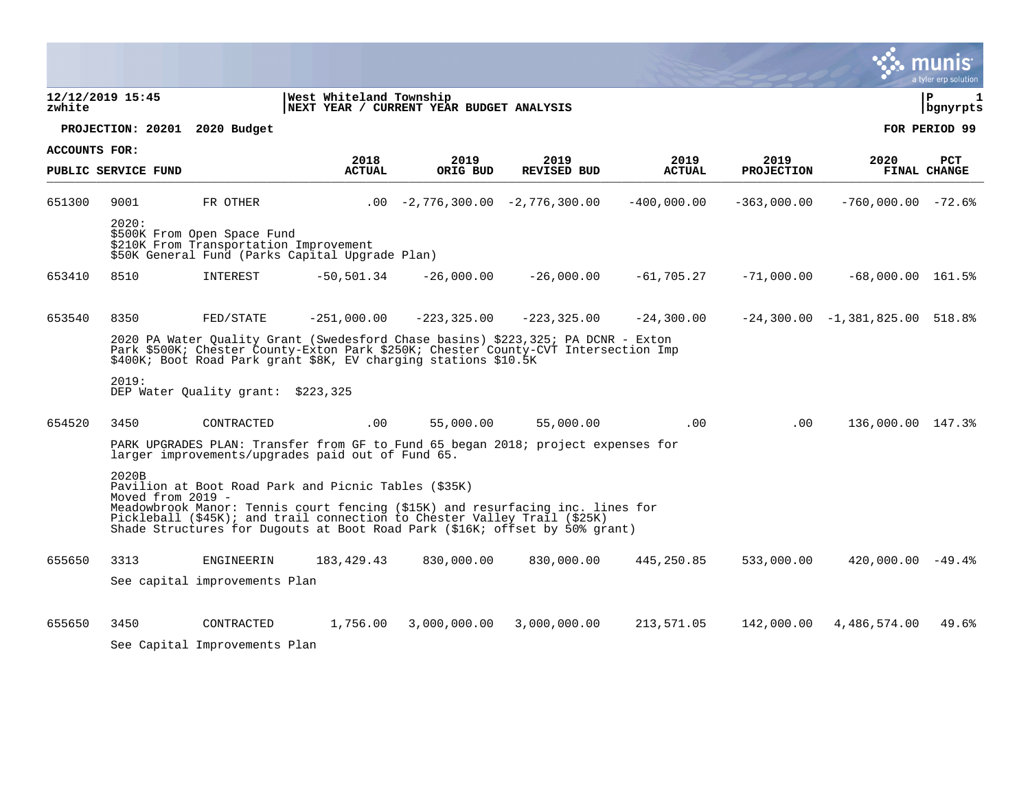**12/12/2019 15:45**
**zwhite**

**West Whiteland Township**
**NEXT YEAR / CURRENT YEAR BUDGET ANALYSIS**

**P 1**
**bgnyrpts**

**PROJECTION: 20201 2020 Budget** **FOR PERIOD 99**

**ACCOUNTS FOR:**

| PUBLIC SERVICE FUND | | | 2018 ACTUAL | 2019 ORIG BUD | 2019 REVISED BUD | 2019 ACTUAL | 2019 PROJECTION | 2020 FINAL | PCT CHANGE |
|---|---|---|---|---|---|---|---|---|---|
| 651300 | 9001 | FR OTHER | .00 | -2,776,300.00 | -2,776,300.00 | -400,000.00 | -363,000.00 | -760,000.00 | -72.6% |

2020:
$500K From Open Space Fund
$210K From Transportation Improvement
$50K General Fund (Parks Capital Upgrade Plan)

| | | | | | | | | | |
|---|---|---|---|---|---|---|---|---|---|
| 653410 | 8510 | INTEREST | -50,501.34 | -26,000.00 | -26,000.00 | -61,705.27 | -71,000.00 | -68,000.00 | 161.5% |
| 653540 | 8350 | FED/STATE | -251,000.00 | -223,325.00 | -223,325.00 | -24,300.00 | -24,300.00 | -1,381,825.00 | 518.8% |

2020 PA Water Quality Grant (Swedesford Chase basins) $223,325; PA DCNR - Exton Park $500K; Chester County-Exton Park $250K; Chester County-CVT Intersection Imp $400K; Boot Road Park grant $8K, EV charging stations $10.5K

2019:
DEP Water Quality grant: $223,325

| | | | | | | | | | |
|---|---|---|---|---|---|---|---|---|---|
| 654520 | 3450 | CONTRACTED | .00 | 55,000.00 | 55,000.00 | .00 | .00 | 136,000.00 | 147.3% |

PARK UPGRADES PLAN: Transfer from GF to Fund 65 began 2018; project expenses for larger improvements/upgrades paid out of Fund 65.

2020B
Pavilion at Boot Road Park and Picnic Tables ($35K)
Moved from 2019 -
Meadowbrook Manor: Tennis court fencing ($15K) and resurfacing inc. lines for Pickleball ($45K); and trail connection to Chester Valley Trail ($25K)
Shade Structures for Dugouts at Boot Road Park ($16K; offset by 50% grant)

| | | | | | | | | | |
|---|---|---|---|---|---|---|---|---|---|
| 655650 | 3313 | ENGINEERIN | 183,429.43 | 830,000.00 | 830,000.00 | 445,250.85 | 533,000.00 | 420,000.00 | -49.4% |

See capital improvements Plan

| | | | | | | | | | |
|---|---|---|---|---|---|---|---|---|---|
| 655650 | 3450 | CONTRACTED | 1,756.00 | 3,000,000.00 | 3,000,000.00 | 213,571.05 | 142,000.00 | 4,486,574.00 | 49.6% |

See Capital Improvements Plan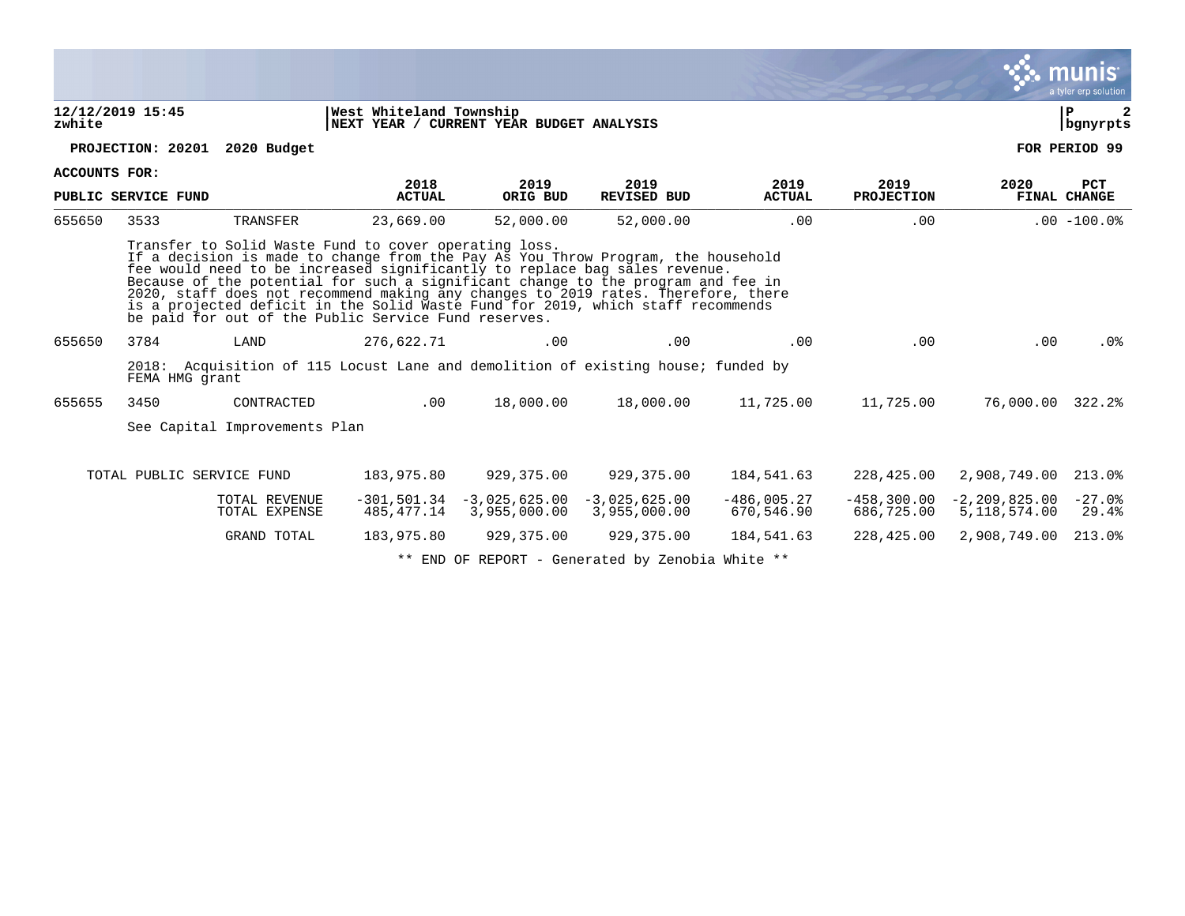12/12/2019 15:45 | West Whiteland Township | P 2
zwhite | NEXT YEAR / CURRENT YEAR BUDGET ANALYSIS | bgnyrpts

**PROJECTION: 20201 2020 Budget** **FOR PERIOD 99**

**ACCOUNTS FOR: PUBLIC SERVICE FUND**

| | | | 2018 ACTUAL | 2019 ORIG BUD | 2019 REVISED BUD | 2019 ACTUAL | 2019 PROJECTION | 2020 FINAL | PCT CHANGE |
|---|---|---|---|---|---|---|---|---|---|
| 655650 | 3533 | TRANSFER | 23,669.00 | 52,000.00 | 52,000.00 | .00 | .00 | .00 | -100.0% |

Transfer to Solid Waste Fund to cover operating loss.
If a decision is made to change from the Pay As You Throw Program, the household fee would need to be increased significantly to replace bag sales revenue. Because of the potential for such a significant change to the program and fee in 2020, staff does not recommend making any changes to 2019 rates. Therefore, there is a projected deficit in the Solid Waste Fund for 2019, which staff recommends be paid for out of the Public Service Fund reserves.

| | | | 2018 ACTUAL | 2019 ORIG BUD | 2019 REVISED BUD | 2019 ACTUAL | 2019 PROJECTION | 2020 FINAL | PCT CHANGE |
|---|---|---|---|---|---|---|---|---|---|
| 655650 | 3784 | LAND | 276,622.71 | .00 | .00 | .00 | .00 | .00 | .0% |

2018: Acquisition of 115 Locust Lane and demolition of existing house; funded by FEMA HMG grant

| | | | 2018 ACTUAL | 2019 ORIG BUD | 2019 REVISED BUD | 2019 ACTUAL | 2019 PROJECTION | 2020 FINAL | PCT CHANGE |
|---|---|---|---|---|---|---|---|---|---|
| 655655 | 3450 | CONTRACTED | .00 | 18,000.00 | 18,000.00 | 11,725.00 | 11,725.00 | 76,000.00 | 322.2% |

See Capital Improvements Plan

| | 2018 ACTUAL | 2019 ORIG BUD | 2019 REVISED BUD | 2019 ACTUAL | 2019 PROJECTION | 2020 FINAL | PCT CHANGE |
|---|---|---|---|---|---|---|---|
| TOTAL PUBLIC SERVICE FUND | 183,975.80 | 929,375.00 | 929,375.00 | 184,541.63 | 228,425.00 | 2,908,749.00 | 213.0% |
| TOTAL REVENUE | -301,501.34 | -3,025,625.00 | -3,025,625.00 | -486,005.27 | -458,300.00 | -2,209,825.00 | -27.0% |
| TOTAL EXPENSE | 485,477.14 | 3,955,000.00 | 3,955,000.00 | 670,546.90 | 686,725.00 | 5,118,574.00 | 29.4% |
| GRAND TOTAL | 183,975.80 | 929,375.00 | 929,375.00 | 184,541.63 | 228,425.00 | 2,908,749.00 | 213.0% |

** END OF REPORT - Generated by Zenobia White **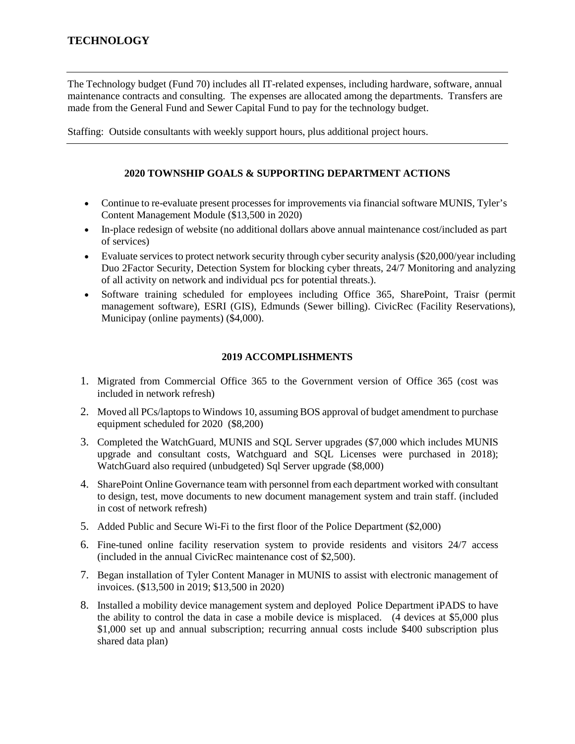# TECHNOLOGY

The Technology budget (Fund 70) includes all IT-related expenses, including hardware, software, annual maintenance contracts and consulting. The expenses are allocated among the departments. Transfers are made from the General Fund and Sewer Capital Fund to pay for the technology budget.

Staffing: Outside consultants with weekly support hours, plus additional project hours.

### 2020 TOWNSHIP GOALS & SUPPORTING DEPARTMENT ACTIONS

- Continue to re-evaluate present processes for improvements via financial software MUNIS, Tyler's Content Management Module ($13,500 in 2020)
- In-place redesign of website (no additional dollars above annual maintenance cost/included as part of services)
- Evaluate services to protect network security through cyber security analysis ($20,000/year including Duo 2Factor Security, Detection System for blocking cyber threats, 24/7 Monitoring and analyzing of all activity on network and individual pcs for potential threats.).
- Software training scheduled for employees including Office 365, SharePoint, Traisr (permit management software), ESRI (GIS), Edmunds (Sewer billing). CivicRec (Facility Reservations), Municipay (online payments) ($4,000).

### 2019 ACCOMPLISHMENTS

1. Migrated from Commercial Office 365 to the Government version of Office 365 (cost was included in network refresh)
2. Moved all PCs/laptops to Windows 10, assuming BOS approval of budget amendment to purchase equipment scheduled for 2020 ($8,200)
3. Completed the WatchGuard, MUNIS and SQL Server upgrades ($7,000 which includes MUNIS upgrade and consultant costs, Watchguard and SQL Licenses were purchased in 2018); WatchGuard also required (unbudgeted) Sql Server upgrade ($8,000)
4. SharePoint Online Governance team with personnel from each department worked with consultant to design, test, move documents to new document management system and train staff. (included in cost of network refresh)
5. Added Public and Secure Wi-Fi to the first floor of the Police Department ($2,000)
6. Fine-tuned online facility reservation system to provide residents and visitors 24/7 access (included in the annual CivicRec maintenance cost of $2,500).
7. Began installation of Tyler Content Manager in MUNIS to assist with electronic management of invoices. ($13,500 in 2019; $13,500 in 2020)
8. Installed a mobility device management system and deployed Police Department iPADS to have the ability to control the data in case a mobile device is misplaced. (4 devices at $5,000 plus $1,000 set up and annual subscription; recurring annual costs include $400 subscription plus shared data plan)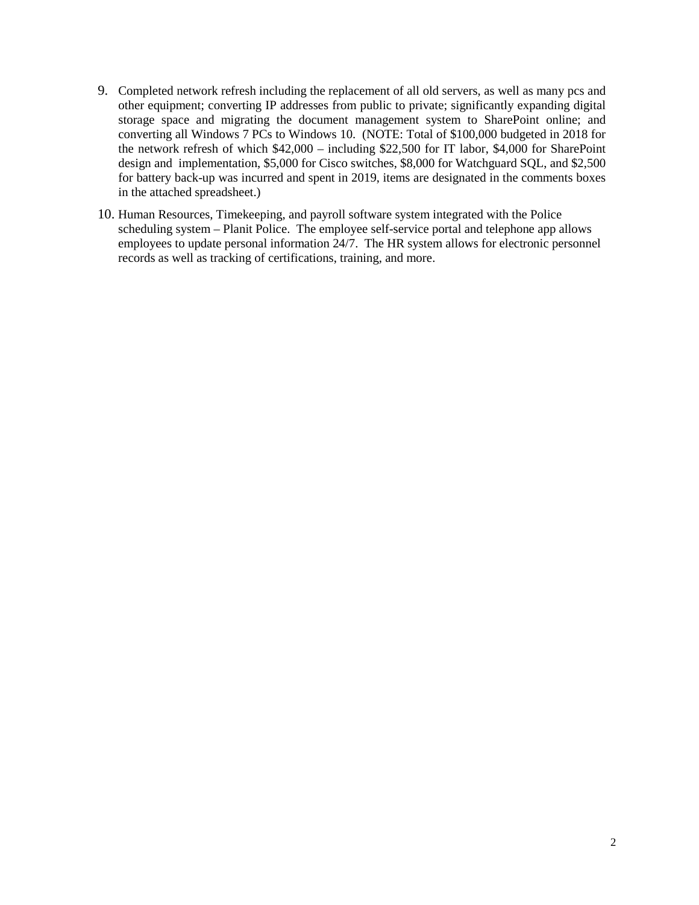9. Completed network refresh including the replacement of all old servers, as well as many pcs and other equipment; converting IP addresses from public to private; significantly expanding digital storage space and migrating the document management system to SharePoint online; and converting all Windows 7 PCs to Windows 10. (NOTE: Total of $100,000 budgeted in 2018 for the network refresh of which $42,000 – including $22,500 for IT labor, $4,000 for SharePoint design and implementation, $5,000 for Cisco switches, $8,000 for Watchguard SQL, and $2,500 for battery back-up was incurred and spent in 2019, items are designated in the comments boxes in the attached spreadsheet.)

10. Human Resources, Timekeeping, and payroll software system integrated with the Police scheduling system – Planit Police. The employee self-service portal and telephone app allows employees to update personal information 24/7. The HR system allows for electronic personnel records as well as tracking of certifications, training, and more.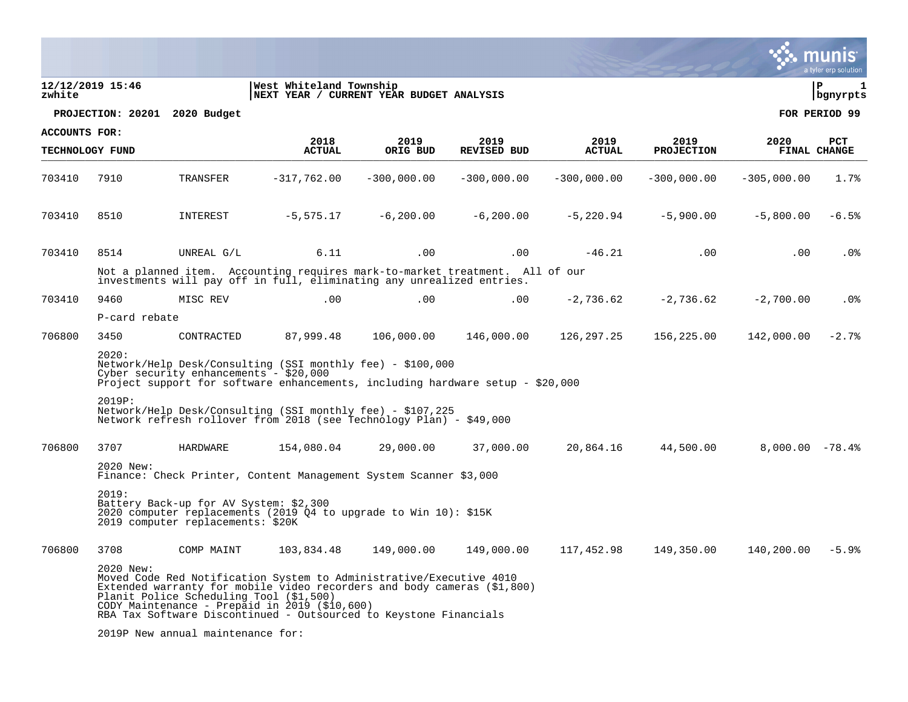**12/12/2019 15:46**
**zwhite**

**West Whiteland Township**
**NEXT YEAR / CURRENT YEAR BUDGET ANALYSIS**

**P 1**
**bgnyrpts**

**PROJECTION: 20201 2020 Budget** **FOR PERIOD 99**

**ACCOUNTS FOR:**
**TECHNOLOGY FUND**

| | | | 2018 ACTUAL | 2019 ORIG BUD | 2019 REVISED BUD | 2019 ACTUAL | 2019 PROJECTION | 2020 FINAL | PCT CHANGE |
|---|---|---|---|---|---|---|---|---|---|
| 703410 | 7910 | TRANSFER | -317,762.00 | -300,000.00 | -300,000.00 | -300,000.00 | -300,000.00 | -305,000.00 | 1.7% |
| 703410 | 8510 | INTEREST | -5,575.17 | -6,200.00 | -6,200.00 | -5,220.94 | -5,900.00 | -5,800.00 | -6.5% |
| 703410 | 8514 | UNREAL G/L | 6.11 | .00 | .00 | -46.21 | .00 | .00 | .0% |
| 703410 | 9460 | MISC REV | .00 | .00 | .00 | -2,736.62 | -2,736.62 | -2,700.00 | .0% |
| 706800 | 3450 | CONTRACTED | 87,999.48 | 106,000.00 | 146,000.00 | 126,297.25 | 156,225.00 | 142,000.00 | -2.7% |
| 706800 | 3707 | HARDWARE | 154,080.04 | 29,000.00 | 37,000.00 | 20,864.16 | 44,500.00 | 8,000.00 | -78.4% |
| 706800 | 3708 | COMP MAINT | 103,834.48 | 149,000.00 | 149,000.00 | 117,452.98 | 149,350.00 | 140,200.00 | -5.9% |

**703410 8514 UNREAL G/L:**
Not a planned item. Accounting requires mark-to-market treatment. All of our investments will pay off in full, eliminating any unrealized entries.

**703410 9460 MISC REV:**
P-card rebate

**706800 3450 CONTRACTED:**

2020:
Network/Help Desk/Consulting (SSI monthly fee) - $100,000
Cyber security enhancements - $20,000
Project support for software enhancements, including hardware setup - $20,000

2019P:
Network/Help Desk/Consulting (SSI monthly fee) - $107,225
Network refresh rollover from 2018 (see Technology Plan) - $49,000

**706800 3707 HARDWARE:**

2020 New:
Finance: Check Printer, Content Management System Scanner $3,000

2019:
Battery Back-up for AV System: $2,300
2020 computer replacements (2019 Q4 to upgrade to Win 10): $15K
2019 computer replacements: $20K

**706800 3708 COMP MAINT:**

2020 New:
Moved Code Red Notification System to Administrative/Executive 4010
Extended warranty for mobile video recorders and body cameras ($1,800)
Planit Police Scheduling Tool ($1,500)
CODY Maintenance - Prepaid in 2019 ($10,600)
RBA Tax Software Discontinued - Outsourced to Keystone Financials

2019P New annual maintenance for: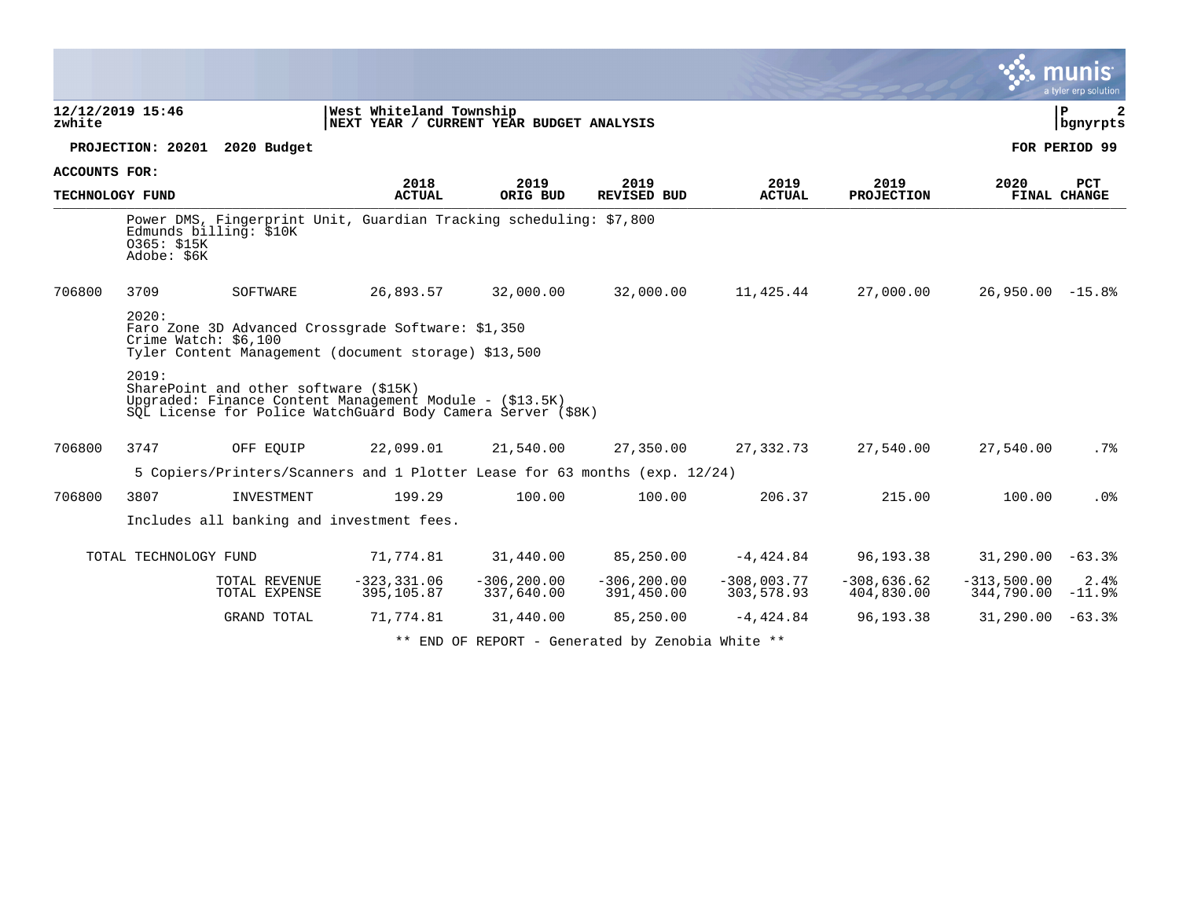**12/12/2019 15:46**
**zwhite**

**West Whiteland Township**
**NEXT YEAR / CURRENT YEAR BUDGET ANALYSIS**

**PROJECTION: 20201 2020 Budget** — **FOR PERIOD 99**

**ACCOUNTS FOR:**

| TECHNOLOGY FUND | | | 2018 ACTUAL | 2019 ORIG BUD | 2019 REVISED BUD | 2019 ACTUAL | 2019 PROJECTION | 2020 FINAL | PCT CHANGE |
|---|---|---|---|---|---|---|---|---|---|
| | Power DMS, Fingerprint Unit, Guardian Tracking scheduling: $7,800<br>Edmunds billing: $10K<br>O365: $15K<br>Adobe: $6K | | | | | | | | |
| 706800 | 3709 | SOFTWARE | 26,893.57 | 32,000.00 | 32,000.00 | 11,425.44 | 27,000.00 | 26,950.00 | -15.8% |
| | 2020:<br>Faro Zone 3D Advanced Crossgrade Software: $1,350<br>Crime Watch: $6,100<br>Tyler Content Management (document storage) $13,500<br><br>2019:<br>SharePoint and other software ($15K)<br>Upgraded: Finance Content Management Module - ($13.5K)<br>SQL License for Police WatchGuard Body Camera Server ($8K) | | | | | | | | |
| 706800 | 3747 | OFF EQUIP | 22,099.01 | 21,540.00 | 27,350.00 | 27,332.73 | 27,540.00 | 27,540.00 | .7% |
| | 5 Copiers/Printers/Scanners and 1 Plotter Lease for 63 months (exp. 12/24) | | | | | | | | |
| 706800 | 3807 | INVESTMENT | 199.29 | 100.00 | 100.00 | 206.37 | 215.00 | 100.00 | .0% |
| | Includes all banking and investment fees. | | | | | | | | |
| TOTAL TECHNOLOGY FUND | | | 71,774.81 | 31,440.00 | 85,250.00 | -4,424.84 | 96,193.38 | 31,290.00 | -63.3% |
| | | TOTAL REVENUE | -323,331.06 | -306,200.00 | -306,200.00 | -308,003.77 | -308,636.62 | -313,500.00 | 2.4% |
| | | TOTAL EXPENSE | 395,105.87 | 337,640.00 | 391,450.00 | 303,578.93 | 404,830.00 | 344,790.00 | -11.9% |
| | | GRAND TOTAL | 71,774.81 | 31,440.00 | 85,250.00 | -4,424.84 | 96,193.38 | 31,290.00 | -63.3% |

** END OF REPORT - Generated by Zenobia White **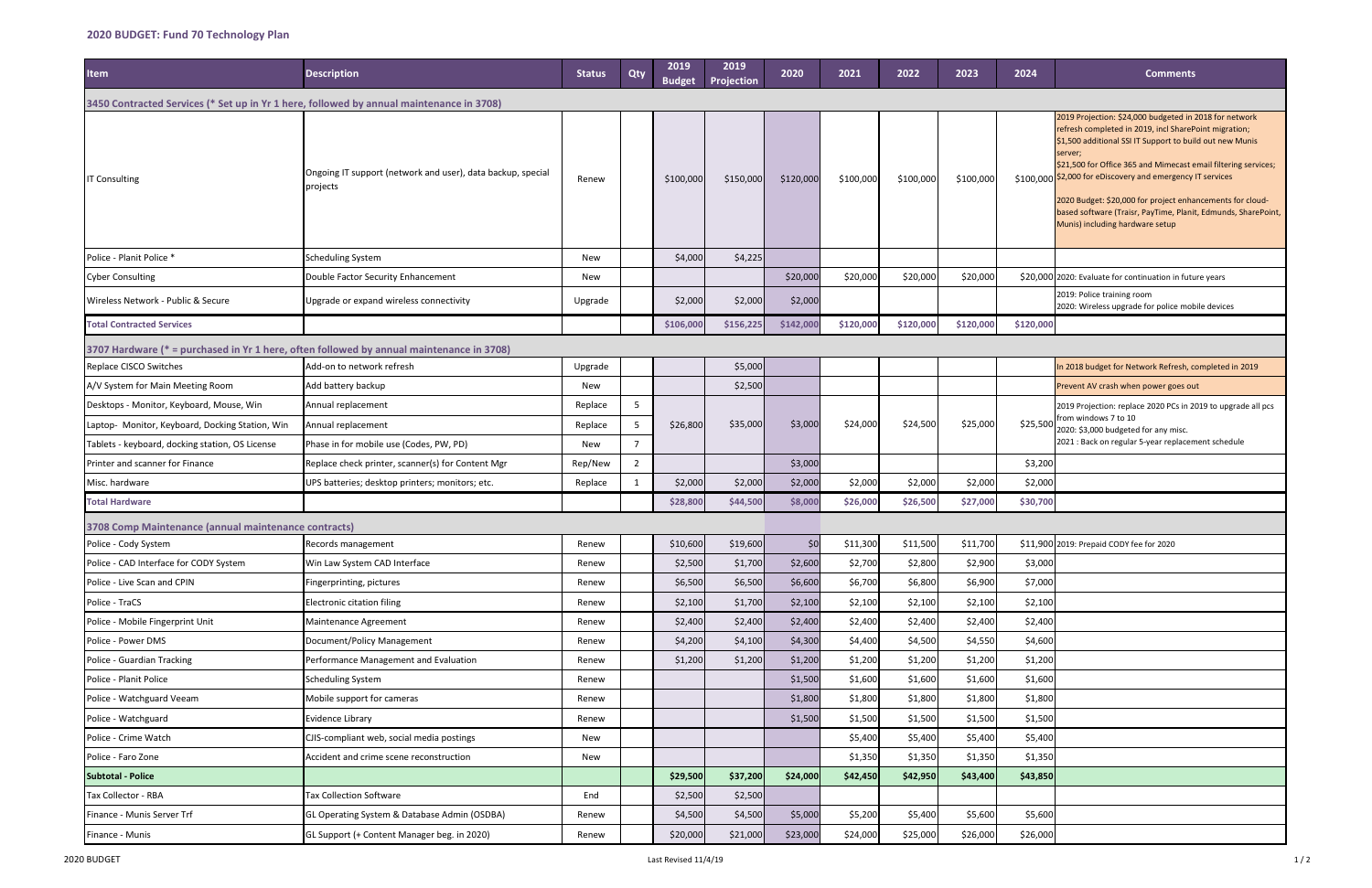## 2020 BUDGET: Fund 70 Technology Plan

| Item | Description | Status | Qty | 2019 Budget | 2019 Projection | 2020 | 2021 | 2022 | 2023 | 2024 | Comments |
|---|---|---|---|---|---|---|---|---|---|---|---|
| **3450 Contracted Services (* Set up in Yr 1 here, followed by annual maintenance in 3708)** | | | | | | | | | | | |
| IT Consulting | Ongoing IT support (network and user), data backup, special projects | Renew | | $100,000 | $150,000 | $120,000 | $100,000 | $100,000 | $100,000 | $100,000 | 2019 Projection: $24,000 budgeted in 2018 for network refresh completed in 2019, incl SharePoint migration; $1,500 additional SSI IT Support to build out new Munis server; $21,500 for Office 365 and Mimecast email filtering services; $2,000 for eDiscovery and emergency IT services<br>2020 Budget: $20,000 for project enhancements for cloud-based software (Traisr, PayTime, Planit, Edmunds, SharePoint, Munis) including hardware setup |
| Police - Planit Police * | Scheduling System | New | | $4,000 | $4,225 | | | | | | |
| Cyber Consulting | Double Factor Security Enhancement | New | | | | $20,000 | $20,000 | $20,000 | $20,000 | $20,000 | 2020: Evaluate for continuation in future years |
| Wireless Network - Public & Secure | Upgrade or expand wireless connectivity | Upgrade | | $2,000 | $2,000 | $2,000 | | | | | 2019: Police training room<br>2020: Wireless upgrade for police mobile devices |
| **Total Contracted Services** | | | | **$106,000** | **$156,225** | **$142,000** | **$120,000** | **$120,000** | **$120,000** | **$120,000** | |
| **3707 Hardware (* = purchased in Yr 1 here, often followed by annual maintenance in 3708)** | | | | | | | | | | | |
| Replace CISCO Switches | Add-on to network refresh | Upgrade | | | $5,000 | | | | | | In 2018 budget for Network Refresh, completed in 2019 |
| A/V System for Main Meeting Room | Add battery backup | New | | | $2,500 | | | | | | Prevent AV crash when power goes out |
| Desktops - Monitor, Keyboard, Mouse, Win | Annual replacement | Replace | 5 | | | | | | | | 2019 Projection: replace 2020 PCs in 2019 to upgrade all pcs from windows 7 to 10<br>2020: $3,000 budgeted for any misc.<br>2021 : Back on regular 5-year replacement schedule |
| Laptop- Monitor, Keyboard, Docking Station, Win | Annual replacement | Replace | 5 | $26,800 | $35,000 | $3,000 | $24,000 | $24,500 | $25,000 | $25,500 | |
| Tablets - keyboard, docking station, OS License | Phase in for mobile use (Codes, PW, PD) | New | 7 | | | | | | | | |
| Printer and scanner for Finance | Replace check printer, scanner(s) for Content Mgr | Rep/New | 2 | | | $3,000 | | | | $3,200 | |
| Misc. hardware | UPS batteries; desktop printers; monitors; etc. | Replace | 1 | $2,000 | $2,000 | $2,000 | $2,000 | $2,000 | $2,000 | $2,000 | |
| **Total Hardware** | | | | **$28,800** | **$44,500** | **$8,000** | **$26,000** | **$26,500** | **$27,000** | **$30,700** | |
| **3708 Comp Maintenance (annual maintenance contracts)** | | | | | | | | | | | |
| Police - Cody System | Records management | Renew | | $10,600 | $19,600 | $0 | $11,300 | $11,500 | $11,700 | $11,900 | 2019: Prepaid CODY fee for 2020 |
| Police - CAD Interface for CODY System | Win Law System CAD Interface | Renew | | $2,500 | $1,700 | $2,600 | $2,700 | $2,800 | $2,900 | $3,000 | |
| Police - Live Scan and CPIN | Fingerprinting, pictures | Renew | | $6,500 | $6,500 | $6,600 | $6,700 | $6,800 | $6,900 | $7,000 | |
| Police - TraCS | Electronic citation filing | Renew | | $2,100 | $1,700 | $2,100 | $2,100 | $2,100 | $2,100 | $2,100 | |
| Police - Mobile Fingerprint Unit | Maintenance Agreement | Renew | | $2,400 | $2,400 | $2,400 | $2,400 | $2,400 | $2,400 | $2,400 | |
| Police - Power DMS | Document/Policy Management | Renew | | $4,200 | $4,100 | $4,300 | $4,400 | $4,500 | $4,550 | $4,600 | |
| Police - Guardian Tracking | Performance Management and Evaluation | Renew | | $1,200 | $1,200 | $1,200 | $1,200 | $1,200 | $1,200 | $1,200 | |
| Police - Planit Police | Scheduling System | Renew | | | | $1,500 | $1,600 | $1,600 | $1,600 | $1,600 | |
| Police - Watchguard Veeam | Mobile support for cameras | Renew | | | | $1,800 | $1,800 | $1,800 | $1,800 | $1,800 | |
| Police - Watchguard | Evidence Library | Renew | | | | $1,500 | $1,500 | $1,500 | $1,500 | $1,500 | |
| Police - Crime Watch | CJIS-compliant web, social media postings | New | | | | | $5,400 | $5,400 | $5,400 | $5,400 | |
| Police - Faro Zone | Accident and crime scene reconstruction | New | | | | | $1,350 | $1,350 | $1,350 | $1,350 | |
| **Subtotal - Police** | | | | **$29,500** | **$37,200** | **$24,000** | **$42,450** | **$42,950** | **$43,400** | **$43,850** | |
| Tax Collector - RBA | Tax Collection Software | End | | $2,500 | $2,500 | | | | | | |
| Finance - Munis Server Trf | GL Operating System & Database Admin (OSDBA) | Renew | | $4,500 | $4,500 | $5,000 | $5,200 | $5,400 | $5,600 | $5,600 | |
| Finance - Munis | GL Support (+ Content Manager beg. in 2020) | Renew | | $20,000 | $21,000 | $23,000 | $24,000 | $25,000 | $26,000 | $26,000 | |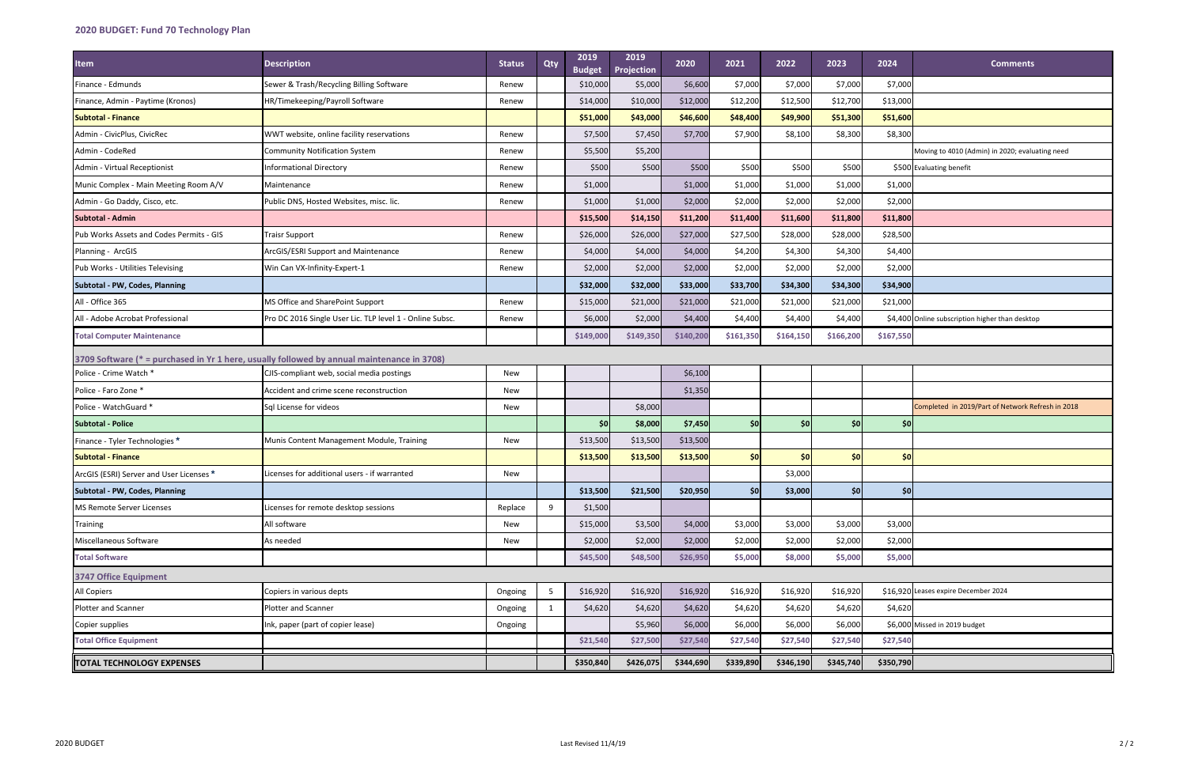## 2020 BUDGET: Fund 70 Technology Plan

| Item | Description | Status | Qty | 2019 Budget | 2019 Projection | 2020 | 2021 | 2022 | 2023 | 2024 | Comments |
|---|---|---|---|---|---|---|---|---|---|---|---|
| Finance - Edmunds | Sewer & Trash/Recycling Billing Software | Renew | | $10,000 | $5,000 | $6,600 | $7,000 | $7,000 | $7,000 | $7,000 | |
| Finance, Admin - Paytime (Kronos) | HR/Timekeeping/Payroll Software | Renew | | $14,000 | $10,000 | $12,000 | $12,200 | $12,500 | $12,700 | $13,000 | |
| **Subtotal - Finance** | | | | **$51,000** | **$43,000** | **$46,600** | **$48,400** | **$49,900** | **$51,300** | **$51,600** | |
| Admin - CivicPlus, CivicRec | WWT website, online facility reservations | Renew | | $7,500 | $7,450 | $7,700 | $7,900 | $8,100 | $8,300 | $8,300 | |
| Admin - CodeRed | Community Notification System | Renew | | $5,500 | $5,200 | | | | | | Moving to 4010 (Admin) in 2020; evaluating need |
| Admin - Virtual Receptionist | Informational Directory | Renew | | $500 | $500 | $500 | $500 | $500 | $500 | $500 | Evaluating benefit |
| Munic Complex - Main Meeting Room A/V | Maintenance | Renew | | $1,000 | | $1,000 | $1,000 | $1,000 | $1,000 | $1,000 | |
| Admin - Go Daddy, Cisco, etc. | Public DNS, Hosted Websites, misc. lic. | Renew | | $1,000 | $1,000 | $2,000 | $2,000 | $2,000 | $2,000 | $2,000 | |
| **Subtotal - Admin** | | | | **$15,500** | **$14,150** | **$11,200** | **$11,400** | **$11,600** | **$11,800** | **$11,800** | |
| Pub Works Assets and Codes Permits - GIS | Traisr Support | Renew | | $26,000 | $26,000 | $27,000 | $27,500 | $28,000 | $28,000 | $28,500 | |
| Planning - ArcGIS | ArcGIS/ESRI Support and Maintenance | Renew | | $4,000 | $4,000 | $4,000 | $4,200 | $4,300 | $4,300 | $4,400 | |
| Pub Works - Utilities Televising | Win Can VX-Infinity-Expert-1 | Renew | | $2,000 | $2,000 | $2,000 | $2,000 | $2,000 | $2,000 | $2,000 | |
| **Subtotal - PW, Codes, Planning** | | | | **$32,000** | **$32,000** | **$33,000** | **$33,700** | **$34,300** | **$34,300** | **$34,900** | |
| All - Office 365 | MS Office and SharePoint Support | Renew | | $15,000 | $21,000 | $21,000 | $21,000 | $21,000 | $21,000 | $21,000 | |
| All - Adobe Acrobat Professional | Pro DC 2016 Single User Lic. TLP level 1 - Online Subsc. | Renew | | $6,000 | $2,000 | $4,400 | $4,400 | $4,400 | $4,400 | $4,400 | Online subscription higher than desktop |
| **Total Computer Maintenance** | | | | **$149,000** | **$149,350** | **$140,200** | **$161,350** | **$164,150** | **$166,200** | **$167,550** | |
| **3709 Software (* = purchased in Yr 1 here, usually followed by annual maintenance in 3708)** | | | | | | | | | | | |
| Police - Crime Watch * | CJIS-compliant web, social media postings | New | | | | $6,100 | | | | | |
| Police - Faro Zone * | Accident and crime scene reconstruction | New | | | | $1,350 | | | | | |
| Police - WatchGuard * | Sql License for videos | New | | | $8,000 | | | | | | Completed in 2019/Part of Network Refresh in 2018 |
| **Subtotal - Police** | | | | **$0** | **$8,000** | **$7,450** | **$0** | **$0** | **$0** | **$0** | |
| Finance - Tyler Technologies * | Munis Content Management Module, Training | New | | $13,500 | $13,500 | $13,500 | | | | | |
| **Subtotal - Finance** | | | | **$13,500** | **$13,500** | **$13,500** | **$0** | **$0** | **$0** | **$0** | |
| ArcGIS (ESRI) Server and User Licenses * | Licenses for additional users - if warranted | New | | | | | | $3,000 | | | |
| **Subtotal - PW, Codes, Planning** | | | | **$13,500** | **$21,500** | **$20,950** | **$0** | **$3,000** | **$0** | **$0** | |
| MS Remote Server Licenses | Licenses for remote desktop sessions | Replace | 9 | $1,500 | | | | | | | |
| Training | All software | New | | $15,000 | $3,500 | $4,000 | $3,000 | $3,000 | $3,000 | $3,000 | |
| Miscellaneous Software | As needed | New | | $2,000 | $2,000 | $2,000 | $2,000 | $2,000 | $2,000 | $2,000 | |
| **Total Software** | | | | **$45,500** | **$48,500** | **$26,950** | **$5,000** | **$8,000** | **$5,000** | **$5,000** | |
| **3747 Office Equipment** | | | | | | | | | | | |
| All Copiers | Copiers in various depts | Ongoing | 5 | $16,920 | $16,920 | $16,920 | $16,920 | $16,920 | $16,920 | $16,920 | Leases expire December 2024 |
| Plotter and Scanner | Plotter and Scanner | Ongoing | 1 | $4,620 | $4,620 | $4,620 | $4,620 | $4,620 | $4,620 | $4,620 | |
| Copier supplies | Ink, paper (part of copier lease) | Ongoing | | | $5,960 | $6,000 | $6,000 | $6,000 | $6,000 | $6,000 | Missed in 2019 budget |
| **Total Office Equipment** | | | | **$21,540** | **$27,500** | **$27,540** | **$27,540** | **$27,540** | **$27,540** | **$27,540** | |
| **TOTAL TECHNOLOGY EXPENSES** | | | | **$350,840** | **$426,075** | **$344,690** | **$339,890** | **$346,190** | **$345,740** | **$350,790** | |

2020 BUDGET

Last Revised 11/4/19